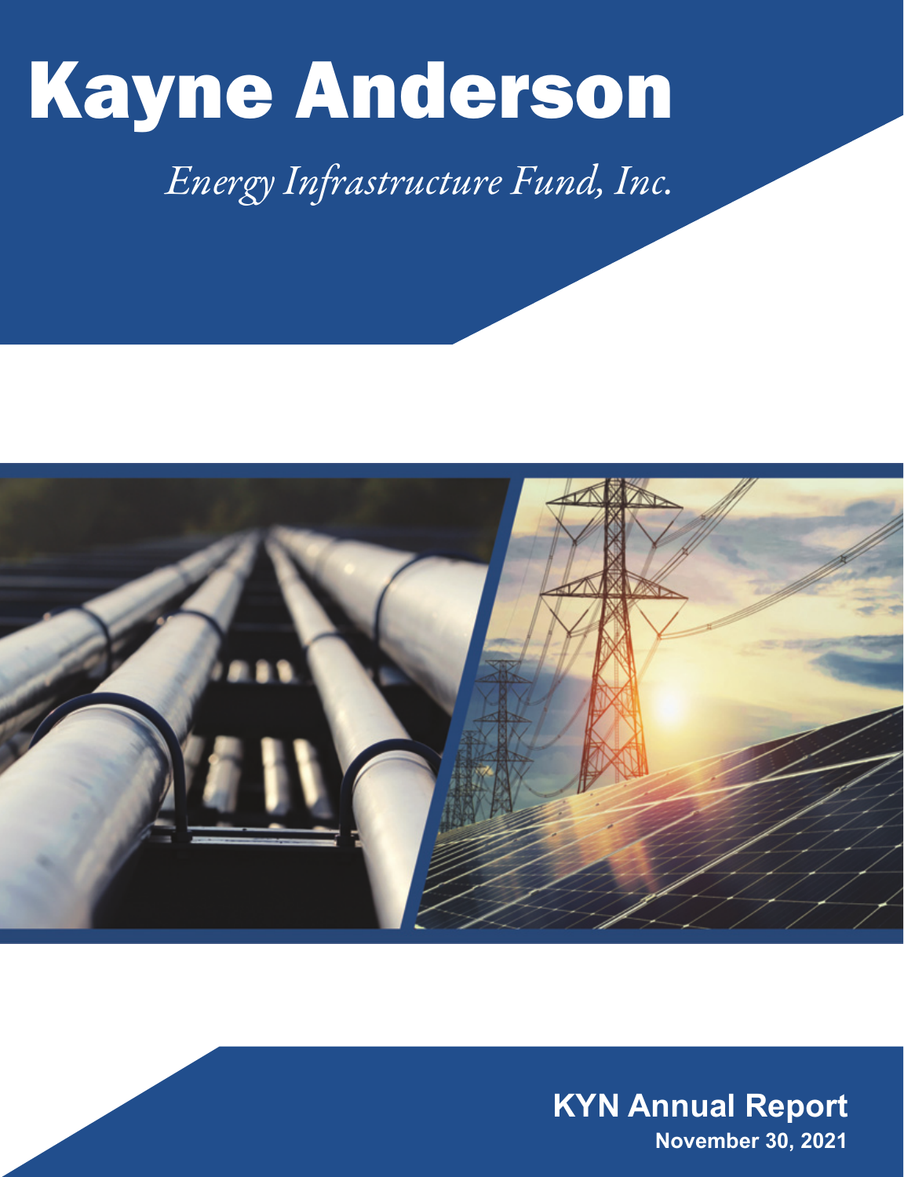# Kayne Anderson

*Energy Infrastructure Fund, Inc.*

**KYN Annual Report**

**November 30, 2021**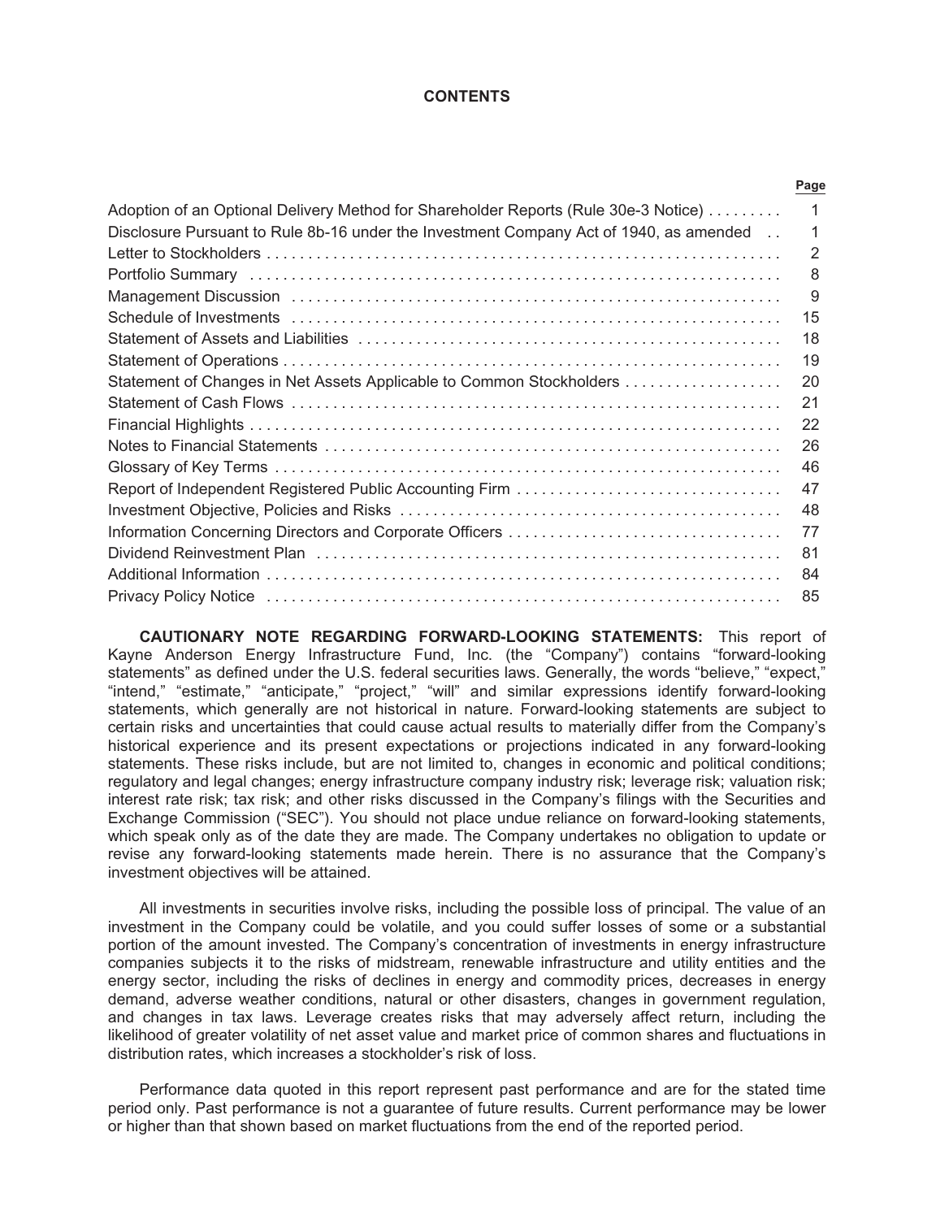# CONTENTS

| | Page |
|---|---|
| Adoption of an Optional Delivery Method for Shareholder Reports (Rule 30e-3 Notice) | 1 |
| Disclosure Pursuant to Rule 8b-16 under the Investment Company Act of 1940, as amended | 1 |
| Letter to Stockholders | 2 |
| Portfolio Summary | 8 |
| Management Discussion | 9 |
| Schedule of Investments | 15 |
| Statement of Assets and Liabilities | 18 |
| Statement of Operations | 19 |
| Statement of Changes in Net Assets Applicable to Common Stockholders | 20 |
| Statement of Cash Flows | 21 |
| Financial Highlights | 22 |
| Notes to Financial Statements | 26 |
| Glossary of Key Terms | 46 |
| Report of Independent Registered Public Accounting Firm | 47 |
| Investment Objective, Policies and Risks | 48 |
| Information Concerning Directors and Corporate Officers | 77 |
| Dividend Reinvestment Plan | 81 |
| Additional Information | 84 |
| Privacy Policy Notice | 85 |

**CAUTIONARY NOTE REGARDING FORWARD-LOOKING STATEMENTS:** This report of Kayne Anderson Energy Infrastructure Fund, Inc. (the "Company") contains "forward-looking statements" as defined under the U.S. federal securities laws. Generally, the words "believe," "expect," "intend," "estimate," "anticipate," "project," "will" and similar expressions identify forward-looking statements, which generally are not historical in nature. Forward-looking statements are subject to certain risks and uncertainties that could cause actual results to materially differ from the Company's historical experience and its present expectations or projections indicated in any forward-looking statements. These risks include, but are not limited to, changes in economic and political conditions; regulatory and legal changes; energy infrastructure company industry risk; leverage risk; valuation risk; interest rate risk; tax risk; and other risks discussed in the Company's filings with the Securities and Exchange Commission ("SEC"). You should not place undue reliance on forward-looking statements, which speak only as of the date they are made. The Company undertakes no obligation to update or revise any forward-looking statements made herein. There is no assurance that the Company's investment objectives will be attained.

All investments in securities involve risks, including the possible loss of principal. The value of an investment in the Company could be volatile, and you could suffer losses of some or a substantial portion of the amount invested. The Company's concentration of investments in energy infrastructure companies subjects it to the risks of midstream, renewable infrastructure and utility entities and the energy sector, including the risks of declines in energy and commodity prices, decreases in energy demand, adverse weather conditions, natural or other disasters, changes in government regulation, and changes in tax laws. Leverage creates risks that may adversely affect return, including the likelihood of greater volatility of net asset value and market price of common shares and fluctuations in distribution rates, which increases a stockholder's risk of loss.

Performance data quoted in this report represent past performance and are for the stated time period only. Past performance is not a guarantee of future results. Current performance may be lower or higher than that shown based on market fluctuations from the end of the reported period.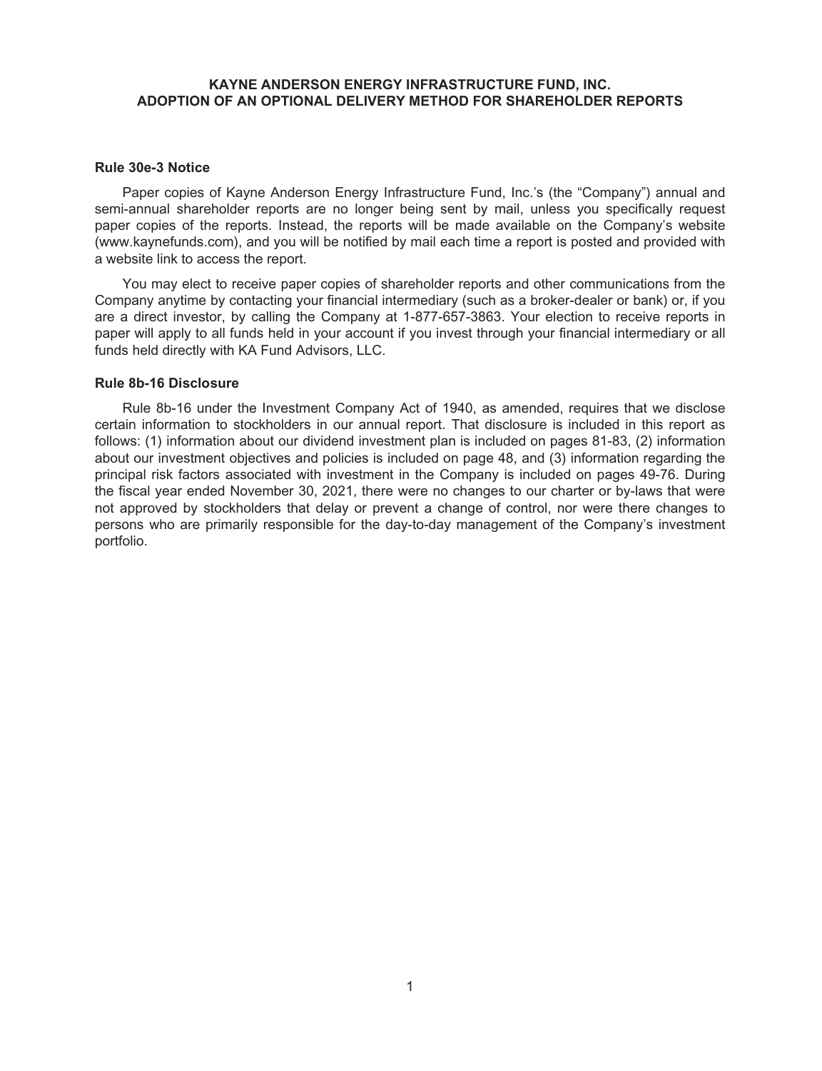# KAYNE ANDERSON ENERGY INFRASTRUCTURE FUND, INC.
# ADOPTION OF AN OPTIONAL DELIVERY METHOD FOR SHAREHOLDER REPORTS

## Rule 30e-3 Notice

Paper copies of Kayne Anderson Energy Infrastructure Fund, Inc.'s (the "Company") annual and semi-annual shareholder reports are no longer being sent by mail, unless you specifically request paper copies of the reports. Instead, the reports will be made available on the Company's website (www.kaynefunds.com), and you will be notified by mail each time a report is posted and provided with a website link to access the report.

You may elect to receive paper copies of shareholder reports and other communications from the Company anytime by contacting your financial intermediary (such as a broker-dealer or bank) or, if you are a direct investor, by calling the Company at 1-877-657-3863. Your election to receive reports in paper will apply to all funds held in your account if you invest through your financial intermediary or all funds held directly with KA Fund Advisors, LLC.

## Rule 8b-16 Disclosure

Rule 8b-16 under the Investment Company Act of 1940, as amended, requires that we disclose certain information to stockholders in our annual report. That disclosure is included in this report as follows: (1) information about our dividend investment plan is included on pages 81-83, (2) information about our investment objectives and policies is included on page 48, and (3) information regarding the principal risk factors associated with investment in the Company is included on pages 49-76. During the fiscal year ended November 30, 2021, there were no changes to our charter or by-laws that were not approved by stockholders that delay or prevent a change of control, nor were there changes to persons who are primarily responsible for the day-to-day management of the Company's investment portfolio.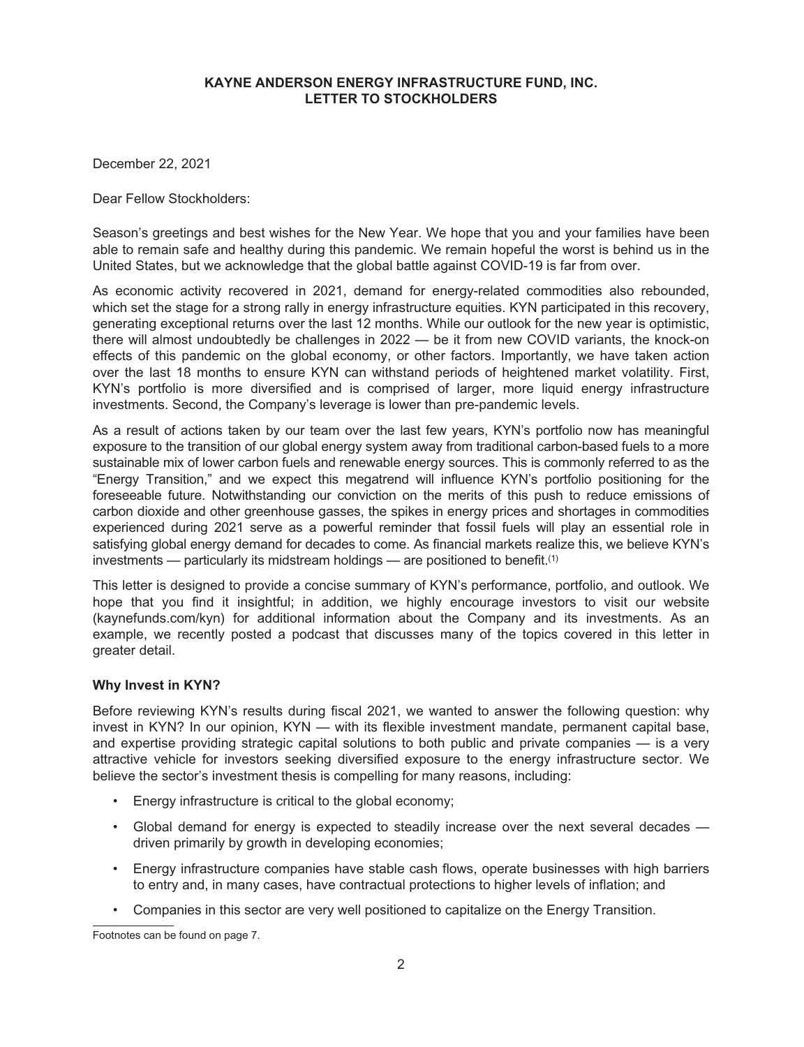**KAYNE ANDERSON ENERGY INFRASTRUCTURE FUND, INC.**
**LETTER TO STOCKHOLDERS**

December 22, 2021

Dear Fellow Stockholders:

Season's greetings and best wishes for the New Year. We hope that you and your families have been able to remain safe and healthy during this pandemic. We remain hopeful the worst is behind us in the United States, but we acknowledge that the global battle against COVID-19 is far from over.

As economic activity recovered in 2021, demand for energy-related commodities also rebounded, which set the stage for a strong rally in energy infrastructure equities. KYN participated in this recovery, generating exceptional returns over the last 12 months. While our outlook for the new year is optimistic, there will almost undoubtedly be challenges in 2022 — be it from new COVID variants, the knock-on effects of this pandemic on the global economy, or other factors. Importantly, we have taken action over the last 18 months to ensure KYN can withstand periods of heightened market volatility. First, KYN's portfolio is more diversified and is comprised of larger, more liquid energy infrastructure investments. Second, the Company's leverage is lower than pre-pandemic levels.

As a result of actions taken by our team over the last few years, KYN's portfolio now has meaningful exposure to the transition of our global energy system away from traditional carbon-based fuels to a more sustainable mix of lower carbon fuels and renewable energy sources. This is commonly referred to as the "Energy Transition," and we expect this megatrend will influence KYN's portfolio positioning for the foreseeable future. Notwithstanding our conviction on the merits of this push to reduce emissions of carbon dioxide and other greenhouse gasses, the spikes in energy prices and shortages in commodities experienced during 2021 serve as a powerful reminder that fossil fuels will play an essential role in satisfying global energy demand for decades to come. As financial markets realize this, we believe KYN's investments — particularly its midstream holdings — are positioned to benefit.[(1)]

This letter is designed to provide a concise summary of KYN's performance, portfolio, and outlook. We hope that you find it insightful; in addition, we highly encourage investors to visit our website (kaynefunds.com/kyn) for additional information about the Company and its investments. As an example, we recently posted a podcast that discusses many of the topics covered in this letter in greater detail.

**Why Invest in KYN?**

Before reviewing KYN's results during fiscal 2021, we wanted to answer the following question: why invest in KYN? In our opinion, KYN — with its flexible investment mandate, permanent capital base, and expertise providing strategic capital solutions to both public and private companies — is a very attractive vehicle for investors seeking diversified exposure to the energy infrastructure sector. We believe the sector's investment thesis is compelling for many reasons, including:

- Energy infrastructure is critical to the global economy;
- Global demand for energy is expected to steadily increase over the next several decades — driven primarily by growth in developing economies;
- Energy infrastructure companies have stable cash flows, operate businesses with high barriers to entry and, in many cases, have contractual protections to higher levels of inflation; and
- Companies in this sector are very well positioned to capitalize on the Energy Transition.

Footnotes can be found on page 7.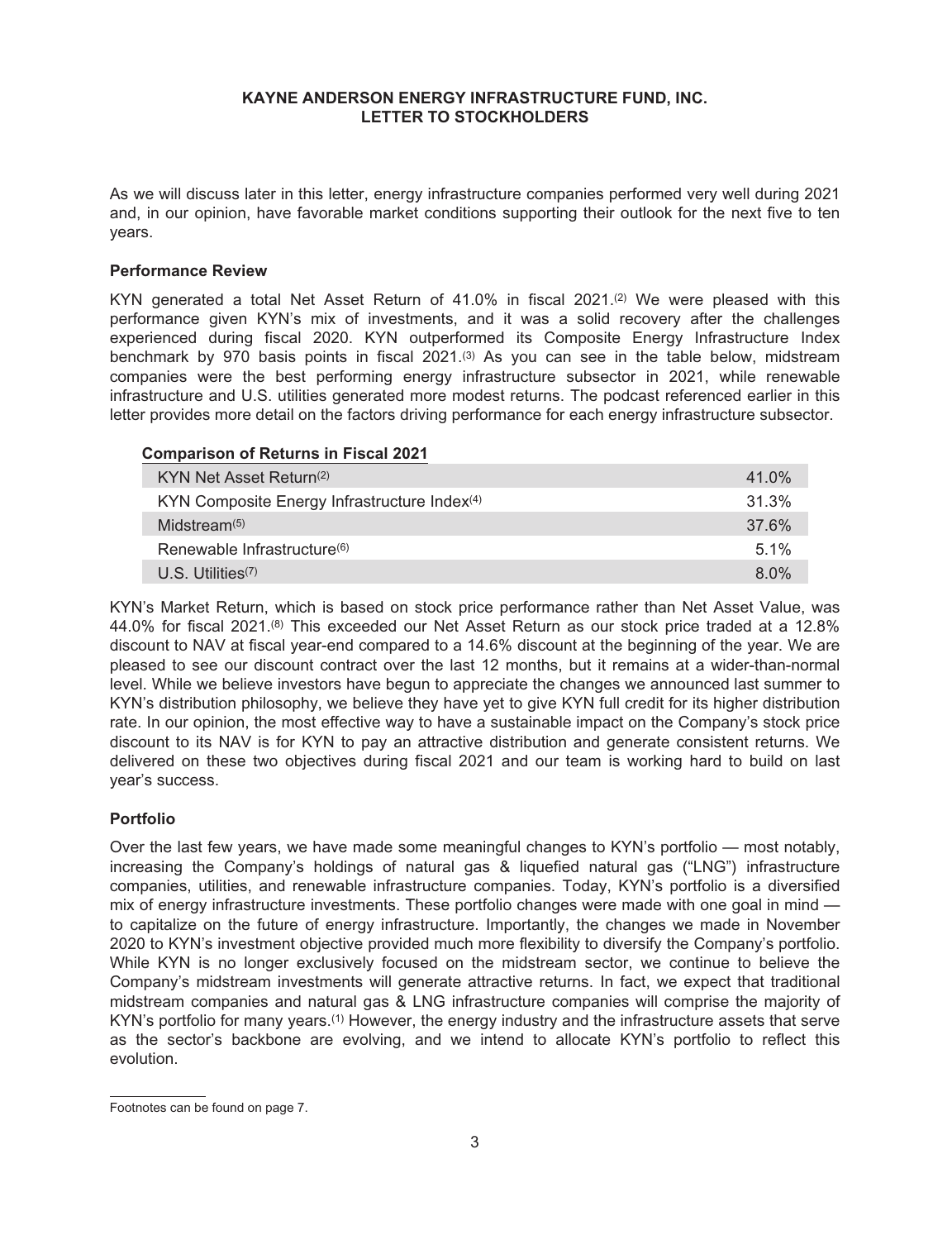**KAYNE ANDERSON ENERGY INFRASTRUCTURE FUND, INC.**
**LETTER TO STOCKHOLDERS**

As we will discuss later in this letter, energy infrastructure companies performed very well during 2021 and, in our opinion, have favorable market conditions supporting their outlook for the next five to ten years.

### Performance Review

KYN generated a total Net Asset Return of 41.0% in fiscal 2021.[2] We were pleased with this performance given KYN's mix of investments, and it was a solid recovery after the challenges experienced during fiscal 2020. KYN outperformed its Composite Energy Infrastructure Index benchmark by 970 basis points in fiscal 2021.[3] As you can see in the table below, midstream companies were the best performing energy infrastructure subsector in 2021, while renewable infrastructure and U.S. utilities generated more modest returns. The podcast referenced earlier in this letter provides more detail on the factors driving performance for each energy infrastructure subsector.

**Comparison of Returns in Fiscal 2021**

| | |
|---|---|
| KYN Net Asset Return[2] | 41.0% |
| KYN Composite Energy Infrastructure Index[4] | 31.3% |
| Midstream[5] | 37.6% |
| Renewable Infrastructure[6] | 5.1% |
| U.S. Utilities[7] | 8.0% |

KYN's Market Return, which is based on stock price performance rather than Net Asset Value, was 44.0% for fiscal 2021.[8] This exceeded our Net Asset Return as our stock price traded at a 12.8% discount to NAV at fiscal year-end compared to a 14.6% discount at the beginning of the year. We are pleased to see our discount contract over the last 12 months, but it remains at a wider-than-normal level. While we believe investors have begun to appreciate the changes we announced last summer to KYN's distribution philosophy, we believe they have yet to give KYN full credit for its higher distribution rate. In our opinion, the most effective way to have a sustainable impact on the Company's stock price discount to its NAV is for KYN to pay an attractive distribution and generate consistent returns. We delivered on these two objectives during fiscal 2021 and our team is working hard to build on last year's success.

### Portfolio

Over the last few years, we have made some meaningful changes to KYN's portfolio — most notably, increasing the Company's holdings of natural gas & liquefied natural gas ("LNG") infrastructure companies, utilities, and renewable infrastructure companies. Today, KYN's portfolio is a diversified mix of energy infrastructure investments. These portfolio changes were made with one goal in mind — to capitalize on the future of energy infrastructure. Importantly, the changes we made in November 2020 to KYN's investment objective provided much more flexibility to diversify the Company's portfolio. While KYN is no longer exclusively focused on the midstream sector, we continue to believe the Company's midstream investments will generate attractive returns. In fact, we expect that traditional midstream companies and natural gas & LNG infrastructure companies will comprise the majority of KYN's portfolio for many years.[1] However, the energy industry and the infrastructure assets that serve as the sector's backbone are evolving, and we intend to allocate KYN's portfolio to reflect this evolution.

Footnotes can be found on page 7.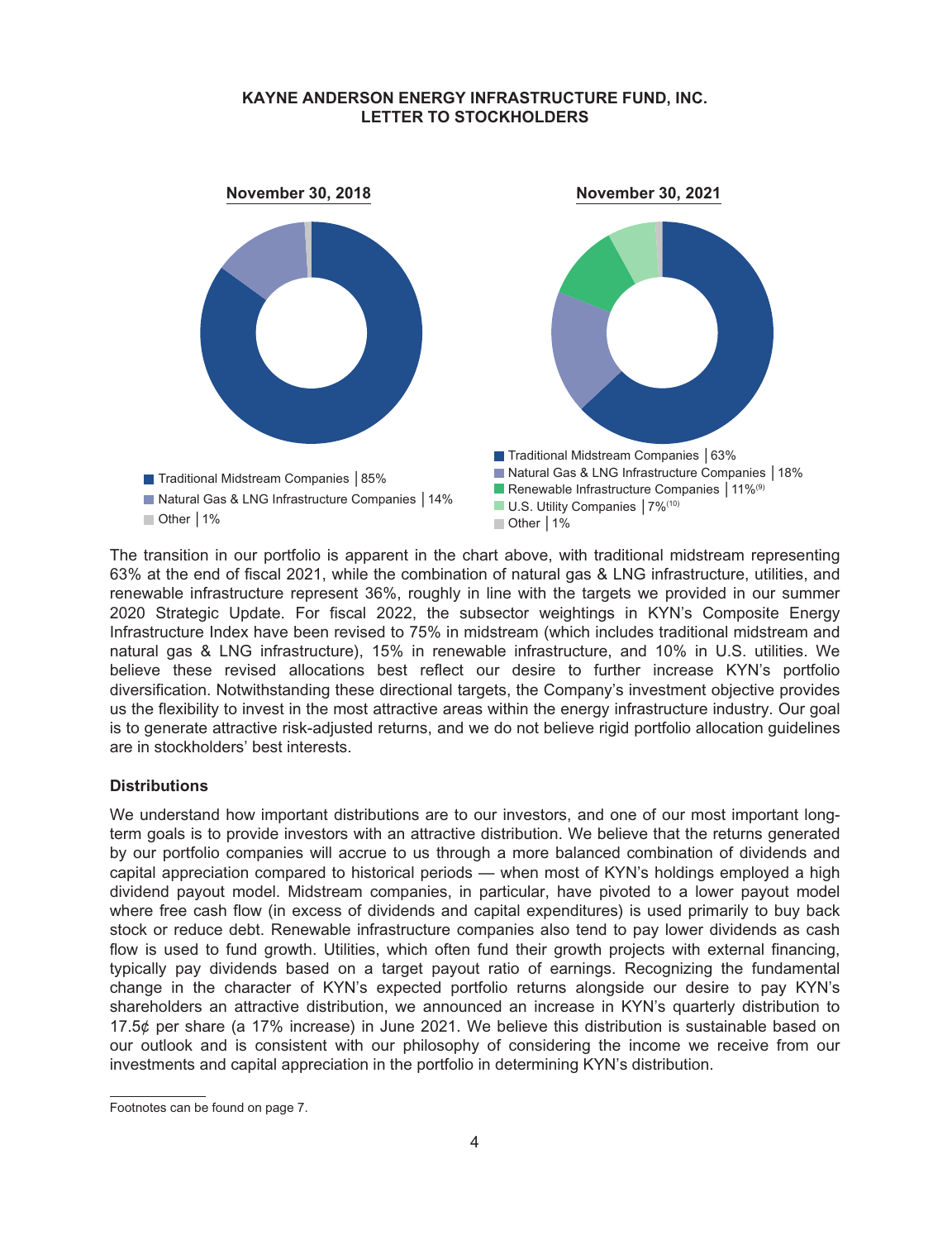**KAYNE ANDERSON ENERGY INFRASTRUCTURE FUND, INC.**
**LETTER TO STOCKHOLDERS**

**November 30, 2018**

- Traditional Midstream Companies | 85%
- Natural Gas & LNG Infrastructure Companies | 14%
- Other | 1%

**November 30, 2021**

- Traditional Midstream Companies | 63%
- Natural Gas & LNG Infrastructure Companies | 18%
- Renewable Infrastructure Companies | 11%[9]
- U.S. Utility Companies | 7%[10]
- Other | 1%

The transition in our portfolio is apparent in the chart above, with traditional midstream representing 63% at the end of fiscal 2021, while the combination of natural gas & LNG infrastructure, utilities, and renewable infrastructure represent 36%, roughly in line with the targets we provided in our summer 2020 Strategic Update. For fiscal 2022, the subsector weightings in KYN's Composite Energy Infrastructure Index have been revised to 75% in midstream (which includes traditional midstream and natural gas & LNG infrastructure), 15% in renewable infrastructure, and 10% in U.S. utilities. We believe these revised allocations best reflect our desire to further increase KYN's portfolio diversification. Notwithstanding these directional targets, the Company's investment objective provides us the flexibility to invest in the most attractive areas within the energy infrastructure industry. Our goal is to generate attractive risk-adjusted returns, and we do not believe rigid portfolio allocation guidelines are in stockholders' best interests.

### Distributions

We understand how important distributions are to our investors, and one of our most important long-term goals is to provide investors with an attractive distribution. We believe that the returns generated by our portfolio companies will accrue to us through a more balanced combination of dividends and capital appreciation compared to historical periods — when most of KYN's holdings employed a high dividend payout model. Midstream companies, in particular, have pivoted to a lower payout model where free cash flow (in excess of dividends and capital expenditures) is used primarily to buy back stock or reduce debt. Renewable infrastructure companies also tend to pay lower dividends as cash flow is used to fund growth. Utilities, which often fund their growth projects with external financing, typically pay dividends based on a target payout ratio of earnings. Recognizing the fundamental change in the character of KYN's expected portfolio returns alongside our desire to pay KYN's shareholders an attractive distribution, we announced an increase in KYN's quarterly distribution to 17.5¢ per share (a 17% increase) in June 2021. We believe this distribution is sustainable based on our outlook and is consistent with our philosophy of considering the income we receive from our investments and capital appreciation in the portfolio in determining KYN's distribution.

Footnotes can be found on page 7.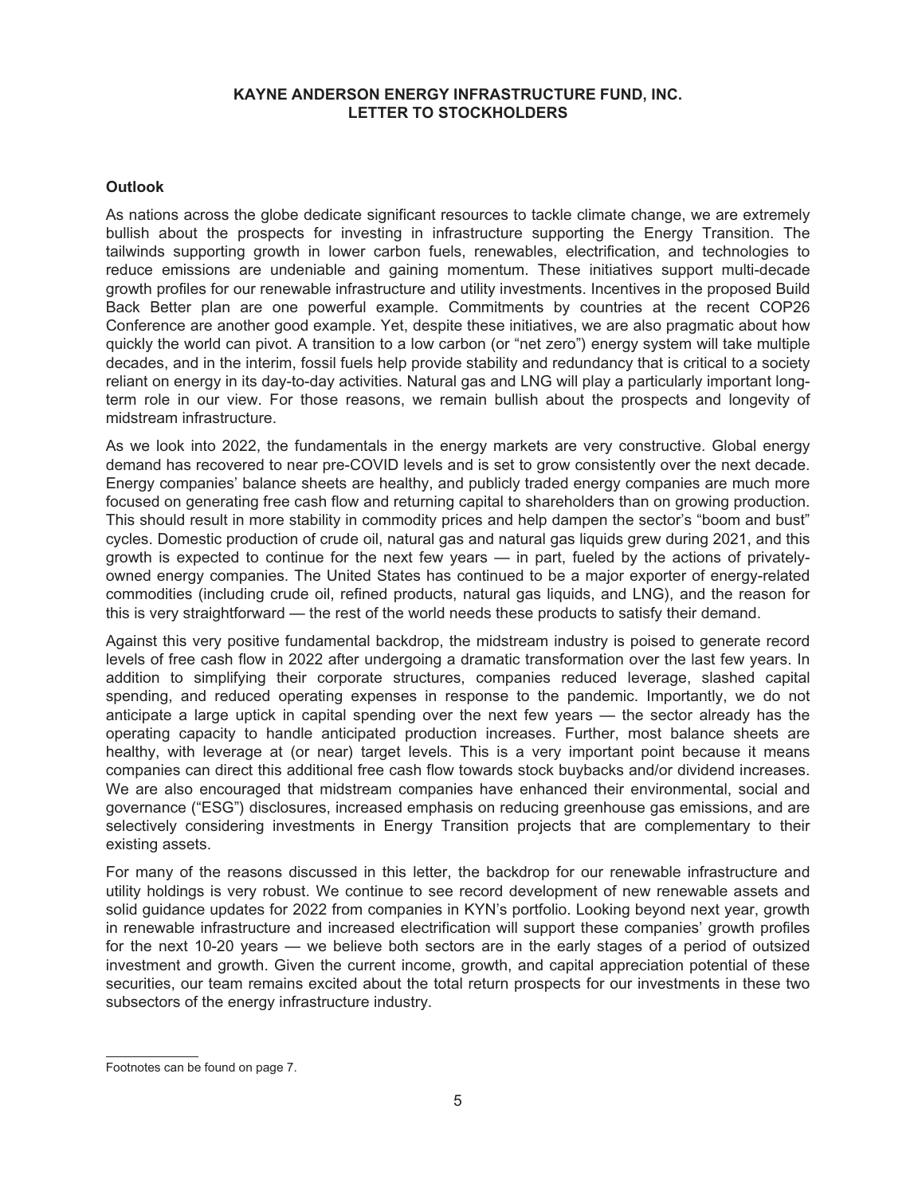**KAYNE ANDERSON ENERGY INFRASTRUCTURE FUND, INC.**
**LETTER TO STOCKHOLDERS**

### Outlook

As nations across the globe dedicate significant resources to tackle climate change, we are extremely bullish about the prospects for investing in infrastructure supporting the Energy Transition. The tailwinds supporting growth in lower carbon fuels, renewables, electrification, and technologies to reduce emissions are undeniable and gaining momentum. These initiatives support multi-decade growth profiles for our renewable infrastructure and utility investments. Incentives in the proposed Build Back Better plan are one powerful example. Commitments by countries at the recent COP26 Conference are another good example. Yet, despite these initiatives, we are also pragmatic about how quickly the world can pivot. A transition to a low carbon (or "net zero") energy system will take multiple decades, and in the interim, fossil fuels help provide stability and redundancy that is critical to a society reliant on energy in its day-to-day activities. Natural gas and LNG will play a particularly important long-term role in our view. For those reasons, we remain bullish about the prospects and longevity of midstream infrastructure.

As we look into 2022, the fundamentals in the energy markets are very constructive. Global energy demand has recovered to near pre-COVID levels and is set to grow consistently over the next decade. Energy companies' balance sheets are healthy, and publicly traded energy companies are much more focused on generating free cash flow and returning capital to shareholders than on growing production. This should result in more stability in commodity prices and help dampen the sector's "boom and bust" cycles. Domestic production of crude oil, natural gas and natural gas liquids grew during 2021, and this growth is expected to continue for the next few years — in part, fueled by the actions of privately-owned energy companies. The United States has continued to be a major exporter of energy-related commodities (including crude oil, refined products, natural gas liquids, and LNG), and the reason for this is very straightforward — the rest of the world needs these products to satisfy their demand.

Against this very positive fundamental backdrop, the midstream industry is poised to generate record levels of free cash flow in 2022 after undergoing a dramatic transformation over the last few years. In addition to simplifying their corporate structures, companies reduced leverage, slashed capital spending, and reduced operating expenses in response to the pandemic. Importantly, we do not anticipate a large uptick in capital spending over the next few years — the sector already has the operating capacity to handle anticipated production increases. Further, most balance sheets are healthy, with leverage at (or near) target levels. This is a very important point because it means companies can direct this additional free cash flow towards stock buybacks and/or dividend increases. We are also encouraged that midstream companies have enhanced their environmental, social and governance ("ESG") disclosures, increased emphasis on reducing greenhouse gas emissions, and are selectively considering investments in Energy Transition projects that are complementary to their existing assets.

For many of the reasons discussed in this letter, the backdrop for our renewable infrastructure and utility holdings is very robust. We continue to see record development of new renewable assets and solid guidance updates for 2022 from companies in KYN's portfolio. Looking beyond next year, growth in renewable infrastructure and increased electrification will support these companies' growth profiles for the next 10-20 years — we believe both sectors are in the early stages of a period of outsized investment and growth. Given the current income, growth, and capital appreciation potential of these securities, our team remains excited about the total return prospects for our investments in these two subsectors of the energy infrastructure industry.

---

Footnotes can be found on page 7.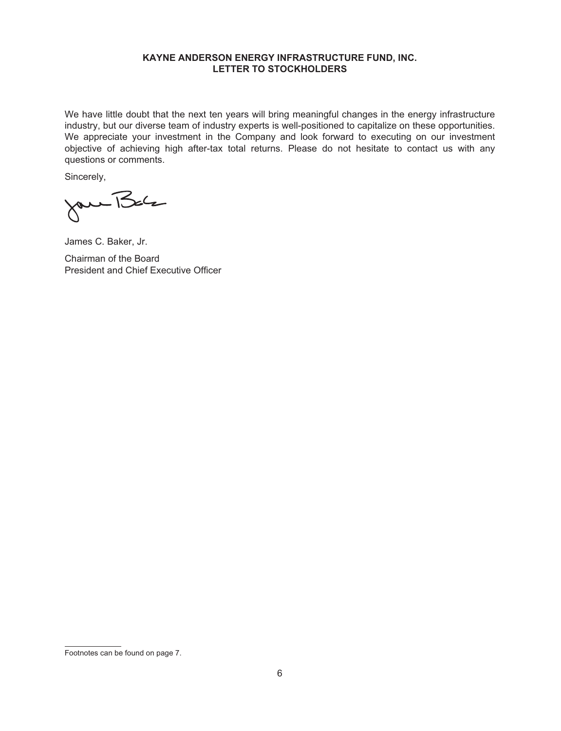**KAYNE ANDERSON ENERGY INFRASTRUCTURE FUND, INC.**
**LETTER TO STOCKHOLDERS**

We have little doubt that the next ten years will bring meaningful changes in the energy infrastructure industry, but our diverse team of industry experts is well-positioned to capitalize on these opportunities. We appreciate your investment in the Company and look forward to executing on our investment objective of achieving high after-tax total returns. Please do not hesitate to contact us with any questions or comments.

Sincerely,

James C. Baker, Jr.

Chairman of the Board
President and Chief Executive Officer

Footnotes can be found on page 7.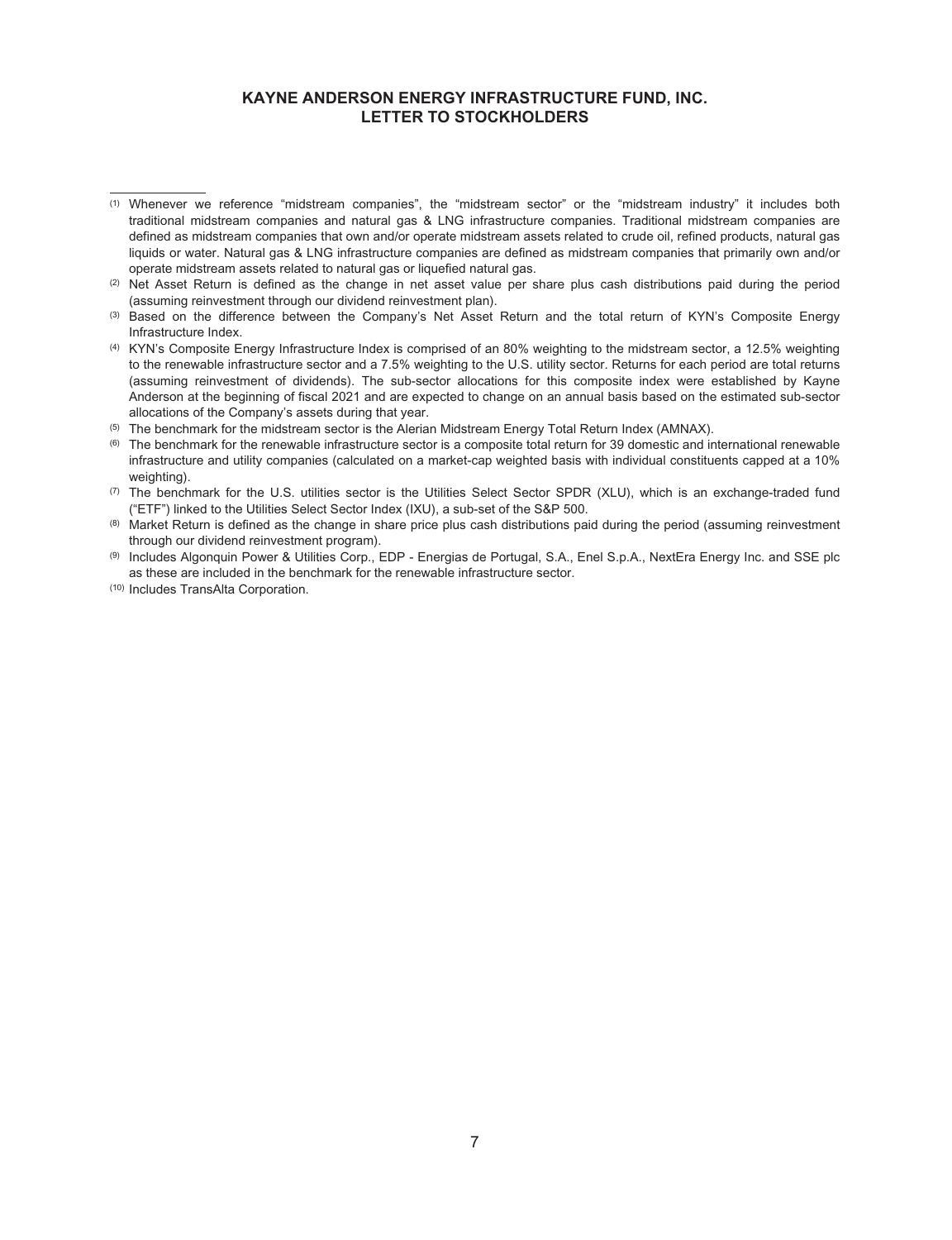# KAYNE ANDERSON ENERGY INFRASTRUCTURE FUND, INC.
# LETTER TO STOCKHOLDERS

---

(1) Whenever we reference "midstream companies", the "midstream sector" or the "midstream industry" it includes both traditional midstream companies and natural gas & LNG infrastructure companies. Traditional midstream companies are defined as midstream companies that own and/or operate midstream assets related to crude oil, refined products, natural gas liquids or water. Natural gas & LNG infrastructure companies are defined as midstream companies that primarily own and/or operate midstream assets related to natural gas or liquefied natural gas.

(2) Net Asset Return is defined as the change in net asset value per share plus cash distributions paid during the period (assuming reinvestment through our dividend reinvestment plan).

(3) Based on the difference between the Company's Net Asset Return and the total return of KYN's Composite Energy Infrastructure Index.

(4) KYN's Composite Energy Infrastructure Index is comprised of an 80% weighting to the midstream sector, a 12.5% weighting to the renewable infrastructure sector and a 7.5% weighting to the U.S. utility sector. Returns for each period are total returns (assuming reinvestment of dividends). The sub-sector allocations for this composite index were established by Kayne Anderson at the beginning of fiscal 2021 and are expected to change on an annual basis based on the estimated sub-sector allocations of the Company's assets during that year.

(5) The benchmark for the midstream sector is the Alerian Midstream Energy Total Return Index (AMNAX).

(6) The benchmark for the renewable infrastructure sector is a composite total return for 39 domestic and international renewable infrastructure and utility companies (calculated on a market-cap weighted basis with individual constituents capped at a 10% weighting).

(7) The benchmark for the U.S. utilities sector is the Utilities Select Sector SPDR (XLU), which is an exchange-traded fund ("ETF") linked to the Utilities Select Sector Index (IXU), a sub-set of the S&P 500.

(8) Market Return is defined as the change in share price plus cash distributions paid during the period (assuming reinvestment through our dividend reinvestment program).

(9) Includes Algonquin Power & Utilities Corp., EDP - Energias de Portugal, S.A., Enel S.p.A., NextEra Energy Inc. and SSE plc as these are included in the benchmark for the renewable infrastructure sector.

(10) Includes TransAlta Corporation.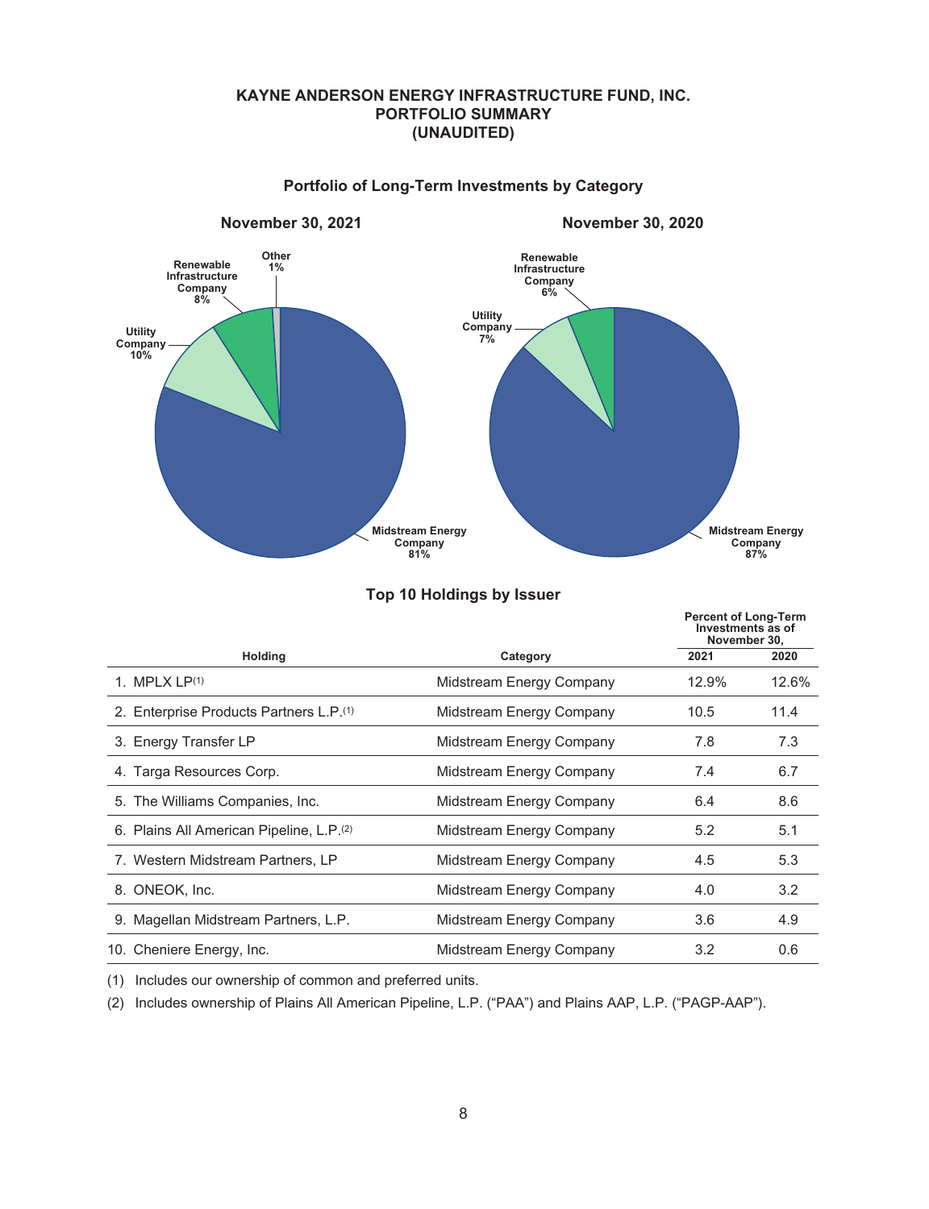# KAYNE ANDERSON ENERGY INFRASTRUCTURE FUND, INC.
# PORTFOLIO SUMMARY
# (UNAUDITED)

## Portfolio of Long-Term Investments by Category

**November 30, 2021**

- Midstream Energy Company 81%
- Utility Company 10%
- Renewable Infrastructure Company 8%
- Other 1%

**November 30, 2020**

- Midstream Energy Company 87%
- Utility Company 7%
- Renewable Infrastructure Company 6%

## Top 10 Holdings by Issuer

| Holding | Category | Percent of Long-Term Investments as of November 30, 2021 | 2020 |
|---|---|---|---|
| 1. MPLX LP(1) | Midstream Energy Company | 12.9% | 12.6% |
| 2. Enterprise Products Partners L.P.(1) | Midstream Energy Company | 10.5 | 11.4 |
| 3. Energy Transfer LP | Midstream Energy Company | 7.8 | 7.3 |
| 4. Targa Resources Corp. | Midstream Energy Company | 7.4 | 6.7 |
| 5. The Williams Companies, Inc. | Midstream Energy Company | 6.4 | 8.6 |
| 6. Plains All American Pipeline, L.P.(2) | Midstream Energy Company | 5.2 | 5.1 |
| 7. Western Midstream Partners, LP | Midstream Energy Company | 4.5 | 5.3 |
| 8. ONEOK, Inc. | Midstream Energy Company | 4.0 | 3.2 |
| 9. Magellan Midstream Partners, L.P. | Midstream Energy Company | 3.6 | 4.9 |
| 10. Cheniere Energy, Inc. | Midstream Energy Company | 3.2 | 0.6 |

(1) Includes our ownership of common and preferred units.

(2) Includes ownership of Plains All American Pipeline, L.P. ("PAA") and Plains AAP, L.P. ("PAGP-AAP").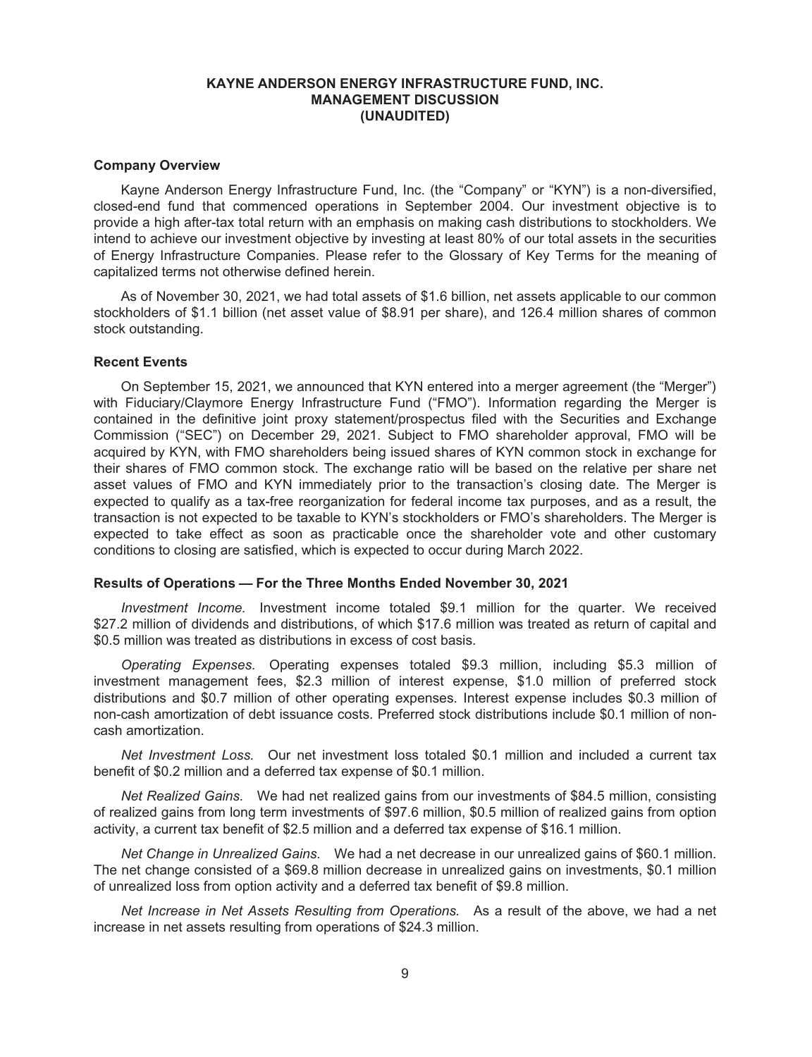# KAYNE ANDERSON ENERGY INFRASTRUCTURE FUND, INC.
## MANAGEMENT DISCUSSION
## (UNAUDITED)

### Company Overview

Kayne Anderson Energy Infrastructure Fund, Inc. (the "Company" or "KYN") is a non-diversified, closed-end fund that commenced operations in September 2004. Our investment objective is to provide a high after-tax total return with an emphasis on making cash distributions to stockholders. We intend to achieve our investment objective by investing at least 80% of our total assets in the securities of Energy Infrastructure Companies. Please refer to the Glossary of Key Terms for the meaning of capitalized terms not otherwise defined herein.

As of November 30, 2021, we had total assets of $1.6 billion, net assets applicable to our common stockholders of $1.1 billion (net asset value of $8.91 per share), and 126.4 million shares of common stock outstanding.

### Recent Events

On September 15, 2021, we announced that KYN entered into a merger agreement (the "Merger") with Fiduciary/Claymore Energy Infrastructure Fund ("FMO"). Information regarding the Merger is contained in the definitive joint proxy statement/prospectus filed with the Securities and Exchange Commission ("SEC") on December 29, 2021. Subject to FMO shareholder approval, FMO will be acquired by KYN, with FMO shareholders being issued shares of KYN common stock in exchange for their shares of FMO common stock. The exchange ratio will be based on the relative per share net asset values of FMO and KYN immediately prior to the transaction's closing date. The Merger is expected to qualify as a tax-free reorganization for federal income tax purposes, and as a result, the transaction is not expected to be taxable to KYN's stockholders or FMO's shareholders. The Merger is expected to take effect as soon as practicable once the shareholder vote and other customary conditions to closing are satisfied, which is expected to occur during March 2022.

### Results of Operations — For the Three Months Ended November 30, 2021

*Investment Income.* Investment income totaled $9.1 million for the quarter. We received $27.2 million of dividends and distributions, of which $17.6 million was treated as return of capital and $0.5 million was treated as distributions in excess of cost basis.

*Operating Expenses.* Operating expenses totaled $9.3 million, including $5.3 million of investment management fees, $2.3 million of interest expense, $1.0 million of preferred stock distributions and $0.7 million of other operating expenses. Interest expense includes $0.3 million of non-cash amortization of debt issuance costs. Preferred stock distributions include $0.1 million of non-cash amortization.

*Net Investment Loss.* Our net investment loss totaled $0.1 million and included a current tax benefit of $0.2 million and a deferred tax expense of $0.1 million.

*Net Realized Gains.* We had net realized gains from our investments of $84.5 million, consisting of realized gains from long term investments of $97.6 million, $0.5 million of realized gains from option activity, a current tax benefit of $2.5 million and a deferred tax expense of $16.1 million.

*Net Change in Unrealized Gains.* We had a net decrease in our unrealized gains of $60.1 million. The net change consisted of a $69.8 million decrease in unrealized gains on investments, $0.1 million of unrealized loss from option activity and a deferred tax benefit of $9.8 million.

*Net Increase in Net Assets Resulting from Operations.* As a result of the above, we had a net increase in net assets resulting from operations of $24.3 million.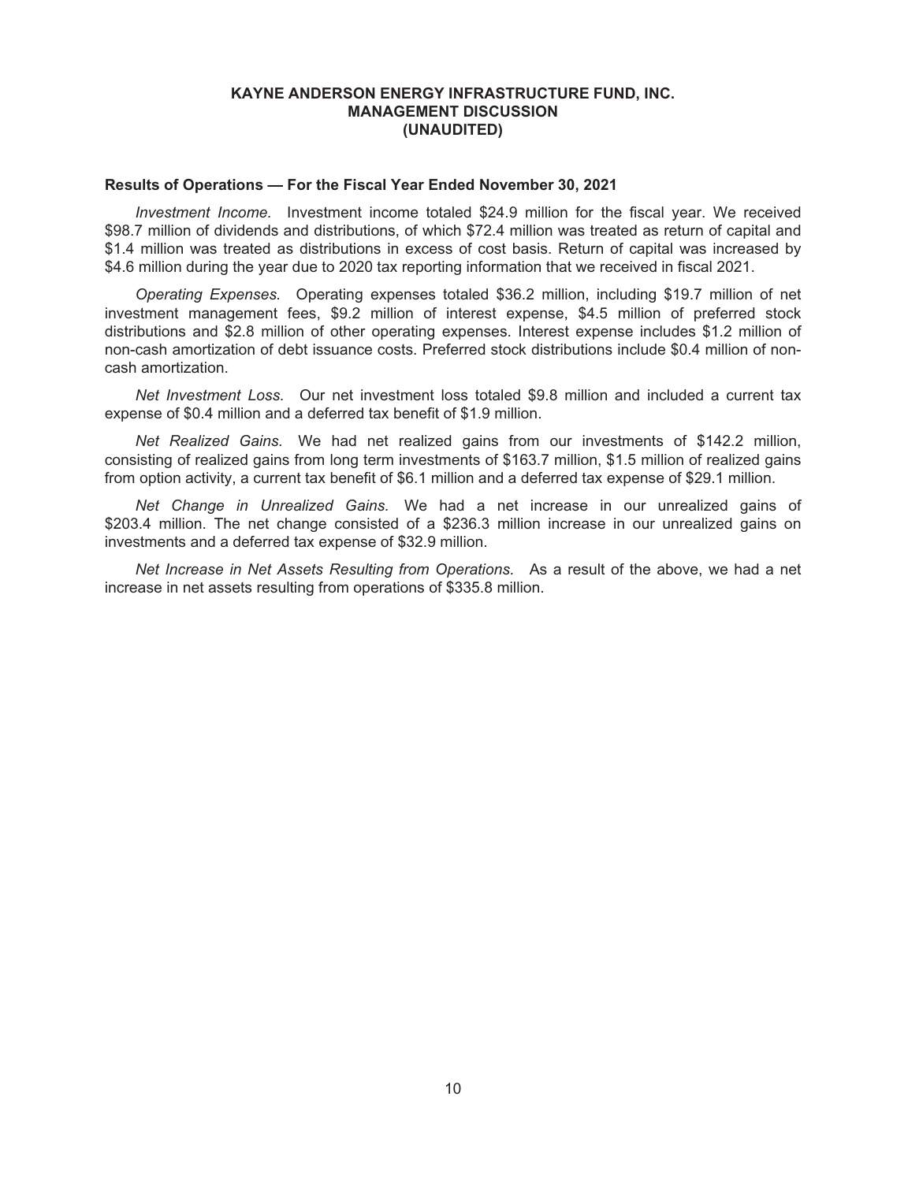# KAYNE ANDERSON ENERGY INFRASTRUCTURE FUND, INC.
## MANAGEMENT DISCUSSION
## (UNAUDITED)

### Results of Operations — For the Fiscal Year Ended November 30, 2021

*Investment Income.* Investment income totaled $24.9 million for the fiscal year. We received $98.7 million of dividends and distributions, of which $72.4 million was treated as return of capital and $1.4 million was treated as distributions in excess of cost basis. Return of capital was increased by $4.6 million during the year due to 2020 tax reporting information that we received in fiscal 2021.

*Operating Expenses.* Operating expenses totaled $36.2 million, including $19.7 million of net investment management fees, $9.2 million of interest expense, $4.5 million of preferred stock distributions and $2.8 million of other operating expenses. Interest expense includes $1.2 million of non-cash amortization of debt issuance costs. Preferred stock distributions include $0.4 million of non-cash amortization.

*Net Investment Loss.* Our net investment loss totaled $9.8 million and included a current tax expense of $0.4 million and a deferred tax benefit of $1.9 million.

*Net Realized Gains.* We had net realized gains from our investments of $142.2 million, consisting of realized gains from long term investments of $163.7 million, $1.5 million of realized gains from option activity, a current tax benefit of $6.1 million and a deferred tax expense of $29.1 million.

*Net Change in Unrealized Gains.* We had a net increase in our unrealized gains of $203.4 million. The net change consisted of a $236.3 million increase in our unrealized gains on investments and a deferred tax expense of $32.9 million.

*Net Increase in Net Assets Resulting from Operations.* As a result of the above, we had a net increase in net assets resulting from operations of $335.8 million.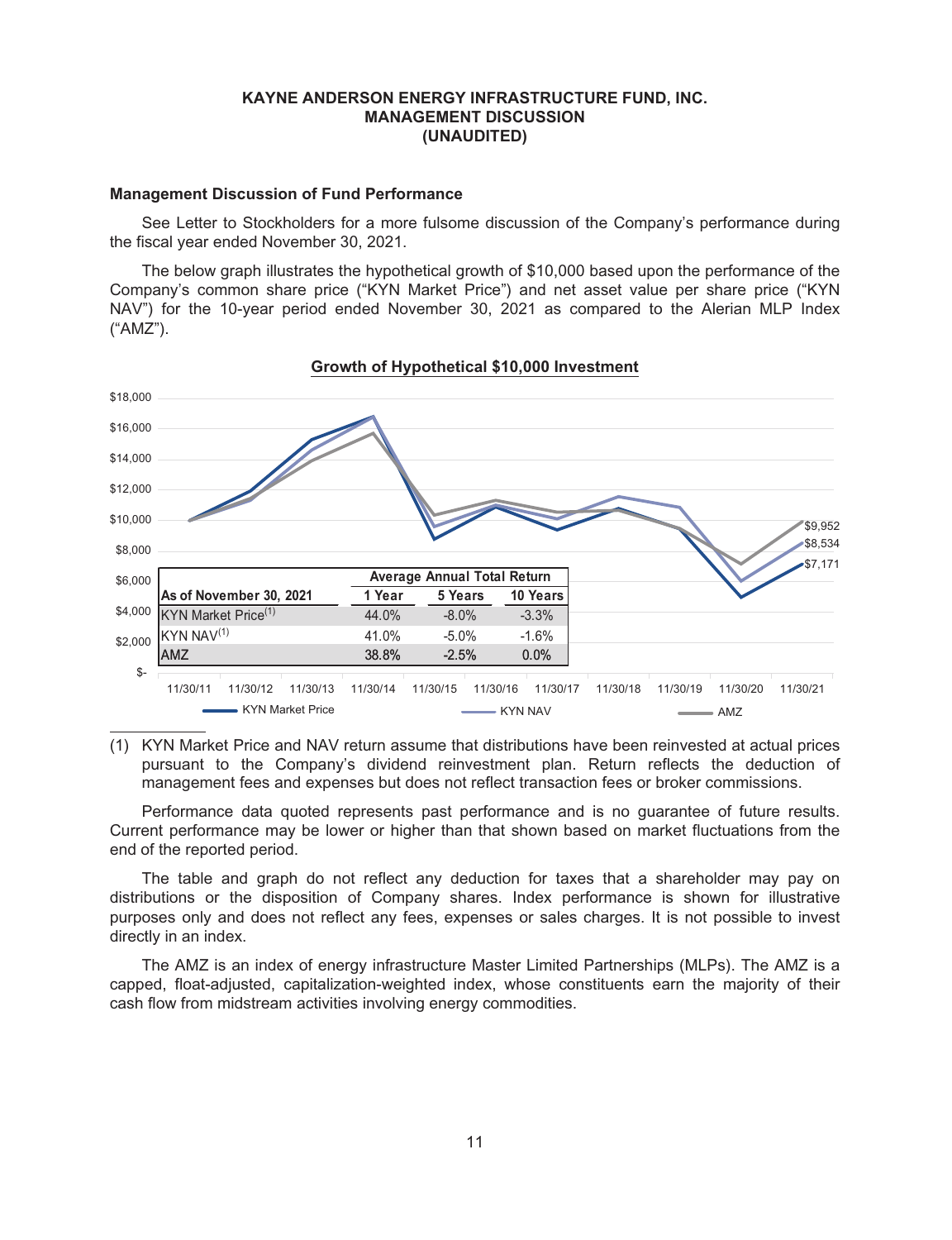# KAYNE ANDERSON ENERGY INFRASTRUCTURE FUND, INC.
## MANAGEMENT DISCUSSION
## (UNAUDITED)

### Management Discussion of Fund Performance

See Letter to Stockholders for a more fulsome discussion of the Company's performance during the fiscal year ended November 30, 2021.

The below graph illustrates the hypothetical growth of $10,000 based upon the performance of the Company's common share price ("KYN Market Price") and net asset value per share price ("KYN NAV") for the 10-year period ended November 30, 2021 as compared to the Alerian MLP Index ("AMZ").

**Growth of Hypothetical $10,000 Investment**

| | Average Annual Total Return | | |
|---|---|---|---|
| **As of November 30, 2021** | **1 Year** | **5 Years** | **10 Years** |
| KYN Market Price[(1)] | 44.0% | -8.0% | -3.3% |
| KYN NAV[(1)] | 41.0% | -5.0% | -1.6% |
| AMZ | 38.8% | -2.5% | 0.0% |

Ending values as of 11/30/21: AMZ $9,952; KYN NAV $8,534; KYN Market Price $7,171.

(1) KYN Market Price and NAV return assume that distributions have been reinvested at actual prices pursuant to the Company's dividend reinvestment plan. Return reflects the deduction of management fees and expenses but does not reflect transaction fees or broker commissions.

Performance data quoted represents past performance and is no guarantee of future results. Current performance may be lower or higher than that shown based on market fluctuations from the end of the reported period.

The table and graph do not reflect any deduction for taxes that a shareholder may pay on distributions or the disposition of Company shares. Index performance is shown for illustrative purposes only and does not reflect any fees, expenses or sales charges. It is not possible to invest directly in an index.

The AMZ is an index of energy infrastructure Master Limited Partnerships (MLPs). The AMZ is a capped, float-adjusted, capitalization-weighted index, whose constituents earn the majority of their cash flow from midstream activities involving energy commodities.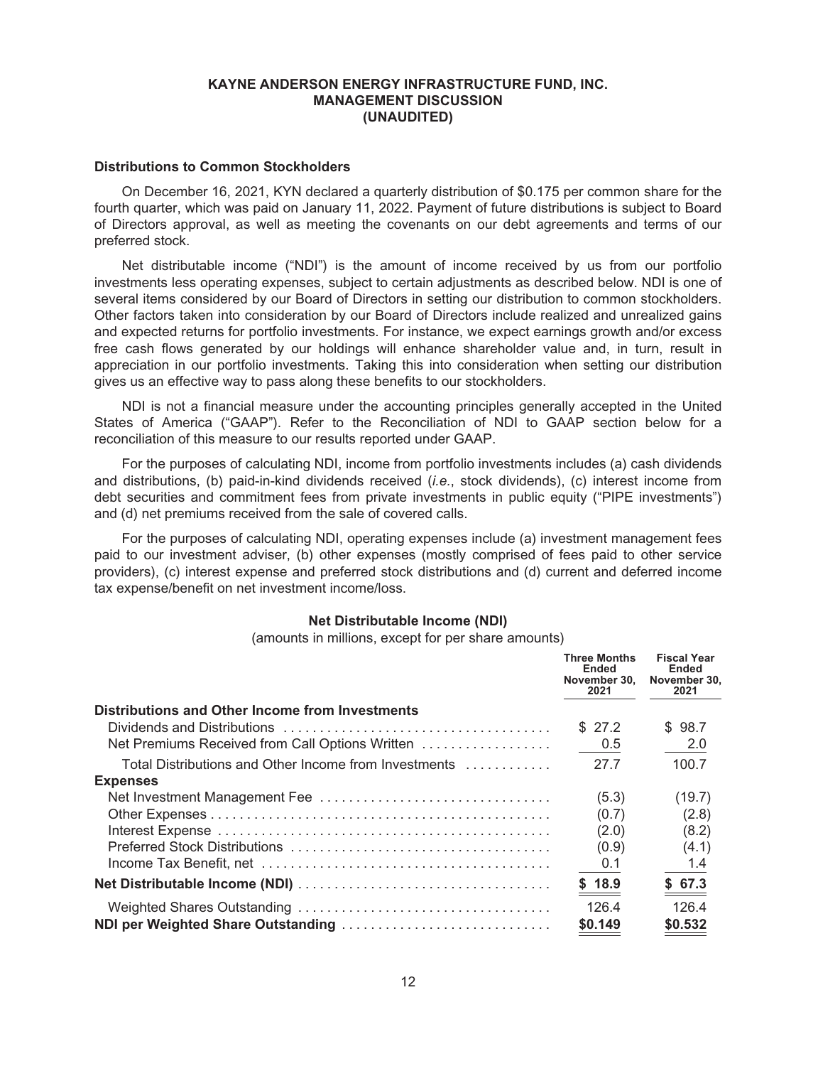**KAYNE ANDERSON ENERGY INFRASTRUCTURE FUND, INC.**
**MANAGEMENT DISCUSSION**
**(UNAUDITED)**

### Distributions to Common Stockholders

On December 16, 2021, KYN declared a quarterly distribution of $0.175 per common share for the fourth quarter, which was paid on January 11, 2022. Payment of future distributions is subject to Board of Directors approval, as well as meeting the covenants on our debt agreements and terms of our preferred stock.

Net distributable income ("NDI") is the amount of income received by us from our portfolio investments less operating expenses, subject to certain adjustments as described below. NDI is one of several items considered by our Board of Directors in setting our distribution to common stockholders. Other factors taken into consideration by our Board of Directors include realized and unrealized gains and expected returns for portfolio investments. For instance, we expect earnings growth and/or excess free cash flows generated by our holdings will enhance shareholder value and, in turn, result in appreciation in our portfolio investments. Taking this into consideration when setting our distribution gives us an effective way to pass along these benefits to our stockholders.

NDI is not a financial measure under the accounting principles generally accepted in the United States of America ("GAAP"). Refer to the Reconciliation of NDI to GAAP section below for a reconciliation of this measure to our results reported under GAAP.

For the purposes of calculating NDI, income from portfolio investments includes (a) cash dividends and distributions, (b) paid-in-kind dividends received (*i.e.*, stock dividends), (c) interest income from debt securities and commitment fees from private investments in public equity ("PIPE investments") and (d) net premiums received from the sale of covered calls.

For the purposes of calculating NDI, operating expenses include (a) investment management fees paid to our investment adviser, (b) other expenses (mostly comprised of fees paid to other service providers), (c) interest expense and preferred stock distributions and (d) current and deferred income tax expense/benefit on net investment income/loss.

**Net Distributable Income (NDI)**

(amounts in millions, except for per share amounts)

| | Three Months Ended November 30, 2021 | Fiscal Year Ended November 30, 2021 |
|---|---|---|
| **Distributions and Other Income from Investments** | | |
| Dividends and Distributions | $ 27.2 | $ 98.7 |
| Net Premiums Received from Call Options Written | 0.5 | 2.0 |
| Total Distributions and Other Income from Investments | 27.7 | 100.7 |
| **Expenses** | | |
| Net Investment Management Fee | (5.3) | (19.7) |
| Other Expenses | (0.7) | (2.8) |
| Interest Expense | (2.0) | (8.2) |
| Preferred Stock Distributions | (0.9) | (4.1) |
| Income Tax Benefit, net | 0.1 | 1.4 |
| **Net Distributable Income (NDI)** | **$ 18.9** | **$ 67.3** |
| Weighted Shares Outstanding | 126.4 | 126.4 |
| **NDI per Weighted Share Outstanding** | **$0.149** | **$0.532** |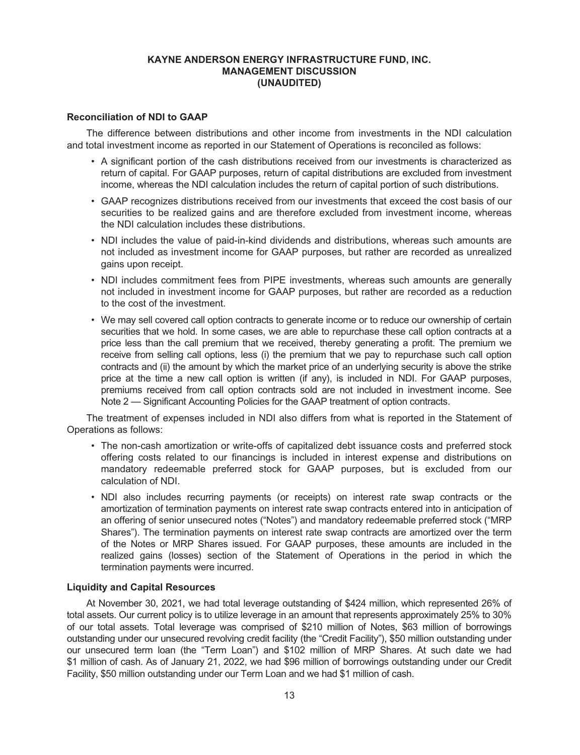**KAYNE ANDERSON ENERGY INFRASTRUCTURE FUND, INC.**
**MANAGEMENT DISCUSSION**
**(UNAUDITED)**

### Reconciliation of NDI to GAAP

The difference between distributions and other income from investments in the NDI calculation and total investment income as reported in our Statement of Operations is reconciled as follows:

- A significant portion of the cash distributions received from our investments is characterized as return of capital. For GAAP purposes, return of capital distributions are excluded from investment income, whereas the NDI calculation includes the return of capital portion of such distributions.
- GAAP recognizes distributions received from our investments that exceed the cost basis of our securities to be realized gains and are therefore excluded from investment income, whereas the NDI calculation includes these distributions.
- NDI includes the value of paid-in-kind dividends and distributions, whereas such amounts are not included as investment income for GAAP purposes, but rather are recorded as unrealized gains upon receipt.
- NDI includes commitment fees from PIPE investments, whereas such amounts are generally not included in investment income for GAAP purposes, but rather are recorded as a reduction to the cost of the investment.
- We may sell covered call option contracts to generate income or to reduce our ownership of certain securities that we hold. In some cases, we are able to repurchase these call option contracts at a price less than the call premium that we received, thereby generating a profit. The premium we receive from selling call options, less (i) the premium that we pay to repurchase such call option contracts and (ii) the amount by which the market price of an underlying security is above the strike price at the time a new call option is written (if any), is included in NDI. For GAAP purposes, premiums received from call option contracts sold are not included in investment income. See Note 2 — Significant Accounting Policies for the GAAP treatment of option contracts.

The treatment of expenses included in NDI also differs from what is reported in the Statement of Operations as follows:

- The non-cash amortization or write-offs of capitalized debt issuance costs and preferred stock offering costs related to our financings is included in interest expense and distributions on mandatory redeemable preferred stock for GAAP purposes, but is excluded from our calculation of NDI.
- NDI also includes recurring payments (or receipts) on interest rate swap contracts or the amortization of termination payments on interest rate swap contracts entered into in anticipation of an offering of senior unsecured notes ("Notes") and mandatory redeemable preferred stock ("MRP Shares"). The termination payments on interest rate swap contracts are amortized over the term of the Notes or MRP Shares issued. For GAAP purposes, these amounts are included in the realized gains (losses) section of the Statement of Operations in the period in which the termination payments were incurred.

### Liquidity and Capital Resources

At November 30, 2021, we had total leverage outstanding of $424 million, which represented 26% of total assets. Our current policy is to utilize leverage in an amount that represents approximately 25% to 30% of our total assets. Total leverage was comprised of $210 million of Notes, $63 million of borrowings outstanding under our unsecured revolving credit facility (the "Credit Facility"), $50 million outstanding under our unsecured term loan (the "Term Loan") and $102 million of MRP Shares. At such date we had $1 million of cash. As of January 21, 2022, we had $96 million of borrowings outstanding under our Credit Facility, $50 million outstanding under our Term Loan and we had $1 million of cash.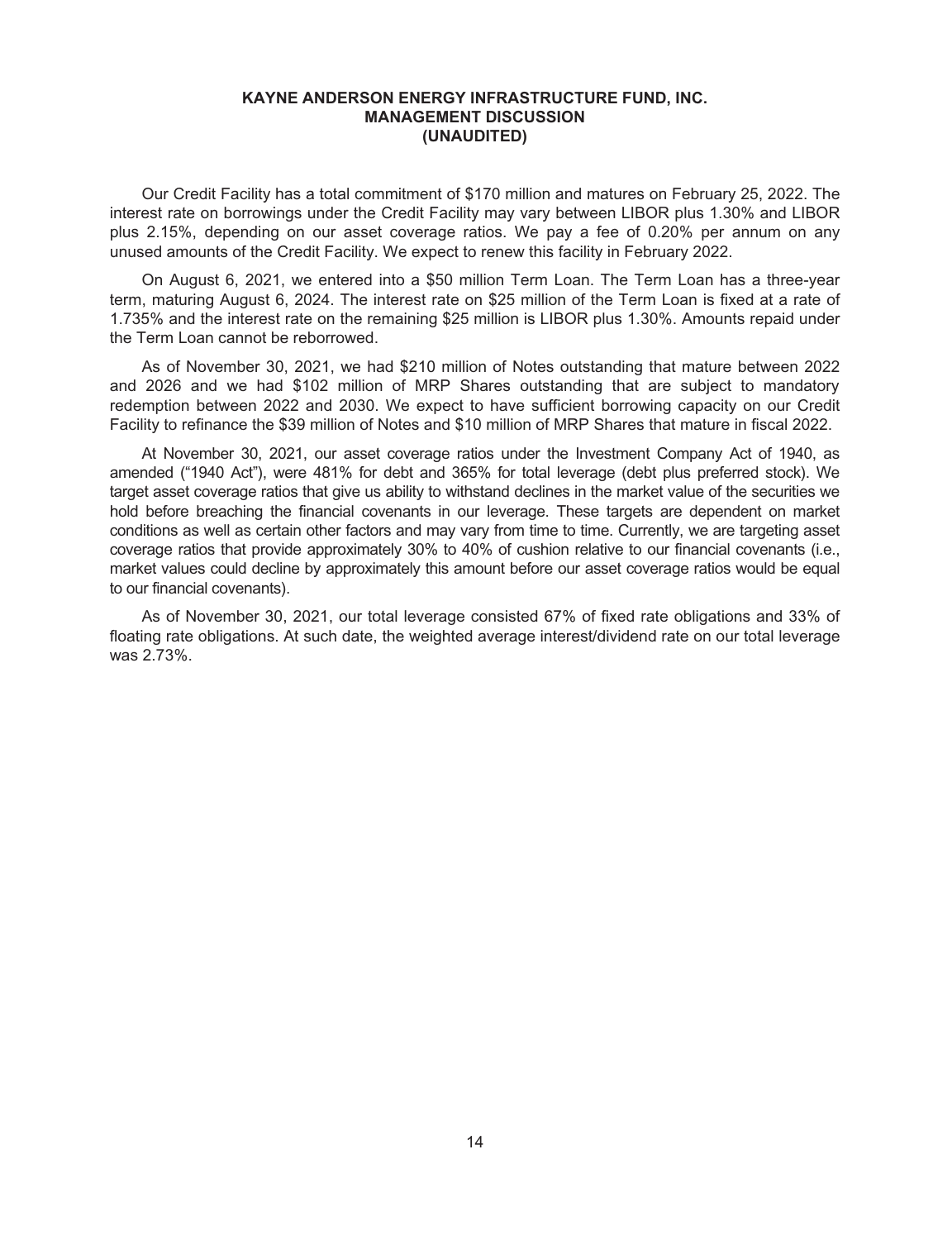Our Credit Facility has a total commitment of $170 million and matures on February 25, 2022. The interest rate on borrowings under the Credit Facility may vary between LIBOR plus 1.30% and LIBOR plus 2.15%, depending on our asset coverage ratios. We pay a fee of 0.20% per annum on any unused amounts of the Credit Facility. We expect to renew this facility in February 2022.

On August 6, 2021, we entered into a $50 million Term Loan. The Term Loan has a three-year term, maturing August 6, 2024. The interest rate on $25 million of the Term Loan is fixed at a rate of 1.735% and the interest rate on the remaining $25 million is LIBOR plus 1.30%. Amounts repaid under the Term Loan cannot be reborrowed.

As of November 30, 2021, we had $210 million of Notes outstanding that mature between 2022 and 2026 and we had $102 million of MRP Shares outstanding that are subject to mandatory redemption between 2022 and 2030. We expect to have sufficient borrowing capacity on our Credit Facility to refinance the $39 million of Notes and $10 million of MRP Shares that mature in fiscal 2022.

At November 30, 2021, our asset coverage ratios under the Investment Company Act of 1940, as amended ("1940 Act"), were 481% for debt and 365% for total leverage (debt plus preferred stock). We target asset coverage ratios that give us ability to withstand declines in the market value of the securities we hold before breaching the financial covenants in our leverage. These targets are dependent on market conditions as well as certain other factors and may vary from time to time. Currently, we are targeting asset coverage ratios that provide approximately 30% to 40% of cushion relative to our financial covenants (i.e., market values could decline by approximately this amount before our asset coverage ratios would be equal to our financial covenants).

As of November 30, 2021, our total leverage consisted 67% of fixed rate obligations and 33% of floating rate obligations. At such date, the weighted average interest/dividend rate on our total leverage was 2.73%.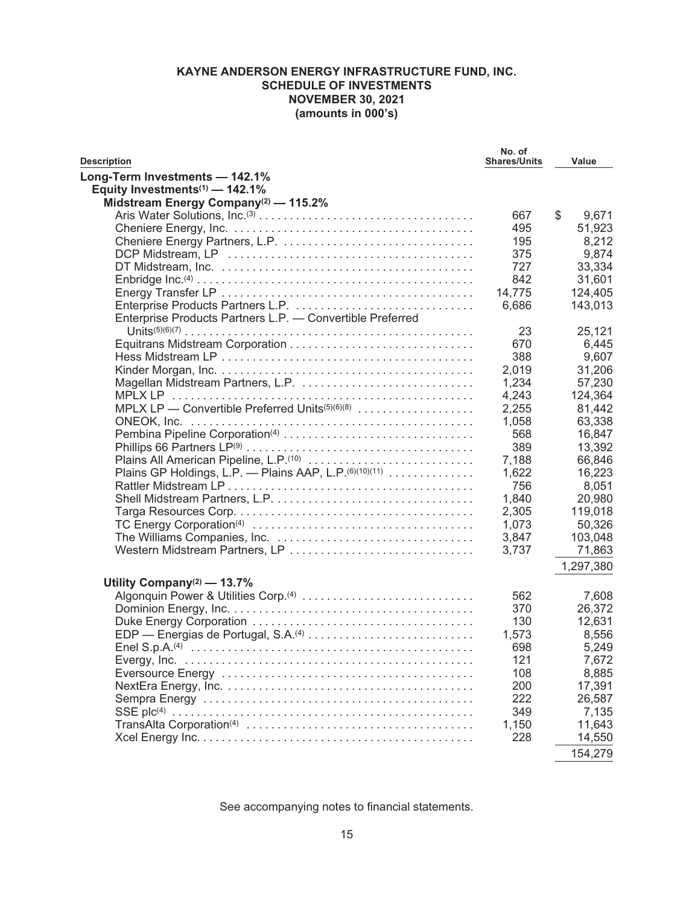**KAYNE ANDERSON ENERGY INFRASTRUCTURE FUND, INC.**
**SCHEDULE OF INVESTMENTS**
**NOVEMBER 30, 2021**
**(amounts in 000's)**

| Description | No. of Shares/Units | Value |
|---|---|---|
| **Long-Term Investments — 142.1%** | | |
| **Equity Investments[1] — 142.1%** | | |
| **Midstream Energy Company[2] — 115.2%** | | |
| Aris Water Solutions, Inc.[3] | 667 | $ 9,671 |
| Cheniere Energy, Inc. | 495 | 51,923 |
| Cheniere Energy Partners, L.P. | 195 | 8,212 |
| DCP Midstream, LP | 375 | 9,874 |
| DT Midstream, Inc. | 727 | 33,334 |
| Enbridge Inc.[4] | 842 | 31,601 |
| Energy Transfer LP | 14,775 | 124,405 |
| Enterprise Products Partners L.P. | 6,686 | 143,013 |
| Enterprise Products Partners L.P. — Convertible Preferred Units[5][6][7] | 23 | 25,121 |
| Equitrans Midstream Corporation | 670 | 6,445 |
| Hess Midstream LP | 388 | 9,607 |
| Kinder Morgan, Inc. | 2,019 | 31,206 |
| Magellan Midstream Partners, L.P. | 1,234 | 57,230 |
| MPLX LP | 4,243 | 124,364 |
| MPLX LP — Convertible Preferred Units[5][6][8] | 2,255 | 81,442 |
| ONEOK, Inc. | 1,058 | 63,338 |
| Pembina Pipeline Corporation[4] | 568 | 16,847 |
| Phillips 66 Partners LP[9] | 389 | 13,392 |
| Plains All American Pipeline, L.P.[10] | 7,188 | 66,846 |
| Plains GP Holdings, L.P. — Plains AAP, L.P.[6][10][11] | 1,622 | 16,223 |
| Rattler Midstream LP | 756 | 8,051 |
| Shell Midstream Partners, L.P. | 1,840 | 20,980 |
| Targa Resources Corp. | 2,305 | 119,018 |
| TC Energy Corporation[4] | 1,073 | 50,326 |
| The Williams Companies, Inc. | 3,847 | 103,048 |
| Western Midstream Partners, LP | 3,737 | 71,863 |
| | | 1,297,380 |
| **Utility Company[2] — 13.7%** | | |
| Algonquin Power & Utilities Corp.[4] | 562 | 7,608 |
| Dominion Energy, Inc. | 370 | 26,372 |
| Duke Energy Corporation | 130 | 12,631 |
| EDP — Energias de Portugal, S.A.[4] | 1,573 | 8,556 |
| Enel S.p.A.[4] | 698 | 5,249 |
| Evergy, Inc. | 121 | 7,672 |
| Eversource Energy | 108 | 8,885 |
| NextEra Energy, Inc. | 200 | 17,391 |
| Sempra Energy | 222 | 26,587 |
| SSE plc[4] | 349 | 7,135 |
| TransAlta Corporation[4] | 1,150 | 11,643 |
| Xcel Energy Inc. | 228 | 14,550 |
| | | 154,279 |

See accompanying notes to financial statements.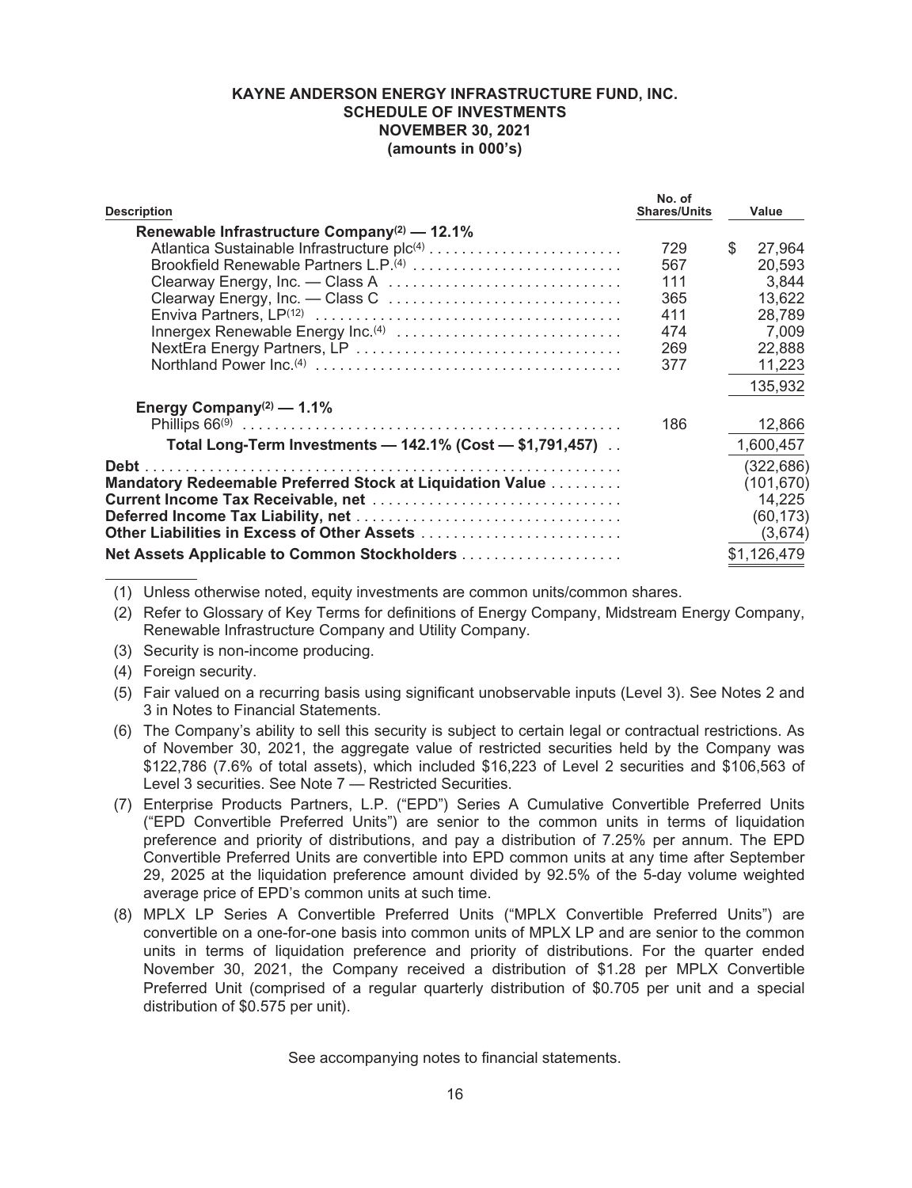**KAYNE ANDERSON ENERGY INFRASTRUCTURE FUND, INC.**
**SCHEDULE OF INVESTMENTS**
**NOVEMBER 30, 2021**
**(amounts in 000's)**

| Description | No. of Shares/Units | Value |
|---|---|---|
| **Renewable Infrastructure Company[2] — 12.1%** | | |
| Atlantica Sustainable Infrastructure plc[4] | 729 | $ 27,964 |
| Brookfield Renewable Partners L.P.[4] | 567 | 20,593 |
| Clearway Energy, Inc. — Class A | 111 | 3,844 |
| Clearway Energy, Inc. — Class C | 365 | 13,622 |
| Enviva Partners, LP[12] | 411 | 28,789 |
| Innergex Renewable Energy Inc.[4] | 474 | 7,009 |
| NextEra Energy Partners, LP | 269 | 22,888 |
| Northland Power Inc.[4] | 377 | 11,223 |
| | | 135,932 |
| **Energy Company[2] — 1.1%** | | |
| Phillips 66[9] | 186 | 12,866 |
| **Total Long-Term Investments — 142.1% (Cost — $1,791,457)** | | 1,600,457 |
| **Debt** | | (322,686) |
| **Mandatory Redeemable Preferred Stock at Liquidation Value** | | (101,670) |
| **Current Income Tax Receivable, net** | | 14,225 |
| **Deferred Income Tax Liability, net** | | (60,173) |
| **Other Liabilities in Excess of Other Assets** | | (3,674) |
| **Net Assets Applicable to Common Stockholders** | | $1,126,479 |

(1) Unless otherwise noted, equity investments are common units/common shares.

(2) Refer to Glossary of Key Terms for definitions of Energy Company, Midstream Energy Company, Renewable Infrastructure Company and Utility Company.

(3) Security is non-income producing.

(4) Foreign security.

(5) Fair valued on a recurring basis using significant unobservable inputs (Level 3). See Notes 2 and 3 in Notes to Financial Statements.

(6) The Company's ability to sell this security is subject to certain legal or contractual restrictions. As of November 30, 2021, the aggregate value of restricted securities held by the Company was $122,786 (7.6% of total assets), which included $16,223 of Level 2 securities and $106,563 of Level 3 securities. See Note 7 — Restricted Securities.

(7) Enterprise Products Partners, L.P. ("EPD") Series A Cumulative Convertible Preferred Units ("EPD Convertible Preferred Units") are senior to the common units in terms of liquidation preference and priority of distributions, and pay a distribution of 7.25% per annum. The EPD Convertible Preferred Units are convertible into EPD common units at any time after September 29, 2025 at the liquidation preference amount divided by 92.5% of the 5-day volume weighted average price of EPD's common units at such time.

(8) MPLX LP Series A Convertible Preferred Units ("MPLX Convertible Preferred Units") are convertible on a one-for-one basis into common units of MPLX LP and are senior to the common units in terms of liquidation preference and priority of distributions. For the quarter ended November 30, 2021, the Company received a distribution of $1.28 per MPLX Convertible Preferred Unit (comprised of a regular quarterly distribution of $0.705 per unit and a special distribution of $0.575 per unit).

See accompanying notes to financial statements.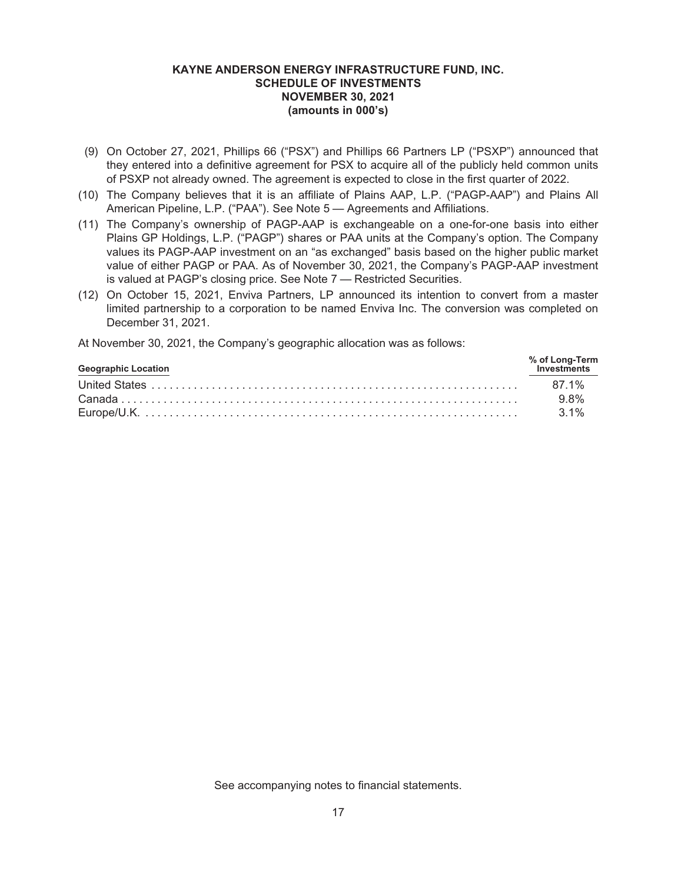**KAYNE ANDERSON ENERGY INFRASTRUCTURE FUND, INC.**
**SCHEDULE OF INVESTMENTS**
**NOVEMBER 30, 2021**
**(amounts in 000's)**

(9) On October 27, 2021, Phillips 66 ("PSX") and Phillips 66 Partners LP ("PSXP") announced that they entered into a definitive agreement for PSX to acquire all of the publicly held common units of PSXP not already owned. The agreement is expected to close in the first quarter of 2022.

(10) The Company believes that it is an affiliate of Plains AAP, L.P. ("PAGP-AAP") and Plains All American Pipeline, L.P. ("PAA"). See Note 5 — Agreements and Affiliations.

(11) The Company's ownership of PAGP-AAP is exchangeable on a one-for-one basis into either Plains GP Holdings, L.P. ("PAGP") shares or PAA units at the Company's option. The Company values its PAGP-AAP investment on an "as exchanged" basis based on the higher public market value of either PAGP or PAA. As of November 30, 2021, the Company's PAGP-AAP investment is valued at PAGP's closing price. See Note 7 — Restricted Securities.

(12) On October 15, 2021, Enviva Partners, LP announced its intention to convert from a master limited partnership to a corporation to be named Enviva Inc. The conversion was completed on December 31, 2021.

At November 30, 2021, the Company's geographic allocation was as follows:

| Geographic Location | % of Long-Term Investments |
|---|---|
| United States | 87.1% |
| Canada | 9.8% |
| Europe/U.K. | 3.1% |

See accompanying notes to financial statements.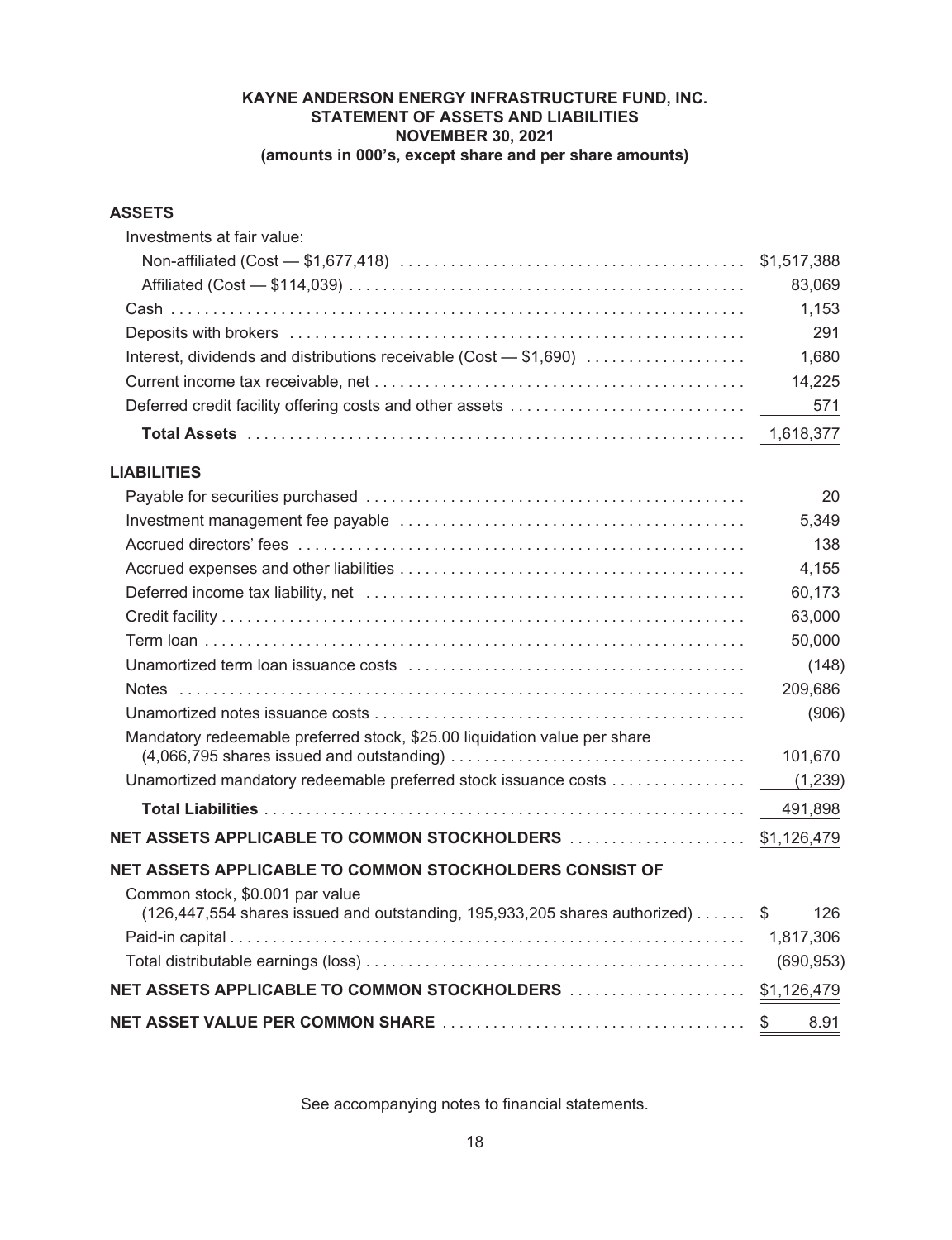# KAYNE ANDERSON ENERGY INFRASTRUCTURE FUND, INC.
## STATEMENT OF ASSETS AND LIABILITIES
## NOVEMBER 30, 2021
### (amounts in 000's, except share and per share amounts)

| | |
|---|---|
| **ASSETS** | |
| Investments at fair value: | |
| Non-affiliated (Cost — $1,677,418) | $1,517,388 |
| Affiliated (Cost — $114,039) | 83,069 |
| Cash | 1,153 |
| Deposits with brokers | 291 |
| Interest, dividends and distributions receivable (Cost — $1,690) | 1,680 |
| Current income tax receivable, net | 14,225 |
| Deferred credit facility offering costs and other assets | 571 |
| **Total Assets** | 1,618,377 |
| **LIABILITIES** | |
| Payable for securities purchased | 20 |
| Investment management fee payable | 5,349 |
| Accrued directors' fees | 138 |
| Accrued expenses and other liabilities | 4,155 |
| Deferred income tax liability, net | 60,173 |
| Credit facility | 63,000 |
| Term loan | 50,000 |
| Unamortized term loan issuance costs | (148) |
| Notes | 209,686 |
| Unamortized notes issuance costs | (906) |
| Mandatory redeemable preferred stock, $25.00 liquidation value per share (4,066,795 shares issued and outstanding) | 101,670 |
| Unamortized mandatory redeemable preferred stock issuance costs | (1,239) |
| **Total Liabilities** | 491,898 |
| **NET ASSETS APPLICABLE TO COMMON STOCKHOLDERS** | $1,126,479 |
| **NET ASSETS APPLICABLE TO COMMON STOCKHOLDERS CONSIST OF** | |
| Common stock, $0.001 par value (126,447,554 shares issued and outstanding, 195,933,205 shares authorized) | $ 126 |
| Paid-in capital | 1,817,306 |
| Total distributable earnings (loss) | (690,953) |
| **NET ASSETS APPLICABLE TO COMMON STOCKHOLDERS** | $1,126,479 |
| **NET ASSET VALUE PER COMMON SHARE** | $ 8.91 |

See accompanying notes to financial statements.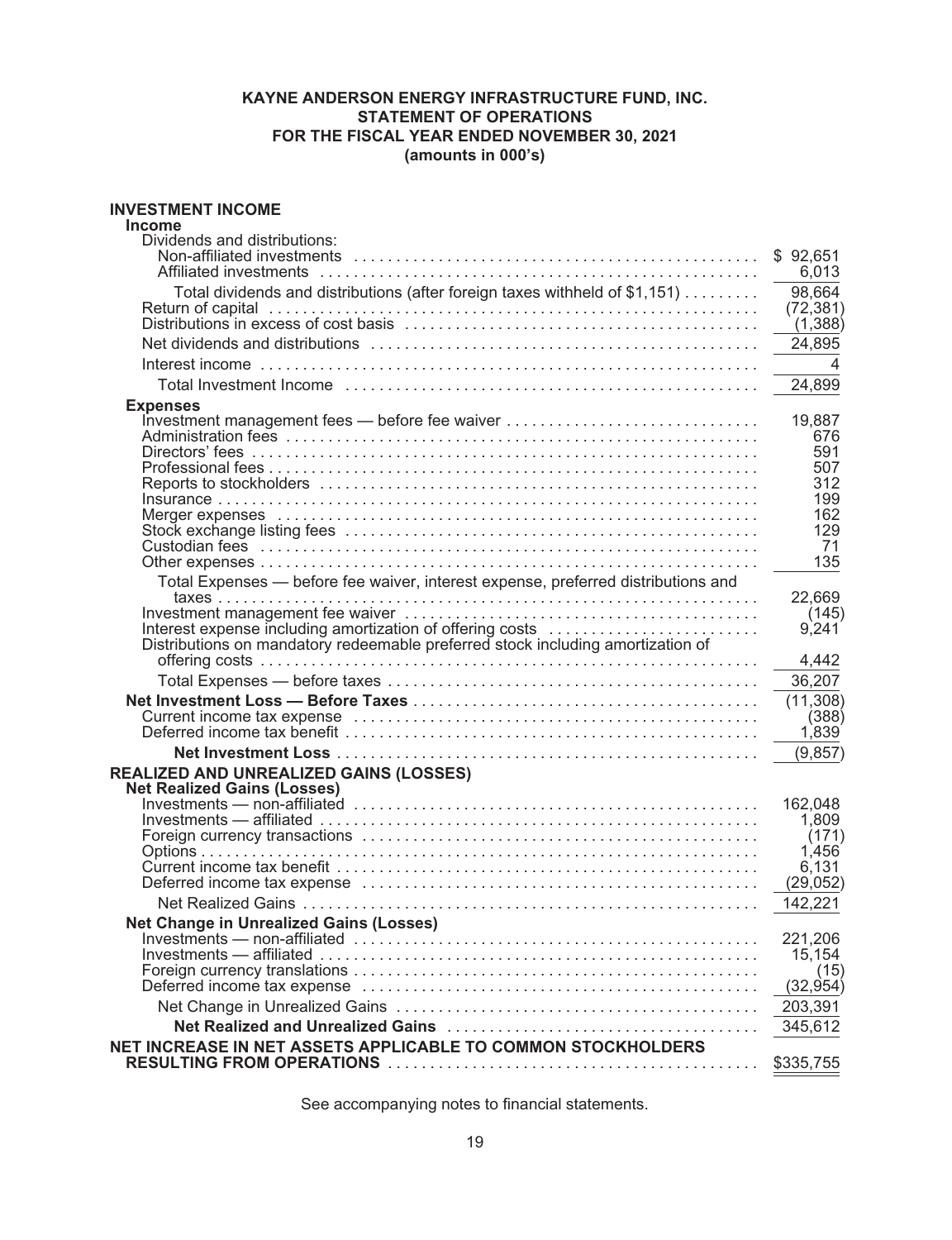**KAYNE ANDERSON ENERGY INFRASTRUCTURE FUND, INC.**
**STATEMENT OF OPERATIONS**
**FOR THE FISCAL YEAR ENDED NOVEMBER 30, 2021**
**(amounts in 000's)**

| | |
|---|---|
| **INVESTMENT INCOME** | |
| **Income** | |
| Dividends and distributions: | |
| Non-affiliated investments | $ 92,651 |
| Affiliated investments | 6,013 |
| Total dividends and distributions (after foreign taxes withheld of $1,151) | 98,664 |
| Return of capital | (72,381) |
| Distributions in excess of cost basis | (1,388) |
| Net dividends and distributions | 24,895 |
| Interest income | 4 |
| Total Investment Income | 24,899 |
| **Expenses** | |
| Investment management fees — before fee waiver | 19,887 |
| Administration fees | 676 |
| Directors' fees | 591 |
| Professional fees | 507 |
| Reports to stockholders | 312 |
| Insurance | 199 |
| Merger expenses | 162 |
| Stock exchange listing fees | 129 |
| Custodian fees | 71 |
| Other expenses | 135 |
| Total Expenses — before fee waiver, interest expense, preferred distributions and taxes | 22,669 |
| Investment management fee waiver | (145) |
| Interest expense including amortization of offering costs | 9,241 |
| Distributions on mandatory redeemable preferred stock including amortization of offering costs | 4,442 |
| Total Expenses — before taxes | 36,207 |
| **Net Investment Loss — Before Taxes** | (11,308) |
| Current income tax expense | (388) |
| Deferred income tax benefit | 1,839 |
| **Net Investment Loss** | (9,857) |
| **REALIZED AND UNREALIZED GAINS (LOSSES)** | |
| **Net Realized Gains (Losses)** | |
| Investments — non-affiliated | 162,048 |
| Investments — affiliated | 1,809 |
| Foreign currency transactions | (171) |
| Options | 1,456 |
| Current income tax benefit | 6,131 |
| Deferred income tax expense | (29,052) |
| Net Realized Gains | 142,221 |
| **Net Change in Unrealized Gains (Losses)** | |
| Investments — non-affiliated | 221,206 |
| Investments — affiliated | 15,154 |
| Foreign currency translations | (15) |
| Deferred income tax expense | (32,954) |
| Net Change in Unrealized Gains | 203,391 |
| **Net Realized and Unrealized Gains** | 345,612 |
| **NET INCREASE IN NET ASSETS APPLICABLE TO COMMON STOCKHOLDERS RESULTING FROM OPERATIONS** | $335,755 |

See accompanying notes to financial statements.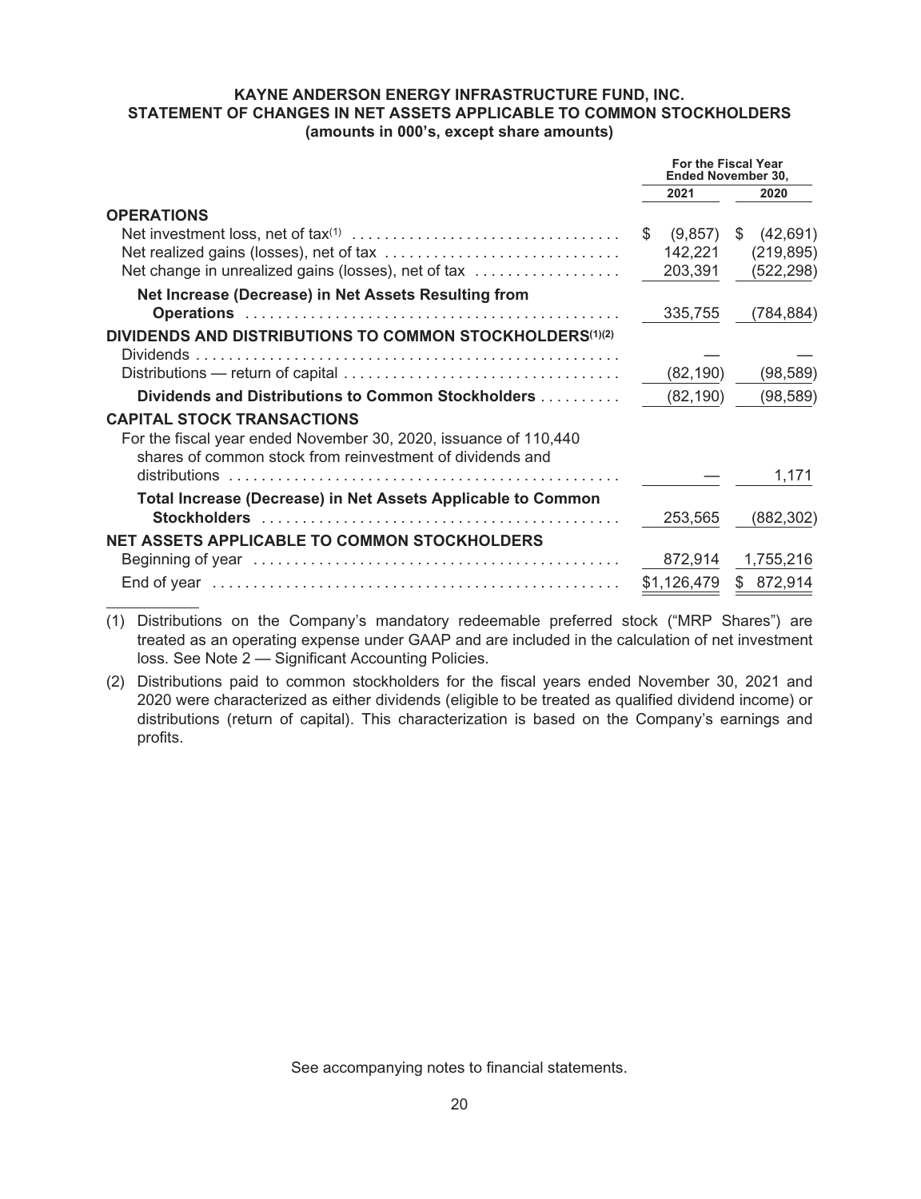# KAYNE ANDERSON ENERGY INFRASTRUCTURE FUND, INC.
## STATEMENT OF CHANGES IN NET ASSETS APPLICABLE TO COMMON STOCKHOLDERS
### (amounts in 000's, except share amounts)

| | For the Fiscal Year Ended November 30, | |
|---|---|---|
| | 2021 | 2020 |
| **OPERATIONS** | | |
| Net investment loss, net of tax[(1)] | $ (9,857) | $ (42,691) |
| Net realized gains (losses), net of tax | 142,221 | (219,895) |
| Net change in unrealized gains (losses), net of tax | 203,391 | (522,298) |
| **Net Increase (Decrease) in Net Assets Resulting from Operations** | 335,755 | (784,884) |
| **DIVIDENDS AND DISTRIBUTIONS TO COMMON STOCKHOLDERS[(1)(2)]** | | |
| Dividends | — | — |
| Distributions — return of capital | (82,190) | (98,589) |
| **Dividends and Distributions to Common Stockholders** | (82,190) | (98,589) |
| **CAPITAL STOCK TRANSACTIONS** | | |
| For the fiscal year ended November 30, 2020, issuance of 110,440 shares of common stock from reinvestment of dividends and distributions | — | 1,171 |
| **Total Increase (Decrease) in Net Assets Applicable to Common Stockholders** | 253,565 | (882,302) |
| **NET ASSETS APPLICABLE TO COMMON STOCKHOLDERS** | | |
| Beginning of year | 872,914 | 1,755,216 |
| End of year | $1,126,479 | $ 872,914 |

(1) Distributions on the Company's mandatory redeemable preferred stock ("MRP Shares") are treated as an operating expense under GAAP and are included in the calculation of net investment loss. See Note 2 — Significant Accounting Policies.

(2) Distributions paid to common stockholders for the fiscal years ended November 30, 2021 and 2020 were characterized as either dividends (eligible to be treated as qualified dividend income) or distributions (return of capital). This characterization is based on the Company's earnings and profits.

See accompanying notes to financial statements.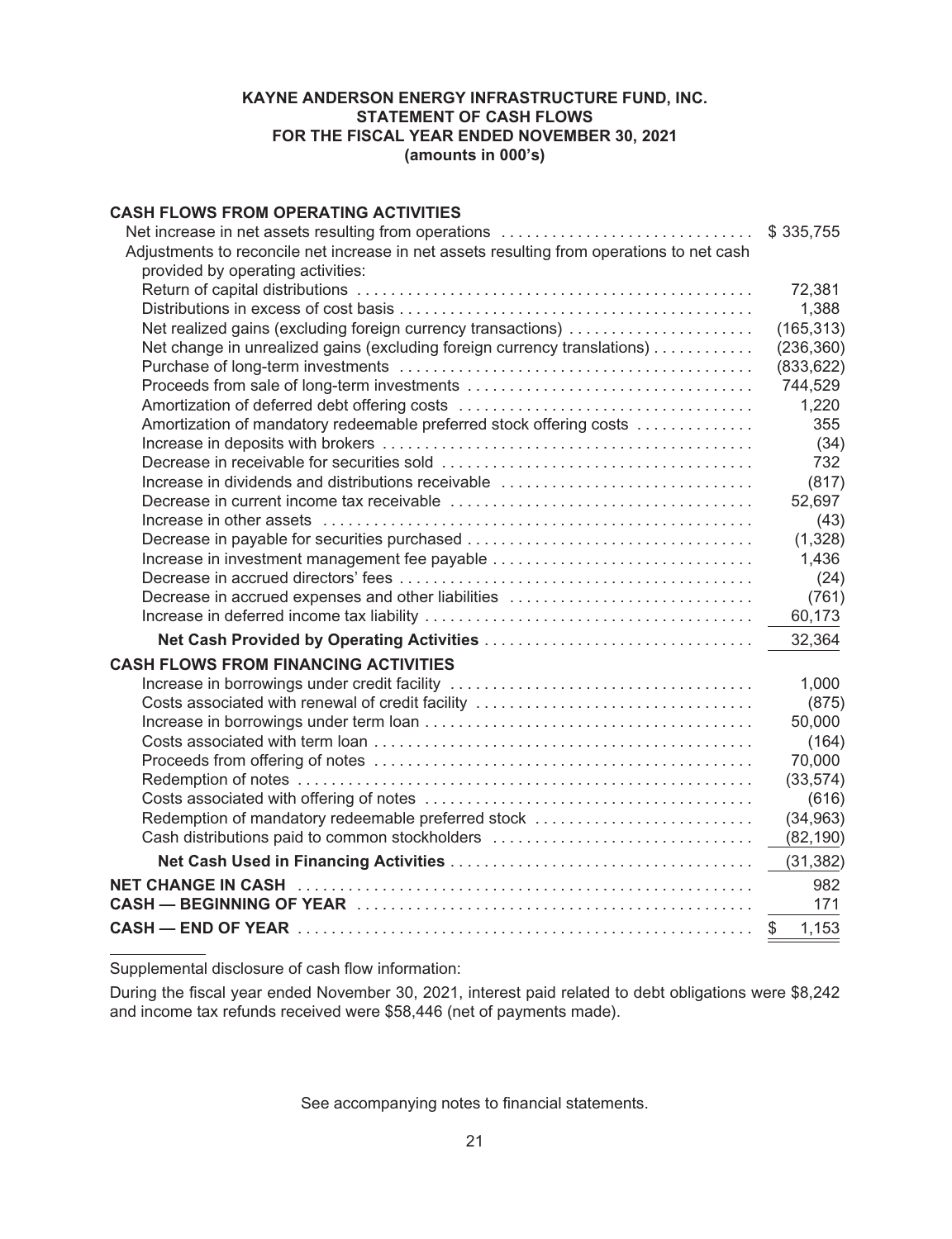**KAYNE ANDERSON ENERGY INFRASTRUCTURE FUND, INC.**
**STATEMENT OF CASH FLOWS**
**FOR THE FISCAL YEAR ENDED NOVEMBER 30, 2021**
**(amounts in 000's)**

| | |
|---|---|
| **CASH FLOWS FROM OPERATING ACTIVITIES** | |
| Net increase in net assets resulting from operations | $ 335,755 |
| Adjustments to reconcile net increase in net assets resulting from operations to net cash provided by operating activities: | |
| Return of capital distributions | 72,381 |
| Distributions in excess of cost basis | 1,388 |
| Net realized gains (excluding foreign currency transactions) | (165,313) |
| Net change in unrealized gains (excluding foreign currency translations) | (236,360) |
| Purchase of long-term investments | (833,622) |
| Proceeds from sale of long-term investments | 744,529 |
| Amortization of deferred debt offering costs | 1,220 |
| Amortization of mandatory redeemable preferred stock offering costs | 355 |
| Increase in deposits with brokers | (34) |
| Decrease in receivable for securities sold | 732 |
| Increase in dividends and distributions receivable | (817) |
| Decrease in current income tax receivable | 52,697 |
| Increase in other assets | (43) |
| Decrease in payable for securities purchased | (1,328) |
| Increase in investment management fee payable | 1,436 |
| Decrease in accrued directors' fees | (24) |
| Decrease in accrued expenses and other liabilities | (761) |
| Increase in deferred income tax liability | 60,173 |
| **Net Cash Provided by Operating Activities** | 32,364 |
| **CASH FLOWS FROM FINANCING ACTIVITIES** | |
| Increase in borrowings under credit facility | 1,000 |
| Costs associated with renewal of credit facility | (875) |
| Increase in borrowings under term loan | 50,000 |
| Costs associated with term loan | (164) |
| Proceeds from offering of notes | 70,000 |
| Redemption of notes | (33,574) |
| Costs associated with offering of notes | (616) |
| Redemption of mandatory redeemable preferred stock | (34,963) |
| Cash distributions paid to common stockholders | (82,190) |
| **Net Cash Used in Financing Activities** | (31,382) |
| **NET CHANGE IN CASH** | 982 |
| **CASH — BEGINNING OF YEAR** | 171 |
| **CASH — END OF YEAR** | $ 1,153 |

Supplemental disclosure of cash flow information:

During the fiscal year ended November 30, 2021, interest paid related to debt obligations were $8,242 and income tax refunds received were $58,446 (net of payments made).

See accompanying notes to financial statements.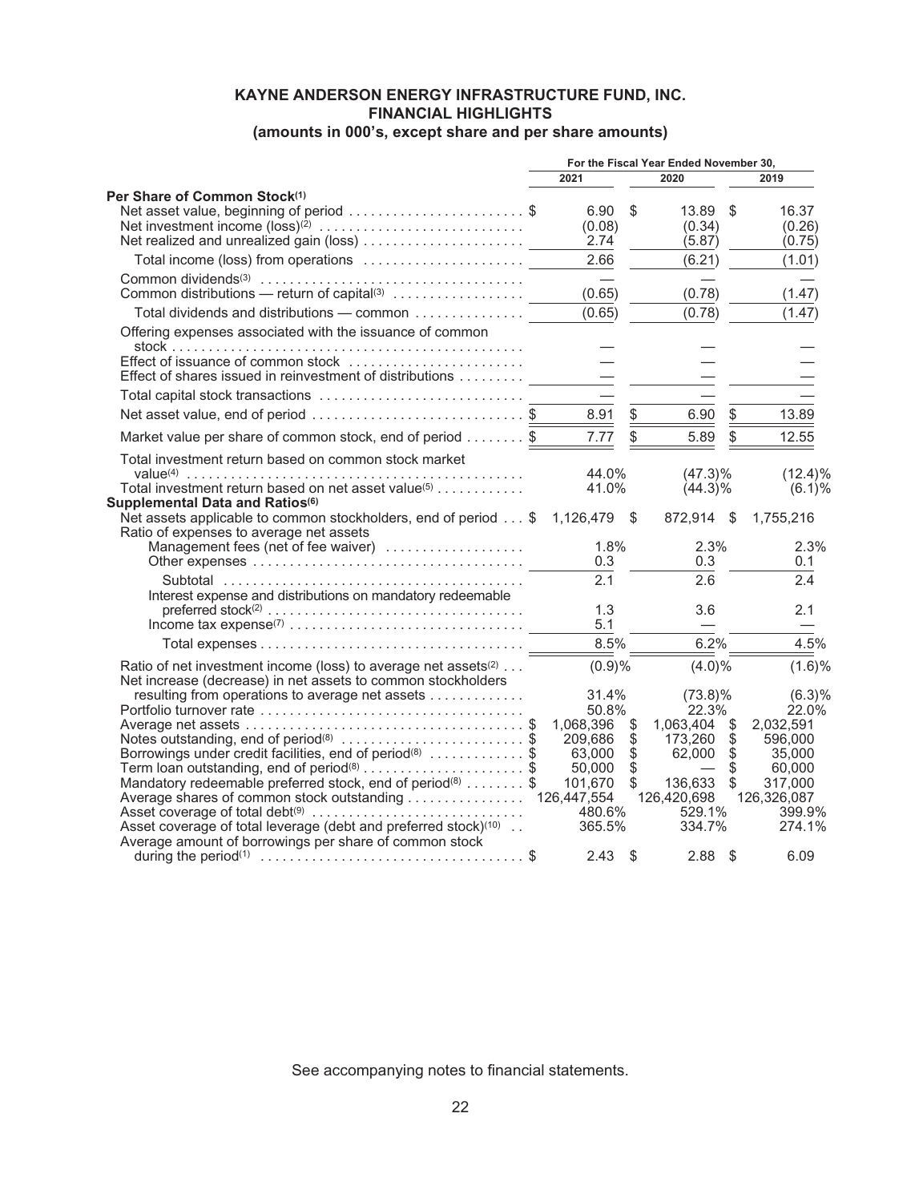# KAYNE ANDERSON ENERGY INFRASTRUCTURE FUND, INC.
## FINANCIAL HIGHLIGHTS
### (amounts in 000's, except share and per share amounts)

| | For the Fiscal Year Ended November 30, | | |
|---|---|---|---|
| | 2021 | 2020 | 2019 |
| **Per Share of Common Stock**[(1)] | | | |
| Net asset value, beginning of period | $ 6.90 | $ 13.89 | $ 16.37 |
| Net investment income (loss)[(2)] | (0.08) | (0.34) | (0.26) |
| Net realized and unrealized gain (loss) | 2.74 | (5.87) | (0.75) |
| Total income (loss) from operations | 2.66 | (6.21) | (1.01) |
| Common dividends[(3)] | — | — | — |
| Common distributions — return of capital[(3)] | (0.65) | (0.78) | (1.47) |
| Total dividends and distributions — common | (0.65) | (0.78) | (1.47) |
| Offering expenses associated with the issuance of common stock | — | — | — |
| Effect of issuance of common stock | — | — | — |
| Effect of shares issued in reinvestment of distributions | — | — | — |
| Total capital stock transactions | — | — | — |
| Net asset value, end of period | $ 8.91 | $ 6.90 | $ 13.89 |
| Market value per share of common stock, end of period | $ 7.77 | $ 5.89 | $ 12.55 |
| Total investment return based on common stock market value[(4)] | 44.0% | (47.3)% | (12.4)% |
| Total investment return based on net asset value[(5)] | 41.0% | (44.3)% | (6.1)% |
| **Supplemental Data and Ratios**[(6)] | | | |
| Net assets applicable to common stockholders, end of period | $ 1,126,479 | $ 872,914 | $ 1,755,216 |
| Ratio of expenses to average net assets | | | |
| Management fees (net of fee waiver) | 1.8% | 2.3% | 2.3% |
| Other expenses | 0.3 | 0.3 | 0.1 |
| Subtotal | 2.1 | 2.6 | 2.4 |
| Interest expense and distributions on mandatory redeemable preferred stock[(2)] | 1.3 | 3.6 | 2.1 |
| Income tax expense[(7)] | 5.1 | — | — |
| Total expenses | 8.5% | 6.2% | 4.5% |
| Ratio of net investment income (loss) to average net assets[(2)] | (0.9)% | (4.0)% | (1.6)% |
| Net increase (decrease) in net assets to common stockholders resulting from operations to average net assets | 31.4% | (73.8)% | (6.3)% |
| Portfolio turnover rate | 50.8% | 22.3% | 22.0% |
| Average net assets | $ 1,068,396 | $ 1,063,404 | $ 2,032,591 |
| Notes outstanding, end of period[(8)] | $ 209,686 | $ 173,260 | $ 596,000 |
| Borrowings under credit facilities, end of period[(8)] | $ 63,000 | $ 62,000 | $ 35,000 |
| Term loan outstanding, end of period[(8)] | $ 50,000 | $ — | $ 60,000 |
| Mandatory redeemable preferred stock, end of period[(8)] | $ 101,670 | $ 136,633 | $ 317,000 |
| Average shares of common stock outstanding | 126,447,554 | 126,420,698 | 126,326,087 |
| Asset coverage of total debt[(9)] | 480.6% | 529.1% | 399.9% |
| Asset coverage of total leverage (debt and preferred stock)[(10)] | 365.5% | 334.7% | 274.1% |
| Average amount of borrowings per share of common stock during the period[(1)] | $ 2.43 | $ 2.88 | $ 6.09 |

See accompanying notes to financial statements.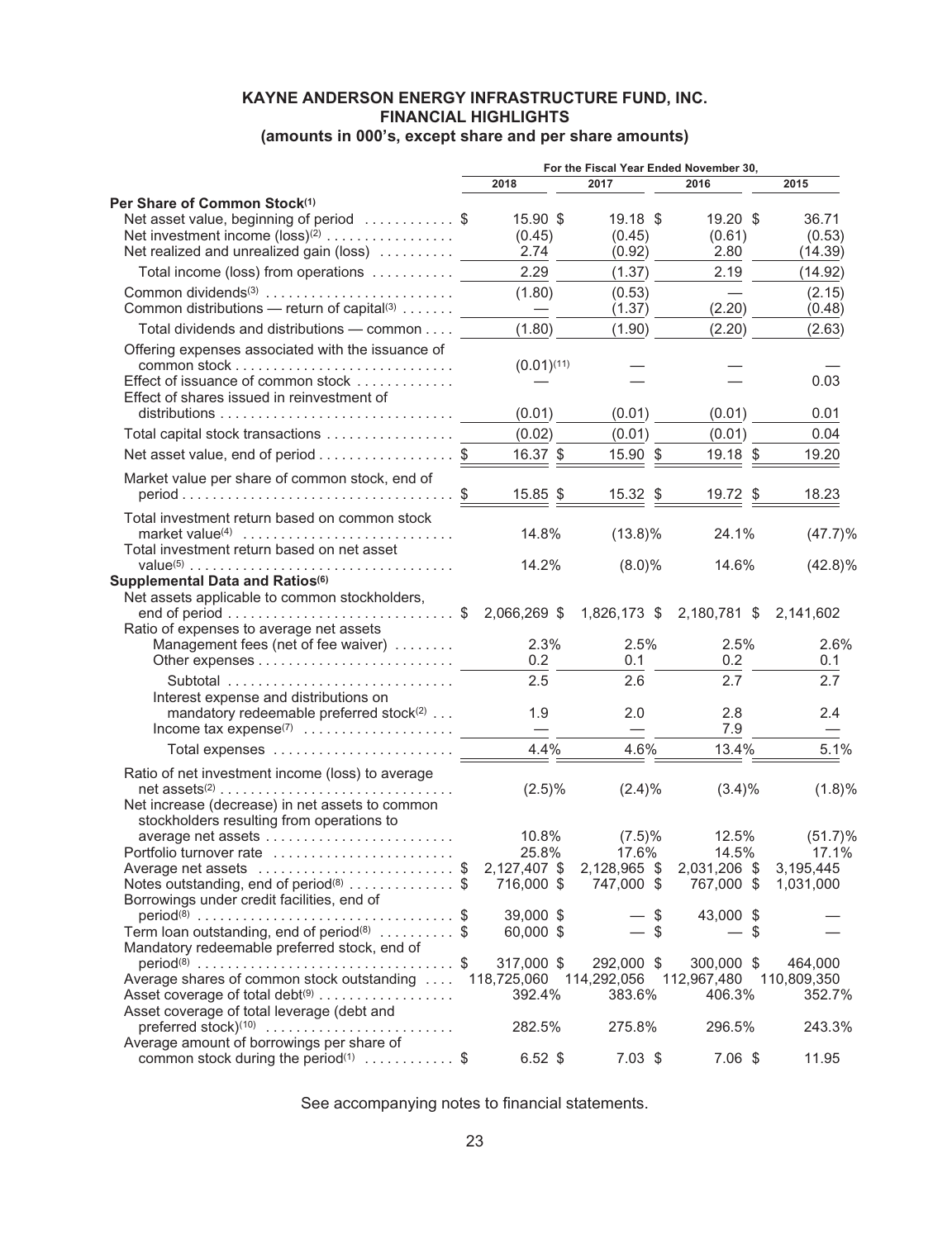# KAYNE ANDERSON ENERGY INFRASTRUCTURE FUND, INC.
## FINANCIAL HIGHLIGHTS
### (amounts in 000's, except share and per share amounts)

| | For the Fiscal Year Ended November 30, | | | |
|---|---|---|---|---|
| | 2018 | 2017 | 2016 | 2015 |
| **Per Share of Common Stock[1]** | | | | |
| Net asset value, beginning of period | $ 15.90 | $ 19.18 | $ 19.20 | $ 36.71 |
| Net investment income (loss)[2] | (0.45) | (0.45) | (0.61) | (0.53) |
| Net realized and unrealized gain (loss) | 2.74 | (0.92) | 2.80 | (14.39) |
| Total income (loss) from operations | 2.29 | (1.37) | 2.19 | (14.92) |
| Common dividends[3] | (1.80) | (0.53) | — | (2.15) |
| Common distributions — return of capital[3] | — | (1.37) | (2.20) | (0.48) |
| Total dividends and distributions — common | (1.80) | (1.90) | (2.20) | (2.63) |
| Offering expenses associated with the issuance of common stock | (0.01)[11] | — | — | — |
| Effect of issuance of common stock | — | — | — | 0.03 |
| Effect of shares issued in reinvestment of distributions | (0.01) | (0.01) | (0.01) | 0.01 |
| Total capital stock transactions | (0.02) | (0.01) | (0.01) | 0.04 |
| Net asset value, end of period | $ 16.37 | $ 15.90 | $ 19.18 | $ 19.20 |
| Market value per share of common stock, end of period | $ 15.85 | $ 15.32 | $ 19.72 | $ 18.23 |
| Total investment return based on common stock market value[4] | 14.8% | (13.8)% | 24.1% | (47.7)% |
| Total investment return based on net asset value[5] | 14.2% | (8.0)% | 14.6% | (42.8)% |
| **Supplemental Data and Ratios[6]** | | | | |
| Net assets applicable to common stockholders, end of period | $ 2,066,269 | $ 1,826,173 | $ 2,180,781 | $ 2,141,602 |
| Ratio of expenses to average net assets | | | | |
| Management fees (net of fee waiver) | 2.3% | 2.5% | 2.5% | 2.6% |
| Other expenses | 0.2 | 0.1 | 0.2 | 0.1 |
| Subtotal | 2.5 | 2.6 | 2.7 | 2.7 |
| Interest expense and distributions on mandatory redeemable preferred stock[2] | 1.9 | 2.0 | 2.8 | 2.4 |
| Income tax expense[7] | — | — | 7.9 | — |
| Total expenses | 4.4% | 4.6% | 13.4% | 5.1% |
| Ratio of net investment income (loss) to average net assets[2] | (2.5)% | (2.4)% | (3.4)% | (1.8)% |
| Net increase (decrease) in net assets to common stockholders resulting from operations to average net assets | 10.8% | (7.5)% | 12.5% | (51.7)% |
| Portfolio turnover rate | 25.8% | 17.6% | 14.5% | 17.1% |
| Average net assets | $ 2,127,407 | $ 2,128,965 | $ 2,031,206 | $ 3,195,445 |
| Notes outstanding, end of period[8] | $ 716,000 | $ 747,000 | $ 767,000 | $ 1,031,000 |
| Borrowings under credit facilities, end of period[8] | $ 39,000 | $ — | $ 43,000 | $ — |
| Term loan outstanding, end of period[8] | $ 60,000 | $ — | $ — | $ — |
| Mandatory redeemable preferred stock, end of period[8] | $ 317,000 | $ 292,000 | $ 300,000 | $ 464,000 |
| Average shares of common stock outstanding | 118,725,060 | 114,292,056 | 112,967,480 | 110,809,350 |
| Asset coverage of total debt[9] | 392.4% | 383.6% | 406.3% | 352.7% |
| Asset coverage of total leverage (debt and preferred stock)[10] | 282.5% | 275.8% | 296.5% | 243.3% |
| Average amount of borrowings per share of common stock during the period[1] | $ 6.52 | $ 7.03 | $ 7.06 | $ 11.95 |

See accompanying notes to financial statements.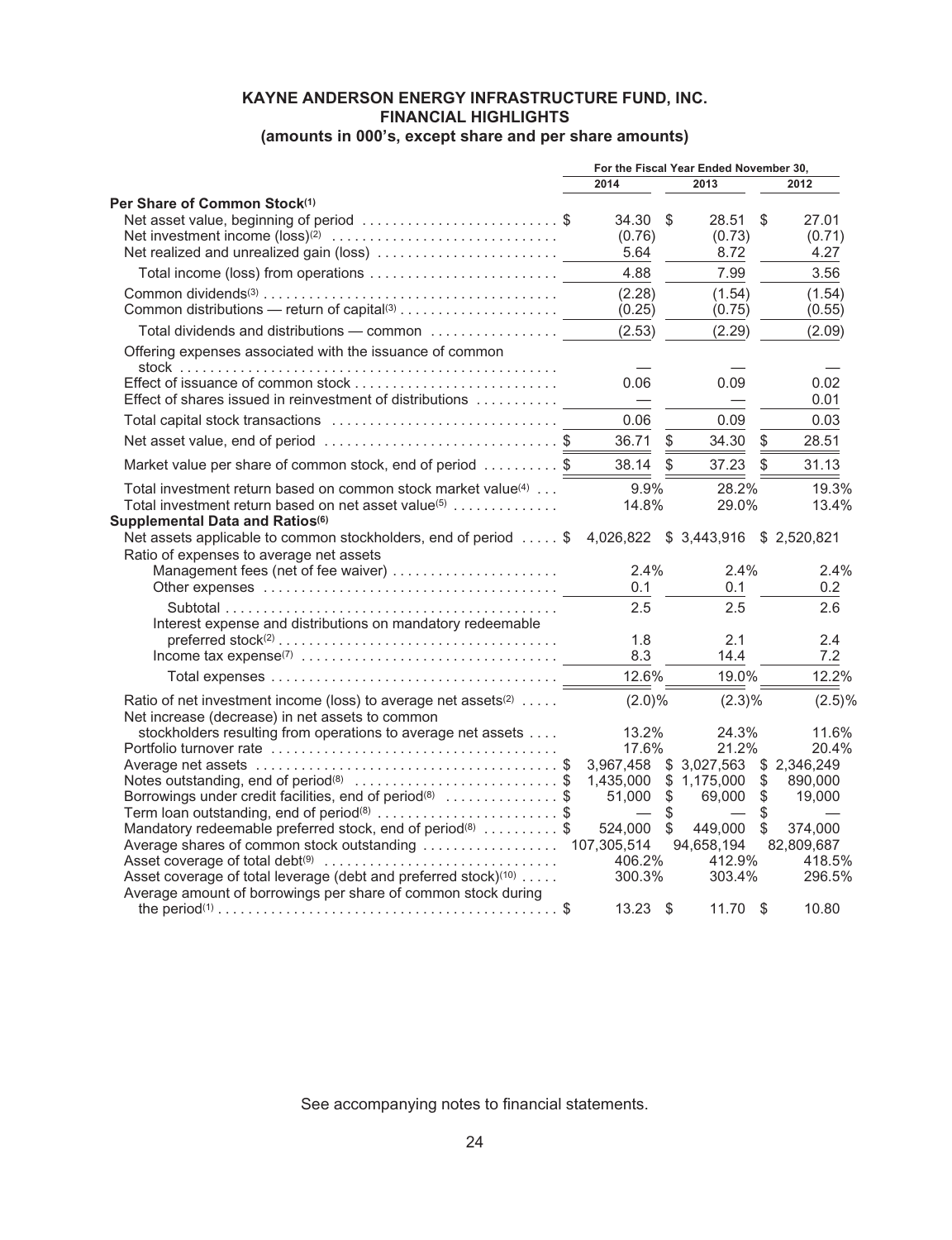**KAYNE ANDERSON ENERGY INFRASTRUCTURE FUND, INC.**
**FINANCIAL HIGHLIGHTS**
**(amounts in 000's, except share and per share amounts)**

| | For the Fiscal Year Ended November 30, | | |
|---|---|---|---|
| | 2014 | 2013 | 2012 |
| **Per Share of Common Stock**[1] | | | |
| Net asset value, beginning of period | $ 34.30 | $ 28.51 | $ 27.01 |
| Net investment income (loss)[2] | (0.76) | (0.73) | (0.71) |
| Net realized and unrealized gain (loss) | 5.64 | 8.72 | 4.27 |
| Total income (loss) from operations | 4.88 | 7.99 | 3.56 |
| Common dividends[3] | (2.28) | (1.54) | (1.54) |
| Common distributions — return of capital[3] | (0.25) | (0.75) | (0.55) |
| Total dividends and distributions — common | (2.53) | (2.29) | (2.09) |
| Offering expenses associated with the issuance of common stock | — | — | — |
| Effect of issuance of common stock | 0.06 | 0.09 | 0.02 |
| Effect of shares issued in reinvestment of distributions | — | — | 0.01 |
| Total capital stock transactions | 0.06 | 0.09 | 0.03 |
| Net asset value, end of period | $ 36.71 | $ 34.30 | $ 28.51 |
| Market value per share of common stock, end of period | $ 38.14 | $ 37.23 | $ 31.13 |
| Total investment return based on common stock market value[4] | 9.9% | 28.2% | 19.3% |
| Total investment return based on net asset value[5] | 14.8% | 29.0% | 13.4% |
| **Supplemental Data and Ratios**[6] | | | |
| Net assets applicable to common stockholders, end of period | $ 4,026,822 | $ 3,443,916 | $ 2,520,821 |
| Ratio of expenses to average net assets | | | |
| Management fees (net of fee waiver) | 2.4% | 2.4% | 2.4% |
| Other expenses | 0.1 | 0.1 | 0.2 |
| Subtotal | 2.5 | 2.5 | 2.6 |
| Interest expense and distributions on mandatory redeemable preferred stock[2] | 1.8 | 2.1 | 2.4 |
| Income tax expense[7] | 8.3 | 14.4 | 7.2 |
| Total expenses | 12.6% | 19.0% | 12.2% |
| Ratio of net investment income (loss) to average net assets[2] | (2.0)% | (2.3)% | (2.5)% |
| Net increase (decrease) in net assets to common stockholders resulting from operations to average net assets | 13.2% | 24.3% | 11.6% |
| Portfolio turnover rate | 17.6% | 21.2% | 20.4% |
| Average net assets | $ 3,967,458 | $ 3,027,563 | $ 2,346,249 |
| Notes outstanding, end of period[8] | $ 1,435,000 | $ 1,175,000 | $ 890,000 |
| Borrowings under credit facilities, end of period[8] | $ 51,000 | $ 69,000 | $ 19,000 |
| Term loan outstanding, end of period[8] | $ — | $ — | $ — |
| Mandatory redeemable preferred stock, end of period[8] | $ 524,000 | $ 449,000 | $ 374,000 |
| Average shares of common stock outstanding | 107,305,514 | 94,658,194 | 82,809,687 |
| Asset coverage of total debt[9] | 406.2% | 412.9% | 418.5% |
| Asset coverage of total leverage (debt and preferred stock)[10] | 300.3% | 303.4% | 296.5% |
| Average amount of borrowings per share of common stock during the period[1] | $ 13.23 | $ 11.70 | $ 10.80 |

See accompanying notes to financial statements.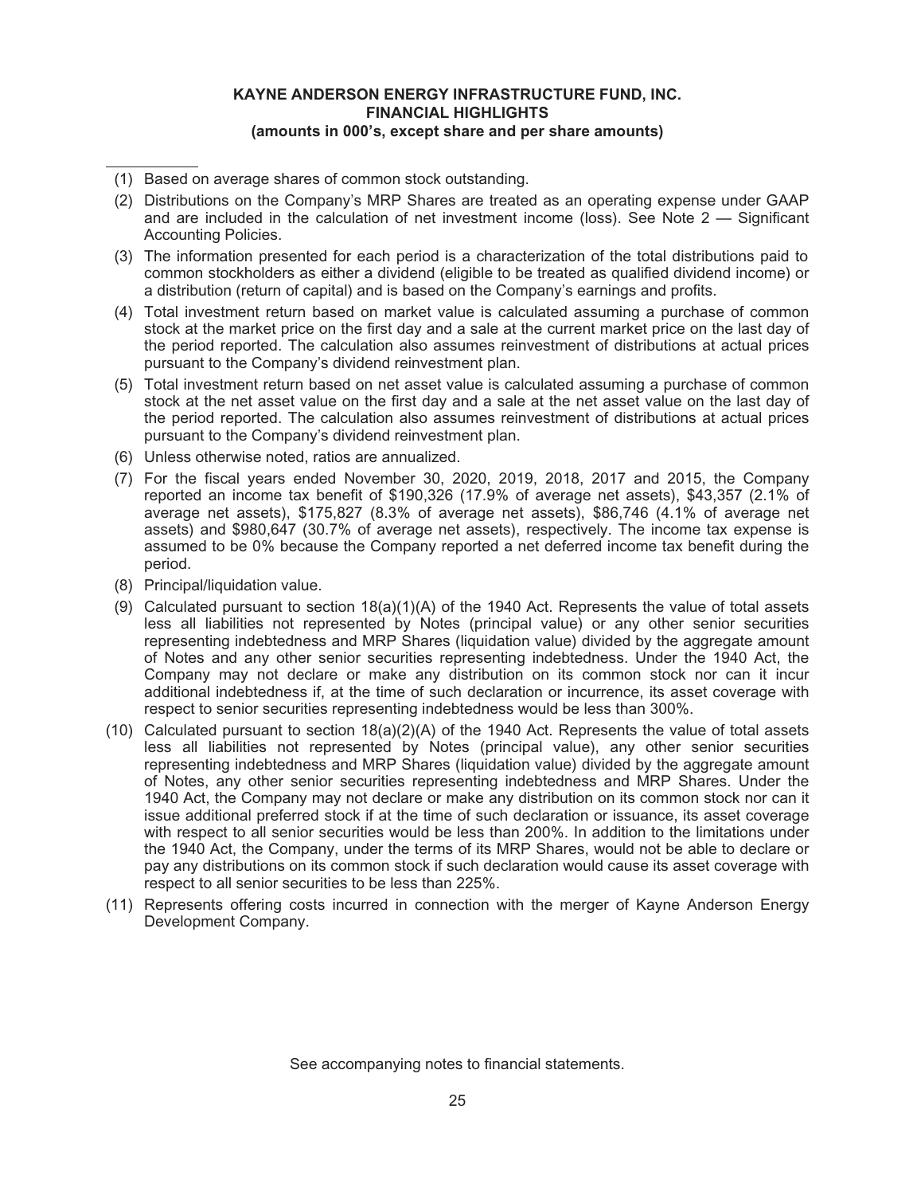**KAYNE ANDERSON ENERGY INFRASTRUCTURE FUND, INC.**
**FINANCIAL HIGHLIGHTS**
**(amounts in 000's, except share and per share amounts)**

---

(1) Based on average shares of common stock outstanding.

(2) Distributions on the Company's MRP Shares are treated as an operating expense under GAAP and are included in the calculation of net investment income (loss). See Note 2 — Significant Accounting Policies.

(3) The information presented for each period is a characterization of the total distributions paid to common stockholders as either a dividend (eligible to be treated as qualified dividend income) or a distribution (return of capital) and is based on the Company's earnings and profits.

(4) Total investment return based on market value is calculated assuming a purchase of common stock at the market price on the first day and a sale at the current market price on the last day of the period reported. The calculation also assumes reinvestment of distributions at actual prices pursuant to the Company's dividend reinvestment plan.

(5) Total investment return based on net asset value is calculated assuming a purchase of common stock at the net asset value on the first day and a sale at the net asset value on the last day of the period reported. The calculation also assumes reinvestment of distributions at actual prices pursuant to the Company's dividend reinvestment plan.

(6) Unless otherwise noted, ratios are annualized.

(7) For the fiscal years ended November 30, 2020, 2019, 2018, 2017 and 2015, the Company reported an income tax benefit of $190,326 (17.9% of average net assets), $43,357 (2.1% of average net assets), $175,827 (8.3% of average net assets), $86,746 (4.1% of average net assets) and $980,647 (30.7% of average net assets), respectively. The income tax expense is assumed to be 0% because the Company reported a net deferred income tax benefit during the period.

(8) Principal/liquidation value.

(9) Calculated pursuant to section 18(a)(1)(A) of the 1940 Act. Represents the value of total assets less all liabilities not represented by Notes (principal value) or any other senior securities representing indebtedness and MRP Shares (liquidation value) divided by the aggregate amount of Notes and any other senior securities representing indebtedness. Under the 1940 Act, the Company may not declare or make any distribution on its common stock nor can it incur additional indebtedness if, at the time of such declaration or incurrence, its asset coverage with respect to senior securities representing indebtedness would be less than 300%.

(10) Calculated pursuant to section 18(a)(2)(A) of the 1940 Act. Represents the value of total assets less all liabilities not represented by Notes (principal value), any other senior securities representing indebtedness and MRP Shares (liquidation value) divided by the aggregate amount of Notes, any other senior securities representing indebtedness and MRP Shares. Under the 1940 Act, the Company may not declare or make any distribution on its common stock nor can it issue additional preferred stock if at the time of such declaration or issuance, its asset coverage with respect to all senior securities would be less than 200%. In addition to the limitations under the 1940 Act, the Company, under the terms of its MRP Shares, would not be able to declare or pay any distributions on its common stock if such declaration would cause its asset coverage with respect to all senior securities to be less than 225%.

(11) Represents offering costs incurred in connection with the merger of Kayne Anderson Energy Development Company.

See accompanying notes to financial statements.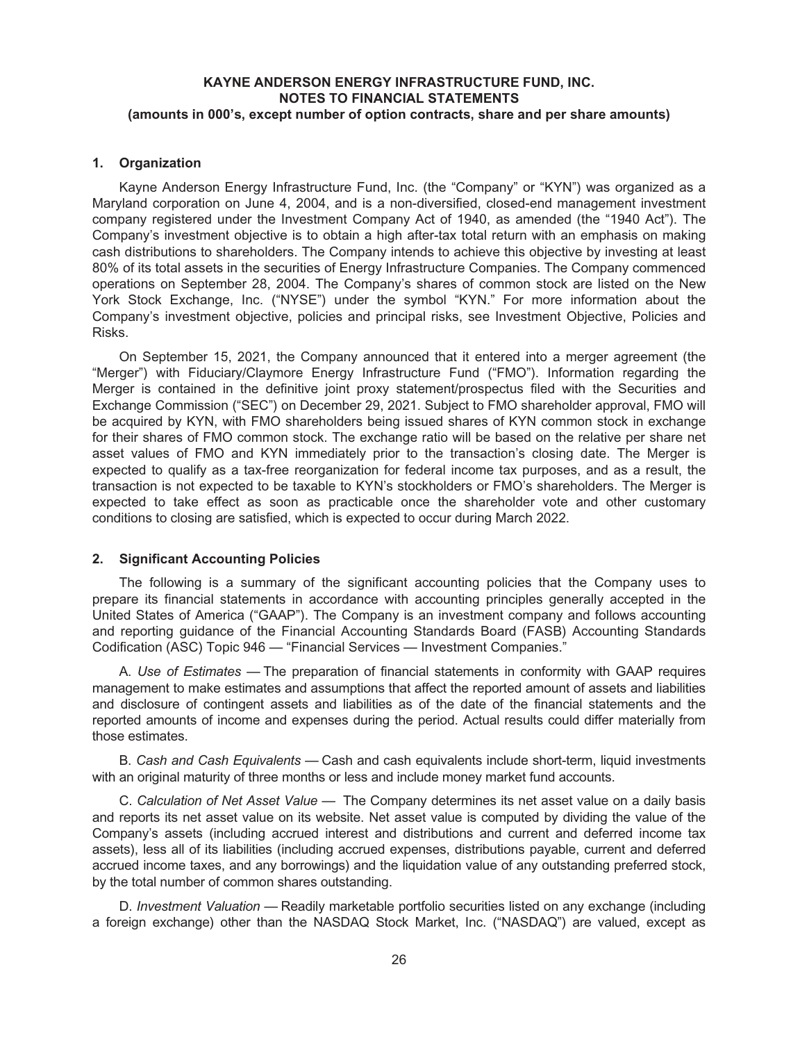# KAYNE ANDERSON ENERGY INFRASTRUCTURE FUND, INC.
## NOTES TO FINANCIAL STATEMENTS
### (amounts in 000's, except number of option contracts, share and per share amounts)

## 1. Organization

Kayne Anderson Energy Infrastructure Fund, Inc. (the "Company" or "KYN") was organized as a Maryland corporation on June 4, 2004, and is a non-diversified, closed-end management investment company registered under the Investment Company Act of 1940, as amended (the "1940 Act"). The Company's investment objective is to obtain a high after-tax total return with an emphasis on making cash distributions to shareholders. The Company intends to achieve this objective by investing at least 80% of its total assets in the securities of Energy Infrastructure Companies. The Company commenced operations on September 28, 2004. The Company's shares of common stock are listed on the New York Stock Exchange, Inc. ("NYSE") under the symbol "KYN." For more information about the Company's investment objective, policies and principal risks, see Investment Objective, Policies and Risks.

On September 15, 2021, the Company announced that it entered into a merger agreement (the "Merger") with Fiduciary/Claymore Energy Infrastructure Fund ("FMO"). Information regarding the Merger is contained in the definitive joint proxy statement/prospectus filed with the Securities and Exchange Commission ("SEC") on December 29, 2021. Subject to FMO shareholder approval, FMO will be acquired by KYN, with FMO shareholders being issued shares of KYN common stock in exchange for their shares of FMO common stock. The exchange ratio will be based on the relative per share net asset values of FMO and KYN immediately prior to the transaction's closing date. The Merger is expected to qualify as a tax-free reorganization for federal income tax purposes, and as a result, the transaction is not expected to be taxable to KYN's stockholders or FMO's shareholders. The Merger is expected to take effect as soon as practicable once the shareholder vote and other customary conditions to closing are satisfied, which is expected to occur during March 2022.

## 2. Significant Accounting Policies

The following is a summary of the significant accounting policies that the Company uses to prepare its financial statements in accordance with accounting principles generally accepted in the United States of America ("GAAP"). The Company is an investment company and follows accounting and reporting guidance of the Financial Accounting Standards Board (FASB) Accounting Standards Codification (ASC) Topic 946 — "Financial Services — Investment Companies."

A. *Use of Estimates* — The preparation of financial statements in conformity with GAAP requires management to make estimates and assumptions that affect the reported amount of assets and liabilities and disclosure of contingent assets and liabilities as of the date of the financial statements and the reported amounts of income and expenses during the period. Actual results could differ materially from those estimates.

B. *Cash and Cash Equivalents* — Cash and cash equivalents include short-term, liquid investments with an original maturity of three months or less and include money market fund accounts.

C. *Calculation of Net Asset Value* — The Company determines its net asset value on a daily basis and reports its net asset value on its website. Net asset value is computed by dividing the value of the Company's assets (including accrued interest and distributions and current and deferred income tax assets), less all of its liabilities (including accrued expenses, distributions payable, current and deferred accrued income taxes, and any borrowings) and the liquidation value of any outstanding preferred stock, by the total number of common shares outstanding.

D. *Investment Valuation* — Readily marketable portfolio securities listed on any exchange (including a foreign exchange) other than the NASDAQ Stock Market, Inc. ("NASDAQ") are valued, except as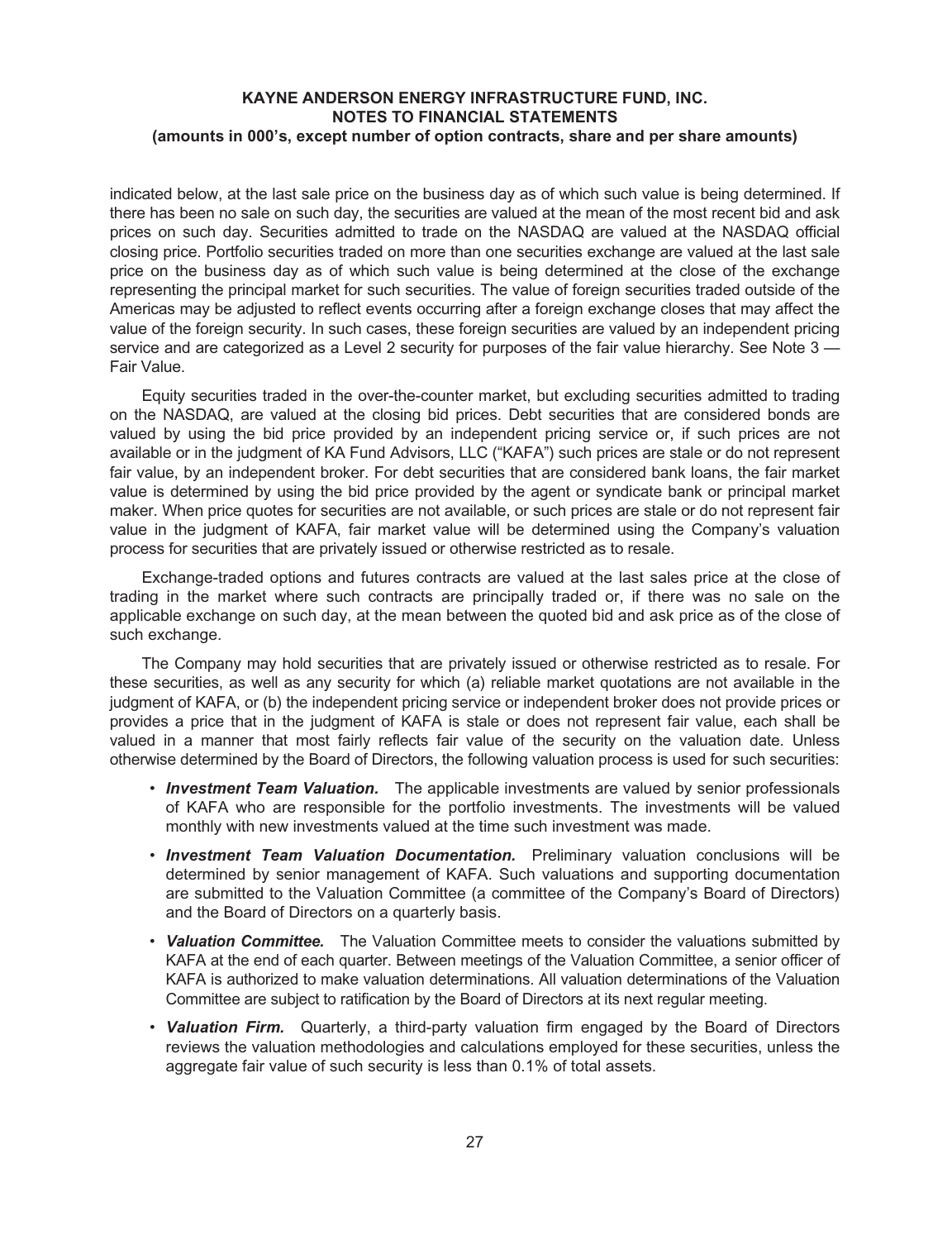indicated below, at the last sale price on the business day as of which such value is being determined. If there has been no sale on such day, the securities are valued at the mean of the most recent bid and ask prices on such day. Securities admitted to trade on the NASDAQ are valued at the NASDAQ official closing price. Portfolio securities traded on more than one securities exchange are valued at the last sale price on the business day as of which such value is being determined at the close of the exchange representing the principal market for such securities. The value of foreign securities traded outside of the Americas may be adjusted to reflect events occurring after a foreign exchange closes that may affect the value of the foreign security. In such cases, these foreign securities are valued by an independent pricing service and are categorized as a Level 2 security for purposes of the fair value hierarchy. See Note 3 — Fair Value.

Equity securities traded in the over-the-counter market, but excluding securities admitted to trading on the NASDAQ, are valued at the closing bid prices. Debt securities that are considered bonds are valued by using the bid price provided by an independent pricing service or, if such prices are not available or in the judgment of KA Fund Advisors, LLC ("KAFA") such prices are stale or do not represent fair value, by an independent broker. For debt securities that are considered bank loans, the fair market value is determined by using the bid price provided by the agent or syndicate bank or principal market maker. When price quotes for securities are not available, or such prices are stale or do not represent fair value in the judgment of KAFA, fair market value will be determined using the Company's valuation process for securities that are privately issued or otherwise restricted as to resale.

Exchange-traded options and futures contracts are valued at the last sales price at the close of trading in the market where such contracts are principally traded or, if there was no sale on the applicable exchange on such day, at the mean between the quoted bid and ask price as of the close of such exchange.

The Company may hold securities that are privately issued or otherwise restricted as to resale. For these securities, as well as any security for which (a) reliable market quotations are not available in the judgment of KAFA, or (b) the independent pricing service or independent broker does not provide prices or provides a price that in the judgment of KAFA is stale or does not represent fair value, each shall be valued in a manner that most fairly reflects fair value of the security on the valuation date. Unless otherwise determined by the Board of Directors, the following valuation process is used for such securities:

- ***Investment Team Valuation.*** The applicable investments are valued by senior professionals of KAFA who are responsible for the portfolio investments. The investments will be valued monthly with new investments valued at the time such investment was made.
- ***Investment Team Valuation Documentation.*** Preliminary valuation conclusions will be determined by senior management of KAFA. Such valuations and supporting documentation are submitted to the Valuation Committee (a committee of the Company's Board of Directors) and the Board of Directors on a quarterly basis.
- ***Valuation Committee.*** The Valuation Committee meets to consider the valuations submitted by KAFA at the end of each quarter. Between meetings of the Valuation Committee, a senior officer of KAFA is authorized to make valuation determinations. All valuation determinations of the Valuation Committee are subject to ratification by the Board of Directors at its next regular meeting.
- ***Valuation Firm.*** Quarterly, a third-party valuation firm engaged by the Board of Directors reviews the valuation methodologies and calculations employed for these securities, unless the aggregate fair value of such security is less than 0.1% of total assets.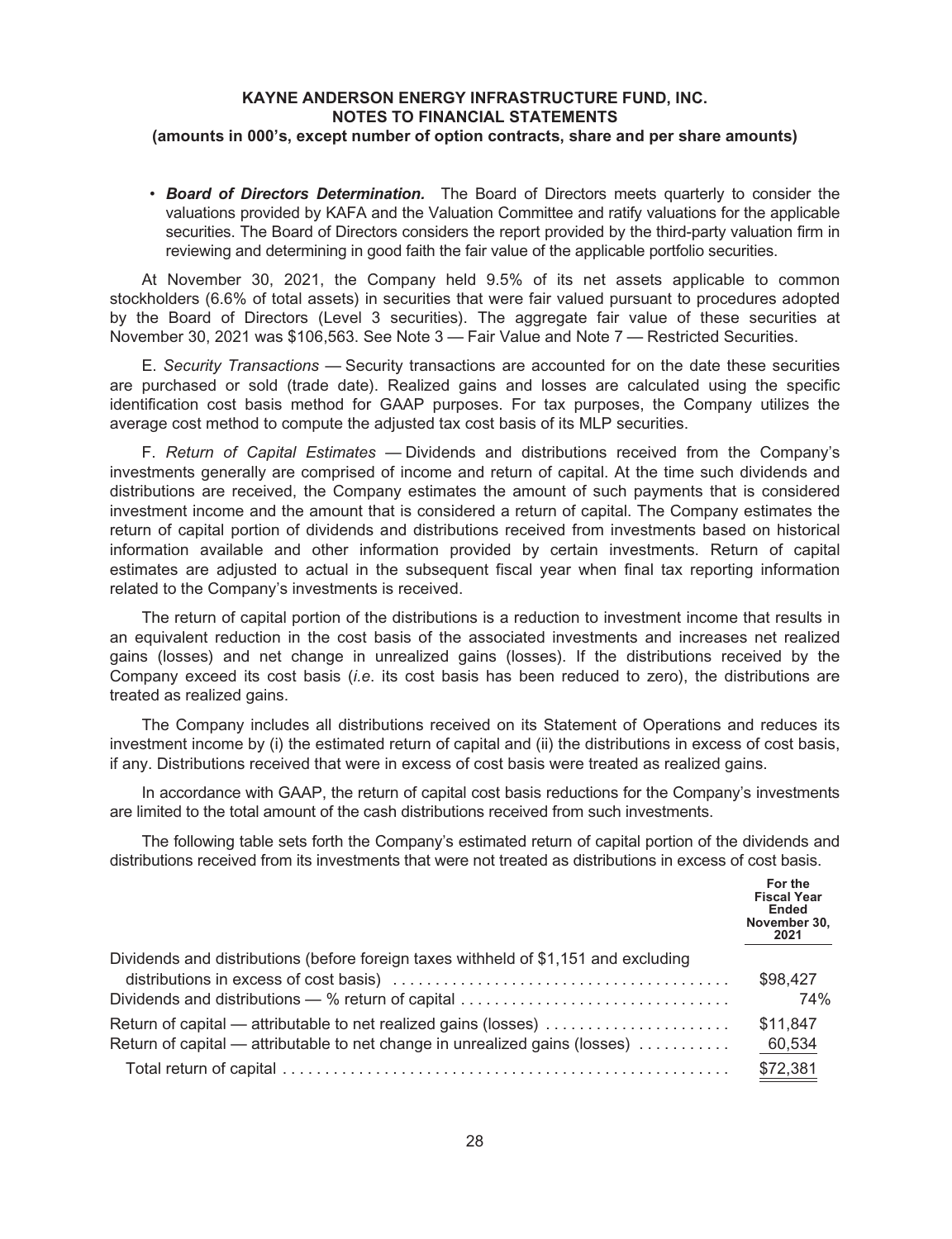- ***Board of Directors Determination.*** The Board of Directors meets quarterly to consider the valuations provided by KAFA and the Valuation Committee and ratify valuations for the applicable securities. The Board of Directors considers the report provided by the third-party valuation firm in reviewing and determining in good faith the fair value of the applicable portfolio securities.

At November 30, 2021, the Company held 9.5% of its net assets applicable to common stockholders (6.6% of total assets) in securities that were fair valued pursuant to procedures adopted by the Board of Directors (Level 3 securities). The aggregate fair value of these securities at November 30, 2021 was $106,563. See Note 3 — Fair Value and Note 7 — Restricted Securities.

E. *Security Transactions* — Security transactions are accounted for on the date these securities are purchased or sold (trade date). Realized gains and losses are calculated using the specific identification cost basis method for GAAP purposes. For tax purposes, the Company utilizes the average cost method to compute the adjusted tax cost basis of its MLP securities.

F. *Return of Capital Estimates* — Dividends and distributions received from the Company's investments generally are comprised of income and return of capital. At the time such dividends and distributions are received, the Company estimates the amount of such payments that is considered investment income and the amount that is considered a return of capital. The Company estimates the return of capital portion of dividends and distributions received from investments based on historical information available and other information provided by certain investments. Return of capital estimates are adjusted to actual in the subsequent fiscal year when final tax reporting information related to the Company's investments is received.

The return of capital portion of the distributions is a reduction to investment income that results in an equivalent reduction in the cost basis of the associated investments and increases net realized gains (losses) and net change in unrealized gains (losses). If the distributions received by the Company exceed its cost basis (*i.e.* its cost basis has been reduced to zero), the distributions are treated as realized gains.

The Company includes all distributions received on its Statement of Operations and reduces its investment income by (i) the estimated return of capital and (ii) the distributions in excess of cost basis, if any. Distributions received that were in excess of cost basis were treated as realized gains.

In accordance with GAAP, the return of capital cost basis reductions for the Company's investments are limited to the total amount of the cash distributions received from such investments.

The following table sets forth the Company's estimated return of capital portion of the dividends and distributions received from its investments that were not treated as distributions in excess of cost basis.

| | For the Fiscal Year Ended November 30, 2021 |
|---|---|
| Dividends and distributions (before foreign taxes withheld of $1,151 and excluding distributions in excess of cost basis) | $98,427 |
| Dividends and distributions — % return of capital | 74% |
| Return of capital — attributable to net realized gains (losses) | $11,847 |
| Return of capital — attributable to net change in unrealized gains (losses) | 60,534 |
| Total return of capital | $72,381 |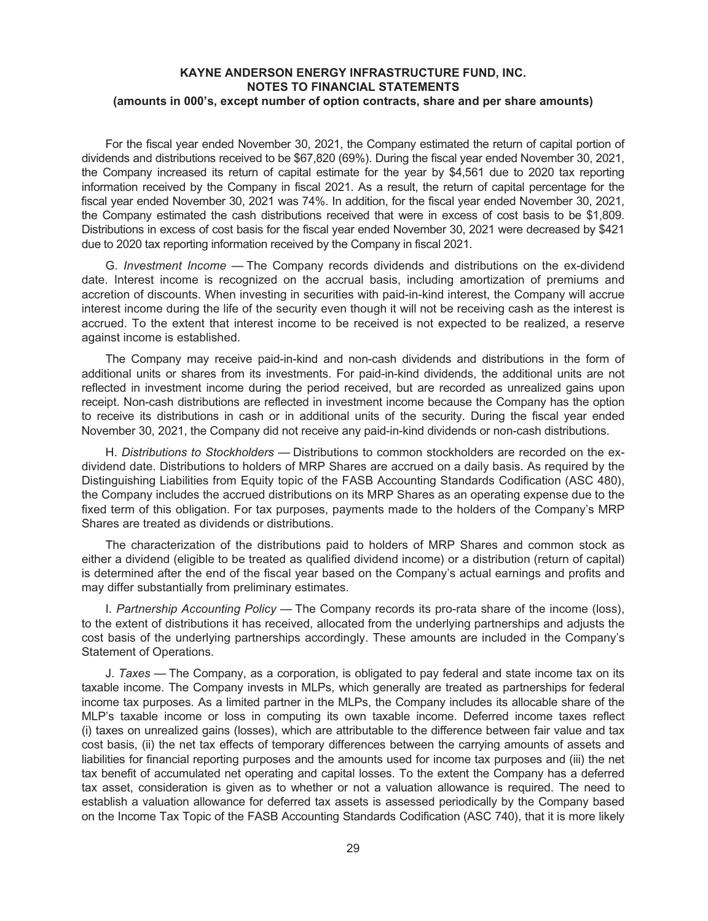For the fiscal year ended November 30, 2021, the Company estimated the return of capital portion of dividends and distributions received to be $67,820 (69%). During the fiscal year ended November 30, 2021, the Company increased its return of capital estimate for the year by $4,561 due to 2020 tax reporting information received by the Company in fiscal 2021. As a result, the return of capital percentage for the fiscal year ended November 30, 2021 was 74%. In addition, for the fiscal year ended November 30, 2021, the Company estimated the cash distributions received that were in excess of cost basis to be $1,809. Distributions in excess of cost basis for the fiscal year ended November 30, 2021 were decreased by $421 due to 2020 tax reporting information received by the Company in fiscal 2021.

G. *Investment Income* — The Company records dividends and distributions on the ex-dividend date. Interest income is recognized on the accrual basis, including amortization of premiums and accretion of discounts. When investing in securities with paid-in-kind interest, the Company will accrue interest income during the life of the security even though it will not be receiving cash as the interest is accrued. To the extent that interest income to be received is not expected to be realized, a reserve against income is established.

The Company may receive paid-in-kind and non-cash dividends and distributions in the form of additional units or shares from its investments. For paid-in-kind dividends, the additional units are not reflected in investment income during the period received, but are recorded as unrealized gains upon receipt. Non-cash distributions are reflected in investment income because the Company has the option to receive its distributions in cash or in additional units of the security. During the fiscal year ended November 30, 2021, the Company did not receive any paid-in-kind dividends or non-cash distributions.

H. *Distributions to Stockholders* — Distributions to common stockholders are recorded on the ex-dividend date. Distributions to holders of MRP Shares are accrued on a daily basis. As required by the Distinguishing Liabilities from Equity topic of the FASB Accounting Standards Codification (ASC 480), the Company includes the accrued distributions on its MRP Shares as an operating expense due to the fixed term of this obligation. For tax purposes, payments made to the holders of the Company's MRP Shares are treated as dividends or distributions.

The characterization of the distributions paid to holders of MRP Shares and common stock as either a dividend (eligible to be treated as qualified dividend income) or a distribution (return of capital) is determined after the end of the fiscal year based on the Company's actual earnings and profits and may differ substantially from preliminary estimates.

I. *Partnership Accounting Policy* — The Company records its pro-rata share of the income (loss), to the extent of distributions it has received, allocated from the underlying partnerships and adjusts the cost basis of the underlying partnerships accordingly. These amounts are included in the Company's Statement of Operations.

J. *Taxes* — The Company, as a corporation, is obligated to pay federal and state income tax on its taxable income. The Company invests in MLPs, which generally are treated as partnerships for federal income tax purposes. As a limited partner in the MLPs, the Company includes its allocable share of the MLP's taxable income or loss in computing its own taxable income. Deferred income taxes reflect (i) taxes on unrealized gains (losses), which are attributable to the difference between fair value and tax cost basis, (ii) the net tax effects of temporary differences between the carrying amounts of assets and liabilities for financial reporting purposes and the amounts used for income tax purposes and (iii) the net tax benefit of accumulated net operating and capital losses. To the extent the Company has a deferred tax asset, consideration is given as to whether or not a valuation allowance is required. The need to establish a valuation allowance for deferred tax assets is assessed periodically by the Company based on the Income Tax Topic of the FASB Accounting Standards Codification (ASC 740), that it is more likely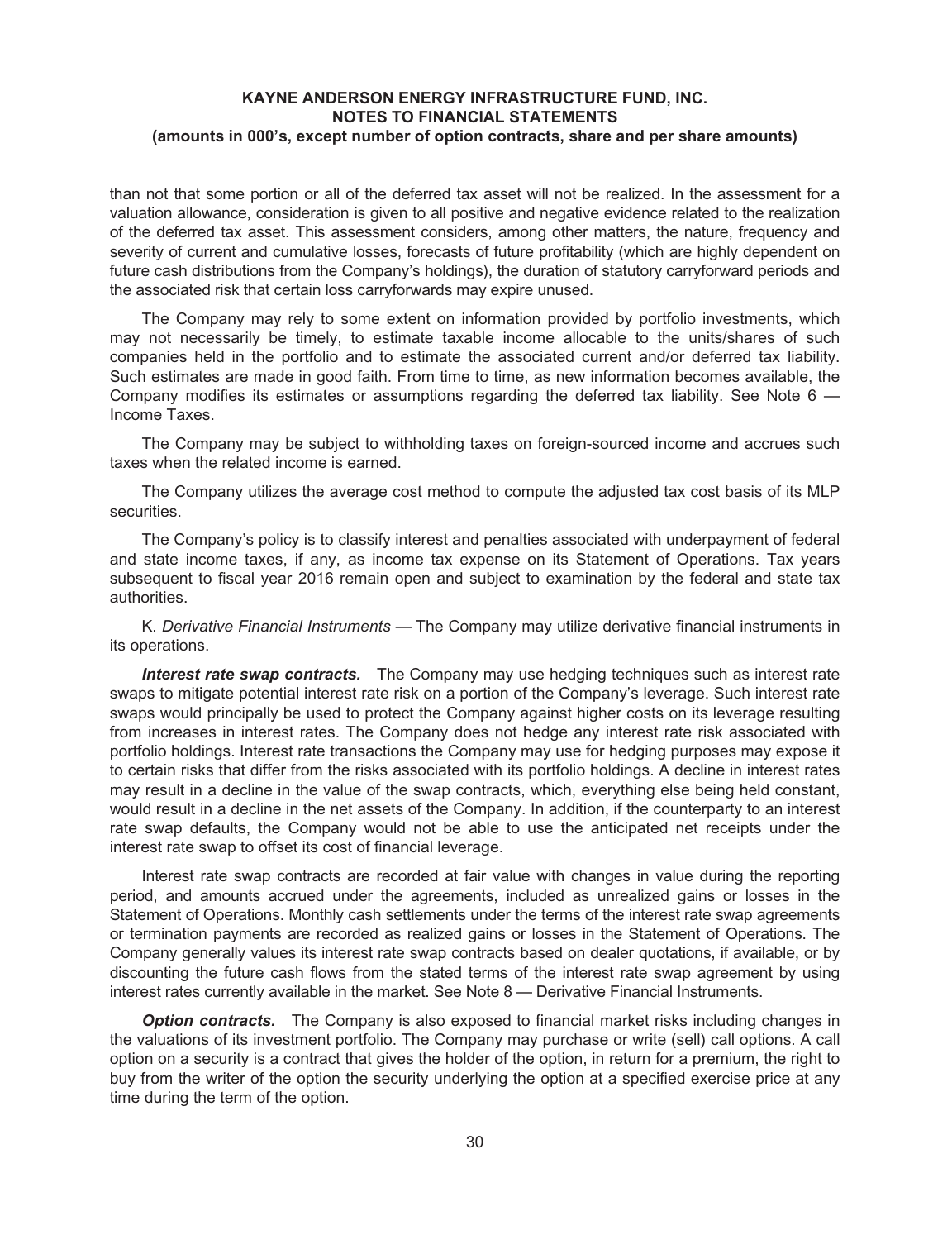than not that some portion or all of the deferred tax asset will not be realized. In the assessment for a valuation allowance, consideration is given to all positive and negative evidence related to the realization of the deferred tax asset. This assessment considers, among other matters, the nature, frequency and severity of current and cumulative losses, forecasts of future profitability (which are highly dependent on future cash distributions from the Company's holdings), the duration of statutory carryforward periods and the associated risk that certain loss carryforwards may expire unused.

The Company may rely to some extent on information provided by portfolio investments, which may not necessarily be timely, to estimate taxable income allocable to the units/shares of such companies held in the portfolio and to estimate the associated current and/or deferred tax liability. Such estimates are made in good faith. From time to time, as new information becomes available, the Company modifies its estimates or assumptions regarding the deferred tax liability. See Note 6 — Income Taxes.

The Company may be subject to withholding taxes on foreign-sourced income and accrues such taxes when the related income is earned.

The Company utilizes the average cost method to compute the adjusted tax cost basis of its MLP securities.

The Company's policy is to classify interest and penalties associated with underpayment of federal and state income taxes, if any, as income tax expense on its Statement of Operations. Tax years subsequent to fiscal year 2016 remain open and subject to examination by the federal and state tax authorities.

K. *Derivative Financial Instruments* — The Company may utilize derivative financial instruments in its operations.

***Interest rate swap contracts.*** The Company may use hedging techniques such as interest rate swaps to mitigate potential interest rate risk on a portion of the Company's leverage. Such interest rate swaps would principally be used to protect the Company against higher costs on its leverage resulting from increases in interest rates. The Company does not hedge any interest rate risk associated with portfolio holdings. Interest rate transactions the Company may use for hedging purposes may expose it to certain risks that differ from the risks associated with its portfolio holdings. A decline in interest rates may result in a decline in the value of the swap contracts, which, everything else being held constant, would result in a decline in the net assets of the Company. In addition, if the counterparty to an interest rate swap defaults, the Company would not be able to use the anticipated net receipts under the interest rate swap to offset its cost of financial leverage.

Interest rate swap contracts are recorded at fair value with changes in value during the reporting period, and amounts accrued under the agreements, included as unrealized gains or losses in the Statement of Operations. Monthly cash settlements under the terms of the interest rate swap agreements or termination payments are recorded as realized gains or losses in the Statement of Operations. The Company generally values its interest rate swap contracts based on dealer quotations, if available, or by discounting the future cash flows from the stated terms of the interest rate swap agreement by using interest rates currently available in the market. See Note 8 — Derivative Financial Instruments.

***Option contracts.*** The Company is also exposed to financial market risks including changes in the valuations of its investment portfolio. The Company may purchase or write (sell) call options. A call option on a security is a contract that gives the holder of the option, in return for a premium, the right to buy from the writer of the option the security underlying the option at a specified exercise price at any time during the term of the option.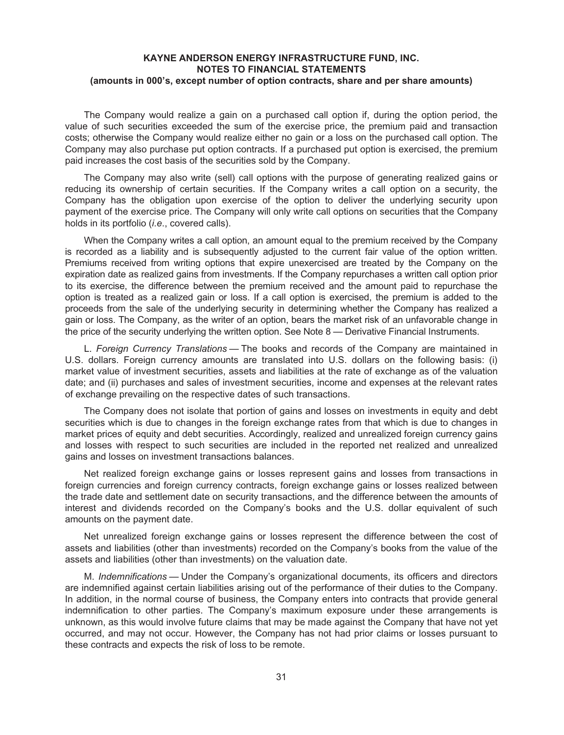The Company would realize a gain on a purchased call option if, during the option period, the value of such securities exceeded the sum of the exercise price, the premium paid and transaction costs; otherwise the Company would realize either no gain or a loss on the purchased call option. The Company may also purchase put option contracts. If a purchased put option is exercised, the premium paid increases the cost basis of the securities sold by the Company.

The Company may also write (sell) call options with the purpose of generating realized gains or reducing its ownership of certain securities. If the Company writes a call option on a security, the Company has the obligation upon exercise of the option to deliver the underlying security upon payment of the exercise price. The Company will only write call options on securities that the Company holds in its portfolio (*i.e.*, covered calls).

When the Company writes a call option, an amount equal to the premium received by the Company is recorded as a liability and is subsequently adjusted to the current fair value of the option written. Premiums received from writing options that expire unexercised are treated by the Company on the expiration date as realized gains from investments. If the Company repurchases a written call option prior to its exercise, the difference between the premium received and the amount paid to repurchase the option is treated as a realized gain or loss. If a call option is exercised, the premium is added to the proceeds from the sale of the underlying security in determining whether the Company has realized a gain or loss. The Company, as the writer of an option, bears the market risk of an unfavorable change in the price of the security underlying the written option. See Note 8 — Derivative Financial Instruments.

L. *Foreign Currency Translations* — The books and records of the Company are maintained in U.S. dollars. Foreign currency amounts are translated into U.S. dollars on the following basis: (i) market value of investment securities, assets and liabilities at the rate of exchange as of the valuation date; and (ii) purchases and sales of investment securities, income and expenses at the relevant rates of exchange prevailing on the respective dates of such transactions.

The Company does not isolate that portion of gains and losses on investments in equity and debt securities which is due to changes in the foreign exchange rates from that which is due to changes in market prices of equity and debt securities. Accordingly, realized and unrealized foreign currency gains and losses with respect to such securities are included in the reported net realized and unrealized gains and losses on investment transactions balances.

Net realized foreign exchange gains or losses represent gains and losses from transactions in foreign currencies and foreign currency contracts, foreign exchange gains or losses realized between the trade date and settlement date on security transactions, and the difference between the amounts of interest and dividends recorded on the Company's books and the U.S. dollar equivalent of such amounts on the payment date.

Net unrealized foreign exchange gains or losses represent the difference between the cost of assets and liabilities (other than investments) recorded on the Company's books from the value of the assets and liabilities (other than investments) on the valuation date.

M. *Indemnifications* — Under the Company's organizational documents, its officers and directors are indemnified against certain liabilities arising out of the performance of their duties to the Company. In addition, in the normal course of business, the Company enters into contracts that provide general indemnification to other parties. The Company's maximum exposure under these arrangements is unknown, as this would involve future claims that may be made against the Company that have not yet occurred, and may not occur. However, the Company has not had prior claims or losses pursuant to these contracts and expects the risk of loss to be remote.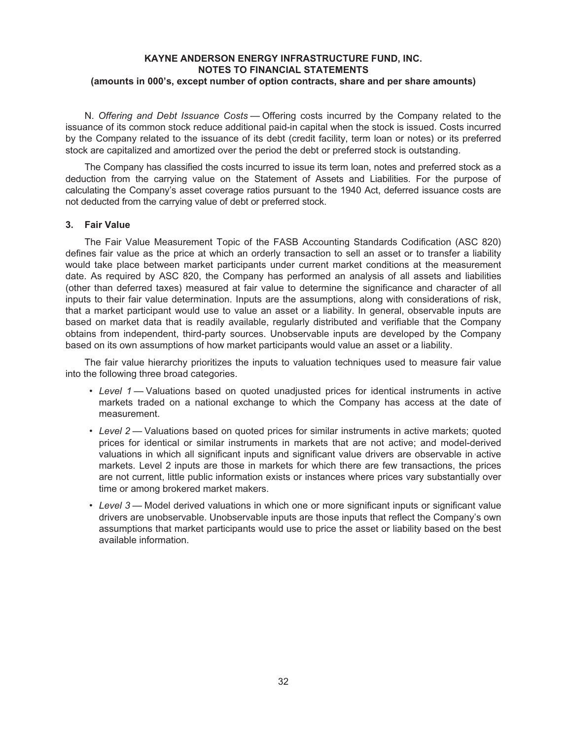N. *Offering and Debt Issuance Costs* — Offering costs incurred by the Company related to the issuance of its common stock reduce additional paid-in capital when the stock is issued. Costs incurred by the Company related to the issuance of its debt (credit facility, term loan or notes) or its preferred stock are capitalized and amortized over the period the debt or preferred stock is outstanding.

The Company has classified the costs incurred to issue its term loan, notes and preferred stock as a deduction from the carrying value on the Statement of Assets and Liabilities. For the purpose of calculating the Company's asset coverage ratios pursuant to the 1940 Act, deferred issuance costs are not deducted from the carrying value of debt or preferred stock.

## 3. Fair Value

The Fair Value Measurement Topic of the FASB Accounting Standards Codification (ASC 820) defines fair value as the price at which an orderly transaction to sell an asset or to transfer a liability would take place between market participants under current market conditions at the measurement date. As required by ASC 820, the Company has performed an analysis of all assets and liabilities (other than deferred taxes) measured at fair value to determine the significance and character of all inputs to their fair value determination. Inputs are the assumptions, along with considerations of risk, that a market participant would use to value an asset or a liability. In general, observable inputs are based on market data that is readily available, regularly distributed and verifiable that the Company obtains from independent, third-party sources. Unobservable inputs are developed by the Company based on its own assumptions of how market participants would value an asset or a liability.

The fair value hierarchy prioritizes the inputs to valuation techniques used to measure fair value into the following three broad categories.

- *Level 1* — Valuations based on quoted unadjusted prices for identical instruments in active markets traded on a national exchange to which the Company has access at the date of measurement.
- *Level 2* — Valuations based on quoted prices for similar instruments in active markets; quoted prices for identical or similar instruments in markets that are not active; and model-derived valuations in which all significant inputs and significant value drivers are observable in active markets. Level 2 inputs are those in markets for which there are few transactions, the prices are not current, little public information exists or instances where prices vary substantially over time or among brokered market makers.
- *Level 3* — Model derived valuations in which one or more significant inputs or significant value drivers are unobservable. Unobservable inputs are those inputs that reflect the Company's own assumptions that market participants would use to price the asset or liability based on the best available information.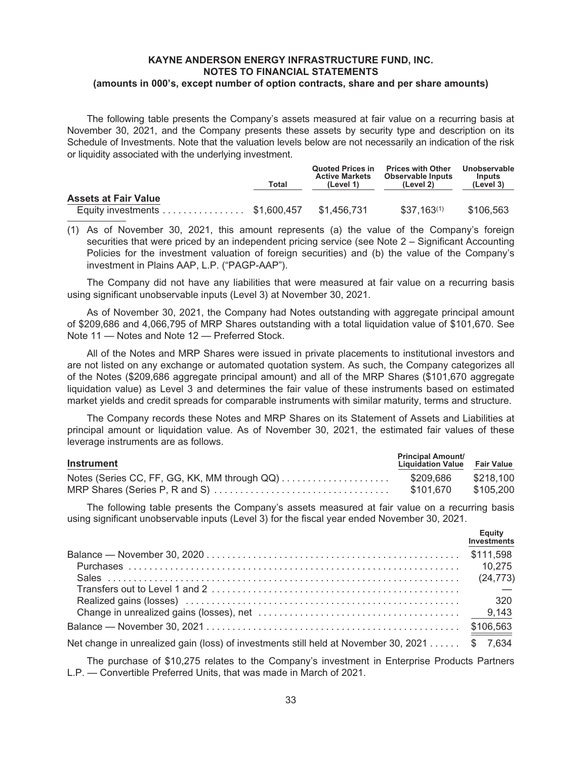The following table presents the Company's assets measured at fair value on a recurring basis at November 30, 2021, and the Company presents these assets by security type and description on its Schedule of Investments. Note that the valuation levels below are not necessarily an indication of the risk or liquidity associated with the underlying investment.

| | Total | Quoted Prices in Active Markets (Level 1) | Prices with Other Observable Inputs (Level 2) | Unobservable Inputs (Level 3) |
|---|---|---|---|---|
| **Assets at Fair Value** | | | | |
| Equity investments | $1,600,457 | $1,456,731 | $37,163[(1)] | $106,563 |

(1) As of November 30, 2021, this amount represents (a) the value of the Company's foreign securities that were priced by an independent pricing service (see Note 2 – Significant Accounting Policies for the investment valuation of foreign securities) and (b) the value of the Company's investment in Plains AAP, L.P. ("PAGP-AAP").

The Company did not have any liabilities that were measured at fair value on a recurring basis using significant unobservable inputs (Level 3) at November 30, 2021.

As of November 30, 2021, the Company had Notes outstanding with aggregate principal amount of $209,686 and 4,066,795 of MRP Shares outstanding with a total liquidation value of $101,670. See Note 11 — Notes and Note 12 — Preferred Stock.

All of the Notes and MRP Shares were issued in private placements to institutional investors and are not listed on any exchange or automated quotation system. As such, the Company categorizes all of the Notes ($209,686 aggregate principal amount) and all of the MRP Shares ($101,670 aggregate liquidation value) as Level 3 and determines the fair value of these instruments based on estimated market yields and credit spreads for comparable instruments with similar maturity, terms and structure.

The Company records these Notes and MRP Shares on its Statement of Assets and Liabilities at principal amount or liquidation value. As of November 30, 2021, the estimated fair values of these leverage instruments are as follows.

| Instrument | Principal Amount/ Liquidation Value | Fair Value |
|---|---|---|
| Notes (Series CC, FF, GG, KK, MM through QQ) | $209,686 | $218,100 |
| MRP Shares (Series P, R and S) | $101,670 | $105,200 |

The following table presents the Company's assets measured at fair value on a recurring basis using significant unobservable inputs (Level 3) for the fiscal year ended November 30, 2021.

| | Equity Investments |
|---|---|
| Balance — November 30, 2020 | $111,598 |
| Purchases | 10,275 |
| Sales | (24,773) |
| Transfers out to Level 1 and 2 | — |
| Realized gains (losses) | 320 |
| Change in unrealized gains (losses), net | 9,143 |
| Balance — November 30, 2021 | $106,563 |
| Net change in unrealized gain (loss) of investments still held at November 30, 2021 | $ 7,634 |

The purchase of $10,275 relates to the Company's investment in Enterprise Products Partners L.P. — Convertible Preferred Units, that was made in March of 2021.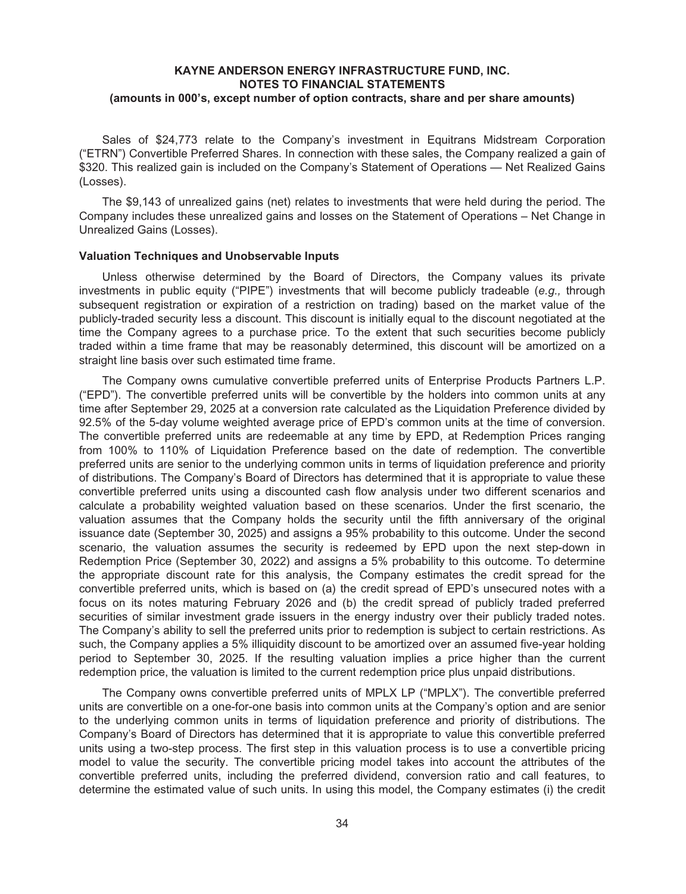Sales of $24,773 relate to the Company's investment in Equitrans Midstream Corporation ("ETRN") Convertible Preferred Shares. In connection with these sales, the Company realized a gain of $320. This realized gain is included on the Company's Statement of Operations — Net Realized Gains (Losses).

The $9,143 of unrealized gains (net) relates to investments that were held during the period. The Company includes these unrealized gains and losses on the Statement of Operations – Net Change in Unrealized Gains (Losses).

**Valuation Techniques and Unobservable Inputs**

Unless otherwise determined by the Board of Directors, the Company values its private investments in public equity ("PIPE") investments that will become publicly tradeable (*e.g.,* through subsequent registration or expiration of a restriction on trading) based on the market value of the publicly-traded security less a discount. This discount is initially equal to the discount negotiated at the time the Company agrees to a purchase price. To the extent that such securities become publicly traded within a time frame that may be reasonably determined, this discount will be amortized on a straight line basis over such estimated time frame.

The Company owns cumulative convertible preferred units of Enterprise Products Partners L.P. ("EPD"). The convertible preferred units will be convertible by the holders into common units at any time after September 29, 2025 at a conversion rate calculated as the Liquidation Preference divided by 92.5% of the 5-day volume weighted average price of EPD's common units at the time of conversion. The convertible preferred units are redeemable at any time by EPD, at Redemption Prices ranging from 100% to 110% of Liquidation Preference based on the date of redemption. The convertible preferred units are senior to the underlying common units in terms of liquidation preference and priority of distributions. The Company's Board of Directors has determined that it is appropriate to value these convertible preferred units using a discounted cash flow analysis under two different scenarios and calculate a probability weighted valuation based on these scenarios. Under the first scenario, the valuation assumes that the Company holds the security until the fifth anniversary of the original issuance date (September 30, 2025) and assigns a 95% probability to this outcome. Under the second scenario, the valuation assumes the security is redeemed by EPD upon the next step-down in Redemption Price (September 30, 2022) and assigns a 5% probability to this outcome. To determine the appropriate discount rate for this analysis, the Company estimates the credit spread for the convertible preferred units, which is based on (a) the credit spread of EPD's unsecured notes with a focus on its notes maturing February 2026 and (b) the credit spread of publicly traded preferred securities of similar investment grade issuers in the energy industry over their publicly traded notes. The Company's ability to sell the preferred units prior to redemption is subject to certain restrictions. As such, the Company applies a 5% illiquidity discount to be amortized over an assumed five-year holding period to September 30, 2025. If the resulting valuation implies a price higher than the current redemption price, the valuation is limited to the current redemption price plus unpaid distributions.

The Company owns convertible preferred units of MPLX LP ("MPLX"). The convertible preferred units are convertible on a one-for-one basis into common units at the Company's option and are senior to the underlying common units in terms of liquidation preference and priority of distributions. The Company's Board of Directors has determined that it is appropriate to value this convertible preferred units using a two-step process. The first step in this valuation process is to use a convertible pricing model to value the security. The convertible pricing model takes into account the attributes of the convertible preferred units, including the preferred dividend, conversion ratio and call features, to determine the estimated value of such units. In using this model, the Company estimates (i) the credit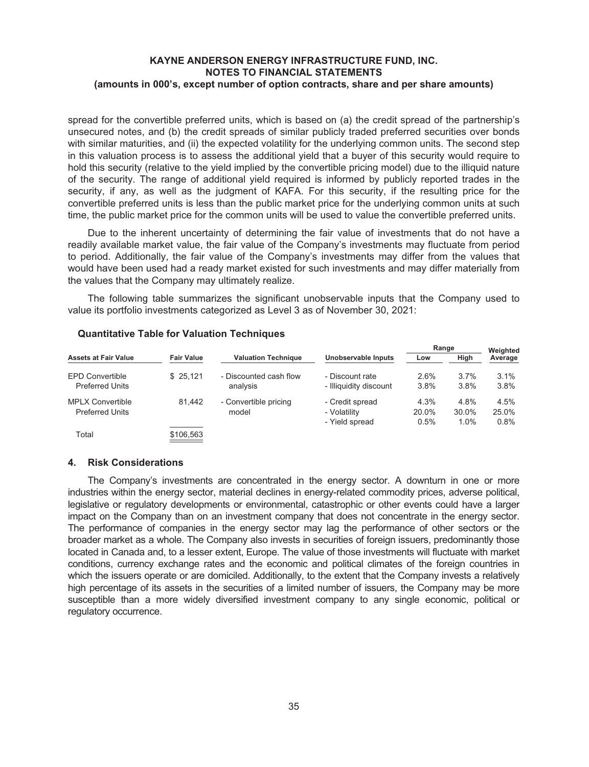spread for the convertible preferred units, which is based on (a) the credit spread of the partnership's unsecured notes, and (b) the credit spreads of similar publicly traded preferred securities over bonds with similar maturities, and (ii) the expected volatility for the underlying common units. The second step in this valuation process is to assess the additional yield that a buyer of this security would require to hold this security (relative to the yield implied by the convertible pricing model) due to the illiquid nature of the security. The range of additional yield required is informed by publicly reported trades in the security, if any, as well as the judgment of KAFA. For this security, if the resulting price for the convertible preferred units is less than the public market price for the underlying common units at such time, the public market price for the common units will be used to value the convertible preferred units.

Due to the inherent uncertainty of determining the fair value of investments that do not have a readily available market value, the fair value of the Company's investments may fluctuate from period to period. Additionally, the fair value of the Company's investments may differ from the values that would have been used had a ready market existed for such investments and may differ materially from the values that the Company may ultimately realize.

The following table summarizes the significant unobservable inputs that the Company used to value its portfolio investments categorized as Level 3 as of November 30, 2021:

**Quantitative Table for Valuation Techniques**

| Assets at Fair Value | Fair Value | Valuation Technique | Unobservable Inputs | Range Low | Range High | Weighted Average |
|---|---|---|---|---|---|---|
| EPD Convertible Preferred Units | $ 25,121 | - Discounted cash flow analysis | - Discount rate | 2.6% | 3.7% | 3.1% |
| | | | - Illiquidity discount | 3.8% | 3.8% | 3.8% |
| MPLX Convertible Preferred Units | 81,442 | - Convertible pricing model | - Credit spread | 4.3% | 4.8% | 4.5% |
| | | | - Volatility | 20.0% | 30.0% | 25.0% |
| | | | - Yield spread | 0.5% | 1.0% | 0.8% |
| Total | $106,563 | | | | | |

## 4. Risk Considerations

The Company's investments are concentrated in the energy sector. A downturn in one or more industries within the energy sector, material declines in energy-related commodity prices, adverse political, legislative or regulatory developments or environmental, catastrophic or other events could have a larger impact on the Company than on an investment company that does not concentrate in the energy sector. The performance of companies in the energy sector may lag the performance of other sectors or the broader market as a whole. The Company also invests in securities of foreign issuers, predominantly those located in Canada and, to a lesser extent, Europe. The value of those investments will fluctuate with market conditions, currency exchange rates and the economic and political climates of the foreign countries in which the issuers operate or are domiciled. Additionally, to the extent that the Company invests a relatively high percentage of its assets in the securities of a limited number of issuers, the Company may be more susceptible than a more widely diversified investment company to any single economic, political or regulatory occurrence.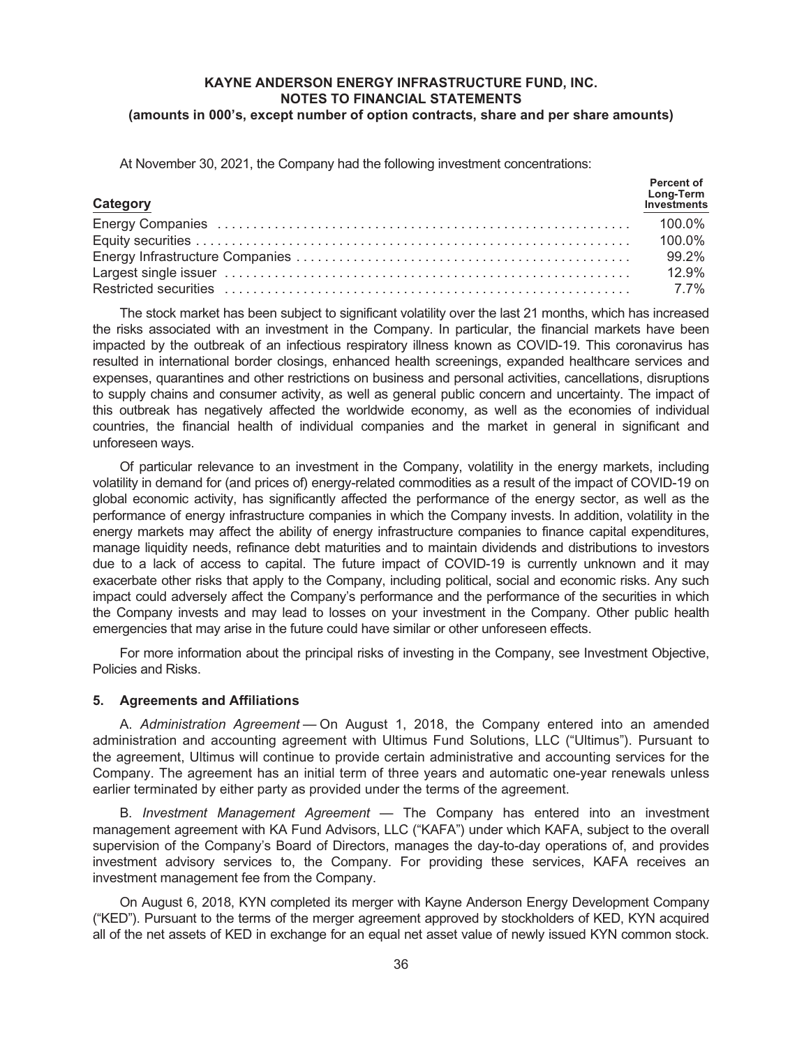At November 30, 2021, the Company had the following investment concentrations:

| Category | Percent of Long-Term Investments |
|---|---|
| Energy Companies | 100.0% |
| Equity securities | 100.0% |
| Energy Infrastructure Companies | 99.2% |
| Largest single issuer | 12.9% |
| Restricted securities | 7.7% |

The stock market has been subject to significant volatility over the last 21 months, which has increased the risks associated with an investment in the Company. In particular, the financial markets have been impacted by the outbreak of an infectious respiratory illness known as COVID-19. This coronavirus has resulted in international border closings, enhanced health screenings, expanded healthcare services and expenses, quarantines and other restrictions on business and personal activities, cancellations, disruptions to supply chains and consumer activity, as well as general public concern and uncertainty. The impact of this outbreak has negatively affected the worldwide economy, as well as the economies of individual countries, the financial health of individual companies and the market in general in significant and unforeseen ways.

Of particular relevance to an investment in the Company, volatility in the energy markets, including volatility in demand for (and prices of) energy-related commodities as a result of the impact of COVID-19 on global economic activity, has significantly affected the performance of the energy sector, as well as the performance of energy infrastructure companies in which the Company invests. In addition, volatility in the energy markets may affect the ability of energy infrastructure companies to finance capital expenditures, manage liquidity needs, refinance debt maturities and to maintain dividends and distributions to investors due to a lack of access to capital. The future impact of COVID-19 is currently unknown and it may exacerbate other risks that apply to the Company, including political, social and economic risks. Any such impact could adversely affect the Company's performance and the performance of the securities in which the Company invests and may lead to losses on your investment in the Company. Other public health emergencies that may arise in the future could have similar or other unforeseen effects.

For more information about the principal risks of investing in the Company, see Investment Objective, Policies and Risks.

### 5. Agreements and Affiliations

A. *Administration Agreement* — On August 1, 2018, the Company entered into an amended administration and accounting agreement with Ultimus Fund Solutions, LLC ("Ultimus"). Pursuant to the agreement, Ultimus will continue to provide certain administrative and accounting services for the Company. The agreement has an initial term of three years and automatic one-year renewals unless earlier terminated by either party as provided under the terms of the agreement.

B. *Investment Management Agreement* — The Company has entered into an investment management agreement with KA Fund Advisors, LLC ("KAFA") under which KAFA, subject to the overall supervision of the Company's Board of Directors, manages the day-to-day operations of, and provides investment advisory services to, the Company. For providing these services, KAFA receives an investment management fee from the Company.

On August 6, 2018, KYN completed its merger with Kayne Anderson Energy Development Company ("KED"). Pursuant to the terms of the merger agreement approved by stockholders of KED, KYN acquired all of the net assets of KED in exchange for an equal net asset value of newly issued KYN common stock.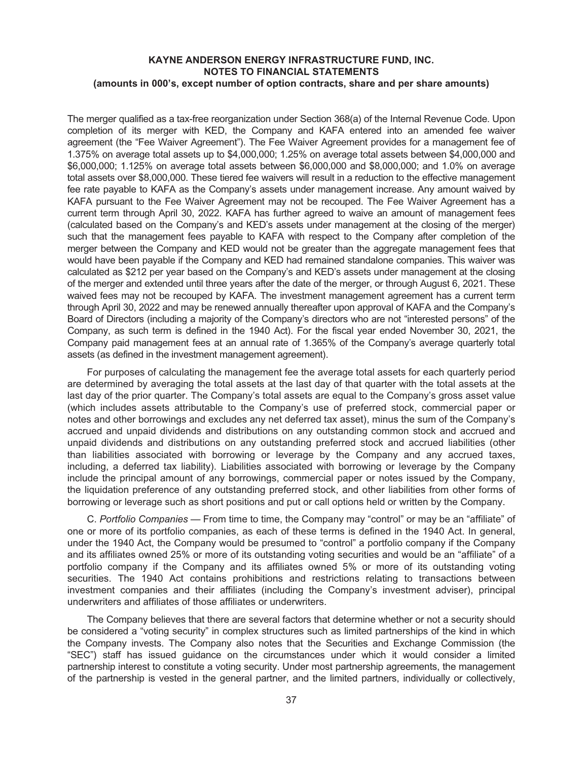The merger qualified as a tax-free reorganization under Section 368(a) of the Internal Revenue Code. Upon completion of its merger with KED, the Company and KAFA entered into an amended fee waiver agreement (the "Fee Waiver Agreement"). The Fee Waiver Agreement provides for a management fee of 1.375% on average total assets up to \$4,000,000; 1.25% on average total assets between \$4,000,000 and \$6,000,000; 1.125% on average total assets between \$6,000,000 and \$8,000,000; and 1.0% on average total assets over \$8,000,000. These tiered fee waivers will result in a reduction to the effective management fee rate payable to KAFA as the Company's assets under management increase. Any amount waived by KAFA pursuant to the Fee Waiver Agreement may not be recouped. The Fee Waiver Agreement has a current term through April 30, 2022. KAFA has further agreed to waive an amount of management fees (calculated based on the Company's and KED's assets under management at the closing of the merger) such that the management fees payable to KAFA with respect to the Company after completion of the merger between the Company and KED would not be greater than the aggregate management fees that would have been payable if the Company and KED had remained standalone companies. This waiver was calculated as \$212 per year based on the Company's and KED's assets under management at the closing of the merger and extended until three years after the date of the merger, or through August 6, 2021. These waived fees may not be recouped by KAFA. The investment management agreement has a current term through April 30, 2022 and may be renewed annually thereafter upon approval of KAFA and the Company's Board of Directors (including a majority of the Company's directors who are not "interested persons" of the Company, as such term is defined in the 1940 Act). For the fiscal year ended November 30, 2021, the Company paid management fees at an annual rate of 1.365% of the Company's average quarterly total assets (as defined in the investment management agreement).

For purposes of calculating the management fee the average total assets for each quarterly period are determined by averaging the total assets at the last day of that quarter with the total assets at the last day of the prior quarter. The Company's total assets are equal to the Company's gross asset value (which includes assets attributable to the Company's use of preferred stock, commercial paper or notes and other borrowings and excludes any net deferred tax asset), minus the sum of the Company's accrued and unpaid dividends and distributions on any outstanding common stock and accrued and unpaid dividends and distributions on any outstanding preferred stock and accrued liabilities (other than liabilities associated with borrowing or leverage by the Company and any accrued taxes, including, a deferred tax liability). Liabilities associated with borrowing or leverage by the Company include the principal amount of any borrowings, commercial paper or notes issued by the Company, the liquidation preference of any outstanding preferred stock, and other liabilities from other forms of borrowing or leverage such as short positions and put or call options held or written by the Company.

C. *Portfolio Companies* — From time to time, the Company may "control" or may be an "affiliate" of one or more of its portfolio companies, as each of these terms is defined in the 1940 Act. In general, under the 1940 Act, the Company would be presumed to "control" a portfolio company if the Company and its affiliates owned 25% or more of its outstanding voting securities and would be an "affiliate" of a portfolio company if the Company and its affiliates owned 5% or more of its outstanding voting securities. The 1940 Act contains prohibitions and restrictions relating to transactions between investment companies and their affiliates (including the Company's investment adviser), principal underwriters and affiliates of those affiliates or underwriters.

The Company believes that there are several factors that determine whether or not a security should be considered a "voting security" in complex structures such as limited partnerships of the kind in which the Company invests. The Company also notes that the Securities and Exchange Commission (the "SEC") staff has issued guidance on the circumstances under which it would consider a limited partnership interest to constitute a voting security. Under most partnership agreements, the management of the partnership is vested in the general partner, and the limited partners, individually or collectively,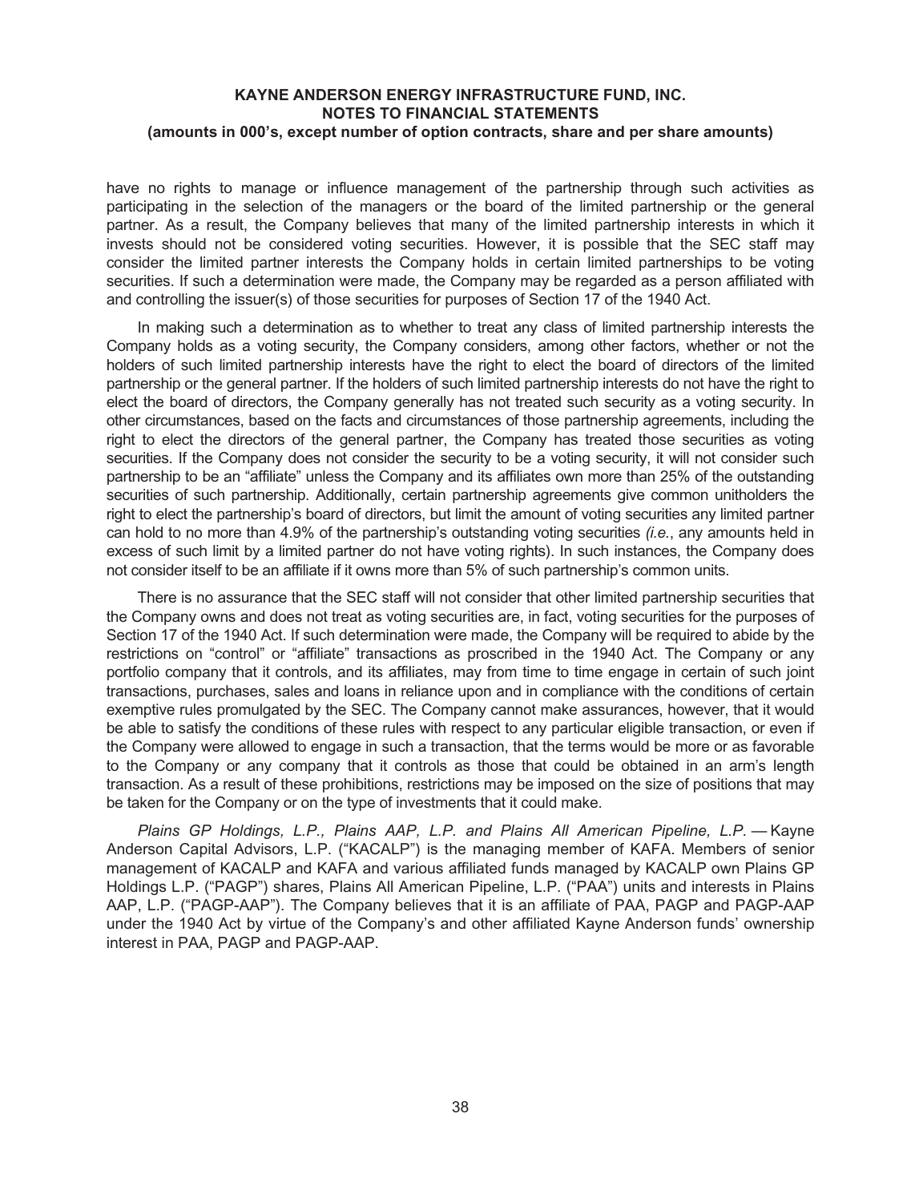have no rights to manage or influence management of the partnership through such activities as participating in the selection of the managers or the board of the limited partnership or the general partner. As a result, the Company believes that many of the limited partnership interests in which it invests should not be considered voting securities. However, it is possible that the SEC staff may consider the limited partner interests the Company holds in certain limited partnerships to be voting securities. If such a determination were made, the Company may be regarded as a person affiliated with and controlling the issuer(s) of those securities for purposes of Section 17 of the 1940 Act.

In making such a determination as to whether to treat any class of limited partnership interests the Company holds as a voting security, the Company considers, among other factors, whether or not the holders of such limited partnership interests have the right to elect the board of directors of the limited partnership or the general partner. If the holders of such limited partnership interests do not have the right to elect the board of directors, the Company generally has not treated such security as a voting security. In other circumstances, based on the facts and circumstances of those partnership agreements, including the right to elect the directors of the general partner, the Company has treated those securities as voting securities. If the Company does not consider the security to be a voting security, it will not consider such partnership to be an "affiliate" unless the Company and its affiliates own more than 25% of the outstanding securities of such partnership. Additionally, certain partnership agreements give common unitholders the right to elect the partnership's board of directors, but limit the amount of voting securities any limited partner can hold to no more than 4.9% of the partnership's outstanding voting securities *(i.e.*, any amounts held in excess of such limit by a limited partner do not have voting rights). In such instances, the Company does not consider itself to be an affiliate if it owns more than 5% of such partnership's common units.

There is no assurance that the SEC staff will not consider that other limited partnership securities that the Company owns and does not treat as voting securities are, in fact, voting securities for the purposes of Section 17 of the 1940 Act. If such determination were made, the Company will be required to abide by the restrictions on "control" or "affiliate" transactions as proscribed in the 1940 Act. The Company or any portfolio company that it controls, and its affiliates, may from time to time engage in certain of such joint transactions, purchases, sales and loans in reliance upon and in compliance with the conditions of certain exemptive rules promulgated by the SEC. The Company cannot make assurances, however, that it would be able to satisfy the conditions of these rules with respect to any particular eligible transaction, or even if the Company were allowed to engage in such a transaction, that the terms would be more or as favorable to the Company or any company that it controls as those that could be obtained in an arm's length transaction. As a result of these prohibitions, restrictions may be imposed on the size of positions that may be taken for the Company or on the type of investments that it could make.

*Plains GP Holdings, L.P., Plains AAP, L.P. and Plains All American Pipeline, L.P.* — Kayne Anderson Capital Advisors, L.P. ("KACALP") is the managing member of KAFA. Members of senior management of KACALP and KAFA and various affiliated funds managed by KACALP own Plains GP Holdings L.P. ("PAGP") shares, Plains All American Pipeline, L.P. ("PAA") units and interests in Plains AAP, L.P. ("PAGP-AAP"). The Company believes that it is an affiliate of PAA, PAGP and PAGP-AAP under the 1940 Act by virtue of the Company's and other affiliated Kayne Anderson funds' ownership interest in PAA, PAGP and PAGP-AAP.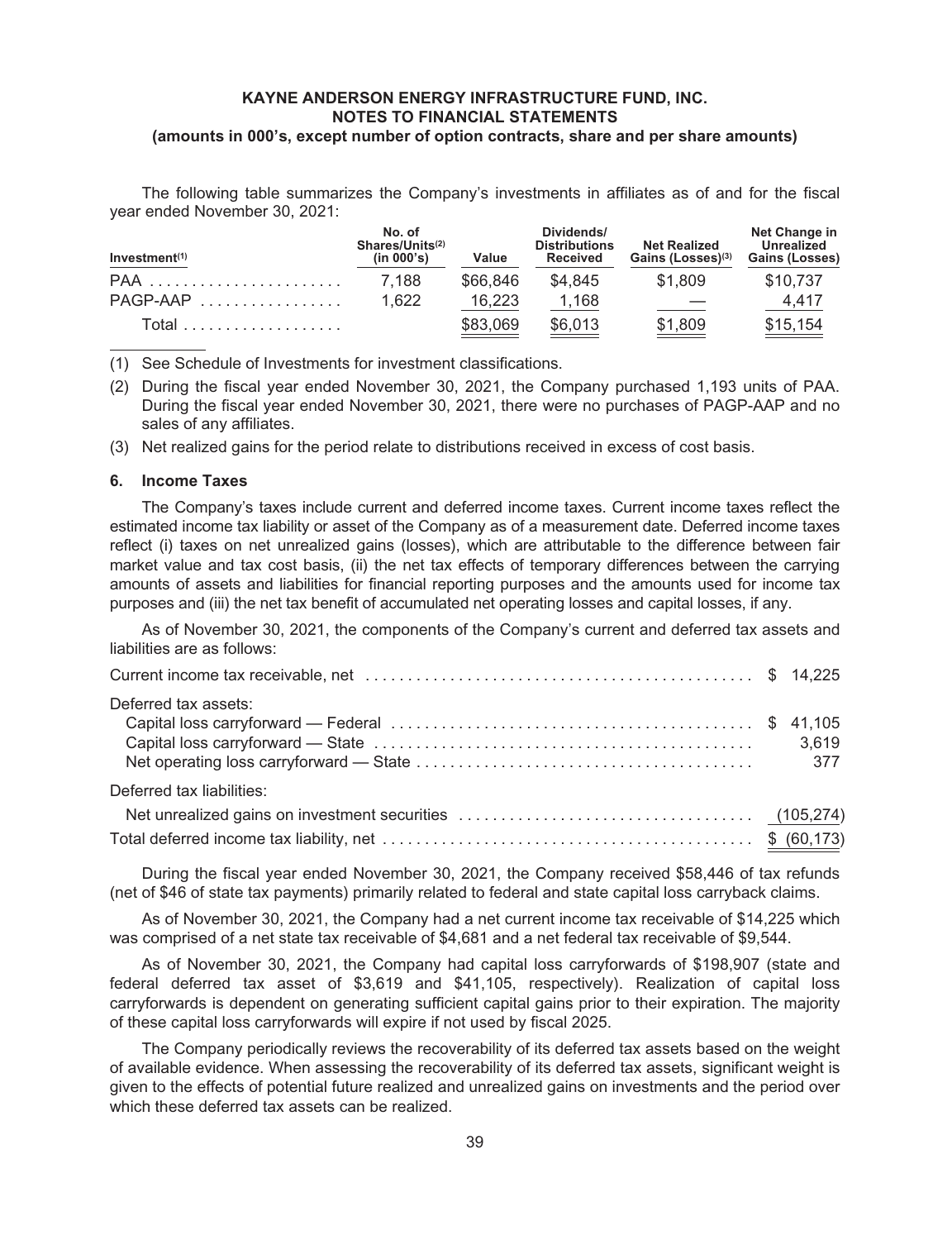**KAYNE ANDERSON ENERGY INFRASTRUCTURE FUND, INC.**
**NOTES TO FINANCIAL STATEMENTS**
**(amounts in 000's, except number of option contracts, share and per share amounts)**

The following table summarizes the Company's investments in affiliates as of and for the fiscal year ended November 30, 2021:

| Investment(1) | No. of Shares/Units(2) (in 000's) | Value | Dividends/ Distributions Received | Net Realized Gains (Losses)(3) | Net Change in Unrealized Gains (Losses) |
|---|---|---|---|---|---|
| PAA | 7,188 | $66,846 | $4,845 | $1,809 | $10,737 |
| PAGP-AAP | 1,622 | 16,223 | 1,168 | — | 4,417 |
| Total | | $83,069 | $6,013 | $1,809 | $15,154 |

(1) See Schedule of Investments for investment classifications.

(2) During the fiscal year ended November 30, 2021, the Company purchased 1,193 units of PAA. During the fiscal year ended November 30, 2021, there were no purchases of PAGP-AAP and no sales of any affiliates.

(3) Net realized gains for the period relate to distributions received in excess of cost basis.

### 6. Income Taxes

The Company's taxes include current and deferred income taxes. Current income taxes reflect the estimated income tax liability or asset of the Company as of a measurement date. Deferred income taxes reflect (i) taxes on net unrealized gains (losses), which are attributable to the difference between fair market value and tax cost basis, (ii) the net tax effects of temporary differences between the carrying amounts of assets and liabilities for financial reporting purposes and the amounts used for income tax purposes and (iii) the net tax benefit of accumulated net operating losses and capital losses, if any.

As of November 30, 2021, the components of the Company's current and deferred tax assets and liabilities are as follows:

| | |
|---|---|
| Current income tax receivable, net | $ 14,225 |
| Deferred tax assets: | |
| Capital loss carryforward — Federal | $ 41,105 |
| Capital loss carryforward — State | 3,619 |
| Net operating loss carryforward — State | 377 |
| Deferred tax liabilities: | |
| Net unrealized gains on investment securities | (105,274) |
| Total deferred income tax liability, net | $ (60,173) |

During the fiscal year ended November 30, 2021, the Company received $58,446 of tax refunds (net of $46 of state tax payments) primarily related to federal and state capital loss carryback claims.

As of November 30, 2021, the Company had a net current income tax receivable of $14,225 which was comprised of a net state tax receivable of $4,681 and a net federal tax receivable of $9,544.

As of November 30, 2021, the Company had capital loss carryforwards of $198,907 (state and federal deferred tax asset of $3,619 and $41,105, respectively). Realization of capital loss carryforwards is dependent on generating sufficient capital gains prior to their expiration. The majority of these capital loss carryforwards will expire if not used by fiscal 2025.

The Company periodically reviews the recoverability of its deferred tax assets based on the weight of available evidence. When assessing the recoverability of its deferred tax assets, significant weight is given to the effects of potential future realized and unrealized gains on investments and the period over which these deferred tax assets can be realized.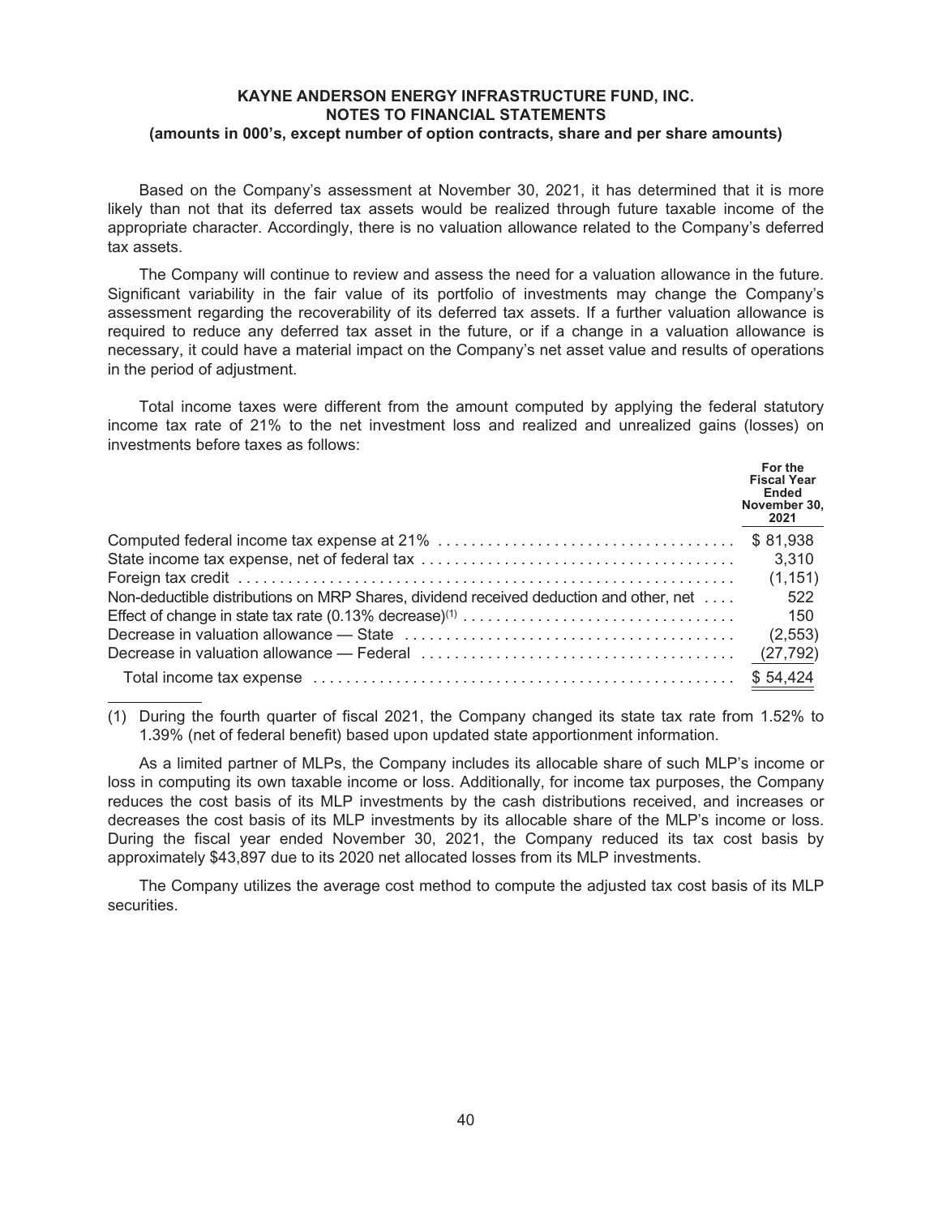**KAYNE ANDERSON ENERGY INFRASTRUCTURE FUND, INC.**
**NOTES TO FINANCIAL STATEMENTS**
**(amounts in 000's, except number of option contracts, share and per share amounts)**

Based on the Company's assessment at November 30, 2021, it has determined that it is more likely than not that its deferred tax assets would be realized through future taxable income of the appropriate character. Accordingly, there is no valuation allowance related to the Company's deferred tax assets.

The Company will continue to review and assess the need for a valuation allowance in the future. Significant variability in the fair value of its portfolio of investments may change the Company's assessment regarding the recoverability of its deferred tax assets. If a further valuation allowance is required to reduce any deferred tax asset in the future, or if a change in a valuation allowance is necessary, it could have a material impact on the Company's net asset value and results of operations in the period of adjustment.

Total income taxes were different from the amount computed by applying the federal statutory income tax rate of 21% to the net investment loss and realized and unrealized gains (losses) on investments before taxes as follows:

| | For the Fiscal Year Ended November 30, 2021 |
|---|---|
| Computed federal income tax expense at 21% | $ 81,938 |
| State income tax expense, net of federal tax | 3,310 |
| Foreign tax credit | (1,151) |
| Non-deductible distributions on MRP Shares, dividend received deduction and other, net | 522 |
| Effect of change in state tax rate (0.13% decrease)[1] | 150 |
| Decrease in valuation allowance — State | (2,553) |
| Decrease in valuation allowance — Federal | (27,792) |
| Total income tax expense | $ 54,424 |

(1) During the fourth quarter of fiscal 2021, the Company changed its state tax rate from 1.52% to 1.39% (net of federal benefit) based upon updated state apportionment information.

As a limited partner of MLPs, the Company includes its allocable share of such MLP's income or loss in computing its own taxable income or loss. Additionally, for income tax purposes, the Company reduces the cost basis of its MLP investments by the cash distributions received, and increases or decreases the cost basis of its MLP investments by its allocable share of the MLP's income or loss. During the fiscal year ended November 30, 2021, the Company reduced its tax cost basis by approximately $43,897 due to its 2020 net allocated losses from its MLP investments.

The Company utilizes the average cost method to compute the adjusted tax cost basis of its MLP securities.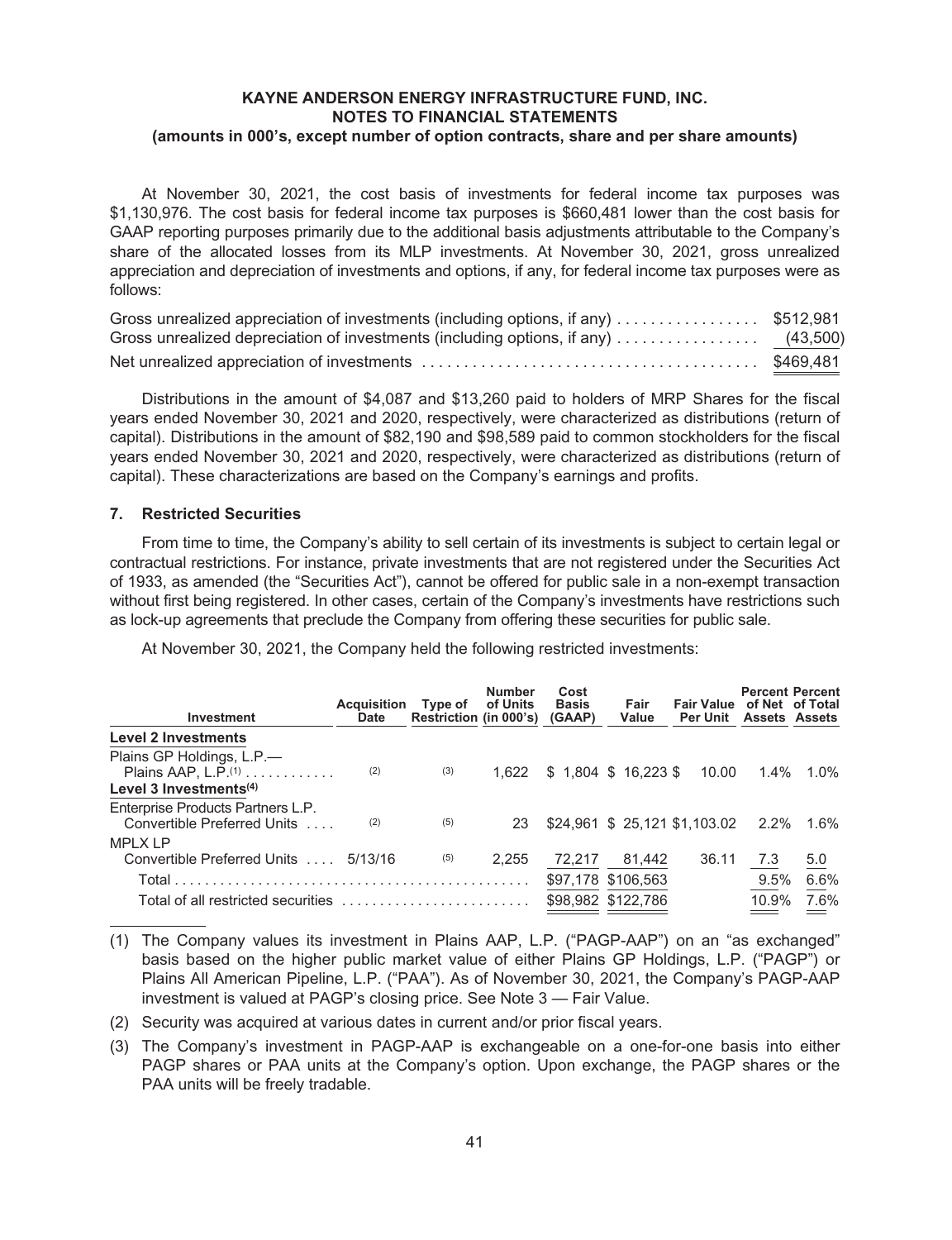**KAYNE ANDERSON ENERGY INFRASTRUCTURE FUND, INC.**
**NOTES TO FINANCIAL STATEMENTS**
**(amounts in 000's, except number of option contracts, share and per share amounts)**

At November 30, 2021, the cost basis of investments for federal income tax purposes was $1,130,976. The cost basis for federal income tax purposes is $660,481 lower than the cost basis for GAAP reporting purposes primarily due to the additional basis adjustments attributable to the Company's share of the allocated losses from its MLP investments. At November 30, 2021, gross unrealized appreciation and depreciation of investments and options, if any, for federal income tax purposes were as follows:

| | |
|---|---|
| Gross unrealized appreciation of investments (including options, if any) | $512,981 |
| Gross unrealized depreciation of investments (including options, if any) | (43,500) |
| Net unrealized appreciation of investments | $469,481 |

Distributions in the amount of $4,087 and $13,260 paid to holders of MRP Shares for the fiscal years ended November 30, 2021 and 2020, respectively, were characterized as distributions (return of capital). Distributions in the amount of $82,190 and $98,589 paid to common stockholders for the fiscal years ended November 30, 2021 and 2020, respectively, were characterized as distributions (return of capital). These characterizations are based on the Company's earnings and profits.

## 7. Restricted Securities

From time to time, the Company's ability to sell certain of its investments is subject to certain legal or contractual restrictions. For instance, private investments that are not registered under the Securities Act of 1933, as amended (the "Securities Act"), cannot be offered for public sale in a non-exempt transaction without first being registered. In other cases, certain of the Company's investments have restrictions such as lock-up agreements that preclude the Company from offering these securities for public sale.

At November 30, 2021, the Company held the following restricted investments:

| Investment | Acquisition Date | Type of Restriction | Number of Units (in 000's) | Cost Basis (GAAP) | Fair Value | Fair Value Per Unit | Percent of Net Assets | Percent of Total Assets |
|---|---|---|---|---|---|---|---|---|
| **Level 2 Investments** | | | | | | | | |
| Plains GP Holdings, L.P.— Plains AAP, L.P.(1) | (2) | (3) | 1,622 | $ 1,804 | $ 16,223 | $ 10.00 | 1.4% | 1.0% |
| **Level 3 Investments(4)** | | | | | | | | |
| Enterprise Products Partners L.P. Convertible Preferred Units | (2) | (5) | 23 | $24,961 | $ 25,121 | $1,103.02 | 2.2% | 1.6% |
| MPLX LP Convertible Preferred Units | 5/13/16 | (5) | 2,255 | 72,217 | 81,442 | 36.11 | 7.3 | 5.0 |
| Total | | | | $97,178 | $106,563 | | 9.5% | 6.6% |
| Total of all restricted securities | | | | $98,982 | $122,786 | | 10.9% | 7.6% |

(1) The Company values its investment in Plains AAP, L.P. ("PAGP-AAP") on an "as exchanged" basis based on the higher public market value of either Plains GP Holdings, L.P. ("PAGP") or Plains All American Pipeline, L.P. ("PAA"). As of November 30, 2021, the Company's PAGP-AAP investment is valued at PAGP's closing price. See Note 3 — Fair Value.

(2) Security was acquired at various dates in current and/or prior fiscal years.

(3) The Company's investment in PAGP-AAP is exchangeable on a one-for-one basis into either PAGP shares or PAA units at the Company's option. Upon exchange, the PAGP shares or the PAA units will be freely tradable.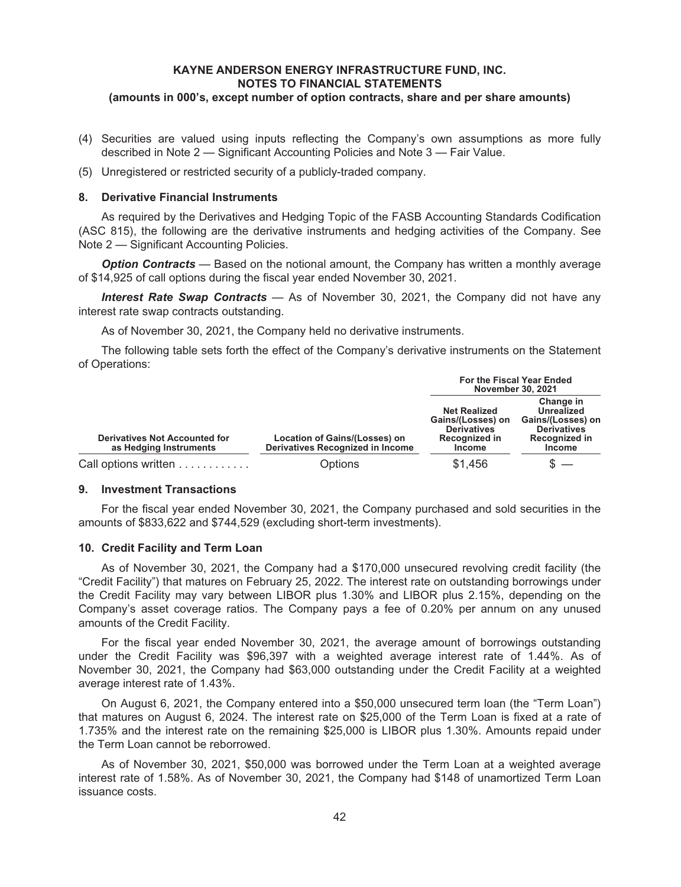(4) Securities are valued using inputs reflecting the Company's own assumptions as more fully described in Note 2 — Significant Accounting Policies and Note 3 — Fair Value.

(5) Unregistered or restricted security of a publicly-traded company.

### 8. Derivative Financial Instruments

As required by the Derivatives and Hedging Topic of the FASB Accounting Standards Codification (ASC 815), the following are the derivative instruments and hedging activities of the Company. See Note 2 — Significant Accounting Policies.

***Option Contracts*** — Based on the notional amount, the Company has written a monthly average of $14,925 of call options during the fiscal year ended November 30, 2021.

***Interest Rate Swap Contracts*** — As of November 30, 2021, the Company did not have any interest rate swap contracts outstanding.

As of November 30, 2021, the Company held no derivative instruments.

The following table sets forth the effect of the Company's derivative instruments on the Statement of Operations:

| | | For the Fiscal Year Ended November 30, 2021 | |
|---|---|---|---|
| **Derivatives Not Accounted for as Hedging Instruments** | **Location of Gains/(Losses) on Derivatives Recognized in Income** | **Net Realized Gains/(Losses) on Derivatives Recognized in Income** | **Change in Unrealized Gains/(Losses) on Derivatives Recognized in Income** |
| Call options written . . . . . . . . . . . . | Options | $1,456 | $ — |

### 9. Investment Transactions

For the fiscal year ended November 30, 2021, the Company purchased and sold securities in the amounts of $833,622 and $744,529 (excluding short-term investments).

### 10. Credit Facility and Term Loan

As of November 30, 2021, the Company had a $170,000 unsecured revolving credit facility (the "Credit Facility") that matures on February 25, 2022. The interest rate on outstanding borrowings under the Credit Facility may vary between LIBOR plus 1.30% and LIBOR plus 2.15%, depending on the Company's asset coverage ratios. The Company pays a fee of 0.20% per annum on any unused amounts of the Credit Facility.

For the fiscal year ended November 30, 2021, the average amount of borrowings outstanding under the Credit Facility was $96,397 with a weighted average interest rate of 1.44%. As of November 30, 2021, the Company had $63,000 outstanding under the Credit Facility at a weighted average interest rate of 1.43%.

On August 6, 2021, the Company entered into a $50,000 unsecured term loan (the "Term Loan") that matures on August 6, 2024. The interest rate on $25,000 of the Term Loan is fixed at a rate of 1.735% and the interest rate on the remaining $25,000 is LIBOR plus 1.30%. Amounts repaid under the Term Loan cannot be reborrowed.

As of November 30, 2021, $50,000 was borrowed under the Term Loan at a weighted average interest rate of 1.58%. As of November 30, 2021, the Company had $148 of unamortized Term Loan issuance costs.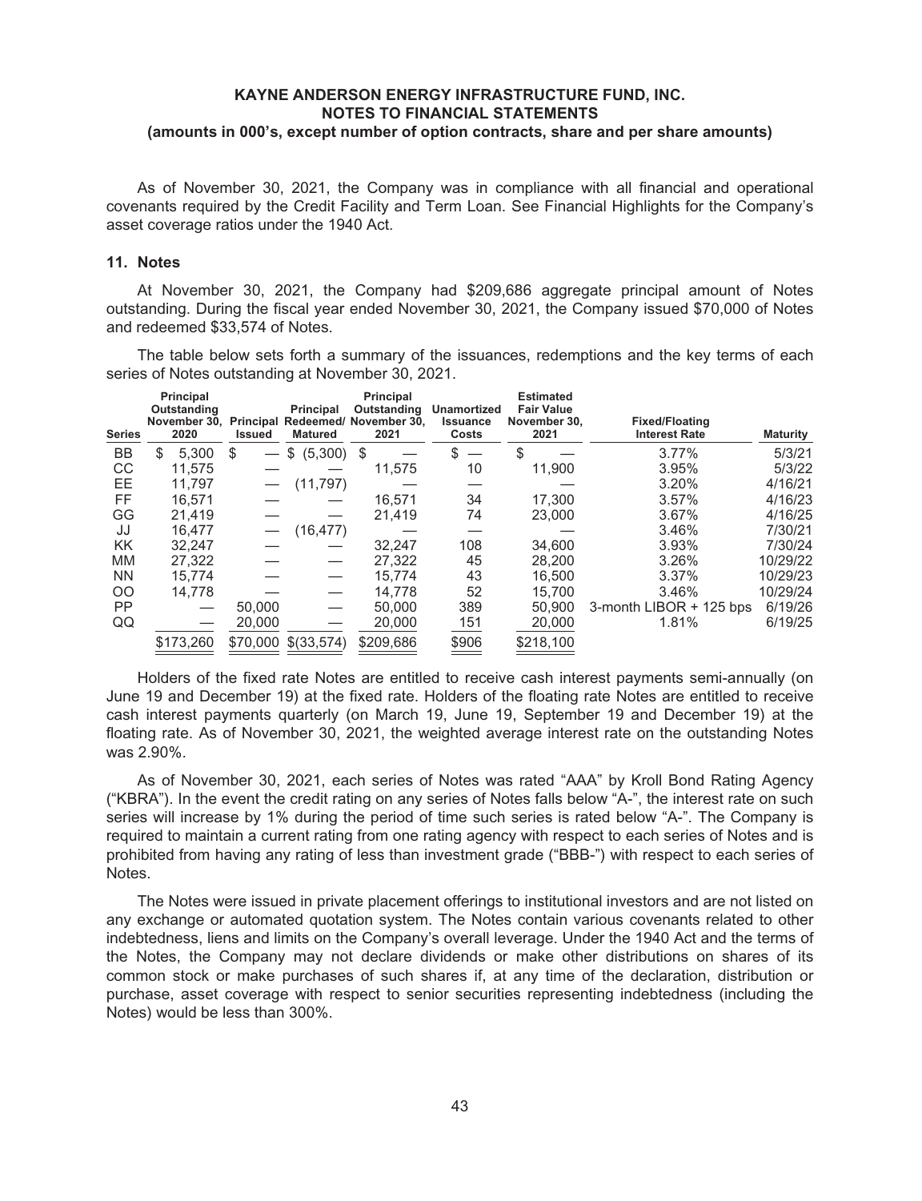**KAYNE ANDERSON ENERGY INFRASTRUCTURE FUND, INC.**
**NOTES TO FINANCIAL STATEMENTS**
**(amounts in 000's, except number of option contracts, share and per share amounts)**

As of November 30, 2021, the Company was in compliance with all financial and operational covenants required by the Credit Facility and Term Loan. See Financial Highlights for the Company's asset coverage ratios under the 1940 Act.

### 11. Notes

At November 30, 2021, the Company had $209,686 aggregate principal amount of Notes outstanding. During the fiscal year ended November 30, 2021, the Company issued $70,000 of Notes and redeemed $33,574 of Notes.

The table below sets forth a summary of the issuances, redemptions and the key terms of each series of Notes outstanding at November 30, 2021.

| Series | Principal Outstanding November 30, 2020 | Principal Issued | Principal Redeemed/ Matured | Principal Outstanding November 30, 2021 | Unamortized Issuance Costs | Estimated Fair Value November 30, 2021 | Fixed/Floating Interest Rate | Maturity |
|---|---|---|---|---|---|---|---|---|
| BB | $ 5,300 | $ — | $ (5,300) | $ — | $ — | $ — | 3.77% | 5/3/21 |
| CC | 11,575 | — | — | 11,575 | 10 | 11,900 | 3.95% | 5/3/22 |
| EE | 11,797 | — | (11,797) | — | — | — | 3.20% | 4/16/21 |
| FF | 16,571 | — | — | 16,571 | 34 | 17,300 | 3.57% | 4/16/23 |
| GG | 21,419 | — | — | 21,419 | 74 | 23,000 | 3.67% | 4/16/25 |
| JJ | 16,477 | — | (16,477) | — | — | — | 3.46% | 7/30/21 |
| KK | 32,247 | — | — | 32,247 | 108 | 34,600 | 3.93% | 7/30/24 |
| MM | 27,322 | — | — | 27,322 | 45 | 28,200 | 3.26% | 10/29/22 |
| NN | 15,774 | — | — | 15,774 | 43 | 16,500 | 3.37% | 10/29/23 |
| OO | 14,778 | — | — | 14,778 | 52 | 15,700 | 3.46% | 10/29/24 |
| PP | — | 50,000 | — | 50,000 | 389 | 50,900 | 3-month LIBOR + 125 bps | 6/19/26 |
| QQ | — | 20,000 | — | 20,000 | 151 | 20,000 | 1.81% | 6/19/25 |
| | $173,260 | $70,000 | $(33,574) | $209,686 | $906 | $218,100 | | |

Holders of the fixed rate Notes are entitled to receive cash interest payments semi-annually (on June 19 and December 19) at the fixed rate. Holders of the floating rate Notes are entitled to receive cash interest payments quarterly (on March 19, June 19, September 19 and December 19) at the floating rate. As of November 30, 2021, the weighted average interest rate on the outstanding Notes was 2.90%.

As of November 30, 2021, each series of Notes was rated "AAA" by Kroll Bond Rating Agency ("KBRA"). In the event the credit rating on any series of Notes falls below "A-", the interest rate on such series will increase by 1% during the period of time such series is rated below "A-". The Company is required to maintain a current rating from one rating agency with respect to each series of Notes and is prohibited from having any rating of less than investment grade ("BBB-") with respect to each series of Notes.

The Notes were issued in private placement offerings to institutional investors and are not listed on any exchange or automated quotation system. The Notes contain various covenants related to other indebtedness, liens and limits on the Company's overall leverage. Under the 1940 Act and the terms of the Notes, the Company may not declare dividends or make other distributions on shares of its common stock or make purchases of such shares if, at any time of the declaration, distribution or purchase, asset coverage with respect to senior securities representing indebtedness (including the Notes) would be less than 300%.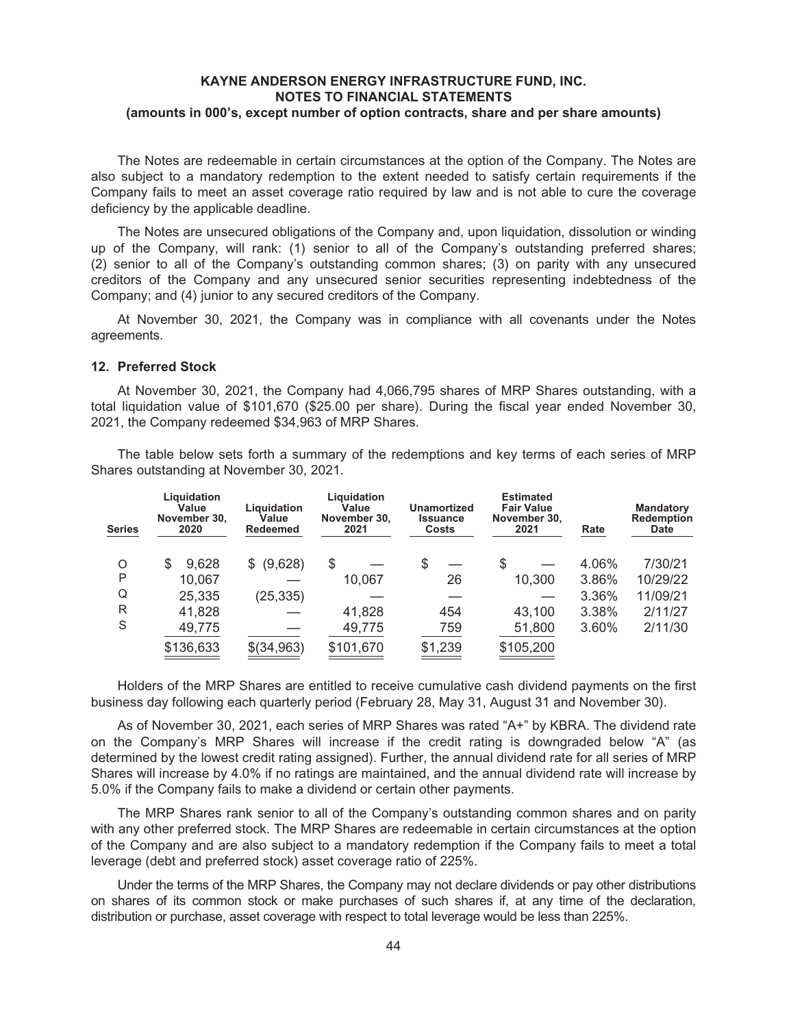The Notes are redeemable in certain circumstances at the option of the Company. The Notes are also subject to a mandatory redemption to the extent needed to satisfy certain requirements if the Company fails to meet an asset coverage ratio required by law and is not able to cure the coverage deficiency by the applicable deadline.

The Notes are unsecured obligations of the Company and, upon liquidation, dissolution or winding up of the Company, will rank: (1) senior to all of the Company's outstanding preferred shares; (2) senior to all of the Company's outstanding common shares; (3) on parity with any unsecured creditors of the Company and any unsecured senior securities representing indebtedness of the Company; and (4) junior to any secured creditors of the Company.

At November 30, 2021, the Company was in compliance with all covenants under the Notes agreements.

### 12. Preferred Stock

At November 30, 2021, the Company had 4,066,795 shares of MRP Shares outstanding, with a total liquidation value of $101,670 ($25.00 per share). During the fiscal year ended November 30, 2021, the Company redeemed $34,963 of MRP Shares.

The table below sets forth a summary of the redemptions and key terms of each series of MRP Shares outstanding at November 30, 2021.

| Series | Liquidation Value November 30, 2020 | Liquidation Value Redeemed | Liquidation Value November 30, 2021 | Unamortized Issuance Costs | Estimated Fair Value November 30, 2021 | Rate | Mandatory Redemption Date |
|---|---|---|---|---|---|---|---|
| O | $ 9,628 | $ (9,628) | $ — | $ — | $ — | 4.06% | 7/30/21 |
| P | 10,067 | — | 10,067 | 26 | 10,300 | 3.86% | 10/29/22 |
| Q | 25,335 | (25,335) | — | — | — | 3.36% | 11/09/21 |
| R | 41,828 | — | 41,828 | 454 | 43,100 | 3.38% | 2/11/27 |
| S | 49,775 | — | 49,775 | 759 | 51,800 | 3.60% | 2/11/30 |
| | $136,633 | $(34,963) | $101,670 | $1,239 | $105,200 | | |

Holders of the MRP Shares are entitled to receive cumulative cash dividend payments on the first business day following each quarterly period (February 28, May 31, August 31 and November 30).

As of November 30, 2021, each series of MRP Shares was rated "A+" by KBRA. The dividend rate on the Company's MRP Shares will increase if the credit rating is downgraded below "A" (as determined by the lowest credit rating assigned). Further, the annual dividend rate for all series of MRP Shares will increase by 4.0% if no ratings are maintained, and the annual dividend rate will increase by 5.0% if the Company fails to make a dividend or certain other payments.

The MRP Shares rank senior to all of the Company's outstanding common shares and on parity with any other preferred stock. The MRP Shares are redeemable in certain circumstances at the option of the Company and are also subject to a mandatory redemption if the Company fails to meet a total leverage (debt and preferred stock) asset coverage ratio of 225%.

Under the terms of the MRP Shares, the Company may not declare dividends or pay other distributions on shares of its common stock or make purchases of such shares if, at any time of the declaration, distribution or purchase, asset coverage with respect to total leverage would be less than 225%.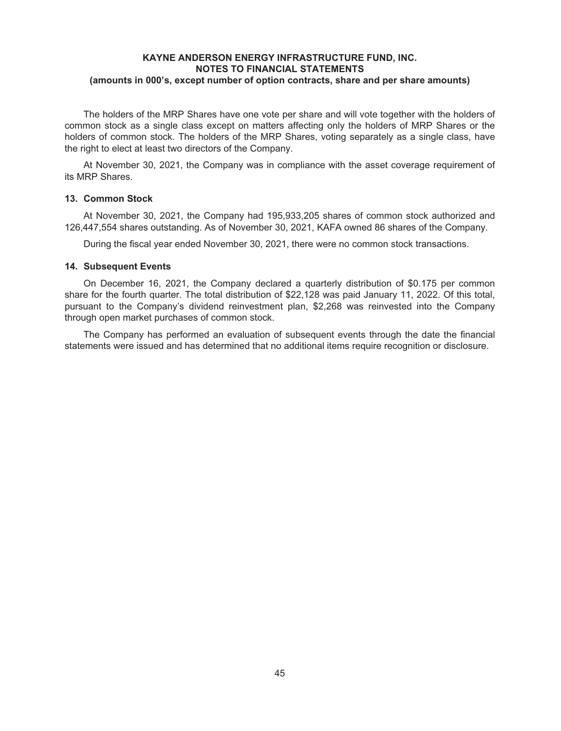The holders of the MRP Shares have one vote per share and will vote together with the holders of common stock as a single class except on matters affecting only the holders of MRP Shares or the holders of common stock. The holders of the MRP Shares, voting separately as a single class, have the right to elect at least two directors of the Company.

At November 30, 2021, the Company was in compliance with the asset coverage requirement of its MRP Shares.

### 13. Common Stock

At November 30, 2021, the Company had 195,933,205 shares of common stock authorized and 126,447,554 shares outstanding. As of November 30, 2021, KAFA owned 86 shares of the Company.

During the fiscal year ended November 30, 2021, there were no common stock transactions.

### 14. Subsequent Events

On December 16, 2021, the Company declared a quarterly distribution of $0.175 per common share for the fourth quarter. The total distribution of $22,128 was paid January 11, 2022. Of this total, pursuant to the Company's dividend reinvestment plan, $2,268 was reinvested into the Company through open market purchases of common stock.

The Company has performed an evaluation of subsequent events through the date the financial statements were issued and has determined that no additional items require recognition or disclosure.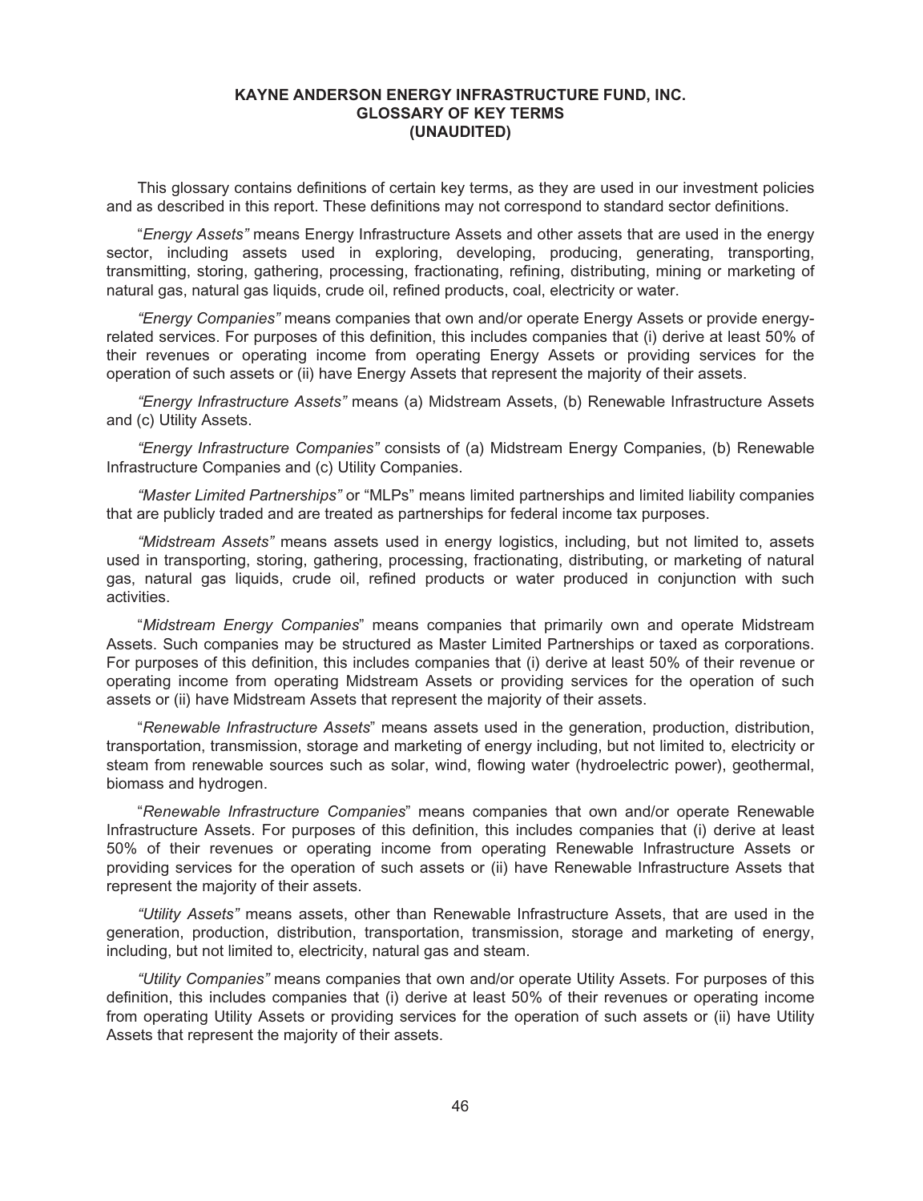# KAYNE ANDERSON ENERGY INFRASTRUCTURE FUND, INC.
## GLOSSARY OF KEY TERMS
## (UNAUDITED)

This glossary contains definitions of certain key terms, as they are used in our investment policies and as described in this report. These definitions may not correspond to standard sector definitions.

"*Energy Assets"* means Energy Infrastructure Assets and other assets that are used in the energy sector, including assets used in exploring, developing, producing, generating, transporting, transmitting, storing, gathering, processing, fractionating, refining, distributing, mining or marketing of natural gas, natural gas liquids, crude oil, refined products, coal, electricity or water.

*"Energy Companies"* means companies that own and/or operate Energy Assets or provide energy-related services. For purposes of this definition, this includes companies that (i) derive at least 50% of their revenues or operating income from operating Energy Assets or providing services for the operation of such assets or (ii) have Energy Assets that represent the majority of their assets.

*"Energy Infrastructure Assets"* means (a) Midstream Assets, (b) Renewable Infrastructure Assets and (c) Utility Assets.

*"Energy Infrastructure Companies"* consists of (a) Midstream Energy Companies, (b) Renewable Infrastructure Companies and (c) Utility Companies.

*"Master Limited Partnerships"* or "MLPs" means limited partnerships and limited liability companies that are publicly traded and are treated as partnerships for federal income tax purposes.

*"Midstream Assets"* means assets used in energy logistics, including, but not limited to, assets used in transporting, storing, gathering, processing, fractionating, distributing, or marketing of natural gas, natural gas liquids, crude oil, refined products or water produced in conjunction with such activities.

"*Midstream Energy Companies*" means companies that primarily own and operate Midstream Assets. Such companies may be structured as Master Limited Partnerships or taxed as corporations. For purposes of this definition, this includes companies that (i) derive at least 50% of their revenue or operating income from operating Midstream Assets or providing services for the operation of such assets or (ii) have Midstream Assets that represent the majority of their assets.

"*Renewable Infrastructure Assets*" means assets used in the generation, production, distribution, transportation, transmission, storage and marketing of energy including, but not limited to, electricity or steam from renewable sources such as solar, wind, flowing water (hydroelectric power), geothermal, biomass and hydrogen.

"*Renewable Infrastructure Companies*" means companies that own and/or operate Renewable Infrastructure Assets. For purposes of this definition, this includes companies that (i) derive at least 50% of their revenues or operating income from operating Renewable Infrastructure Assets or providing services for the operation of such assets or (ii) have Renewable Infrastructure Assets that represent the majority of their assets.

*"Utility Assets"* means assets, other than Renewable Infrastructure Assets, that are used in the generation, production, distribution, transportation, transmission, storage and marketing of energy, including, but not limited to, electricity, natural gas and steam.

*"Utility Companies"* means companies that own and/or operate Utility Assets. For purposes of this definition, this includes companies that (i) derive at least 50% of their revenues or operating income from operating Utility Assets or providing services for the operation of such assets or (ii) have Utility Assets that represent the majority of their assets.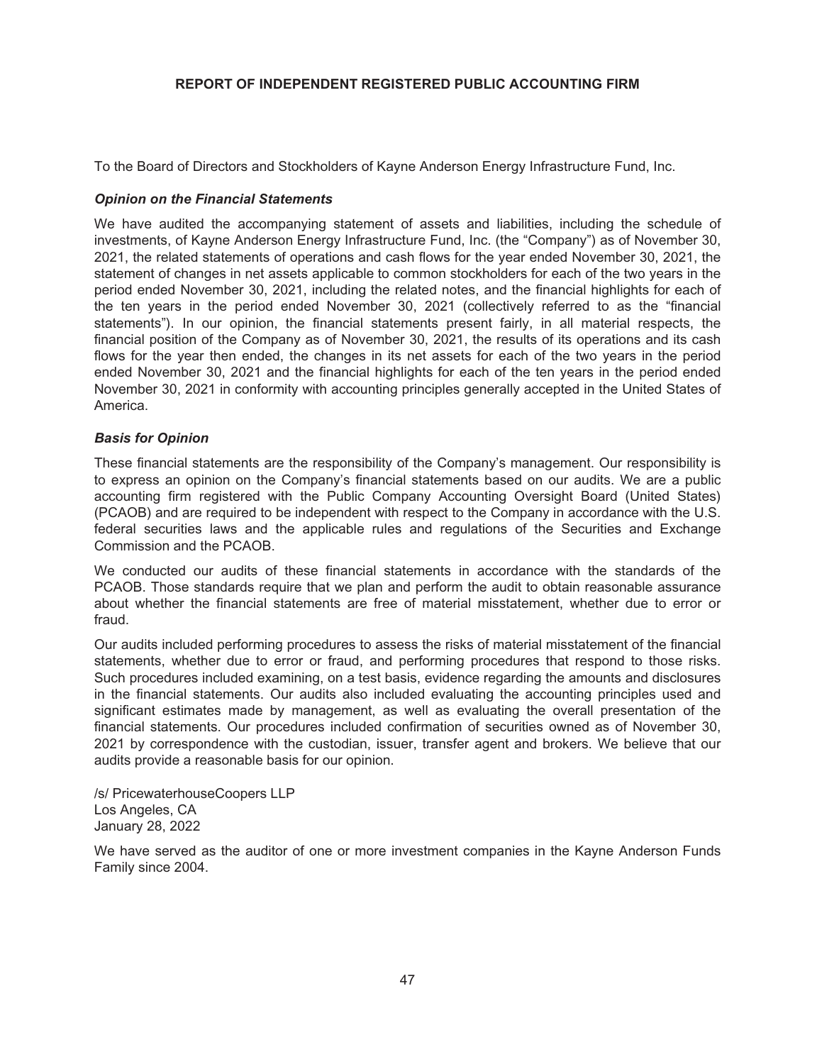## REPORT OF INDEPENDENT REGISTERED PUBLIC ACCOUNTING FIRM

To the Board of Directors and Stockholders of Kayne Anderson Energy Infrastructure Fund, Inc.

### *Opinion on the Financial Statements*

We have audited the accompanying statement of assets and liabilities, including the schedule of investments, of Kayne Anderson Energy Infrastructure Fund, Inc. (the "Company") as of November 30, 2021, the related statements of operations and cash flows for the year ended November 30, 2021, the statement of changes in net assets applicable to common stockholders for each of the two years in the period ended November 30, 2021, including the related notes, and the financial highlights for each of the ten years in the period ended November 30, 2021 (collectively referred to as the "financial statements"). In our opinion, the financial statements present fairly, in all material respects, the financial position of the Company as of November 30, 2021, the results of its operations and its cash flows for the year then ended, the changes in its net assets for each of the two years in the period ended November 30, 2021 and the financial highlights for each of the ten years in the period ended November 30, 2021 in conformity with accounting principles generally accepted in the United States of America.

### *Basis for Opinion*

These financial statements are the responsibility of the Company's management. Our responsibility is to express an opinion on the Company's financial statements based on our audits. We are a public accounting firm registered with the Public Company Accounting Oversight Board (United States) (PCAOB) and are required to be independent with respect to the Company in accordance with the U.S. federal securities laws and the applicable rules and regulations of the Securities and Exchange Commission and the PCAOB.

We conducted our audits of these financial statements in accordance with the standards of the PCAOB. Those standards require that we plan and perform the audit to obtain reasonable assurance about whether the financial statements are free of material misstatement, whether due to error or fraud.

Our audits included performing procedures to assess the risks of material misstatement of the financial statements, whether due to error or fraud, and performing procedures that respond to those risks. Such procedures included examining, on a test basis, evidence regarding the amounts and disclosures in the financial statements. Our audits also included evaluating the accounting principles used and significant estimates made by management, as well as evaluating the overall presentation of the financial statements. Our procedures included confirmation of securities owned as of November 30, 2021 by correspondence with the custodian, issuer, transfer agent and brokers. We believe that our audits provide a reasonable basis for our opinion.

/s/ PricewaterhouseCoopers LLP
Los Angeles, CA
January 28, 2022

We have served as the auditor of one or more investment companies in the Kayne Anderson Funds Family since 2004.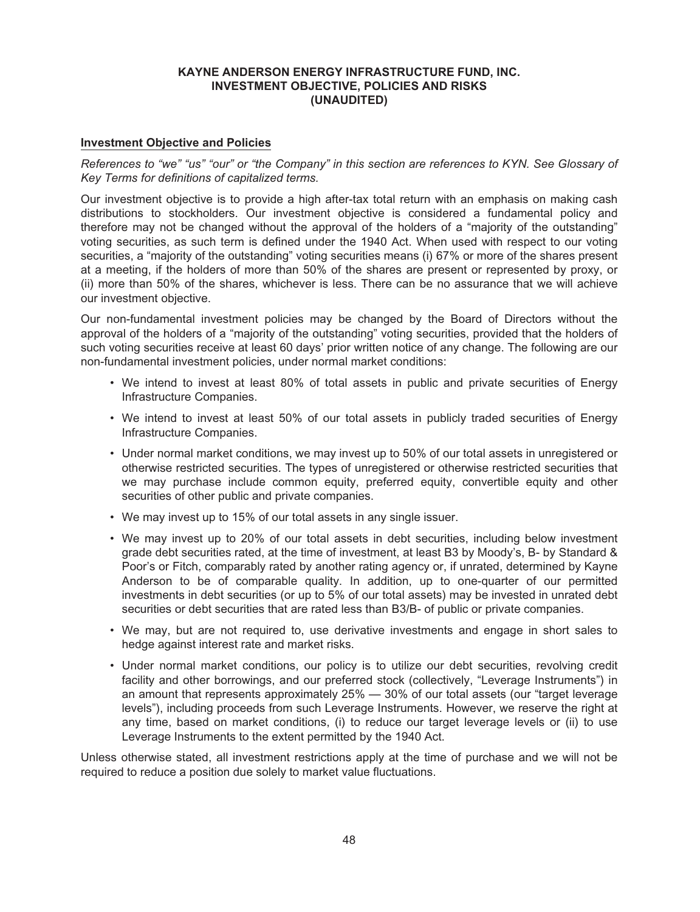# KAYNE ANDERSON ENERGY INFRASTRUCTURE FUND, INC.
## INVESTMENT OBJECTIVE, POLICIES AND RISKS
## (UNAUDITED)

### Investment Objective and Policies

*References to "we" "us" "our" or "the Company" in this section are references to KYN. See Glossary of Key Terms for definitions of capitalized terms.*

Our investment objective is to provide a high after-tax total return with an emphasis on making cash distributions to stockholders. Our investment objective is considered a fundamental policy and therefore may not be changed without the approval of the holders of a "majority of the outstanding" voting securities, as such term is defined under the 1940 Act. When used with respect to our voting securities, a "majority of the outstanding" voting securities means (i) 67% or more of the shares present at a meeting, if the holders of more than 50% of the shares are present or represented by proxy, or (ii) more than 50% of the shares, whichever is less. There can be no assurance that we will achieve our investment objective.

Our non-fundamental investment policies may be changed by the Board of Directors without the approval of the holders of a "majority of the outstanding" voting securities, provided that the holders of such voting securities receive at least 60 days' prior written notice of any change. The following are our non-fundamental investment policies, under normal market conditions:

- We intend to invest at least 80% of total assets in public and private securities of Energy Infrastructure Companies.
- We intend to invest at least 50% of our total assets in publicly traded securities of Energy Infrastructure Companies.
- Under normal market conditions, we may invest up to 50% of our total assets in unregistered or otherwise restricted securities. The types of unregistered or otherwise restricted securities that we may purchase include common equity, preferred equity, convertible equity and other securities of other public and private companies.
- We may invest up to 15% of our total assets in any single issuer.
- We may invest up to 20% of our total assets in debt securities, including below investment grade debt securities rated, at the time of investment, at least B3 by Moody's, B- by Standard & Poor's or Fitch, comparably rated by another rating agency or, if unrated, determined by Kayne Anderson to be of comparable quality. In addition, up to one-quarter of our permitted investments in debt securities (or up to 5% of our total assets) may be invested in unrated debt securities or debt securities that are rated less than B3/B- of public or private companies.
- We may, but are not required to, use derivative investments and engage in short sales to hedge against interest rate and market risks.
- Under normal market conditions, our policy is to utilize our debt securities, revolving credit facility and other borrowings, and our preferred stock (collectively, "Leverage Instruments") in an amount that represents approximately 25% — 30% of our total assets (our "target leverage levels"), including proceeds from such Leverage Instruments. However, we reserve the right at any time, based on market conditions, (i) to reduce our target leverage levels or (ii) to use Leverage Instruments to the extent permitted by the 1940 Act.

Unless otherwise stated, all investment restrictions apply at the time of purchase and we will not be required to reduce a position due solely to market value fluctuations.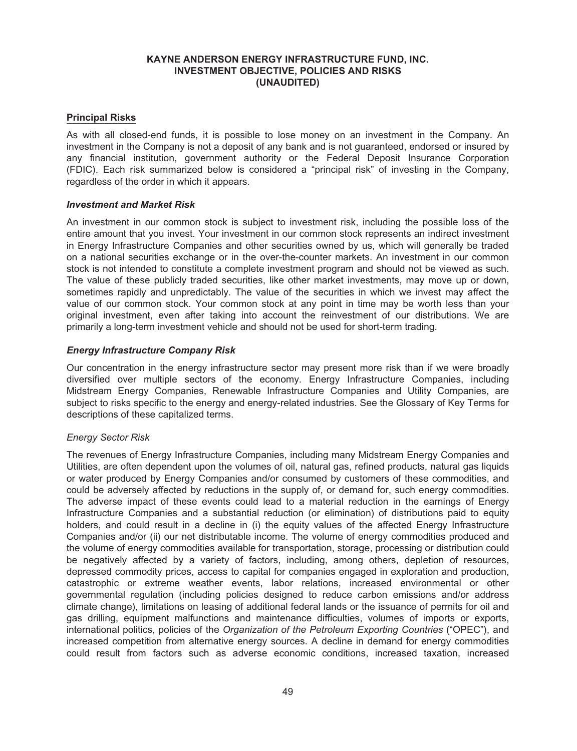**KAYNE ANDERSON ENERGY INFRASTRUCTURE FUND, INC.**
**INVESTMENT OBJECTIVE, POLICIES AND RISKS**
**(UNAUDITED)**

## Principal Risks

As with all closed-end funds, it is possible to lose money on an investment in the Company. An investment in the Company is not a deposit of any bank and is not guaranteed, endorsed or insured by any financial institution, government authority or the Federal Deposit Insurance Corporation (FDIC). Each risk summarized below is considered a "principal risk" of investing in the Company, regardless of the order in which it appears.

### *Investment and Market Risk*

An investment in our common stock is subject to investment risk, including the possible loss of the entire amount that you invest. Your investment in our common stock represents an indirect investment in Energy Infrastructure Companies and other securities owned by us, which will generally be traded on a national securities exchange or in the over-the-counter markets. An investment in our common stock is not intended to constitute a complete investment program and should not be viewed as such. The value of these publicly traded securities, like other market investments, may move up or down, sometimes rapidly and unpredictably. The value of the securities in which we invest may affect the value of our common stock. Your common stock at any point in time may be worth less than your original investment, even after taking into account the reinvestment of our distributions. We are primarily a long-term investment vehicle and should not be used for short-term trading.

### *Energy Infrastructure Company Risk*

Our concentration in the energy infrastructure sector may present more risk than if we were broadly diversified over multiple sectors of the economy. Energy Infrastructure Companies, including Midstream Energy Companies, Renewable Infrastructure Companies and Utility Companies, are subject to risks specific to the energy and energy-related industries. See the Glossary of Key Terms for descriptions of these capitalized terms.

#### *Energy Sector Risk*

The revenues of Energy Infrastructure Companies, including many Midstream Energy Companies and Utilities, are often dependent upon the volumes of oil, natural gas, refined products, natural gas liquids or water produced by Energy Companies and/or consumed by customers of these commodities, and could be adversely affected by reductions in the supply of, or demand for, such energy commodities. The adverse impact of these events could lead to a material reduction in the earnings of Energy Infrastructure Companies and a substantial reduction (or elimination) of distributions paid to equity holders, and could result in a decline in (i) the equity values of the affected Energy Infrastructure Companies and/or (ii) our net distributable income. The volume of energy commodities produced and the volume of energy commodities available for transportation, storage, processing or distribution could be negatively affected by a variety of factors, including, among others, depletion of resources, depressed commodity prices, access to capital for companies engaged in exploration and production, catastrophic or extreme weather events, labor relations, increased environmental or other governmental regulation (including policies designed to reduce carbon emissions and/or address climate change), limitations on leasing of additional federal lands or the issuance of permits for oil and gas drilling, equipment malfunctions and maintenance difficulties, volumes of imports or exports, international politics, policies of the *Organization of the Petroleum Exporting Countries* ("OPEC"), and increased competition from alternative energy sources. A decline in demand for energy commodities could result from factors such as adverse economic conditions, increased taxation, increased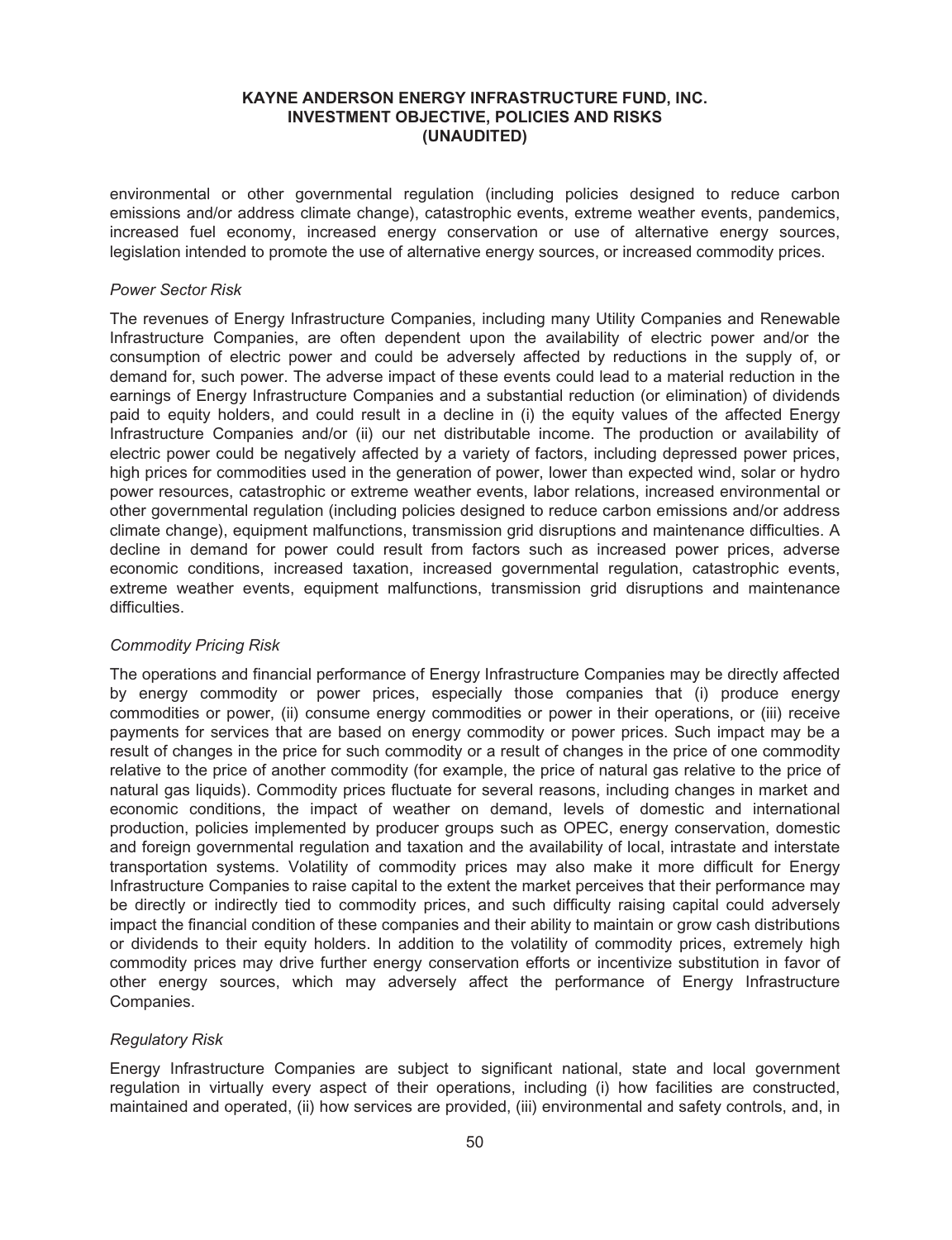environmental or other governmental regulation (including policies designed to reduce carbon emissions and/or address climate change), catastrophic events, extreme weather events, pandemics, increased fuel economy, increased energy conservation or use of alternative energy sources, legislation intended to promote the use of alternative energy sources, or increased commodity prices.

*Power Sector Risk*

The revenues of Energy Infrastructure Companies, including many Utility Companies and Renewable Infrastructure Companies, are often dependent upon the availability of electric power and/or the consumption of electric power and could be adversely affected by reductions in the supply of, or demand for, such power. The adverse impact of these events could lead to a material reduction in the earnings of Energy Infrastructure Companies and a substantial reduction (or elimination) of dividends paid to equity holders, and could result in a decline in (i) the equity values of the affected Energy Infrastructure Companies and/or (ii) our net distributable income. The production or availability of electric power could be negatively affected by a variety of factors, including depressed power prices, high prices for commodities used in the generation of power, lower than expected wind, solar or hydro power resources, catastrophic or extreme weather events, labor relations, increased environmental or other governmental regulation (including policies designed to reduce carbon emissions and/or address climate change), equipment malfunctions, transmission grid disruptions and maintenance difficulties. A decline in demand for power could result from factors such as increased power prices, adverse economic conditions, increased taxation, increased governmental regulation, catastrophic events, extreme weather events, equipment malfunctions, transmission grid disruptions and maintenance difficulties.

*Commodity Pricing Risk*

The operations and financial performance of Energy Infrastructure Companies may be directly affected by energy commodity or power prices, especially those companies that (i) produce energy commodities or power, (ii) consume energy commodities or power in their operations, or (iii) receive payments for services that are based on energy commodity or power prices. Such impact may be a result of changes in the price for such commodity or a result of changes in the price of one commodity relative to the price of another commodity (for example, the price of natural gas relative to the price of natural gas liquids). Commodity prices fluctuate for several reasons, including changes in market and economic conditions, the impact of weather on demand, levels of domestic and international production, policies implemented by producer groups such as OPEC, energy conservation, domestic and foreign governmental regulation and taxation and the availability of local, intrastate and interstate transportation systems. Volatility of commodity prices may also make it more difficult for Energy Infrastructure Companies to raise capital to the extent the market perceives that their performance may be directly or indirectly tied to commodity prices, and such difficulty raising capital could adversely impact the financial condition of these companies and their ability to maintain or grow cash distributions or dividends to their equity holders. In addition to the volatility of commodity prices, extremely high commodity prices may drive further energy conservation efforts or incentivize substitution in favor of other energy sources, which may adversely affect the performance of Energy Infrastructure Companies.

*Regulatory Risk*

Energy Infrastructure Companies are subject to significant national, state and local government regulation in virtually every aspect of their operations, including (i) how facilities are constructed, maintained and operated, (ii) how services are provided, (iii) environmental and safety controls, and, in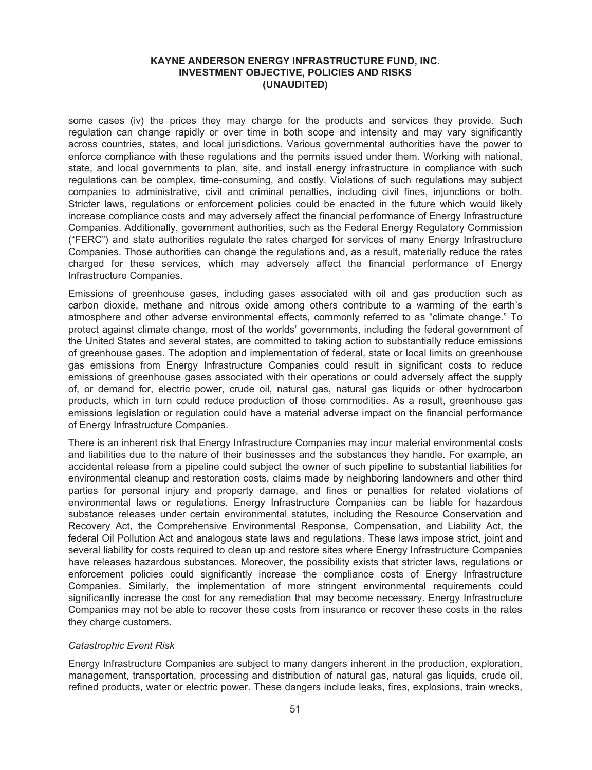some cases (iv) the prices they may charge for the products and services they provide. Such regulation can change rapidly or over time in both scope and intensity and may vary significantly across countries, states, and local jurisdictions. Various governmental authorities have the power to enforce compliance with these regulations and the permits issued under them. Working with national, state, and local governments to plan, site, and install energy infrastructure in compliance with such regulations can be complex, time-consuming, and costly. Violations of such regulations may subject companies to administrative, civil and criminal penalties, including civil fines, injunctions or both. Stricter laws, regulations or enforcement policies could be enacted in the future which would likely increase compliance costs and may adversely affect the financial performance of Energy Infrastructure Companies. Additionally, government authorities, such as the Federal Energy Regulatory Commission ("FERC") and state authorities regulate the rates charged for services of many Energy Infrastructure Companies. Those authorities can change the regulations and, as a result, materially reduce the rates charged for these services, which may adversely affect the financial performance of Energy Infrastructure Companies.

Emissions of greenhouse gases, including gases associated with oil and gas production such as carbon dioxide, methane and nitrous oxide among others contribute to a warming of the earth's atmosphere and other adverse environmental effects, commonly referred to as "climate change." To protect against climate change, most of the worlds' governments, including the federal government of the United States and several states, are committed to taking action to substantially reduce emissions of greenhouse gases. The adoption and implementation of federal, state or local limits on greenhouse gas emissions from Energy Infrastructure Companies could result in significant costs to reduce emissions of greenhouse gases associated with their operations or could adversely affect the supply of, or demand for, electric power, crude oil, natural gas, natural gas liquids or other hydrocarbon products, which in turn could reduce production of those commodities. As a result, greenhouse gas emissions legislation or regulation could have a material adverse impact on the financial performance of Energy Infrastructure Companies.

There is an inherent risk that Energy Infrastructure Companies may incur material environmental costs and liabilities due to the nature of their businesses and the substances they handle. For example, an accidental release from a pipeline could subject the owner of such pipeline to substantial liabilities for environmental cleanup and restoration costs, claims made by neighboring landowners and other third parties for personal injury and property damage, and fines or penalties for related violations of environmental laws or regulations. Energy Infrastructure Companies can be liable for hazardous substance releases under certain environmental statutes, including the Resource Conservation and Recovery Act, the Comprehensive Environmental Response, Compensation, and Liability Act, the federal Oil Pollution Act and analogous state laws and regulations. These laws impose strict, joint and several liability for costs required to clean up and restore sites where Energy Infrastructure Companies have releases hazardous substances. Moreover, the possibility exists that stricter laws, regulations or enforcement policies could significantly increase the compliance costs of Energy Infrastructure Companies. Similarly, the implementation of more stringent environmental requirements could significantly increase the cost for any remediation that may become necessary. Energy Infrastructure Companies may not be able to recover these costs from insurance or recover these costs in the rates they charge customers.

*Catastrophic Event Risk*

Energy Infrastructure Companies are subject to many dangers inherent in the production, exploration, management, transportation, processing and distribution of natural gas, natural gas liquids, crude oil, refined products, water or electric power. These dangers include leaks, fires, explosions, train wrecks,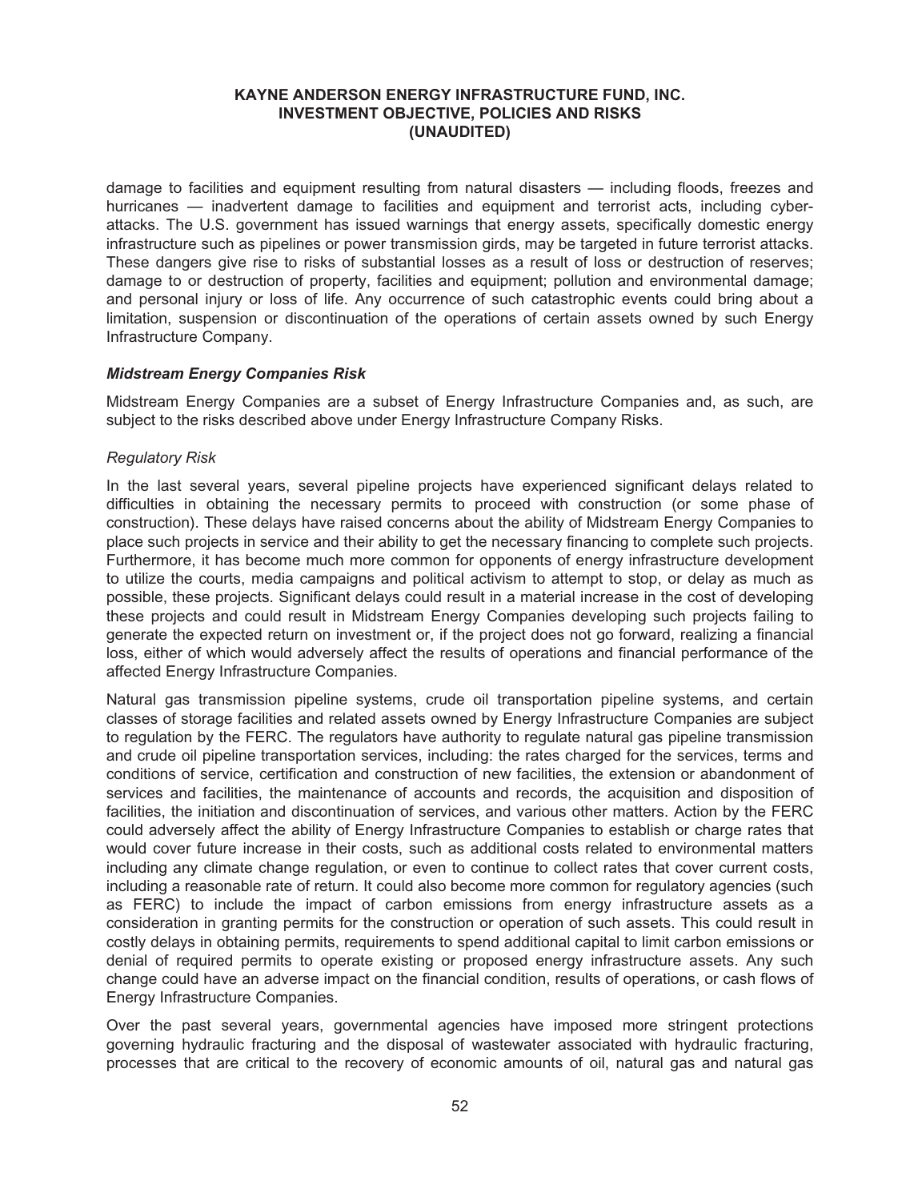damage to facilities and equipment resulting from natural disasters — including floods, freezes and hurricanes — inadvertent damage to facilities and equipment and terrorist acts, including cyber-attacks. The U.S. government has issued warnings that energy assets, specifically domestic energy infrastructure such as pipelines or power transmission girds, may be targeted in future terrorist attacks. These dangers give rise to risks of substantial losses as a result of loss or destruction of reserves; damage to or destruction of property, facilities and equipment; pollution and environmental damage; and personal injury or loss of life. Any occurrence of such catastrophic events could bring about a limitation, suspension or discontinuation of the operations of certain assets owned by such Energy Infrastructure Company.

***Midstream Energy Companies Risk***

Midstream Energy Companies are a subset of Energy Infrastructure Companies and, as such, are subject to the risks described above under Energy Infrastructure Company Risks.

*Regulatory Risk*

In the last several years, several pipeline projects have experienced significant delays related to difficulties in obtaining the necessary permits to proceed with construction (or some phase of construction). These delays have raised concerns about the ability of Midstream Energy Companies to place such projects in service and their ability to get the necessary financing to complete such projects. Furthermore, it has become much more common for opponents of energy infrastructure development to utilize the courts, media campaigns and political activism to attempt to stop, or delay as much as possible, these projects. Significant delays could result in a material increase in the cost of developing these projects and could result in Midstream Energy Companies developing such projects failing to generate the expected return on investment or, if the project does not go forward, realizing a financial loss, either of which would adversely affect the results of operations and financial performance of the affected Energy Infrastructure Companies.

Natural gas transmission pipeline systems, crude oil transportation pipeline systems, and certain classes of storage facilities and related assets owned by Energy Infrastructure Companies are subject to regulation by the FERC. The regulators have authority to regulate natural gas pipeline transmission and crude oil pipeline transportation services, including: the rates charged for the services, terms and conditions of service, certification and construction of new facilities, the extension or abandonment of services and facilities, the maintenance of accounts and records, the acquisition and disposition of facilities, the initiation and discontinuation of services, and various other matters. Action by the FERC could adversely affect the ability of Energy Infrastructure Companies to establish or charge rates that would cover future increase in their costs, such as additional costs related to environmental matters including any climate change regulation, or even to continue to collect rates that cover current costs, including a reasonable rate of return. It could also become more common for regulatory agencies (such as FERC) to include the impact of carbon emissions from energy infrastructure assets as a consideration in granting permits for the construction or operation of such assets. This could result in costly delays in obtaining permits, requirements to spend additional capital to limit carbon emissions or denial of required permits to operate existing or proposed energy infrastructure assets. Any such change could have an adverse impact on the financial condition, results of operations, or cash flows of Energy Infrastructure Companies.

Over the past several years, governmental agencies have imposed more stringent protections governing hydraulic fracturing and the disposal of wastewater associated with hydraulic fracturing, processes that are critical to the recovery of economic amounts of oil, natural gas and natural gas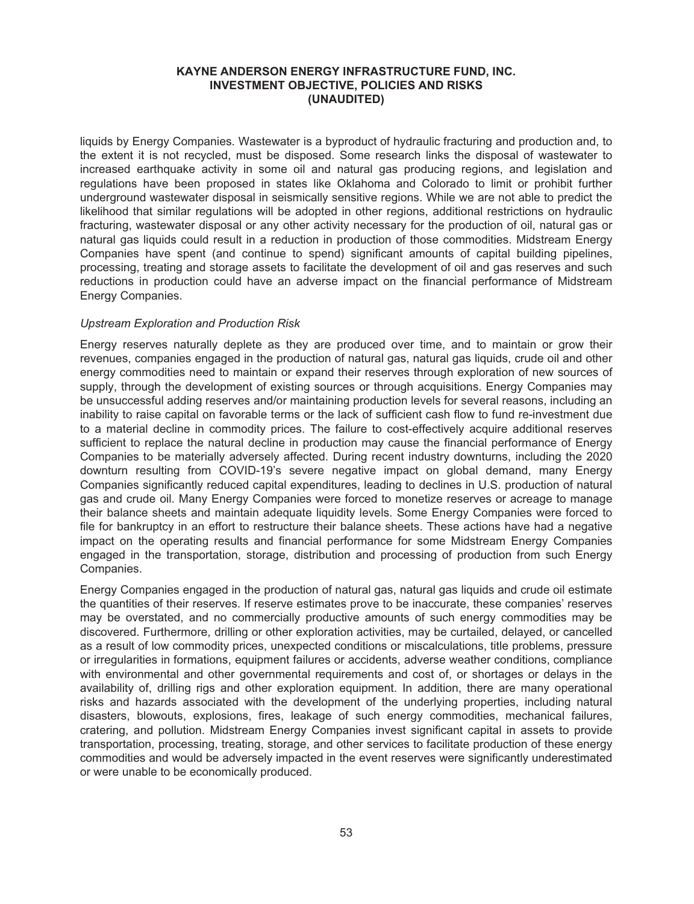liquids by Energy Companies. Wastewater is a byproduct of hydraulic fracturing and production and, to the extent it is not recycled, must be disposed. Some research links the disposal of wastewater to increased earthquake activity in some oil and natural gas producing regions, and legislation and regulations have been proposed in states like Oklahoma and Colorado to limit or prohibit further underground wastewater disposal in seismically sensitive regions. While we are not able to predict the likelihood that similar regulations will be adopted in other regions, additional restrictions on hydraulic fracturing, wastewater disposal or any other activity necessary for the production of oil, natural gas or natural gas liquids could result in a reduction in production of those commodities. Midstream Energy Companies have spent (and continue to spend) significant amounts of capital building pipelines, processing, treating and storage assets to facilitate the development of oil and gas reserves and such reductions in production could have an adverse impact on the financial performance of Midstream Energy Companies.

*Upstream Exploration and Production Risk*

Energy reserves naturally deplete as they are produced over time, and to maintain or grow their revenues, companies engaged in the production of natural gas, natural gas liquids, crude oil and other energy commodities need to maintain or expand their reserves through exploration of new sources of supply, through the development of existing sources or through acquisitions. Energy Companies may be unsuccessful adding reserves and/or maintaining production levels for several reasons, including an inability to raise capital on favorable terms or the lack of sufficient cash flow to fund re-investment due to a material decline in commodity prices. The failure to cost-effectively acquire additional reserves sufficient to replace the natural decline in production may cause the financial performance of Energy Companies to be materially adversely affected. During recent industry downturns, including the 2020 downturn resulting from COVID-19's severe negative impact on global demand, many Energy Companies significantly reduced capital expenditures, leading to declines in U.S. production of natural gas and crude oil. Many Energy Companies were forced to monetize reserves or acreage to manage their balance sheets and maintain adequate liquidity levels. Some Energy Companies were forced to file for bankruptcy in an effort to restructure their balance sheets. These actions have had a negative impact on the operating results and financial performance for some Midstream Energy Companies engaged in the transportation, storage, distribution and processing of production from such Energy Companies.

Energy Companies engaged in the production of natural gas, natural gas liquids and crude oil estimate the quantities of their reserves. If reserve estimates prove to be inaccurate, these companies' reserves may be overstated, and no commercially productive amounts of such energy commodities may be discovered. Furthermore, drilling or other exploration activities, may be curtailed, delayed, or cancelled as a result of low commodity prices, unexpected conditions or miscalculations, title problems, pressure or irregularities in formations, equipment failures or accidents, adverse weather conditions, compliance with environmental and other governmental requirements and cost of, or shortages or delays in the availability of, drilling rigs and other exploration equipment. In addition, there are many operational risks and hazards associated with the development of the underlying properties, including natural disasters, blowouts, explosions, fires, leakage of such energy commodities, mechanical failures, cratering, and pollution. Midstream Energy Companies invest significant capital in assets to provide transportation, processing, treating, storage, and other services to facilitate production of these energy commodities and would be adversely impacted in the event reserves were significantly underestimated or were unable to be economically produced.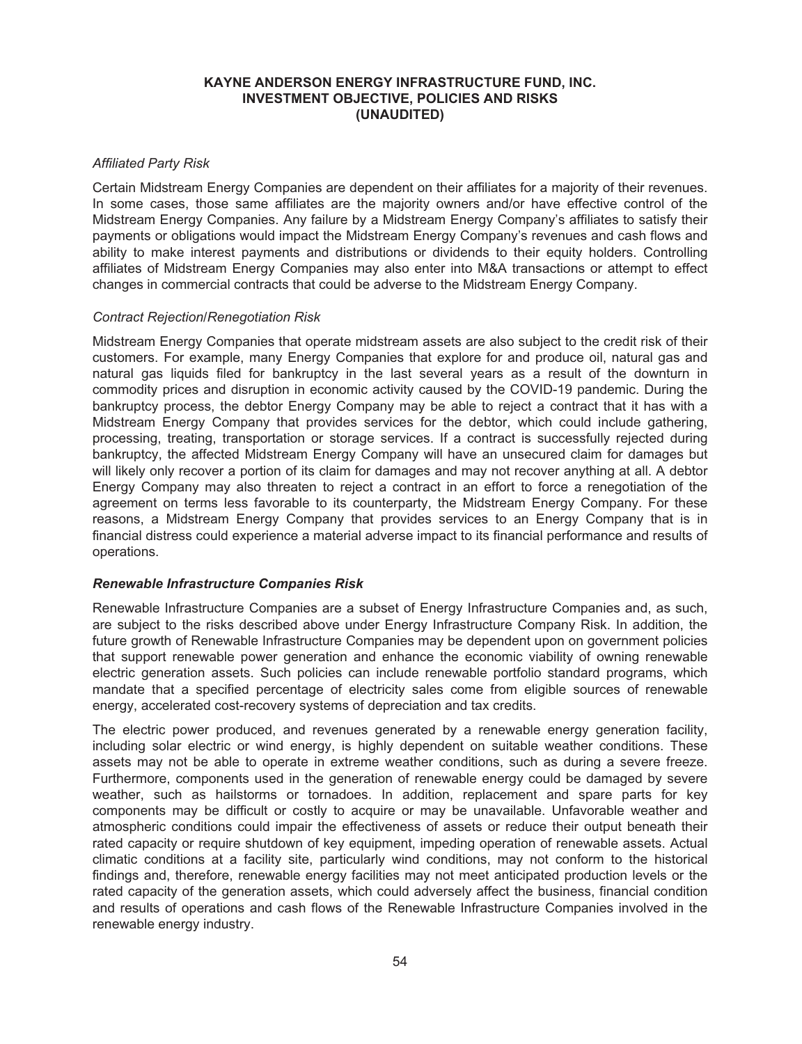*Affiliated Party Risk*

Certain Midstream Energy Companies are dependent on their affiliates for a majority of their revenues. In some cases, those same affiliates are the majority owners and/or have effective control of the Midstream Energy Companies. Any failure by a Midstream Energy Company's affiliates to satisfy their payments or obligations would impact the Midstream Energy Company's revenues and cash flows and ability to make interest payments and distributions or dividends to their equity holders. Controlling affiliates of Midstream Energy Companies may also enter into M&A transactions or attempt to effect changes in commercial contracts that could be adverse to the Midstream Energy Company.

*Contract Rejection/Renegotiation Risk*

Midstream Energy Companies that operate midstream assets are also subject to the credit risk of their customers. For example, many Energy Companies that explore for and produce oil, natural gas and natural gas liquids filed for bankruptcy in the last several years as a result of the downturn in commodity prices and disruption in economic activity caused by the COVID-19 pandemic. During the bankruptcy process, the debtor Energy Company may be able to reject a contract that it has with a Midstream Energy Company that provides services for the debtor, which could include gathering, processing, treating, transportation or storage services. If a contract is successfully rejected during bankruptcy, the affected Midstream Energy Company will have an unsecured claim for damages but will likely only recover a portion of its claim for damages and may not recover anything at all. A debtor Energy Company may also threaten to reject a contract in an effort to force a renegotiation of the agreement on terms less favorable to its counterparty, the Midstream Energy Company. For these reasons, a Midstream Energy Company that provides services to an Energy Company that is in financial distress could experience a material adverse impact to its financial performance and results of operations.

***Renewable Infrastructure Companies Risk***

Renewable Infrastructure Companies are a subset of Energy Infrastructure Companies and, as such, are subject to the risks described above under Energy Infrastructure Company Risk. In addition, the future growth of Renewable Infrastructure Companies may be dependent upon on government policies that support renewable power generation and enhance the economic viability of owning renewable electric generation assets. Such policies can include renewable portfolio standard programs, which mandate that a specified percentage of electricity sales come from eligible sources of renewable energy, accelerated cost-recovery systems of depreciation and tax credits.

The electric power produced, and revenues generated by a renewable energy generation facility, including solar electric or wind energy, is highly dependent on suitable weather conditions. These assets may not be able to operate in extreme weather conditions, such as during a severe freeze. Furthermore, components used in the generation of renewable energy could be damaged by severe weather, such as hailstorms or tornadoes. In addition, replacement and spare parts for key components may be difficult or costly to acquire or may be unavailable. Unfavorable weather and atmospheric conditions could impair the effectiveness of assets or reduce their output beneath their rated capacity or require shutdown of key equipment, impeding operation of renewable assets. Actual climatic conditions at a facility site, particularly wind conditions, may not conform to the historical findings and, therefore, renewable energy facilities may not meet anticipated production levels or the rated capacity of the generation assets, which could adversely affect the business, financial condition and results of operations and cash flows of the Renewable Infrastructure Companies involved in the renewable energy industry.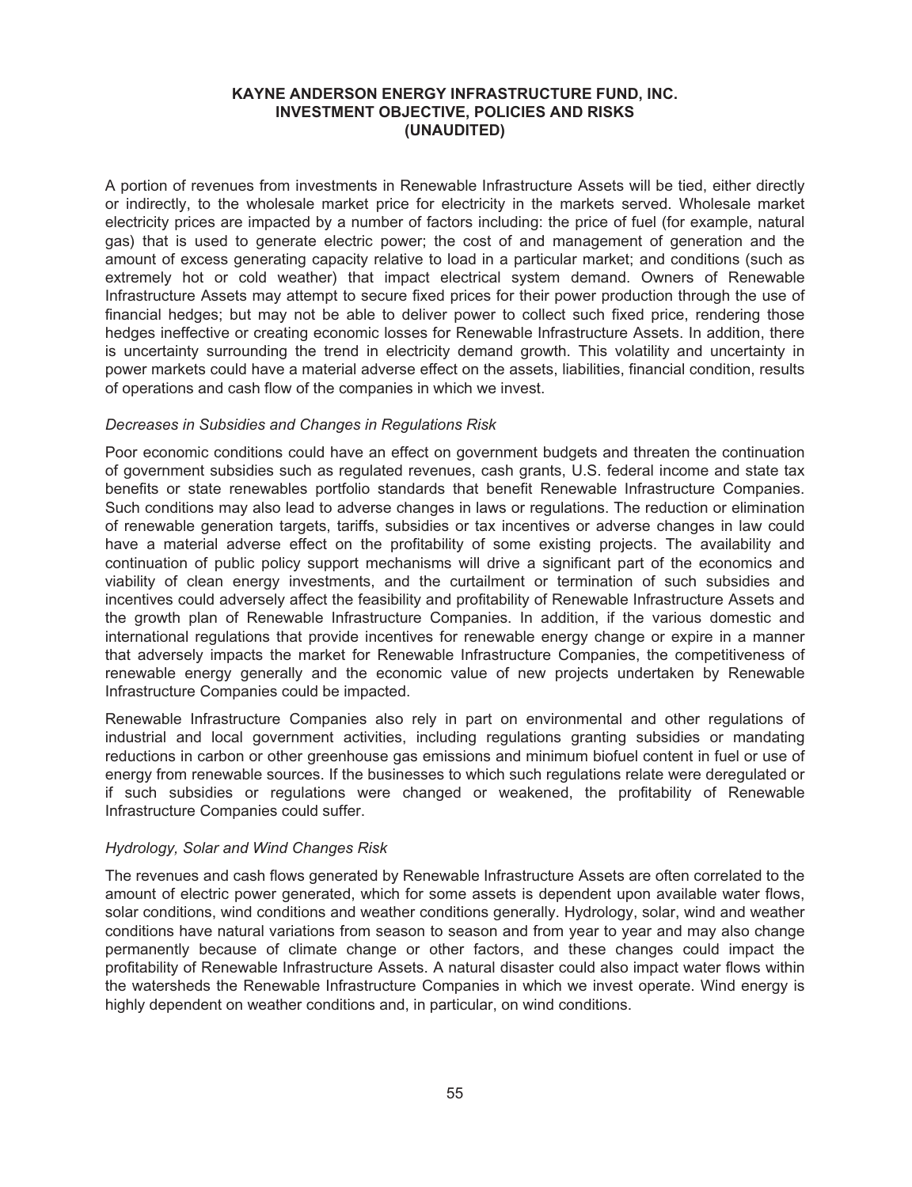A portion of revenues from investments in Renewable Infrastructure Assets will be tied, either directly or indirectly, to the wholesale market price for electricity in the markets served. Wholesale market electricity prices are impacted by a number of factors including: the price of fuel (for example, natural gas) that is used to generate electric power; the cost of and management of generation and the amount of excess generating capacity relative to load in a particular market; and conditions (such as extremely hot or cold weather) that impact electrical system demand. Owners of Renewable Infrastructure Assets may attempt to secure fixed prices for their power production through the use of financial hedges; but may not be able to deliver power to collect such fixed price, rendering those hedges ineffective or creating economic losses for Renewable Infrastructure Assets. In addition, there is uncertainty surrounding the trend in electricity demand growth. This volatility and uncertainty in power markets could have a material adverse effect on the assets, liabilities, financial condition, results of operations and cash flow of the companies in which we invest.

*Decreases in Subsidies and Changes in Regulations Risk*

Poor economic conditions could have an effect on government budgets and threaten the continuation of government subsidies such as regulated revenues, cash grants, U.S. federal income and state tax benefits or state renewables portfolio standards that benefit Renewable Infrastructure Companies. Such conditions may also lead to adverse changes in laws or regulations. The reduction or elimination of renewable generation targets, tariffs, subsidies or tax incentives or adverse changes in law could have a material adverse effect on the profitability of some existing projects. The availability and continuation of public policy support mechanisms will drive a significant part of the economics and viability of clean energy investments, and the curtailment or termination of such subsidies and incentives could adversely affect the feasibility and profitability of Renewable Infrastructure Assets and the growth plan of Renewable Infrastructure Companies. In addition, if the various domestic and international regulations that provide incentives for renewable energy change or expire in a manner that adversely impacts the market for Renewable Infrastructure Companies, the competitiveness of renewable energy generally and the economic value of new projects undertaken by Renewable Infrastructure Companies could be impacted.

Renewable Infrastructure Companies also rely in part on environmental and other regulations of industrial and local government activities, including regulations granting subsidies or mandating reductions in carbon or other greenhouse gas emissions and minimum biofuel content in fuel or use of energy from renewable sources. If the businesses to which such regulations relate were deregulated or if such subsidies or regulations were changed or weakened, the profitability of Renewable Infrastructure Companies could suffer.

*Hydrology, Solar and Wind Changes Risk*

The revenues and cash flows generated by Renewable Infrastructure Assets are often correlated to the amount of electric power generated, which for some assets is dependent upon available water flows, solar conditions, wind conditions and weather conditions generally. Hydrology, solar, wind and weather conditions have natural variations from season to season and from year to year and may also change permanently because of climate change or other factors, and these changes could impact the profitability of Renewable Infrastructure Assets. A natural disaster could also impact water flows within the watersheds the Renewable Infrastructure Companies in which we invest operate. Wind energy is highly dependent on weather conditions and, in particular, on wind conditions.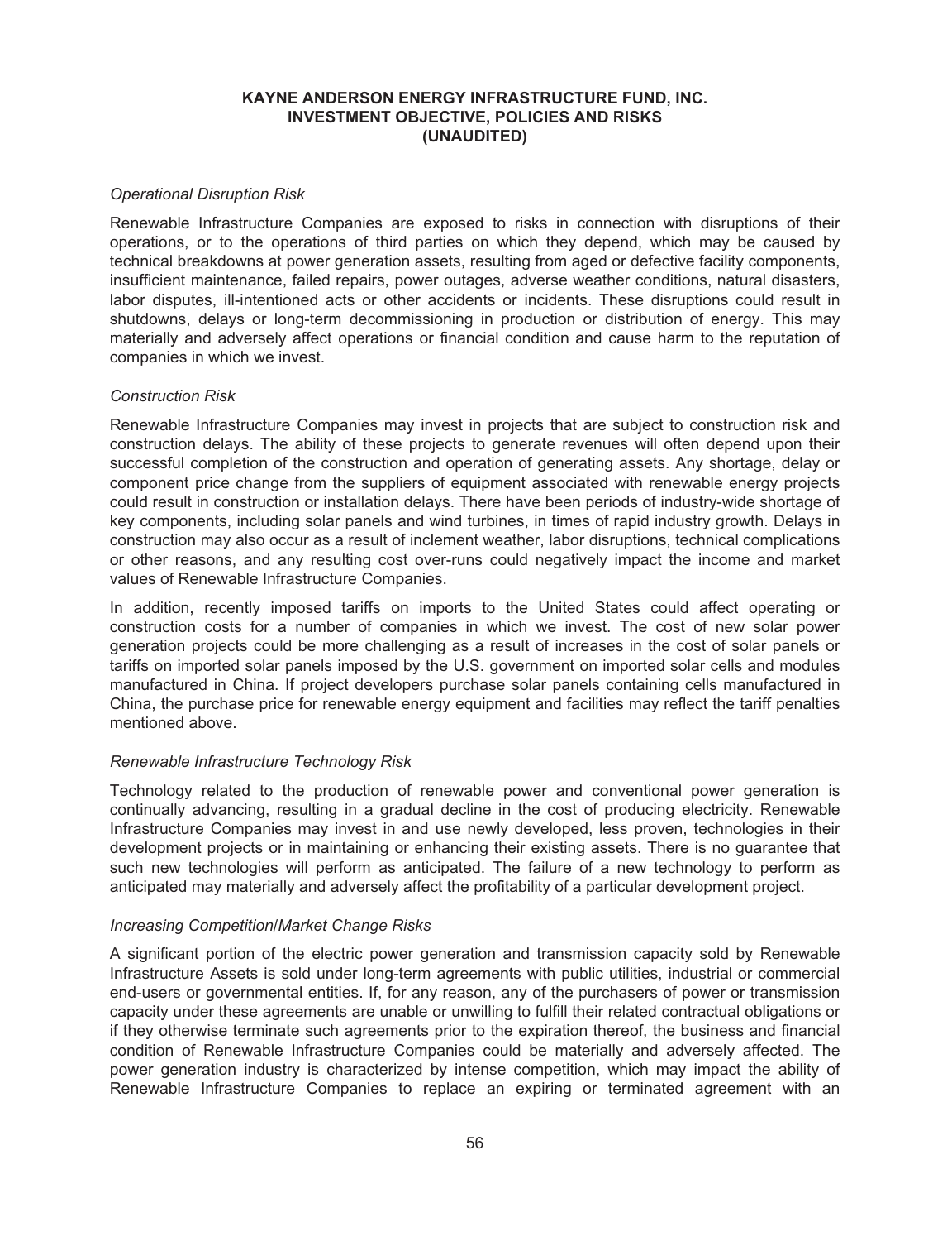# KAYNE ANDERSON ENERGY INFRASTRUCTURE FUND, INC.
## INVESTMENT OBJECTIVE, POLICIES AND RISKS
## (UNAUDITED)

*Operational Disruption Risk*

Renewable Infrastructure Companies are exposed to risks in connection with disruptions of their operations, or to the operations of third parties on which they depend, which may be caused by technical breakdowns at power generation assets, resulting from aged or defective facility components, insufficient maintenance, failed repairs, power outages, adverse weather conditions, natural disasters, labor disputes, ill-intentioned acts or other accidents or incidents. These disruptions could result in shutdowns, delays or long-term decommissioning in production or distribution of energy. This may materially and adversely affect operations or financial condition and cause harm to the reputation of companies in which we invest.

*Construction Risk*

Renewable Infrastructure Companies may invest in projects that are subject to construction risk and construction delays. The ability of these projects to generate revenues will often depend upon their successful completion of the construction and operation of generating assets. Any shortage, delay or component price change from the suppliers of equipment associated with renewable energy projects could result in construction or installation delays. There have been periods of industry-wide shortage of key components, including solar panels and wind turbines, in times of rapid industry growth. Delays in construction may also occur as a result of inclement weather, labor disruptions, technical complications or other reasons, and any resulting cost over-runs could negatively impact the income and market values of Renewable Infrastructure Companies.

In addition, recently imposed tariffs on imports to the United States could affect operating or construction costs for a number of companies in which we invest. The cost of new solar power generation projects could be more challenging as a result of increases in the cost of solar panels or tariffs on imported solar panels imposed by the U.S. government on imported solar cells and modules manufactured in China. If project developers purchase solar panels containing cells manufactured in China, the purchase price for renewable energy equipment and facilities may reflect the tariff penalties mentioned above.

*Renewable Infrastructure Technology Risk*

Technology related to the production of renewable power and conventional power generation is continually advancing, resulting in a gradual decline in the cost of producing electricity. Renewable Infrastructure Companies may invest in and use newly developed, less proven, technologies in their development projects or in maintaining or enhancing their existing assets. There is no guarantee that such new technologies will perform as anticipated. The failure of a new technology to perform as anticipated may materially and adversely affect the profitability of a particular development project.

*Increasing Competition/Market Change Risks*

A significant portion of the electric power generation and transmission capacity sold by Renewable Infrastructure Assets is sold under long-term agreements with public utilities, industrial or commercial end-users or governmental entities. If, for any reason, any of the purchasers of power or transmission capacity under these agreements are unable or unwilling to fulfill their related contractual obligations or if they otherwise terminate such agreements prior to the expiration thereof, the business and financial condition of Renewable Infrastructure Companies could be materially and adversely affected. The power generation industry is characterized by intense competition, which may impact the ability of Renewable Infrastructure Companies to replace an expiring or terminated agreement with an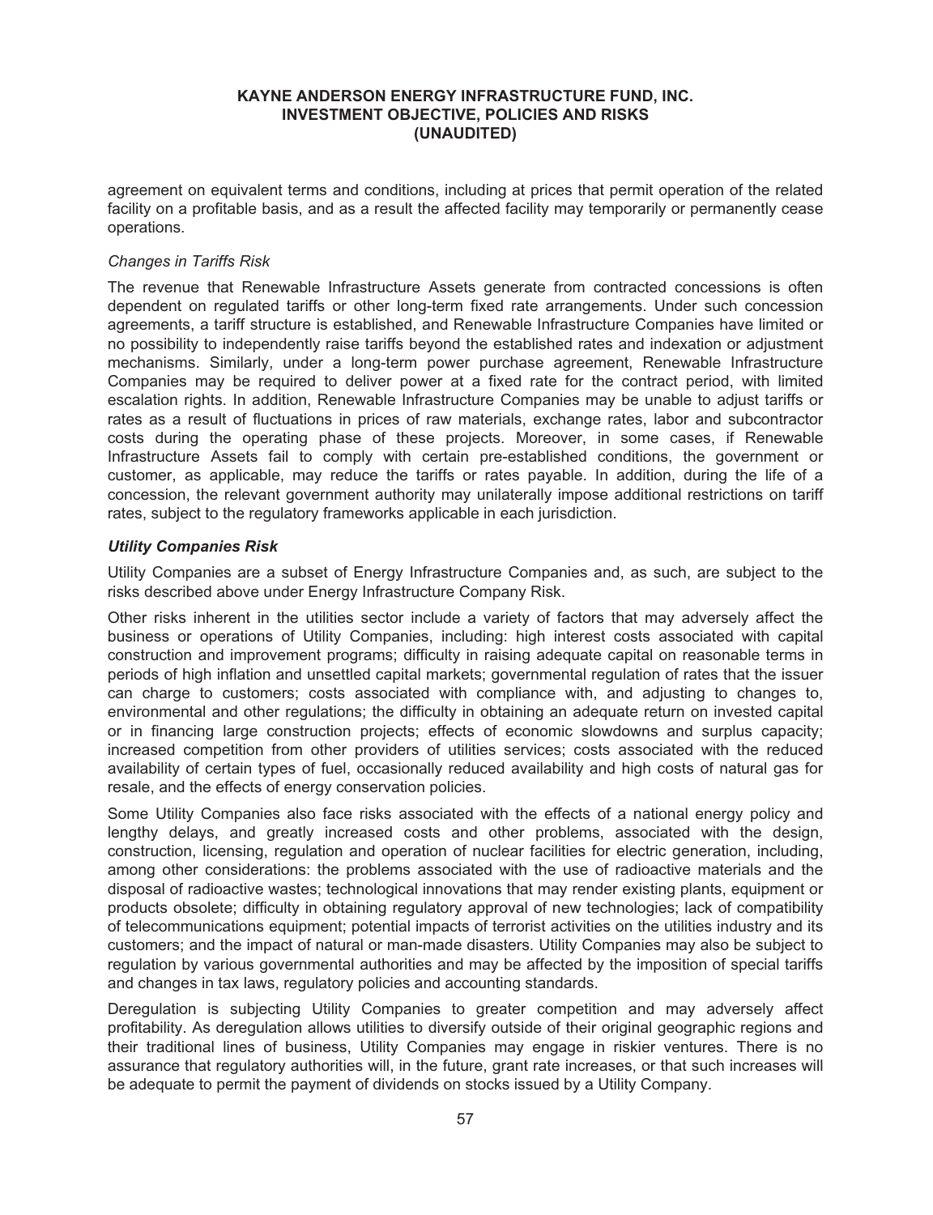agreement on equivalent terms and conditions, including at prices that permit operation of the related facility on a profitable basis, and as a result the affected facility may temporarily or permanently cease operations.

*Changes in Tariffs Risk*

The revenue that Renewable Infrastructure Assets generate from contracted concessions is often dependent on regulated tariffs or other long-term fixed rate arrangements. Under such concession agreements, a tariff structure is established, and Renewable Infrastructure Companies have limited or no possibility to independently raise tariffs beyond the established rates and indexation or adjustment mechanisms. Similarly, under a long-term power purchase agreement, Renewable Infrastructure Companies may be required to deliver power at a fixed rate for the contract period, with limited escalation rights. In addition, Renewable Infrastructure Companies may be unable to adjust tariffs or rates as a result of fluctuations in prices of raw materials, exchange rates, labor and subcontractor costs during the operating phase of these projects. Moreover, in some cases, if Renewable Infrastructure Assets fail to comply with certain pre-established conditions, the government or customer, as applicable, may reduce the tariffs or rates payable. In addition, during the life of a concession, the relevant government authority may unilaterally impose additional restrictions on tariff rates, subject to the regulatory frameworks applicable in each jurisdiction.

***Utility Companies Risk***

Utility Companies are a subset of Energy Infrastructure Companies and, as such, are subject to the risks described above under Energy Infrastructure Company Risk.

Other risks inherent in the utilities sector include a variety of factors that may adversely affect the business or operations of Utility Companies, including: high interest costs associated with capital construction and improvement programs; difficulty in raising adequate capital on reasonable terms in periods of high inflation and unsettled capital markets; governmental regulation of rates that the issuer can charge to customers; costs associated with compliance with, and adjusting to changes to, environmental and other regulations; the difficulty in obtaining an adequate return on invested capital or in financing large construction projects; effects of economic slowdowns and surplus capacity; increased competition from other providers of utilities services; costs associated with the reduced availability of certain types of fuel, occasionally reduced availability and high costs of natural gas for resale, and the effects of energy conservation policies.

Some Utility Companies also face risks associated with the effects of a national energy policy and lengthy delays, and greatly increased costs and other problems, associated with the design, construction, licensing, regulation and operation of nuclear facilities for electric generation, including, among other considerations: the problems associated with the use of radioactive materials and the disposal of radioactive wastes; technological innovations that may render existing plants, equipment or products obsolete; difficulty in obtaining regulatory approval of new technologies; lack of compatibility of telecommunications equipment; potential impacts of terrorist activities on the utilities industry and its customers; and the impact of natural or man-made disasters. Utility Companies may also be subject to regulation by various governmental authorities and may be affected by the imposition of special tariffs and changes in tax laws, regulatory policies and accounting standards.

Deregulation is subjecting Utility Companies to greater competition and may adversely affect profitability. As deregulation allows utilities to diversify outside of their original geographic regions and their traditional lines of business, Utility Companies may engage in riskier ventures. There is no assurance that regulatory authorities will, in the future, grant rate increases, or that such increases will be adequate to permit the payment of dividends on stocks issued by a Utility Company.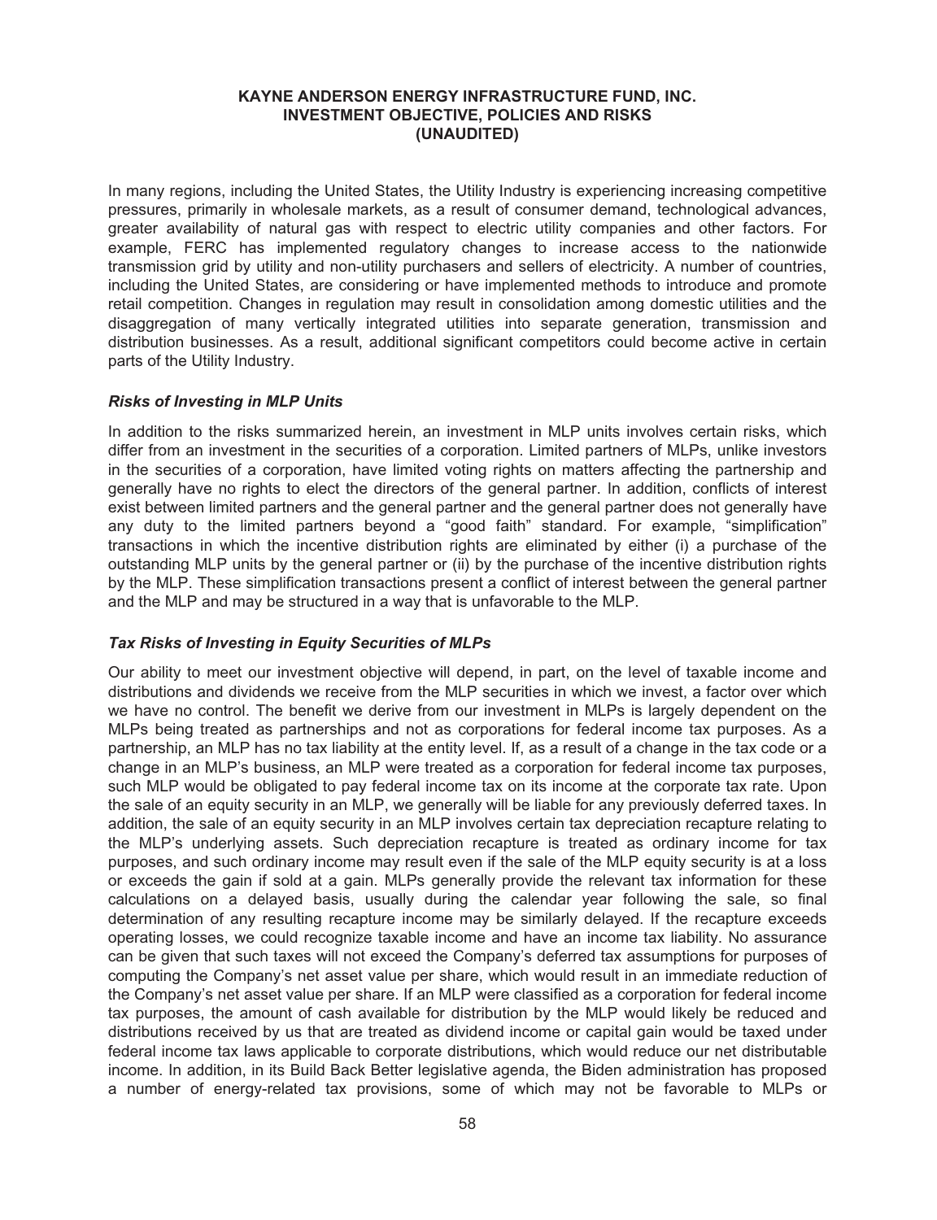In many regions, including the United States, the Utility Industry is experiencing increasing competitive pressures, primarily in wholesale markets, as a result of consumer demand, technological advances, greater availability of natural gas with respect to electric utility companies and other factors. For example, FERC has implemented regulatory changes to increase access to the nationwide transmission grid by utility and non-utility purchasers and sellers of electricity. A number of countries, including the United States, are considering or have implemented methods to introduce and promote retail competition. Changes in regulation may result in consolidation among domestic utilities and the disaggregation of many vertically integrated utilities into separate generation, transmission and distribution businesses. As a result, additional significant competitors could become active in certain parts of the Utility Industry.

### *Risks of Investing in MLP Units*

In addition to the risks summarized herein, an investment in MLP units involves certain risks, which differ from an investment in the securities of a corporation. Limited partners of MLPs, unlike investors in the securities of a corporation, have limited voting rights on matters affecting the partnership and generally have no rights to elect the directors of the general partner. In addition, conflicts of interest exist between limited partners and the general partner and the general partner does not generally have any duty to the limited partners beyond a "good faith" standard. For example, "simplification" transactions in which the incentive distribution rights are eliminated by either (i) a purchase of the outstanding MLP units by the general partner or (ii) by the purchase of the incentive distribution rights by the MLP. These simplification transactions present a conflict of interest between the general partner and the MLP and may be structured in a way that is unfavorable to the MLP.

### *Tax Risks of Investing in Equity Securities of MLPs*

Our ability to meet our investment objective will depend, in part, on the level of taxable income and distributions and dividends we receive from the MLP securities in which we invest, a factor over which we have no control. The benefit we derive from our investment in MLPs is largely dependent on the MLPs being treated as partnerships and not as corporations for federal income tax purposes. As a partnership, an MLP has no tax liability at the entity level. If, as a result of a change in the tax code or a change in an MLP's business, an MLP were treated as a corporation for federal income tax purposes, such MLP would be obligated to pay federal income tax on its income at the corporate tax rate. Upon the sale of an equity security in an MLP, we generally will be liable for any previously deferred taxes. In addition, the sale of an equity security in an MLP involves certain tax depreciation recapture relating to the MLP's underlying assets. Such depreciation recapture is treated as ordinary income for tax purposes, and such ordinary income may result even if the sale of the MLP equity security is at a loss or exceeds the gain if sold at a gain. MLPs generally provide the relevant tax information for these calculations on a delayed basis, usually during the calendar year following the sale, so final determination of any resulting recapture income may be similarly delayed. If the recapture exceeds operating losses, we could recognize taxable income and have an income tax liability. No assurance can be given that such taxes will not exceed the Company's deferred tax assumptions for purposes of computing the Company's net asset value per share, which would result in an immediate reduction of the Company's net asset value per share. If an MLP were classified as a corporation for federal income tax purposes, the amount of cash available for distribution by the MLP would likely be reduced and distributions received by us that are treated as dividend income or capital gain would be taxed under federal income tax laws applicable to corporate distributions, which would reduce our net distributable income. In addition, in its Build Back Better legislative agenda, the Biden administration has proposed a number of energy-related tax provisions, some of which may not be favorable to MLPs or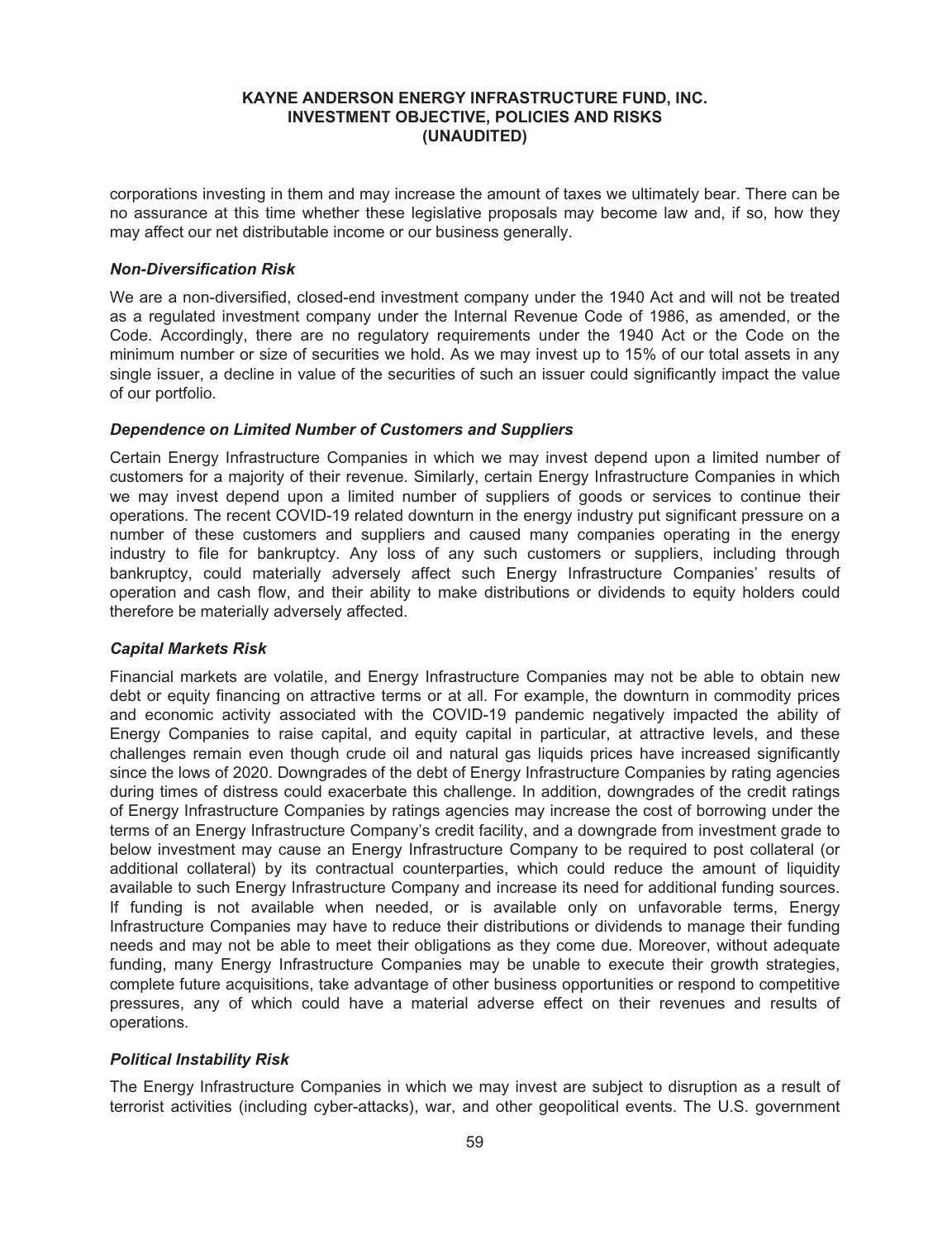corporations investing in them and may increase the amount of taxes we ultimately bear. There can be no assurance at this time whether these legislative proposals may become law and, if so, how they may affect our net distributable income or our business generally.

***Non-Diversification Risk***

We are a non-diversified, closed-end investment company under the 1940 Act and will not be treated as a regulated investment company under the Internal Revenue Code of 1986, as amended, or the Code. Accordingly, there are no regulatory requirements under the 1940 Act or the Code on the minimum number or size of securities we hold. As we may invest up to 15% of our total assets in any single issuer, a decline in value of the securities of such an issuer could significantly impact the value of our portfolio.

***Dependence on Limited Number of Customers and Suppliers***

Certain Energy Infrastructure Companies in which we may invest depend upon a limited number of customers for a majority of their revenue. Similarly, certain Energy Infrastructure Companies in which we may invest depend upon a limited number of suppliers of goods or services to continue their operations. The recent COVID-19 related downturn in the energy industry put significant pressure on a number of these customers and suppliers and caused many companies operating in the energy industry to file for bankruptcy. Any loss of any such customers or suppliers, including through bankruptcy, could materially adversely affect such Energy Infrastructure Companies' results of operation and cash flow, and their ability to make distributions or dividends to equity holders could therefore be materially adversely affected.

***Capital Markets Risk***

Financial markets are volatile, and Energy Infrastructure Companies may not be able to obtain new debt or equity financing on attractive terms or at all. For example, the downturn in commodity prices and economic activity associated with the COVID-19 pandemic negatively impacted the ability of Energy Companies to raise capital, and equity capital in particular, at attractive levels, and these challenges remain even though crude oil and natural gas liquids prices have increased significantly since the lows of 2020. Downgrades of the debt of Energy Infrastructure Companies by rating agencies during times of distress could exacerbate this challenge. In addition, downgrades of the credit ratings of Energy Infrastructure Companies by ratings agencies may increase the cost of borrowing under the terms of an Energy Infrastructure Company's credit facility, and a downgrade from investment grade to below investment may cause an Energy Infrastructure Company to be required to post collateral (or additional collateral) by its contractual counterparties, which could reduce the amount of liquidity available to such Energy Infrastructure Company and increase its need for additional funding sources. If funding is not available when needed, or is available only on unfavorable terms, Energy Infrastructure Companies may have to reduce their distributions or dividends to manage their funding needs and may not be able to meet their obligations as they come due. Moreover, without adequate funding, many Energy Infrastructure Companies may be unable to execute their growth strategies, complete future acquisitions, take advantage of other business opportunities or respond to competitive pressures, any of which could have a material adverse effect on their revenues and results of operations.

***Political Instability Risk***

The Energy Infrastructure Companies in which we may invest are subject to disruption as a result of terrorist activities (including cyber-attacks), war, and other geopolitical events. The U.S. government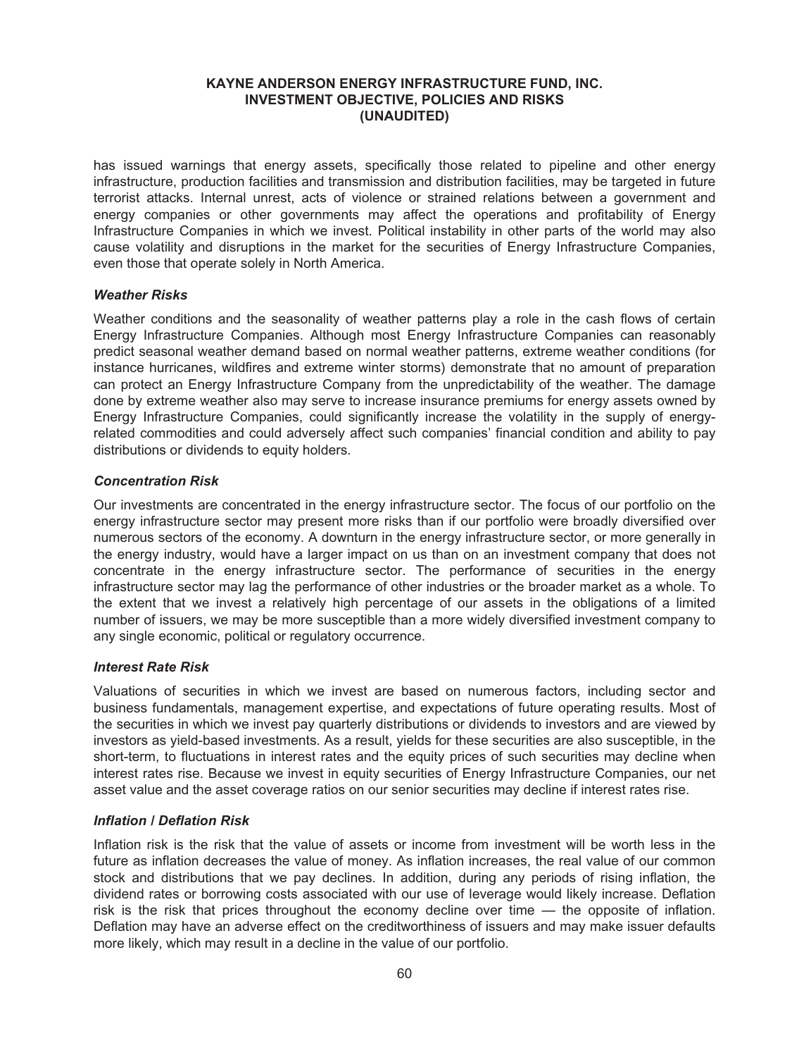has issued warnings that energy assets, specifically those related to pipeline and other energy infrastructure, production facilities and transmission and distribution facilities, may be targeted in future terrorist attacks. Internal unrest, acts of violence or strained relations between a government and energy companies or other governments may affect the operations and profitability of Energy Infrastructure Companies in which we invest. Political instability in other parts of the world may also cause volatility and disruptions in the market for the securities of Energy Infrastructure Companies, even those that operate solely in North America.

***Weather Risks***

Weather conditions and the seasonality of weather patterns play a role in the cash flows of certain Energy Infrastructure Companies. Although most Energy Infrastructure Companies can reasonably predict seasonal weather demand based on normal weather patterns, extreme weather conditions (for instance hurricanes, wildfires and extreme winter storms) demonstrate that no amount of preparation can protect an Energy Infrastructure Company from the unpredictability of the weather. The damage done by extreme weather also may serve to increase insurance premiums for energy assets owned by Energy Infrastructure Companies, could significantly increase the volatility in the supply of energy-related commodities and could adversely affect such companies' financial condition and ability to pay distributions or dividends to equity holders.

***Concentration Risk***

Our investments are concentrated in the energy infrastructure sector. The focus of our portfolio on the energy infrastructure sector may present more risks than if our portfolio were broadly diversified over numerous sectors of the economy. A downturn in the energy infrastructure sector, or more generally in the energy industry, would have a larger impact on us than on an investment company that does not concentrate in the energy infrastructure sector. The performance of securities in the energy infrastructure sector may lag the performance of other industries or the broader market as a whole. To the extent that we invest a relatively high percentage of our assets in the obligations of a limited number of issuers, we may be more susceptible than a more widely diversified investment company to any single economic, political or regulatory occurrence.

***Interest Rate Risk***

Valuations of securities in which we invest are based on numerous factors, including sector and business fundamentals, management expertise, and expectations of future operating results. Most of the securities in which we invest pay quarterly distributions or dividends to investors and are viewed by investors as yield-based investments. As a result, yields for these securities are also susceptible, in the short-term, to fluctuations in interest rates and the equity prices of such securities may decline when interest rates rise. Because we invest in equity securities of Energy Infrastructure Companies, our net asset value and the asset coverage ratios on our senior securities may decline if interest rates rise.

***Inflation / Deflation Risk***

Inflation risk is the risk that the value of assets or income from investment will be worth less in the future as inflation decreases the value of money. As inflation increases, the real value of our common stock and distributions that we pay declines. In addition, during any periods of rising inflation, the dividend rates or borrowing costs associated with our use of leverage would likely increase. Deflation risk is the risk that prices throughout the economy decline over time — the opposite of inflation. Deflation may have an adverse effect on the creditworthiness of issuers and may make issuer defaults more likely, which may result in a decline in the value of our portfolio.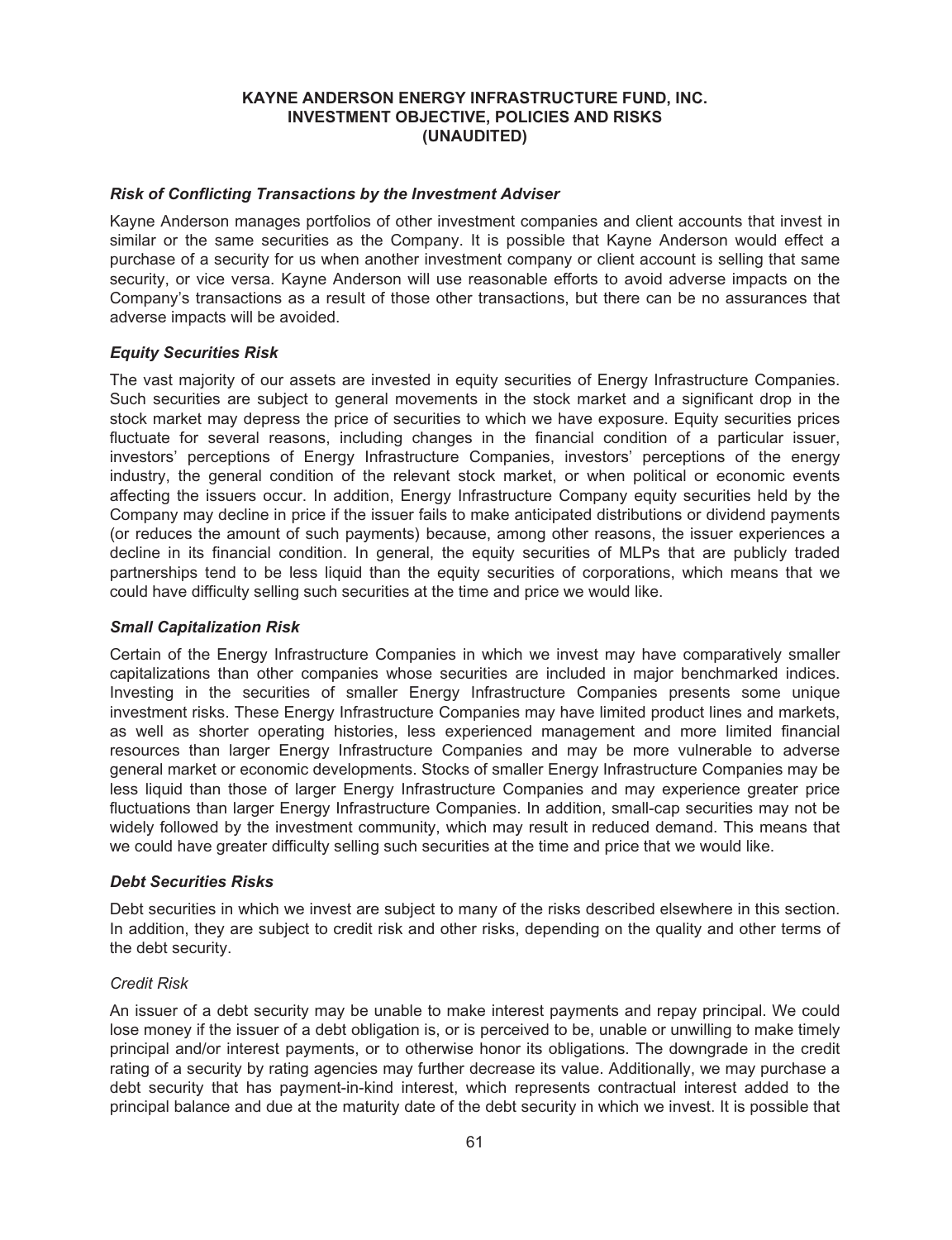**KAYNE ANDERSON ENERGY INFRASTRUCTURE FUND, INC.**
**INVESTMENT OBJECTIVE, POLICIES AND RISKS**
**(UNAUDITED)**

***Risk of Conflicting Transactions by the Investment Adviser***

Kayne Anderson manages portfolios of other investment companies and client accounts that invest in similar or the same securities as the Company. It is possible that Kayne Anderson would effect a purchase of a security for us when another investment company or client account is selling that same security, or vice versa. Kayne Anderson will use reasonable efforts to avoid adverse impacts on the Company's transactions as a result of those other transactions, but there can be no assurances that adverse impacts will be avoided.

***Equity Securities Risk***

The vast majority of our assets are invested in equity securities of Energy Infrastructure Companies. Such securities are subject to general movements in the stock market and a significant drop in the stock market may depress the price of securities to which we have exposure. Equity securities prices fluctuate for several reasons, including changes in the financial condition of a particular issuer, investors' perceptions of Energy Infrastructure Companies, investors' perceptions of the energy industry, the general condition of the relevant stock market, or when political or economic events affecting the issuers occur. In addition, Energy Infrastructure Company equity securities held by the Company may decline in price if the issuer fails to make anticipated distributions or dividend payments (or reduces the amount of such payments) because, among other reasons, the issuer experiences a decline in its financial condition. In general, the equity securities of MLPs that are publicly traded partnerships tend to be less liquid than the equity securities of corporations, which means that we could have difficulty selling such securities at the time and price we would like.

***Small Capitalization Risk***

Certain of the Energy Infrastructure Companies in which we invest may have comparatively smaller capitalizations than other companies whose securities are included in major benchmarked indices. Investing in the securities of smaller Energy Infrastructure Companies presents some unique investment risks. These Energy Infrastructure Companies may have limited product lines and markets, as well as shorter operating histories, less experienced management and more limited financial resources than larger Energy Infrastructure Companies and may be more vulnerable to adverse general market or economic developments. Stocks of smaller Energy Infrastructure Companies may be less liquid than those of larger Energy Infrastructure Companies and may experience greater price fluctuations than larger Energy Infrastructure Companies. In addition, small-cap securities may not be widely followed by the investment community, which may result in reduced demand. This means that we could have greater difficulty selling such securities at the time and price that we would like.

***Debt Securities Risks***

Debt securities in which we invest are subject to many of the risks described elsewhere in this section. In addition, they are subject to credit risk and other risks, depending on the quality and other terms of the debt security.

*Credit Risk*

An issuer of a debt security may be unable to make interest payments and repay principal. We could lose money if the issuer of a debt obligation is, or is perceived to be, unable or unwilling to make timely principal and/or interest payments, or to otherwise honor its obligations. The downgrade in the credit rating of a security by rating agencies may further decrease its value. Additionally, we may purchase a debt security that has payment-in-kind interest, which represents contractual interest added to the principal balance and due at the maturity date of the debt security in which we invest. It is possible that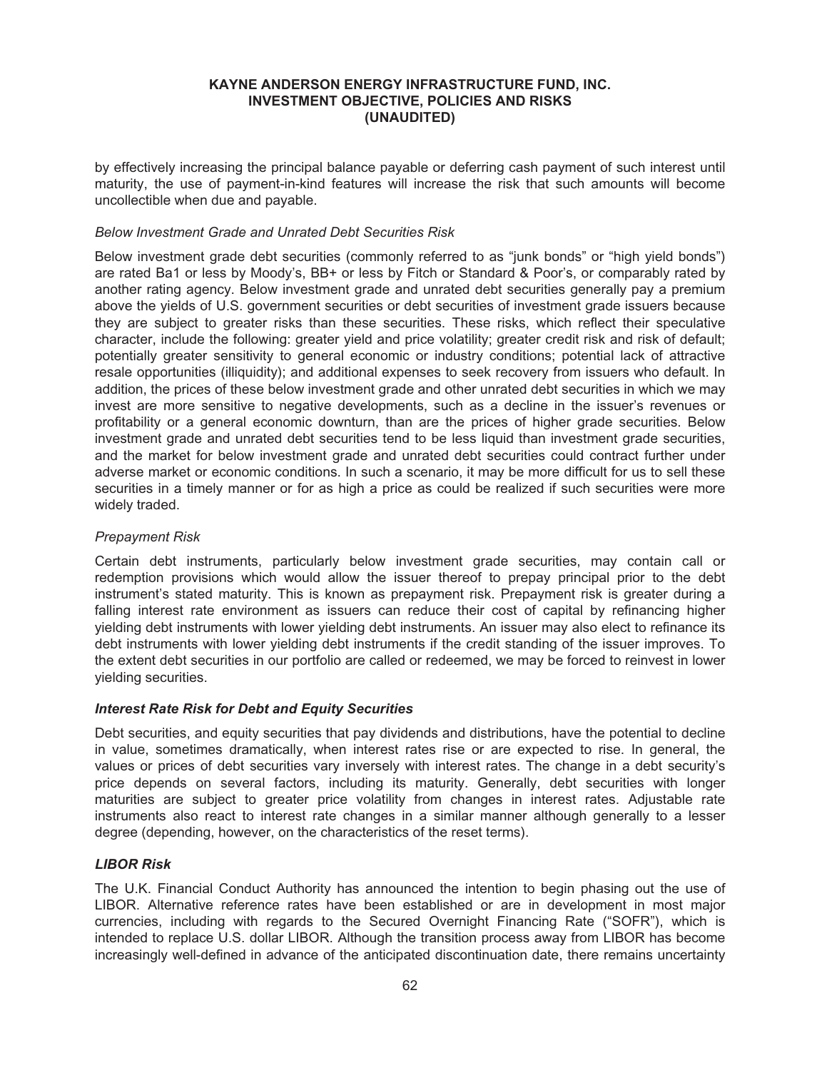by effectively increasing the principal balance payable or deferring cash payment of such interest until maturity, the use of payment-in-kind features will increase the risk that such amounts will become uncollectible when due and payable.

*Below Investment Grade and Unrated Debt Securities Risk*

Below investment grade debt securities (commonly referred to as "junk bonds" or "high yield bonds") are rated Ba1 or less by Moody's, BB+ or less by Fitch or Standard & Poor's, or comparably rated by another rating agency. Below investment grade and unrated debt securities generally pay a premium above the yields of U.S. government securities or debt securities of investment grade issuers because they are subject to greater risks than these securities. These risks, which reflect their speculative character, include the following: greater yield and price volatility; greater credit risk and risk of default; potentially greater sensitivity to general economic or industry conditions; potential lack of attractive resale opportunities (illiquidity); and additional expenses to seek recovery from issuers who default. In addition, the prices of these below investment grade and other unrated debt securities in which we may invest are more sensitive to negative developments, such as a decline in the issuer's revenues or profitability or a general economic downturn, than are the prices of higher grade securities. Below investment grade and unrated debt securities tend to be less liquid than investment grade securities, and the market for below investment grade and unrated debt securities could contract further under adverse market or economic conditions. In such a scenario, it may be more difficult for us to sell these securities in a timely manner or for as high a price as could be realized if such securities were more widely traded.

*Prepayment Risk*

Certain debt instruments, particularly below investment grade securities, may contain call or redemption provisions which would allow the issuer thereof to prepay principal prior to the debt instrument's stated maturity. This is known as prepayment risk. Prepayment risk is greater during a falling interest rate environment as issuers can reduce their cost of capital by refinancing higher yielding debt instruments with lower yielding debt instruments. An issuer may also elect to refinance its debt instruments with lower yielding debt instruments if the credit standing of the issuer improves. To the extent debt securities in our portfolio are called or redeemed, we may be forced to reinvest in lower yielding securities.

***Interest Rate Risk for Debt and Equity Securities***

Debt securities, and equity securities that pay dividends and distributions, have the potential to decline in value, sometimes dramatically, when interest rates rise or are expected to rise. In general, the values or prices of debt securities vary inversely with interest rates. The change in a debt security's price depends on several factors, including its maturity. Generally, debt securities with longer maturities are subject to greater price volatility from changes in interest rates. Adjustable rate instruments also react to interest rate changes in a similar manner although generally to a lesser degree (depending, however, on the characteristics of the reset terms).

***LIBOR Risk***

The U.K. Financial Conduct Authority has announced the intention to begin phasing out the use of LIBOR. Alternative reference rates have been established or are in development in most major currencies, including with regards to the Secured Overnight Financing Rate ("SOFR"), which is intended to replace U.S. dollar LIBOR. Although the transition process away from LIBOR has become increasingly well-defined in advance of the anticipated discontinuation date, there remains uncertainty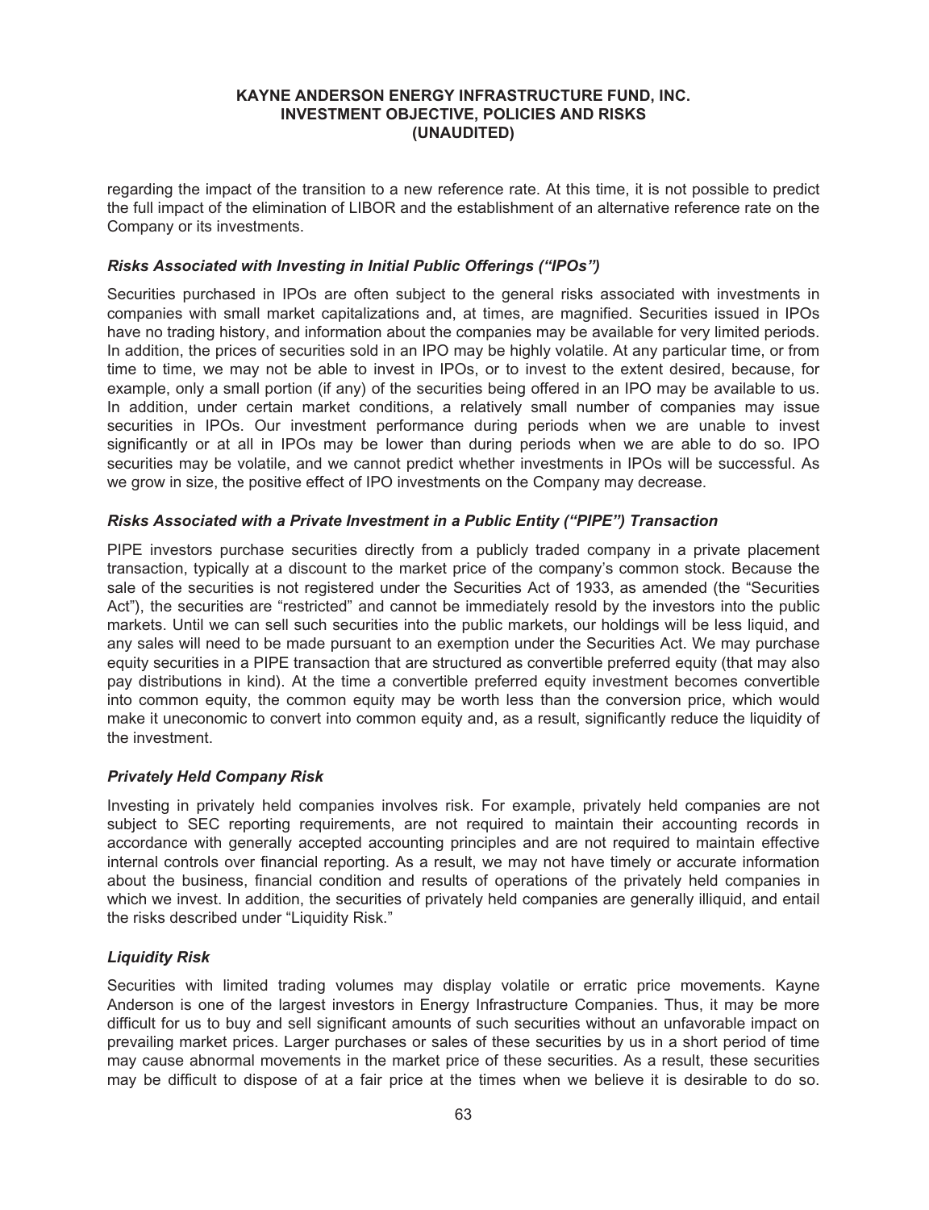regarding the impact of the transition to a new reference rate. At this time, it is not possible to predict the full impact of the elimination of LIBOR and the establishment of an alternative reference rate on the Company or its investments.

### *Risks Associated with Investing in Initial Public Offerings ("IPOs")*

Securities purchased in IPOs are often subject to the general risks associated with investments in companies with small market capitalizations and, at times, are magnified. Securities issued in IPOs have no trading history, and information about the companies may be available for very limited periods. In addition, the prices of securities sold in an IPO may be highly volatile. At any particular time, or from time to time, we may not be able to invest in IPOs, or to invest to the extent desired, because, for example, only a small portion (if any) of the securities being offered in an IPO may be available to us. In addition, under certain market conditions, a relatively small number of companies may issue securities in IPOs. Our investment performance during periods when we are unable to invest significantly or at all in IPOs may be lower than during periods when we are able to do so. IPO securities may be volatile, and we cannot predict whether investments in IPOs will be successful. As we grow in size, the positive effect of IPO investments on the Company may decrease.

### *Risks Associated with a Private Investment in a Public Entity ("PIPE") Transaction*

PIPE investors purchase securities directly from a publicly traded company in a private placement transaction, typically at a discount to the market price of the company's common stock. Because the sale of the securities is not registered under the Securities Act of 1933, as amended (the "Securities Act"), the securities are "restricted" and cannot be immediately resold by the investors into the public markets. Until we can sell such securities into the public markets, our holdings will be less liquid, and any sales will need to be made pursuant to an exemption under the Securities Act. We may purchase equity securities in a PIPE transaction that are structured as convertible preferred equity (that may also pay distributions in kind). At the time a convertible preferred equity investment becomes convertible into common equity, the common equity may be worth less than the conversion price, which would make it uneconomic to convert into common equity and, as a result, significantly reduce the liquidity of the investment.

### *Privately Held Company Risk*

Investing in privately held companies involves risk. For example, privately held companies are not subject to SEC reporting requirements, are not required to maintain their accounting records in accordance with generally accepted accounting principles and are not required to maintain effective internal controls over financial reporting. As a result, we may not have timely or accurate information about the business, financial condition and results of operations of the privately held companies in which we invest. In addition, the securities of privately held companies are generally illiquid, and entail the risks described under "Liquidity Risk."

### *Liquidity Risk*

Securities with limited trading volumes may display volatile or erratic price movements. Kayne Anderson is one of the largest investors in Energy Infrastructure Companies. Thus, it may be more difficult for us to buy and sell significant amounts of such securities without an unfavorable impact on prevailing market prices. Larger purchases or sales of these securities by us in a short period of time may cause abnormal movements in the market price of these securities. As a result, these securities may be difficult to dispose of at a fair price at the times when we believe it is desirable to do so.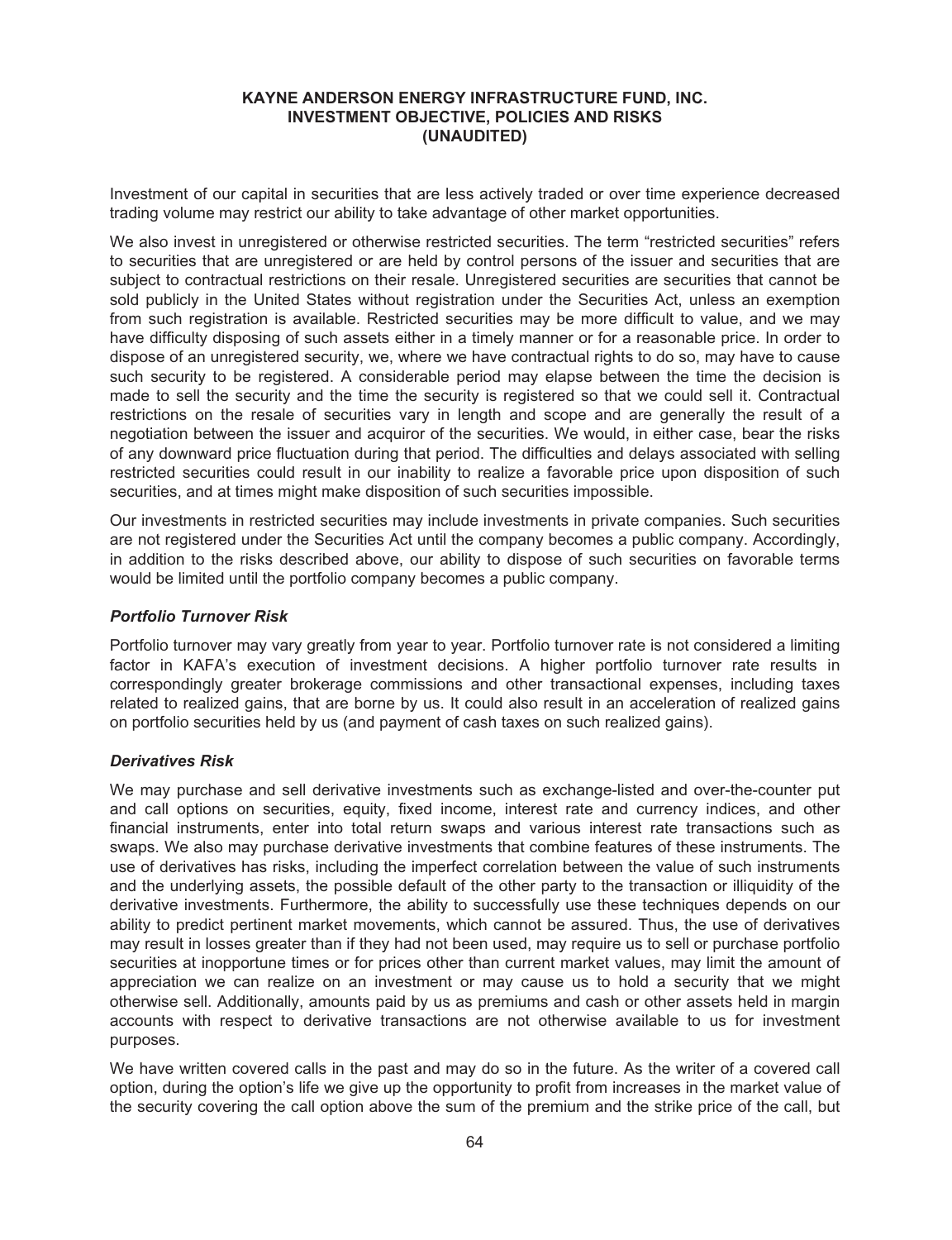Investment of our capital in securities that are less actively traded or over time experience decreased trading volume may restrict our ability to take advantage of other market opportunities.

We also invest in unregistered or otherwise restricted securities. The term "restricted securities" refers to securities that are unregistered or are held by control persons of the issuer and securities that are subject to contractual restrictions on their resale. Unregistered securities are securities that cannot be sold publicly in the United States without registration under the Securities Act, unless an exemption from such registration is available. Restricted securities may be more difficult to value, and we may have difficulty disposing of such assets either in a timely manner or for a reasonable price. In order to dispose of an unregistered security, we, where we have contractual rights to do so, may have to cause such security to be registered. A considerable period may elapse between the time the decision is made to sell the security and the time the security is registered so that we could sell it. Contractual restrictions on the resale of securities vary in length and scope and are generally the result of a negotiation between the issuer and acquiror of the securities. We would, in either case, bear the risks of any downward price fluctuation during that period. The difficulties and delays associated with selling restricted securities could result in our inability to realize a favorable price upon disposition of such securities, and at times might make disposition of such securities impossible.

Our investments in restricted securities may include investments in private companies. Such securities are not registered under the Securities Act until the company becomes a public company. Accordingly, in addition to the risks described above, our ability to dispose of such securities on favorable terms would be limited until the portfolio company becomes a public company.

### *Portfolio Turnover Risk*

Portfolio turnover may vary greatly from year to year. Portfolio turnover rate is not considered a limiting factor in KAFA's execution of investment decisions. A higher portfolio turnover rate results in correspondingly greater brokerage commissions and other transactional expenses, including taxes related to realized gains, that are borne by us. It could also result in an acceleration of realized gains on portfolio securities held by us (and payment of cash taxes on such realized gains).

### *Derivatives Risk*

We may purchase and sell derivative investments such as exchange-listed and over-the-counter put and call options on securities, equity, fixed income, interest rate and currency indices, and other financial instruments, enter into total return swaps and various interest rate transactions such as swaps. We also may purchase derivative investments that combine features of these instruments. The use of derivatives has risks, including the imperfect correlation between the value of such instruments and the underlying assets, the possible default of the other party to the transaction or illiquidity of the derivative investments. Furthermore, the ability to successfully use these techniques depends on our ability to predict pertinent market movements, which cannot be assured. Thus, the use of derivatives may result in losses greater than if they had not been used, may require us to sell or purchase portfolio securities at inopportune times or for prices other than current market values, may limit the amount of appreciation we can realize on an investment or may cause us to hold a security that we might otherwise sell. Additionally, amounts paid by us as premiums and cash or other assets held in margin accounts with respect to derivative transactions are not otherwise available to us for investment purposes.

We have written covered calls in the past and may do so in the future. As the writer of a covered call option, during the option's life we give up the opportunity to profit from increases in the market value of the security covering the call option above the sum of the premium and the strike price of the call, but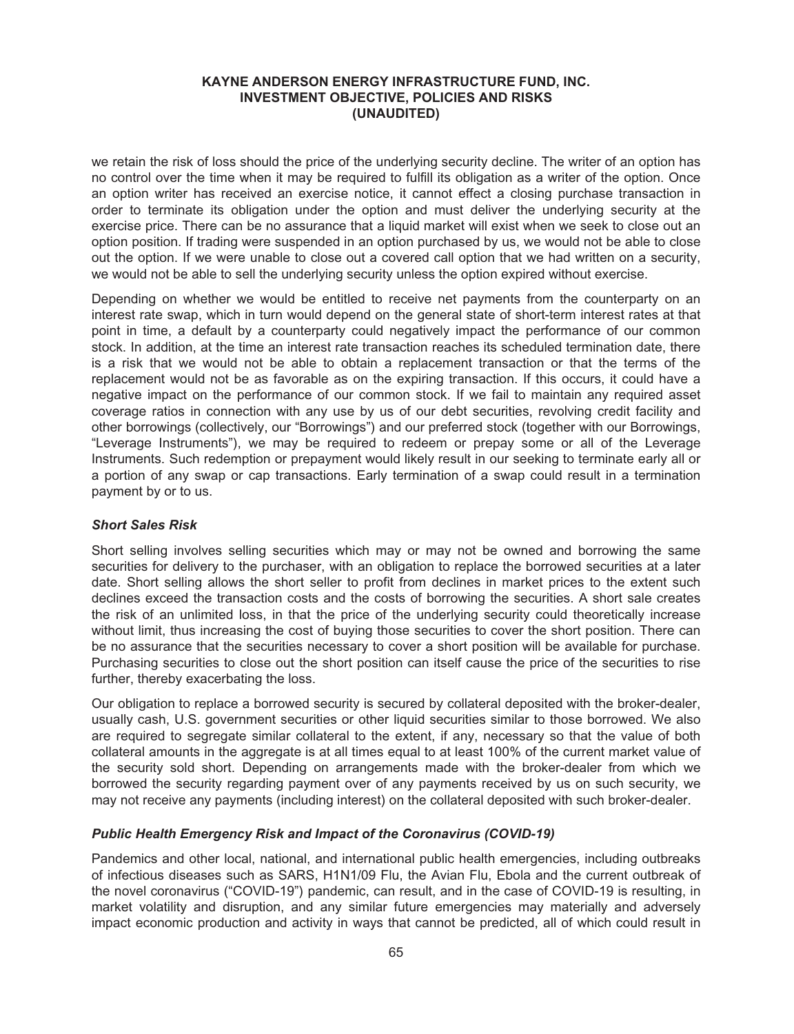we retain the risk of loss should the price of the underlying security decline. The writer of an option has no control over the time when it may be required to fulfill its obligation as a writer of the option. Once an option writer has received an exercise notice, it cannot effect a closing purchase transaction in order to terminate its obligation under the option and must deliver the underlying security at the exercise price. There can be no assurance that a liquid market will exist when we seek to close out an option position. If trading were suspended in an option purchased by us, we would not be able to close out the option. If we were unable to close out a covered call option that we had written on a security, we would not be able to sell the underlying security unless the option expired without exercise.

Depending on whether we would be entitled to receive net payments from the counterparty on an interest rate swap, which in turn would depend on the general state of short-term interest rates at that point in time, a default by a counterparty could negatively impact the performance of our common stock. In addition, at the time an interest rate transaction reaches its scheduled termination date, there is a risk that we would not be able to obtain a replacement transaction or that the terms of the replacement would not be as favorable as on the expiring transaction. If this occurs, it could have a negative impact on the performance of our common stock. If we fail to maintain any required asset coverage ratios in connection with any use by us of our debt securities, revolving credit facility and other borrowings (collectively, our "Borrowings") and our preferred stock (together with our Borrowings, "Leverage Instruments"), we may be required to redeem or prepay some or all of the Leverage Instruments. Such redemption or prepayment would likely result in our seeking to terminate early all or a portion of any swap or cap transactions. Early termination of a swap could result in a termination payment by or to us.

### *Short Sales Risk*

Short selling involves selling securities which may or may not be owned and borrowing the same securities for delivery to the purchaser, with an obligation to replace the borrowed securities at a later date. Short selling allows the short seller to profit from declines in market prices to the extent such declines exceed the transaction costs and the costs of borrowing the securities. A short sale creates the risk of an unlimited loss, in that the price of the underlying security could theoretically increase without limit, thus increasing the cost of buying those securities to cover the short position. There can be no assurance that the securities necessary to cover a short position will be available for purchase. Purchasing securities to close out the short position can itself cause the price of the securities to rise further, thereby exacerbating the loss.

Our obligation to replace a borrowed security is secured by collateral deposited with the broker-dealer, usually cash, U.S. government securities or other liquid securities similar to those borrowed. We also are required to segregate similar collateral to the extent, if any, necessary so that the value of both collateral amounts in the aggregate is at all times equal to at least 100% of the current market value of the security sold short. Depending on arrangements made with the broker-dealer from which we borrowed the security regarding payment over of any payments received by us on such security, we may not receive any payments (including interest) on the collateral deposited with such broker-dealer.

### *Public Health Emergency Risk and Impact of the Coronavirus (COVID-19)*

Pandemics and other local, national, and international public health emergencies, including outbreaks of infectious diseases such as SARS, H1N1/09 Flu, the Avian Flu, Ebola and the current outbreak of the novel coronavirus ("COVID-19") pandemic, can result, and in the case of COVID-19 is resulting, in market volatility and disruption, and any similar future emergencies may materially and adversely impact economic production and activity in ways that cannot be predicted, all of which could result in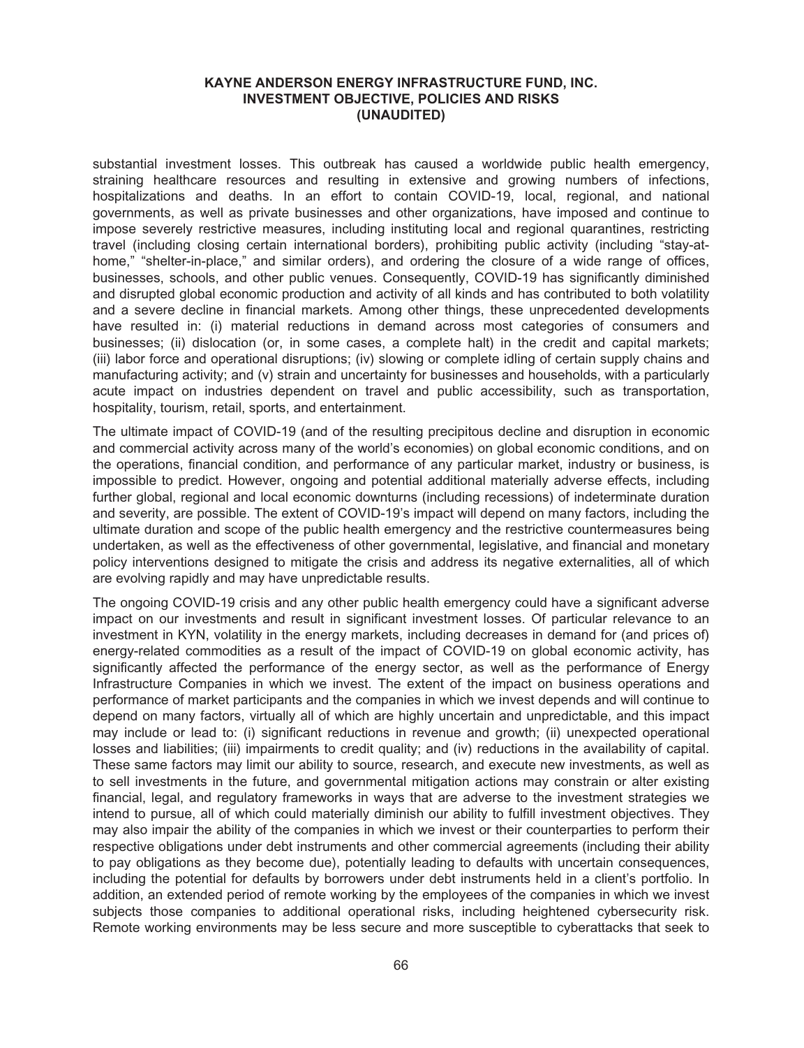substantial investment losses. This outbreak has caused a worldwide public health emergency, straining healthcare resources and resulting in extensive and growing numbers of infections, hospitalizations and deaths. In an effort to contain COVID-19, local, regional, and national governments, as well as private businesses and other organizations, have imposed and continue to impose severely restrictive measures, including instituting local and regional quarantines, restricting travel (including closing certain international borders), prohibiting public activity (including "stay-at-home," "shelter-in-place," and similar orders), and ordering the closure of a wide range of offices, businesses, schools, and other public venues. Consequently, COVID-19 has significantly diminished and disrupted global economic production and activity of all kinds and has contributed to both volatility and a severe decline in financial markets. Among other things, these unprecedented developments have resulted in: (i) material reductions in demand across most categories of consumers and businesses; (ii) dislocation (or, in some cases, a complete halt) in the credit and capital markets; (iii) labor force and operational disruptions; (iv) slowing or complete idling of certain supply chains and manufacturing activity; and (v) strain and uncertainty for businesses and households, with a particularly acute impact on industries dependent on travel and public accessibility, such as transportation, hospitality, tourism, retail, sports, and entertainment.

The ultimate impact of COVID-19 (and of the resulting precipitous decline and disruption in economic and commercial activity across many of the world's economies) on global economic conditions, and on the operations, financial condition, and performance of any particular market, industry or business, is impossible to predict. However, ongoing and potential additional materially adverse effects, including further global, regional and local economic downturns (including recessions) of indeterminate duration and severity, are possible. The extent of COVID-19's impact will depend on many factors, including the ultimate duration and scope of the public health emergency and the restrictive countermeasures being undertaken, as well as the effectiveness of other governmental, legislative, and financial and monetary policy interventions designed to mitigate the crisis and address its negative externalities, all of which are evolving rapidly and may have unpredictable results.

The ongoing COVID-19 crisis and any other public health emergency could have a significant adverse impact on our investments and result in significant investment losses. Of particular relevance to an investment in KYN, volatility in the energy markets, including decreases in demand for (and prices of) energy-related commodities as a result of the impact of COVID-19 on global economic activity, has significantly affected the performance of the energy sector, as well as the performance of Energy Infrastructure Companies in which we invest. The extent of the impact on business operations and performance of market participants and the companies in which we invest depends and will continue to depend on many factors, virtually all of which are highly uncertain and unpredictable, and this impact may include or lead to: (i) significant reductions in revenue and growth; (ii) unexpected operational losses and liabilities; (iii) impairments to credit quality; and (iv) reductions in the availability of capital. These same factors may limit our ability to source, research, and execute new investments, as well as to sell investments in the future, and governmental mitigation actions may constrain or alter existing financial, legal, and regulatory frameworks in ways that are adverse to the investment strategies we intend to pursue, all of which could materially diminish our ability to fulfill investment objectives. They may also impair the ability of the companies in which we invest or their counterparties to perform their respective obligations under debt instruments and other commercial agreements (including their ability to pay obligations as they become due), potentially leading to defaults with uncertain consequences, including the potential for defaults by borrowers under debt instruments held in a client's portfolio. In addition, an extended period of remote working by the employees of the companies in which we invest subjects those companies to additional operational risks, including heightened cybersecurity risk. Remote working environments may be less secure and more susceptible to cyberattacks that seek to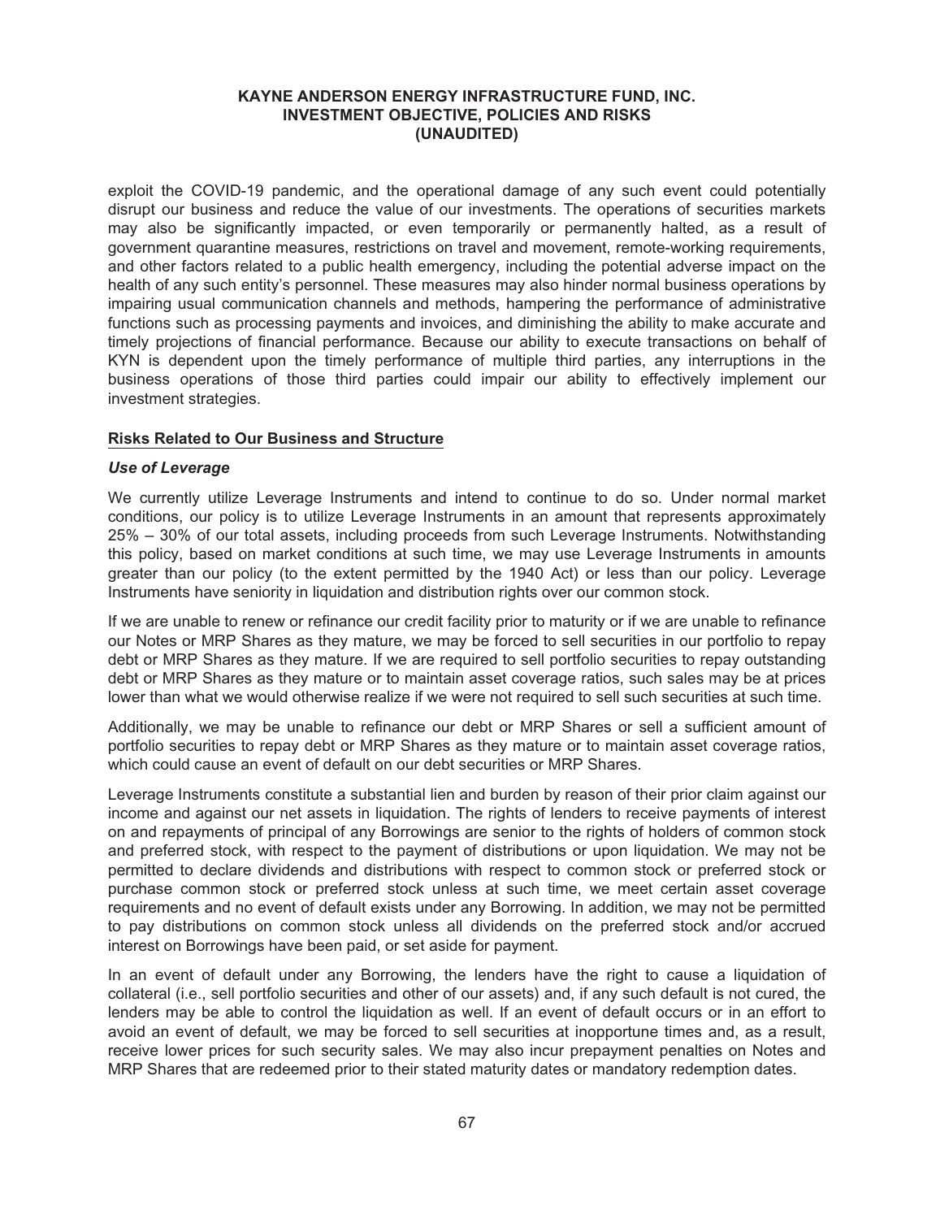exploit the COVID-19 pandemic, and the operational damage of any such event could potentially disrupt our business and reduce the value of our investments. The operations of securities markets may also be significantly impacted, or even temporarily or permanently halted, as a result of government quarantine measures, restrictions on travel and movement, remote-working requirements, and other factors related to a public health emergency, including the potential adverse impact on the health of any such entity's personnel. These measures may also hinder normal business operations by impairing usual communication channels and methods, hampering the performance of administrative functions such as processing payments and invoices, and diminishing the ability to make accurate and timely projections of financial performance. Because our ability to execute transactions on behalf of KYN is dependent upon the timely performance of multiple third parties, any interruptions in the business operations of those third parties could impair our ability to effectively implement our investment strategies.

## Risks Related to Our Business and Structure

### *Use of Leverage*

We currently utilize Leverage Instruments and intend to continue to do so. Under normal market conditions, our policy is to utilize Leverage Instruments in an amount that represents approximately 25% – 30% of our total assets, including proceeds from such Leverage Instruments. Notwithstanding this policy, based on market conditions at such time, we may use Leverage Instruments in amounts greater than our policy (to the extent permitted by the 1940 Act) or less than our policy. Leverage Instruments have seniority in liquidation and distribution rights over our common stock.

If we are unable to renew or refinance our credit facility prior to maturity or if we are unable to refinance our Notes or MRP Shares as they mature, we may be forced to sell securities in our portfolio to repay debt or MRP Shares as they mature. If we are required to sell portfolio securities to repay outstanding debt or MRP Shares as they mature or to maintain asset coverage ratios, such sales may be at prices lower than what we would otherwise realize if we were not required to sell such securities at such time.

Additionally, we may be unable to refinance our debt or MRP Shares or sell a sufficient amount of portfolio securities to repay debt or MRP Shares as they mature or to maintain asset coverage ratios, which could cause an event of default on our debt securities or MRP Shares.

Leverage Instruments constitute a substantial lien and burden by reason of their prior claim against our income and against our net assets in liquidation. The rights of lenders to receive payments of interest on and repayments of principal of any Borrowings are senior to the rights of holders of common stock and preferred stock, with respect to the payment of distributions or upon liquidation. We may not be permitted to declare dividends and distributions with respect to common stock or preferred stock or purchase common stock or preferred stock unless at such time, we meet certain asset coverage requirements and no event of default exists under any Borrowing. In addition, we may not be permitted to pay distributions on common stock unless all dividends on the preferred stock and/or accrued interest on Borrowings have been paid, or set aside for payment.

In an event of default under any Borrowing, the lenders have the right to cause a liquidation of collateral (i.e., sell portfolio securities and other of our assets) and, if any such default is not cured, the lenders may be able to control the liquidation as well. If an event of default occurs or in an effort to avoid an event of default, we may be forced to sell securities at inopportune times and, as a result, receive lower prices for such security sales. We may also incur prepayment penalties on Notes and MRP Shares that are redeemed prior to their stated maturity dates or mandatory redemption dates.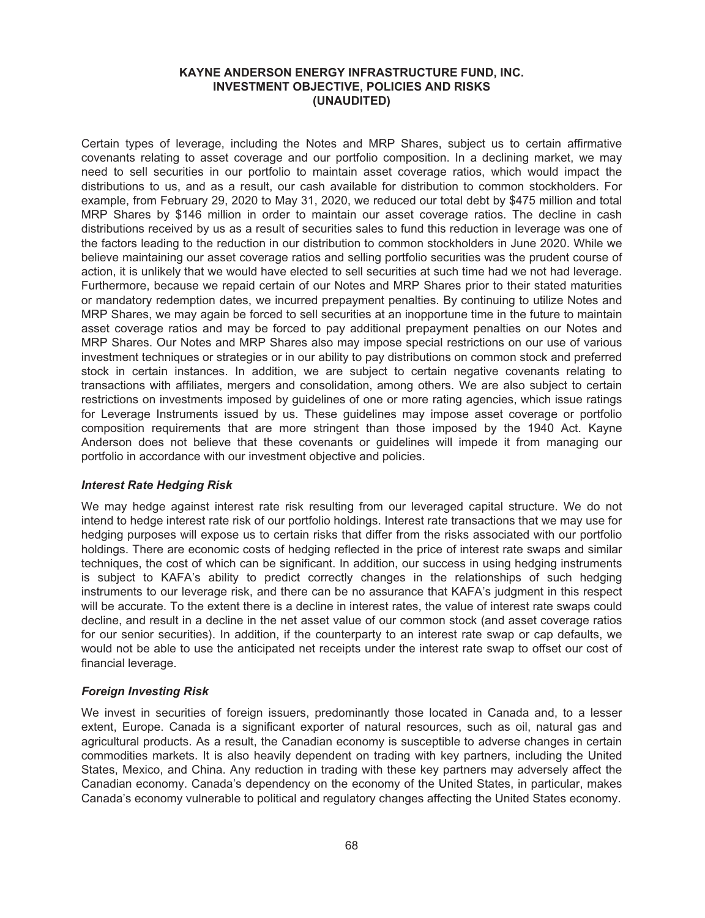Certain types of leverage, including the Notes and MRP Shares, subject us to certain affirmative covenants relating to asset coverage and our portfolio composition. In a declining market, we may need to sell securities in our portfolio to maintain asset coverage ratios, which would impact the distributions to us, and as a result, our cash available for distribution to common stockholders. For example, from February 29, 2020 to May 31, 2020, we reduced our total debt by $475 million and total MRP Shares by $146 million in order to maintain our asset coverage ratios. The decline in cash distributions received by us as a result of securities sales to fund this reduction in leverage was one of the factors leading to the reduction in our distribution to common stockholders in June 2020. While we believe maintaining our asset coverage ratios and selling portfolio securities was the prudent course of action, it is unlikely that we would have elected to sell securities at such time had we not had leverage. Furthermore, because we repaid certain of our Notes and MRP Shares prior to their stated maturities or mandatory redemption dates, we incurred prepayment penalties. By continuing to utilize Notes and MRP Shares, we may again be forced to sell securities at an inopportune time in the future to maintain asset coverage ratios and may be forced to pay additional prepayment penalties on our Notes and MRP Shares. Our Notes and MRP Shares also may impose special restrictions on our use of various investment techniques or strategies or in our ability to pay distributions on common stock and preferred stock in certain instances. In addition, we are subject to certain negative covenants relating to transactions with affiliates, mergers and consolidation, among others. We are also subject to certain restrictions on investments imposed by guidelines of one or more rating agencies, which issue ratings for Leverage Instruments issued by us. These guidelines may impose asset coverage or portfolio composition requirements that are more stringent than those imposed by the 1940 Act. Kayne Anderson does not believe that these covenants or guidelines will impede it from managing our portfolio in accordance with our investment objective and policies.

### *Interest Rate Hedging Risk*

We may hedge against interest rate risk resulting from our leveraged capital structure. We do not intend to hedge interest rate risk of our portfolio holdings. Interest rate transactions that we may use for hedging purposes will expose us to certain risks that differ from the risks associated with our portfolio holdings. There are economic costs of hedging reflected in the price of interest rate swaps and similar techniques, the cost of which can be significant. In addition, our success in using hedging instruments is subject to KAFA's ability to predict correctly changes in the relationships of such hedging instruments to our leverage risk, and there can be no assurance that KAFA's judgment in this respect will be accurate. To the extent there is a decline in interest rates, the value of interest rate swaps could decline, and result in a decline in the net asset value of our common stock (and asset coverage ratios for our senior securities). In addition, if the counterparty to an interest rate swap or cap defaults, we would not be able to use the anticipated net receipts under the interest rate swap to offset our cost of financial leverage.

### *Foreign Investing Risk*

We invest in securities of foreign issuers, predominantly those located in Canada and, to a lesser extent, Europe. Canada is a significant exporter of natural resources, such as oil, natural gas and agricultural products. As a result, the Canadian economy is susceptible to adverse changes in certain commodities markets. It is also heavily dependent on trading with key partners, including the United States, Mexico, and China. Any reduction in trading with these key partners may adversely affect the Canadian economy. Canada's dependency on the economy of the United States, in particular, makes Canada's economy vulnerable to political and regulatory changes affecting the United States economy.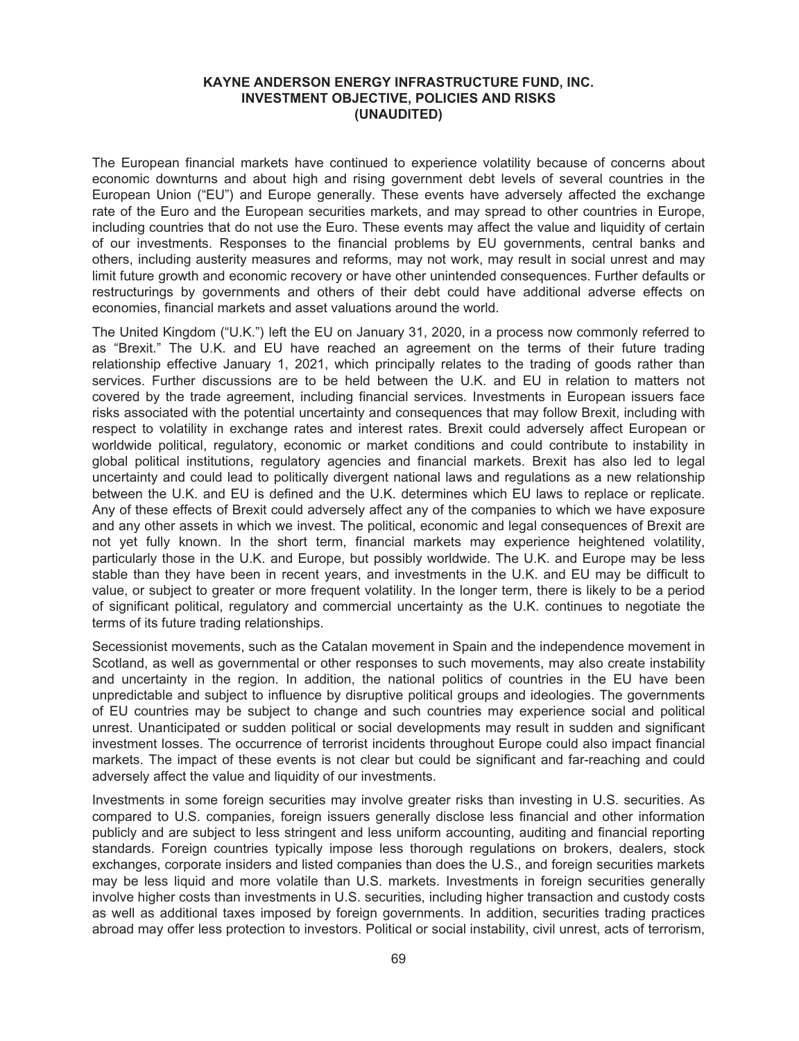The European financial markets have continued to experience volatility because of concerns about economic downturns and about high and rising government debt levels of several countries in the European Union ("EU") and Europe generally. These events have adversely affected the exchange rate of the Euro and the European securities markets, and may spread to other countries in Europe, including countries that do not use the Euro. These events may affect the value and liquidity of certain of our investments. Responses to the financial problems by EU governments, central banks and others, including austerity measures and reforms, may not work, may result in social unrest and may limit future growth and economic recovery or have other unintended consequences. Further defaults or restructurings by governments and others of their debt could have additional adverse effects on economies, financial markets and asset valuations around the world.

The United Kingdom ("U.K.") left the EU on January 31, 2020, in a process now commonly referred to as "Brexit." The U.K. and EU have reached an agreement on the terms of their future trading relationship effective January 1, 2021, which principally relates to the trading of goods rather than services. Further discussions are to be held between the U.K. and EU in relation to matters not covered by the trade agreement, including financial services. Investments in European issuers face risks associated with the potential uncertainty and consequences that may follow Brexit, including with respect to volatility in exchange rates and interest rates. Brexit could adversely affect European or worldwide political, regulatory, economic or market conditions and could contribute to instability in global political institutions, regulatory agencies and financial markets. Brexit has also led to legal uncertainty and could lead to politically divergent national laws and regulations as a new relationship between the U.K. and EU is defined and the U.K. determines which EU laws to replace or replicate. Any of these effects of Brexit could adversely affect any of the companies to which we have exposure and any other assets in which we invest. The political, economic and legal consequences of Brexit are not yet fully known. In the short term, financial markets may experience heightened volatility, particularly those in the U.K. and Europe, but possibly worldwide. The U.K. and Europe may be less stable than they have been in recent years, and investments in the U.K. and EU may be difficult to value, or subject to greater or more frequent volatility. In the longer term, there is likely to be a period of significant political, regulatory and commercial uncertainty as the U.K. continues to negotiate the terms of its future trading relationships.

Secessionist movements, such as the Catalan movement in Spain and the independence movement in Scotland, as well as governmental or other responses to such movements, may also create instability and uncertainty in the region. In addition, the national politics of countries in the EU have been unpredictable and subject to influence by disruptive political groups and ideologies. The governments of EU countries may be subject to change and such countries may experience social and political unrest. Unanticipated or sudden political or social developments may result in sudden and significant investment losses. The occurrence of terrorist incidents throughout Europe could also impact financial markets. The impact of these events is not clear but could be significant and far-reaching and could adversely affect the value and liquidity of our investments.

Investments in some foreign securities may involve greater risks than investing in U.S. securities. As compared to U.S. companies, foreign issuers generally disclose less financial and other information publicly and are subject to less stringent and less uniform accounting, auditing and financial reporting standards. Foreign countries typically impose less thorough regulations on brokers, dealers, stock exchanges, corporate insiders and listed companies than does the U.S., and foreign securities markets may be less liquid and more volatile than U.S. markets. Investments in foreign securities generally involve higher costs than investments in U.S. securities, including higher transaction and custody costs as well as additional taxes imposed by foreign governments. In addition, securities trading practices abroad may offer less protection to investors. Political or social instability, civil unrest, acts of terrorism,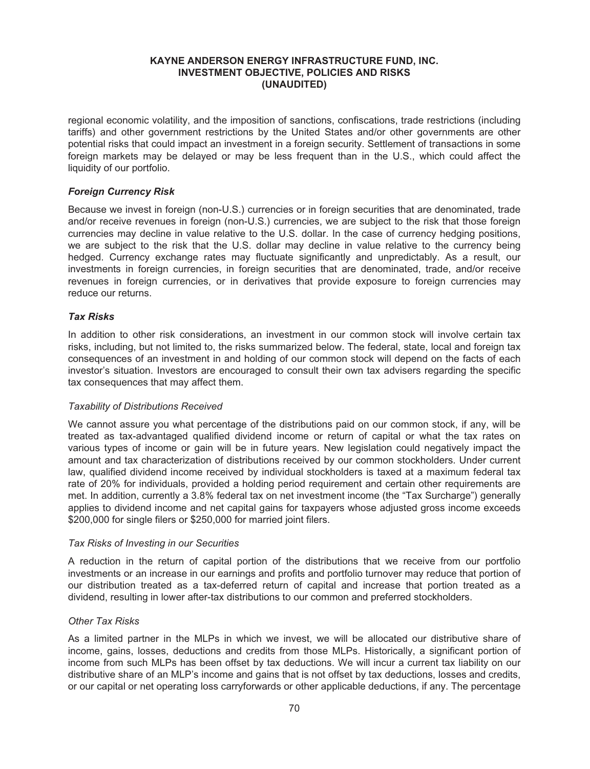regional economic volatility, and the imposition of sanctions, confiscations, trade restrictions (including tariffs) and other government restrictions by the United States and/or other governments are other potential risks that could impact an investment in a foreign security. Settlement of transactions in some foreign markets may be delayed or may be less frequent than in the U.S., which could affect the liquidity of our portfolio.

### *Foreign Currency Risk*

Because we invest in foreign (non-U.S.) currencies or in foreign securities that are denominated, trade and/or receive revenues in foreign (non-U.S.) currencies, we are subject to the risk that those foreign currencies may decline in value relative to the U.S. dollar. In the case of currency hedging positions, we are subject to the risk that the U.S. dollar may decline in value relative to the currency being hedged. Currency exchange rates may fluctuate significantly and unpredictably. As a result, our investments in foreign currencies, in foreign securities that are denominated, trade, and/or receive revenues in foreign currencies, or in derivatives that provide exposure to foreign currencies may reduce our returns.

### *Tax Risks*

In addition to other risk considerations, an investment in our common stock will involve certain tax risks, including, but not limited to, the risks summarized below. The federal, state, local and foreign tax consequences of an investment in and holding of our common stock will depend on the facts of each investor's situation. Investors are encouraged to consult their own tax advisers regarding the specific tax consequences that may affect them.

#### *Taxability of Distributions Received*

We cannot assure you what percentage of the distributions paid on our common stock, if any, will be treated as tax-advantaged qualified dividend income or return of capital or what the tax rates on various types of income or gain will be in future years. New legislation could negatively impact the amount and tax characterization of distributions received by our common stockholders. Under current law, qualified dividend income received by individual stockholders is taxed at a maximum federal tax rate of 20% for individuals, provided a holding period requirement and certain other requirements are met. In addition, currently a 3.8% federal tax on net investment income (the "Tax Surcharge") generally applies to dividend income and net capital gains for taxpayers whose adjusted gross income exceeds $200,000 for single filers or $250,000 for married joint filers.

#### *Tax Risks of Investing in our Securities*

A reduction in the return of capital portion of the distributions that we receive from our portfolio investments or an increase in our earnings and profits and portfolio turnover may reduce that portion of our distribution treated as a tax-deferred return of capital and increase that portion treated as a dividend, resulting in lower after-tax distributions to our common and preferred stockholders.

#### *Other Tax Risks*

As a limited partner in the MLPs in which we invest, we will be allocated our distributive share of income, gains, losses, deductions and credits from those MLPs. Historically, a significant portion of income from such MLPs has been offset by tax deductions. We will incur a current tax liability on our distributive share of an MLP's income and gains that is not offset by tax deductions, losses and credits, or our capital or net operating loss carryforwards or other applicable deductions, if any. The percentage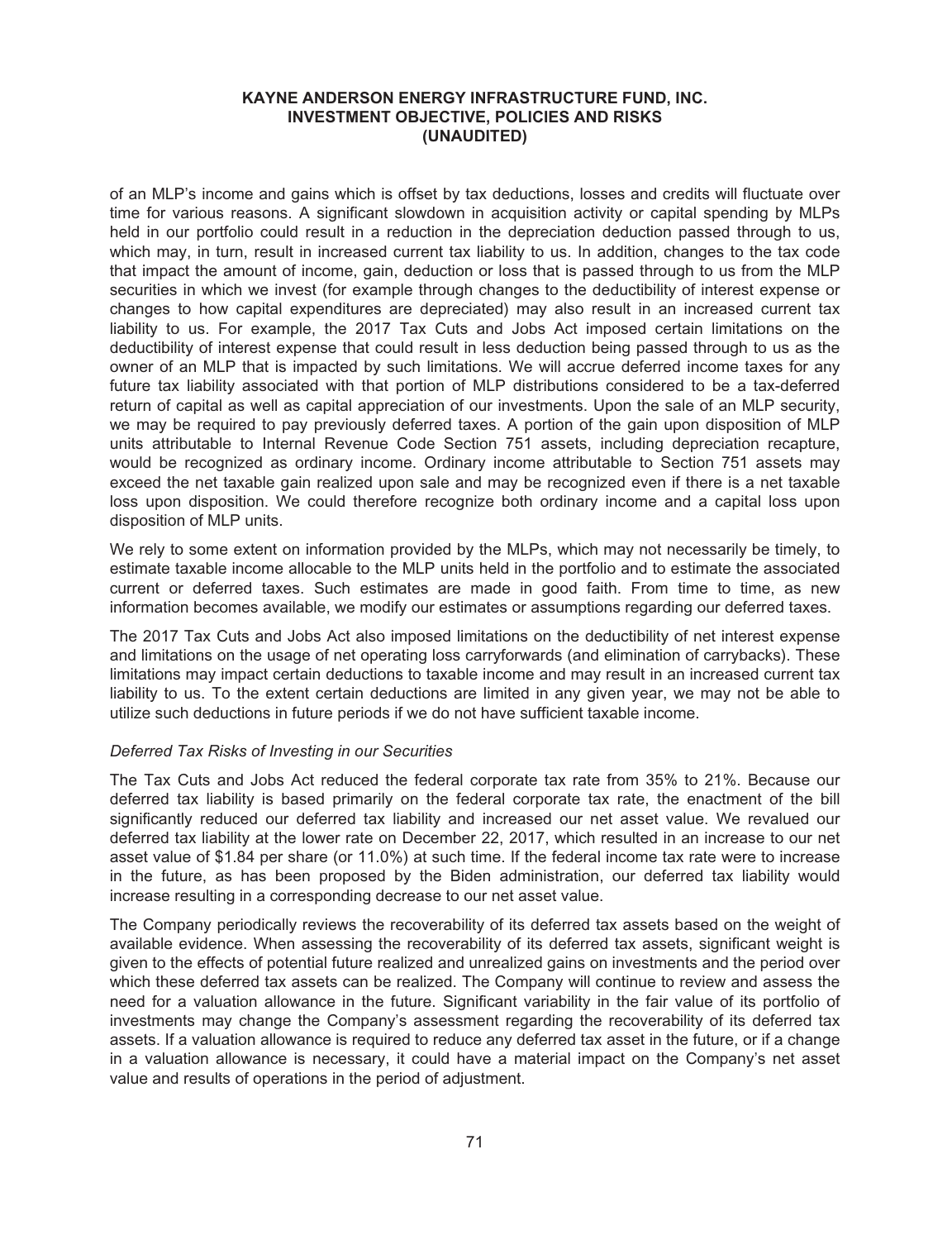of an MLP's income and gains which is offset by tax deductions, losses and credits will fluctuate over time for various reasons. A significant slowdown in acquisition activity or capital spending by MLPs held in our portfolio could result in a reduction in the depreciation deduction passed through to us, which may, in turn, result in increased current tax liability to us. In addition, changes to the tax code that impact the amount of income, gain, deduction or loss that is passed through to us from the MLP securities in which we invest (for example through changes to the deductibility of interest expense or changes to how capital expenditures are depreciated) may also result in an increased current tax liability to us. For example, the 2017 Tax Cuts and Jobs Act imposed certain limitations on the deductibility of interest expense that could result in less deduction being passed through to us as the owner of an MLP that is impacted by such limitations. We will accrue deferred income taxes for any future tax liability associated with that portion of MLP distributions considered to be a tax-deferred return of capital as well as capital appreciation of our investments. Upon the sale of an MLP security, we may be required to pay previously deferred taxes. A portion of the gain upon disposition of MLP units attributable to Internal Revenue Code Section 751 assets, including depreciation recapture, would be recognized as ordinary income. Ordinary income attributable to Section 751 assets may exceed the net taxable gain realized upon sale and may be recognized even if there is a net taxable loss upon disposition. We could therefore recognize both ordinary income and a capital loss upon disposition of MLP units.

We rely to some extent on information provided by the MLPs, which may not necessarily be timely, to estimate taxable income allocable to the MLP units held in the portfolio and to estimate the associated current or deferred taxes. Such estimates are made in good faith. From time to time, as new information becomes available, we modify our estimates or assumptions regarding our deferred taxes.

The 2017 Tax Cuts and Jobs Act also imposed limitations on the deductibility of net interest expense and limitations on the usage of net operating loss carryforwards (and elimination of carrybacks). These limitations may impact certain deductions to taxable income and may result in an increased current tax liability to us. To the extent certain deductions are limited in any given year, we may not be able to utilize such deductions in future periods if we do not have sufficient taxable income.

*Deferred Tax Risks of Investing in our Securities*

The Tax Cuts and Jobs Act reduced the federal corporate tax rate from 35% to 21%. Because our deferred tax liability is based primarily on the federal corporate tax rate, the enactment of the bill significantly reduced our deferred tax liability and increased our net asset value. We revalued our deferred tax liability at the lower rate on December 22, 2017, which resulted in an increase to our net asset value of $1.84 per share (or 11.0%) at such time. If the federal income tax rate were to increase in the future, as has been proposed by the Biden administration, our deferred tax liability would increase resulting in a corresponding decrease to our net asset value.

The Company periodically reviews the recoverability of its deferred tax assets based on the weight of available evidence. When assessing the recoverability of its deferred tax assets, significant weight is given to the effects of potential future realized and unrealized gains on investments and the period over which these deferred tax assets can be realized. The Company will continue to review and assess the need for a valuation allowance in the future. Significant variability in the fair value of its portfolio of investments may change the Company's assessment regarding the recoverability of its deferred tax assets. If a valuation allowance is required to reduce any deferred tax asset in the future, or if a change in a valuation allowance is necessary, it could have a material impact on the Company's net asset value and results of operations in the period of adjustment.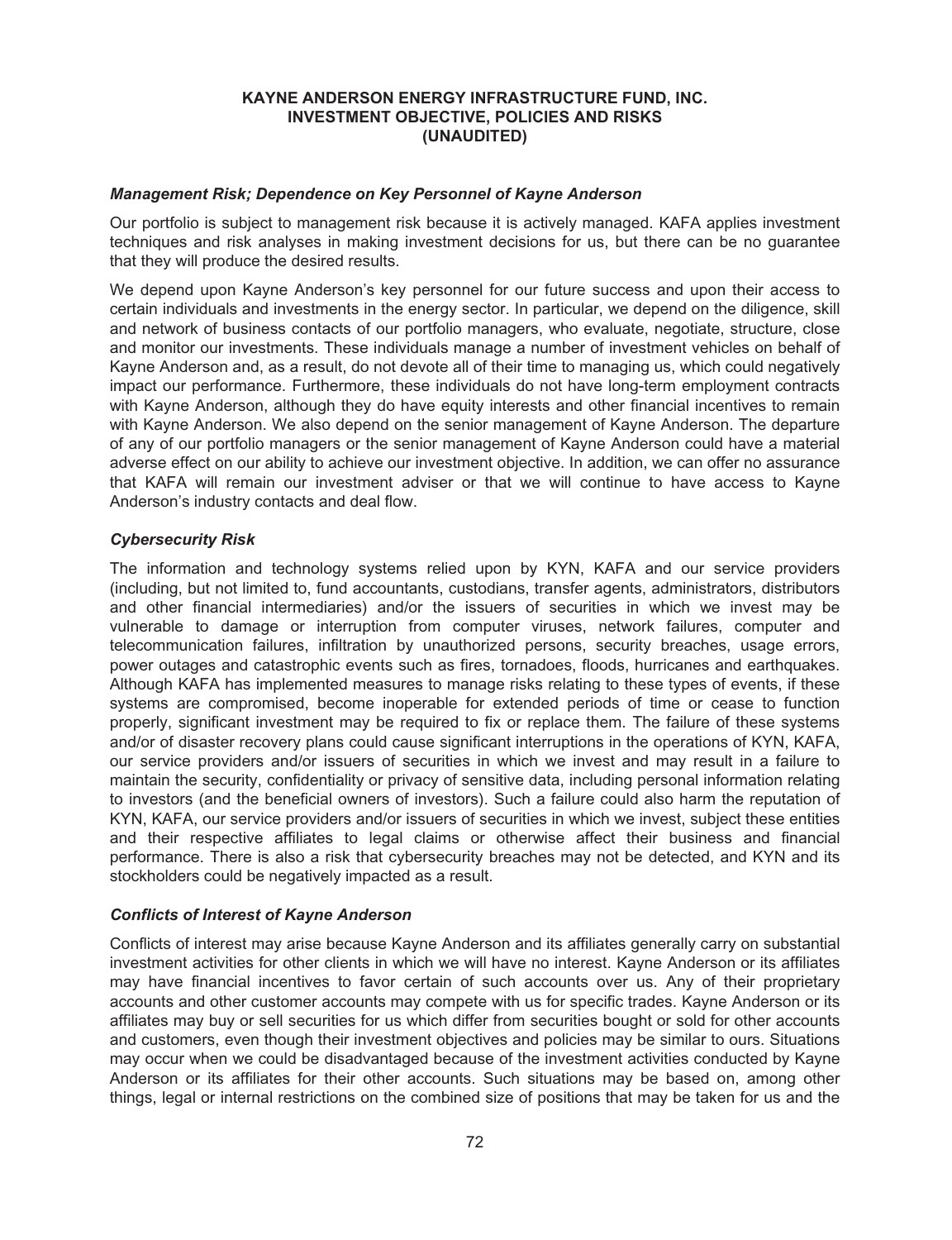### *Management Risk; Dependence on Key Personnel of Kayne Anderson*

Our portfolio is subject to management risk because it is actively managed. KAFA applies investment techniques and risk analyses in making investment decisions for us, but there can be no guarantee that they will produce the desired results.

We depend upon Kayne Anderson's key personnel for our future success and upon their access to certain individuals and investments in the energy sector. In particular, we depend on the diligence, skill and network of business contacts of our portfolio managers, who evaluate, negotiate, structure, close and monitor our investments. These individuals manage a number of investment vehicles on behalf of Kayne Anderson and, as a result, do not devote all of their time to managing us, which could negatively impact our performance. Furthermore, these individuals do not have long-term employment contracts with Kayne Anderson, although they do have equity interests and other financial incentives to remain with Kayne Anderson. We also depend on the senior management of Kayne Anderson. The departure of any of our portfolio managers or the senior management of Kayne Anderson could have a material adverse effect on our ability to achieve our investment objective. In addition, we can offer no assurance that KAFA will remain our investment adviser or that we will continue to have access to Kayne Anderson's industry contacts and deal flow.

### *Cybersecurity Risk*

The information and technology systems relied upon by KYN, KAFA and our service providers (including, but not limited to, fund accountants, custodians, transfer agents, administrators, distributors and other financial intermediaries) and/or the issuers of securities in which we invest may be vulnerable to damage or interruption from computer viruses, network failures, computer and telecommunication failures, infiltration by unauthorized persons, security breaches, usage errors, power outages and catastrophic events such as fires, tornadoes, floods, hurricanes and earthquakes. Although KAFA has implemented measures to manage risks relating to these types of events, if these systems are compromised, become inoperable for extended periods of time or cease to function properly, significant investment may be required to fix or replace them. The failure of these systems and/or of disaster recovery plans could cause significant interruptions in the operations of KYN, KAFA, our service providers and/or issuers of securities in which we invest and may result in a failure to maintain the security, confidentiality or privacy of sensitive data, including personal information relating to investors (and the beneficial owners of investors). Such a failure could also harm the reputation of KYN, KAFA, our service providers and/or issuers of securities in which we invest, subject these entities and their respective affiliates to legal claims or otherwise affect their business and financial performance. There is also a risk that cybersecurity breaches may not be detected, and KYN and its stockholders could be negatively impacted as a result.

### *Conflicts of Interest of Kayne Anderson*

Conflicts of interest may arise because Kayne Anderson and its affiliates generally carry on substantial investment activities for other clients in which we will have no interest. Kayne Anderson or its affiliates may have financial incentives to favor certain of such accounts over us. Any of their proprietary accounts and other customer accounts may compete with us for specific trades. Kayne Anderson or its affiliates may buy or sell securities for us which differ from securities bought or sold for other accounts and customers, even though their investment objectives and policies may be similar to ours. Situations may occur when we could be disadvantaged because of the investment activities conducted by Kayne Anderson or its affiliates for their other accounts. Such situations may be based on, among other things, legal or internal restrictions on the combined size of positions that may be taken for us and the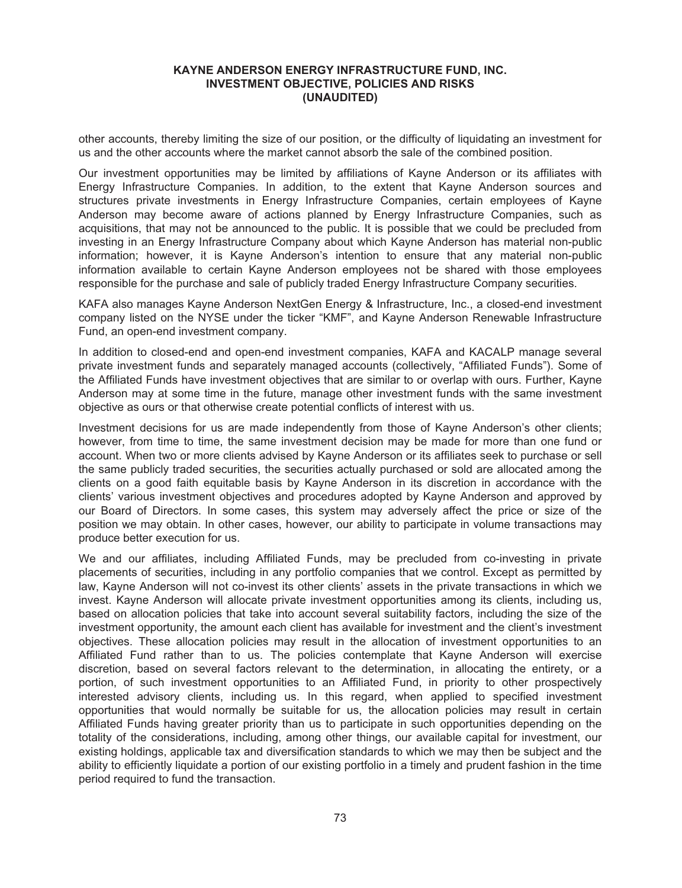other accounts, thereby limiting the size of our position, or the difficulty of liquidating an investment for us and the other accounts where the market cannot absorb the sale of the combined position.

Our investment opportunities may be limited by affiliations of Kayne Anderson or its affiliates with Energy Infrastructure Companies. In addition, to the extent that Kayne Anderson sources and structures private investments in Energy Infrastructure Companies, certain employees of Kayne Anderson may become aware of actions planned by Energy Infrastructure Companies, such as acquisitions, that may not be announced to the public. It is possible that we could be precluded from investing in an Energy Infrastructure Company about which Kayne Anderson has material non-public information; however, it is Kayne Anderson's intention to ensure that any material non-public information available to certain Kayne Anderson employees not be shared with those employees responsible for the purchase and sale of publicly traded Energy Infrastructure Company securities.

KAFA also manages Kayne Anderson NextGen Energy & Infrastructure, Inc., a closed-end investment company listed on the NYSE under the ticker "KMF", and Kayne Anderson Renewable Infrastructure Fund, an open-end investment company.

In addition to closed-end and open-end investment companies, KAFA and KACALP manage several private investment funds and separately managed accounts (collectively, "Affiliated Funds"). Some of the Affiliated Funds have investment objectives that are similar to or overlap with ours. Further, Kayne Anderson may at some time in the future, manage other investment funds with the same investment objective as ours or that otherwise create potential conflicts of interest with us.

Investment decisions for us are made independently from those of Kayne Anderson's other clients; however, from time to time, the same investment decision may be made for more than one fund or account. When two or more clients advised by Kayne Anderson or its affiliates seek to purchase or sell the same publicly traded securities, the securities actually purchased or sold are allocated among the clients on a good faith equitable basis by Kayne Anderson in its discretion in accordance with the clients' various investment objectives and procedures adopted by Kayne Anderson and approved by our Board of Directors. In some cases, this system may adversely affect the price or size of the position we may obtain. In other cases, however, our ability to participate in volume transactions may produce better execution for us.

We and our affiliates, including Affiliated Funds, may be precluded from co-investing in private placements of securities, including in any portfolio companies that we control. Except as permitted by law, Kayne Anderson will not co-invest its other clients' assets in the private transactions in which we invest. Kayne Anderson will allocate private investment opportunities among its clients, including us, based on allocation policies that take into account several suitability factors, including the size of the investment opportunity, the amount each client has available for investment and the client's investment objectives. These allocation policies may result in the allocation of investment opportunities to an Affiliated Fund rather than to us. The policies contemplate that Kayne Anderson will exercise discretion, based on several factors relevant to the determination, in allocating the entirety, or a portion, of such investment opportunities to an Affiliated Fund, in priority to other prospectively interested advisory clients, including us. In this regard, when applied to specified investment opportunities that would normally be suitable for us, the allocation policies may result in certain Affiliated Funds having greater priority than us to participate in such opportunities depending on the totality of the considerations, including, among other things, our available capital for investment, our existing holdings, applicable tax and diversification standards to which we may then be subject and the ability to efficiently liquidate a portion of our existing portfolio in a timely and prudent fashion in the time period required to fund the transaction.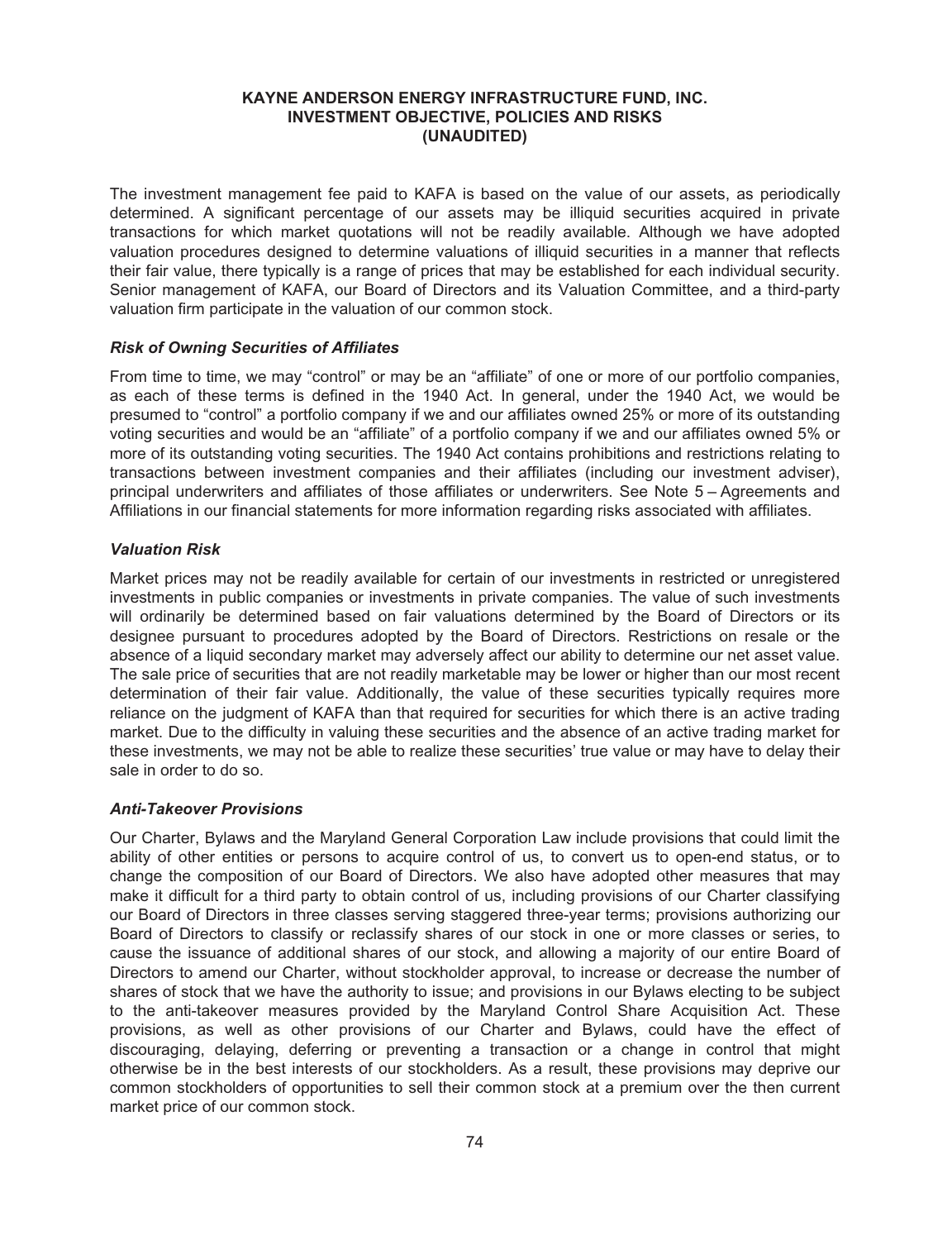The investment management fee paid to KAFA is based on the value of our assets, as periodically determined. A significant percentage of our assets may be illiquid securities acquired in private transactions for which market quotations will not be readily available. Although we have adopted valuation procedures designed to determine valuations of illiquid securities in a manner that reflects their fair value, there typically is a range of prices that may be established for each individual security. Senior management of KAFA, our Board of Directors and its Valuation Committee, and a third-party valuation firm participate in the valuation of our common stock.

### *Risk of Owning Securities of Affiliates*

From time to time, we may "control" or may be an "affiliate" of one or more of our portfolio companies, as each of these terms is defined in the 1940 Act. In general, under the 1940 Act, we would be presumed to "control" a portfolio company if we and our affiliates owned 25% or more of its outstanding voting securities and would be an "affiliate" of a portfolio company if we and our affiliates owned 5% or more of its outstanding voting securities. The 1940 Act contains prohibitions and restrictions relating to transactions between investment companies and their affiliates (including our investment adviser), principal underwriters and affiliates of those affiliates or underwriters. See Note 5 – Agreements and Affiliations in our financial statements for more information regarding risks associated with affiliates.

### *Valuation Risk*

Market prices may not be readily available for certain of our investments in restricted or unregistered investments in public companies or investments in private companies. The value of such investments will ordinarily be determined based on fair valuations determined by the Board of Directors or its designee pursuant to procedures adopted by the Board of Directors. Restrictions on resale or the absence of a liquid secondary market may adversely affect our ability to determine our net asset value. The sale price of securities that are not readily marketable may be lower or higher than our most recent determination of their fair value. Additionally, the value of these securities typically requires more reliance on the judgment of KAFA than that required for securities for which there is an active trading market. Due to the difficulty in valuing these securities and the absence of an active trading market for these investments, we may not be able to realize these securities' true value or may have to delay their sale in order to do so.

### *Anti-Takeover Provisions*

Our Charter, Bylaws and the Maryland General Corporation Law include provisions that could limit the ability of other entities or persons to acquire control of us, to convert us to open-end status, or to change the composition of our Board of Directors. We also have adopted other measures that may make it difficult for a third party to obtain control of us, including provisions of our Charter classifying our Board of Directors in three classes serving staggered three-year terms; provisions authorizing our Board of Directors to classify or reclassify shares of our stock in one or more classes or series, to cause the issuance of additional shares of our stock, and allowing a majority of our entire Board of Directors to amend our Charter, without stockholder approval, to increase or decrease the number of shares of stock that we have the authority to issue; and provisions in our Bylaws electing to be subject to the anti-takeover measures provided by the Maryland Control Share Acquisition Act. These provisions, as well as other provisions of our Charter and Bylaws, could have the effect of discouraging, delaying, deferring or preventing a transaction or a change in control that might otherwise be in the best interests of our stockholders. As a result, these provisions may deprive our common stockholders of opportunities to sell their common stock at a premium over the then current market price of our common stock.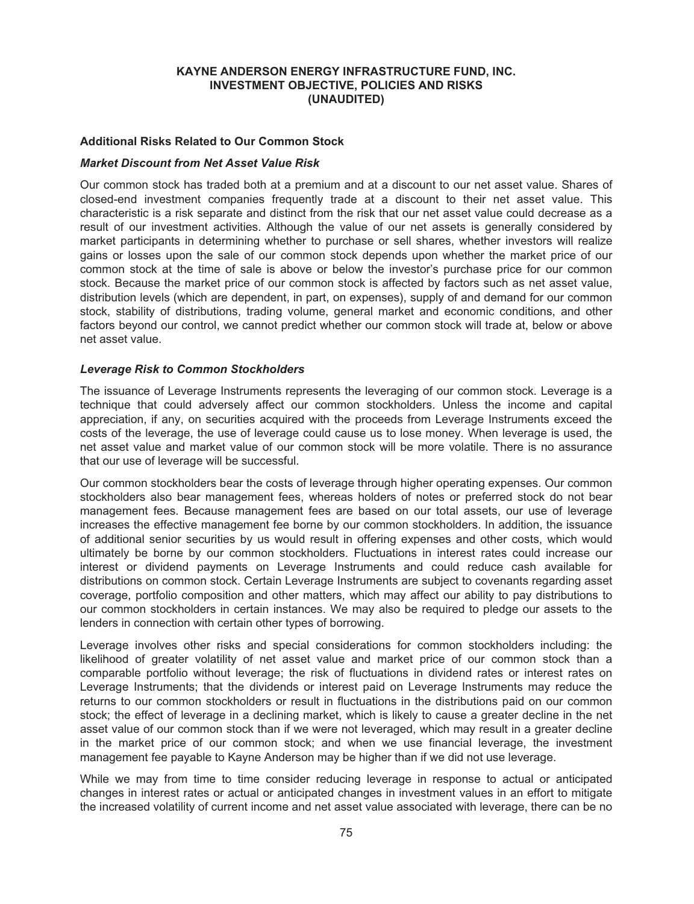## Additional Risks Related to Our Common Stock

### *Market Discount from Net Asset Value Risk*

Our common stock has traded both at a premium and at a discount to our net asset value. Shares of closed-end investment companies frequently trade at a discount to their net asset value. This characteristic is a risk separate and distinct from the risk that our net asset value could decrease as a result of our investment activities. Although the value of our net assets is generally considered by market participants in determining whether to purchase or sell shares, whether investors will realize gains or losses upon the sale of our common stock depends upon whether the market price of our common stock at the time of sale is above or below the investor's purchase price for our common stock. Because the market price of our common stock is affected by factors such as net asset value, distribution levels (which are dependent, in part, on expenses), supply of and demand for our common stock, stability of distributions, trading volume, general market and economic conditions, and other factors beyond our control, we cannot predict whether our common stock will trade at, below or above net asset value.

### *Leverage Risk to Common Stockholders*

The issuance of Leverage Instruments represents the leveraging of our common stock. Leverage is a technique that could adversely affect our common stockholders. Unless the income and capital appreciation, if any, on securities acquired with the proceeds from Leverage Instruments exceed the costs of the leverage, the use of leverage could cause us to lose money. When leverage is used, the net asset value and market value of our common stock will be more volatile. There is no assurance that our use of leverage will be successful.

Our common stockholders bear the costs of leverage through higher operating expenses. Our common stockholders also bear management fees, whereas holders of notes or preferred stock do not bear management fees. Because management fees are based on our total assets, our use of leverage increases the effective management fee borne by our common stockholders. In addition, the issuance of additional senior securities by us would result in offering expenses and other costs, which would ultimately be borne by our common stockholders. Fluctuations in interest rates could increase our interest or dividend payments on Leverage Instruments and could reduce cash available for distributions on common stock. Certain Leverage Instruments are subject to covenants regarding asset coverage, portfolio composition and other matters, which may affect our ability to pay distributions to our common stockholders in certain instances. We may also be required to pledge our assets to the lenders in connection with certain other types of borrowing.

Leverage involves other risks and special considerations for common stockholders including: the likelihood of greater volatility of net asset value and market price of our common stock than a comparable portfolio without leverage; the risk of fluctuations in dividend rates or interest rates on Leverage Instruments; that the dividends or interest paid on Leverage Instruments may reduce the returns to our common stockholders or result in fluctuations in the distributions paid on our common stock; the effect of leverage in a declining market, which is likely to cause a greater decline in the net asset value of our common stock than if we were not leveraged, which may result in a greater decline in the market price of our common stock; and when we use financial leverage, the investment management fee payable to Kayne Anderson may be higher than if we did not use leverage.

While we may from time to time consider reducing leverage in response to actual or anticipated changes in interest rates or actual or anticipated changes in investment values in an effort to mitigate the increased volatility of current income and net asset value associated with leverage, there can be no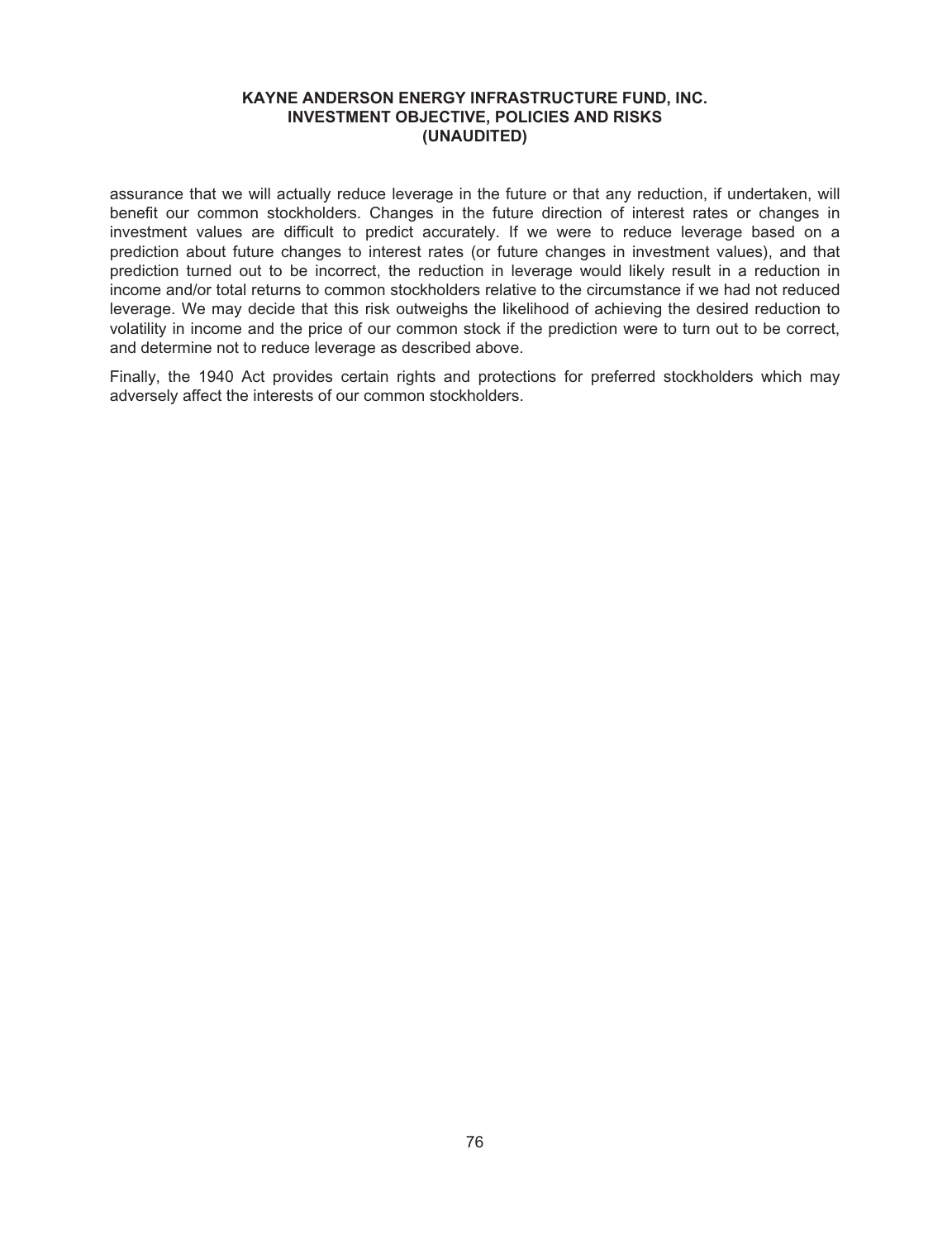assurance that we will actually reduce leverage in the future or that any reduction, if undertaken, will benefit our common stockholders. Changes in the future direction of interest rates or changes in investment values are difficult to predict accurately. If we were to reduce leverage based on a prediction about future changes to interest rates (or future changes in investment values), and that prediction turned out to be incorrect, the reduction in leverage would likely result in a reduction in income and/or total returns to common stockholders relative to the circumstance if we had not reduced leverage. We may decide that this risk outweighs the likelihood of achieving the desired reduction to volatility in income and the price of our common stock if the prediction were to turn out to be correct, and determine not to reduce leverage as described above.

Finally, the 1940 Act provides certain rights and protections for preferred stockholders which may adversely affect the interests of our common stockholders.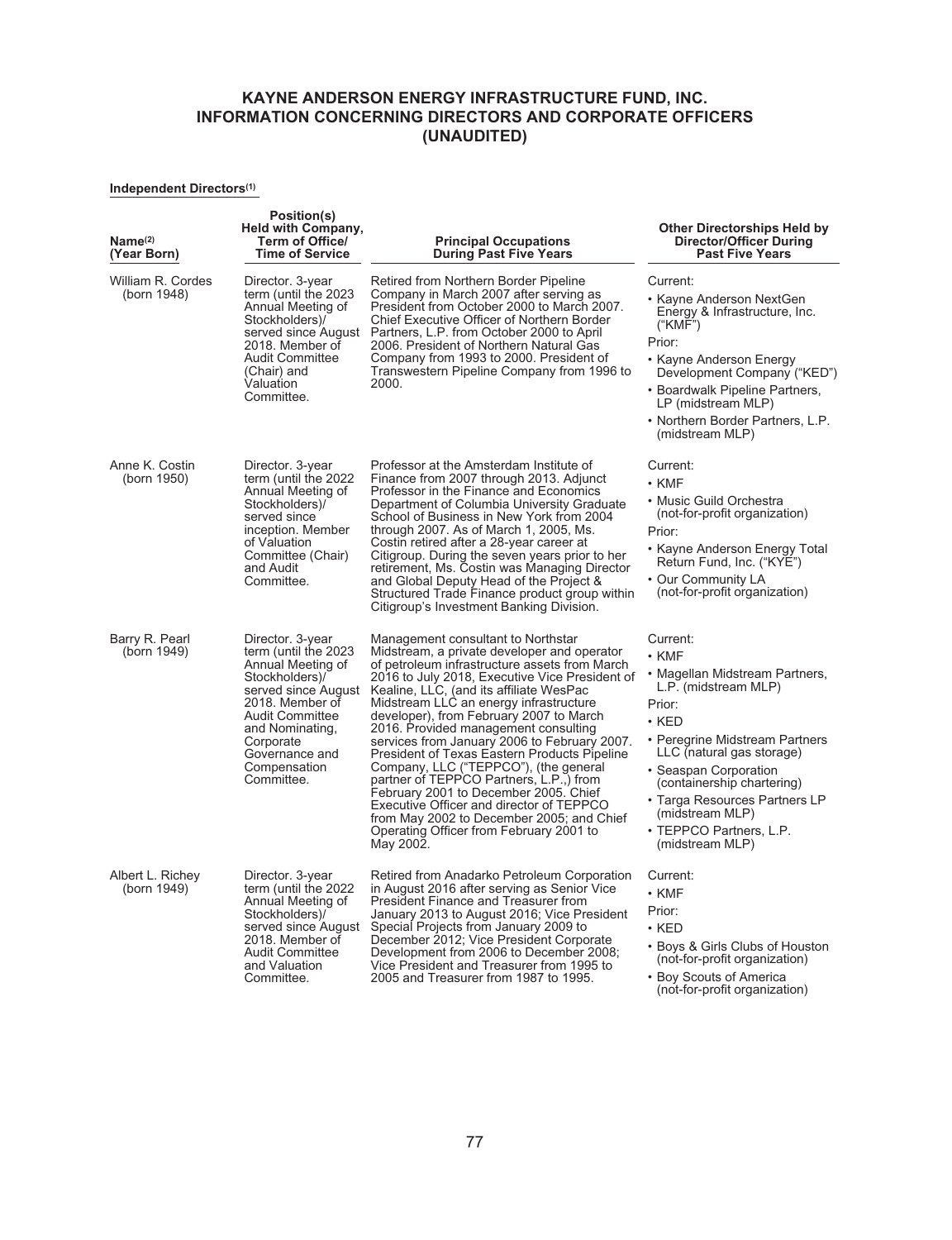# KAYNE ANDERSON ENERGY INFRASTRUCTURE FUND, INC.
# INFORMATION CONCERNING DIRECTORS AND CORPORATE OFFICERS
# (UNAUDITED)

**Independent Directors[(1)]**

| Name[(2)] (Year Born) | Position(s) Held with Company, Term of Office/ Time of Service | Principal Occupations During Past Five Years | Other Directorships Held by Director/Officer During Past Five Years |
|---|---|---|---|
| William R. Cordes (born 1948) | Director. 3-year term (until the 2023 Annual Meeting of Stockholders)/ served since August 2018. Member of Audit Committee (Chair) and Valuation Committee. | Retired from Northern Border Pipeline Company in March 2007 after serving as President from October 2000 to March 2007. Chief Executive Officer of Northern Border Partners, L.P. from October 2000 to April 2006. President of Northern Natural Gas Company from 1993 to 2000. President of Transwestern Pipeline Company from 1996 to 2000. | Current:<br>• Kayne Anderson NextGen Energy & Infrastructure, Inc. ("KMF")<br>Prior:<br>• Kayne Anderson Energy Development Company ("KED")<br>• Boardwalk Pipeline Partners, LP (midstream MLP)<br>• Northern Border Partners, L.P. (midstream MLP) |
| Anne K. Costin (born 1950) | Director. 3-year term (until the 2022 Annual Meeting of Stockholders)/ served since inception. Member of Valuation Committee (Chair) and Audit Committee. | Professor at the Amsterdam Institute of Finance from 2007 through 2013. Adjunct Professor in the Finance and Economics Department of Columbia University Graduate School of Business in New York from 2004 through 2007. As of March 1, 2005, Ms. Costin retired after a 28-year career at Citigroup. During the seven years prior to her retirement, Ms. Costin was Managing Director and Global Deputy Head of the Project & Structured Trade Finance product group within Citigroup's Investment Banking Division. | Current:<br>• KMF<br>• Music Guild Orchestra (not-for-profit organization)<br>Prior:<br>• Kayne Anderson Energy Total Return Fund, Inc. ("KYE")<br>• Our Community LA (not-for-profit organization) |
| Barry R. Pearl (born 1949) | Director. 3-year term (until the 2023 Annual Meeting of Stockholders)/ served since August 2018. Member of Audit Committee and Nominating, Corporate Governance and Compensation Committee. | Management consultant to Northstar Midstream, a private developer and operator of petroleum infrastructure assets from March 2016 to July 2018, Executive Vice President of Kealine, LLC, (and its affiliate WesPac Midstream LLC an energy infrastructure developer), from February 2007 to March 2016. Provided management consulting services from January 2006 to February 2007. President of Texas Eastern Products Pipeline Company, LLC ("TEPPCO"), (the general partner of TEPPCO Partners, L.P.,) from February 2001 to December 2005. Chief Executive Officer and director of TEPPCO from May 2002 to December 2005; and Chief Operating Officer from February 2001 to May 2002. | Current:<br>• KMF<br>• Magellan Midstream Partners, L.P. (midstream MLP)<br>Prior:<br>• KED<br>• Peregrine Midstream Partners LLC (natural gas storage)<br>• Seaspan Corporation (containership chartering)<br>• Targa Resources Partners LP (midstream MLP)<br>• TEPPCO Partners, L.P. (midstream MLP) |
| Albert L. Richey (born 1949) | Director. 3-year term (until the 2022 Annual Meeting of Stockholders)/ served since August 2018. Member of Audit Committee and Valuation Committee. | Retired from Anadarko Petroleum Corporation in August 2016 after serving as Senior Vice President Finance and Treasurer from January 2013 to August 2016; Vice President Special Projects from January 2009 to December 2012; Vice President Corporate Development from 2006 to December 2008; Vice President and Treasurer from 1995 to 2005 and Treasurer from 1987 to 1995. | Current:<br>• KMF<br>Prior:<br>• KED<br>• Boys & Girls Clubs of Houston (not-for-profit organization)<br>• Boy Scouts of America (not-for-profit organization) |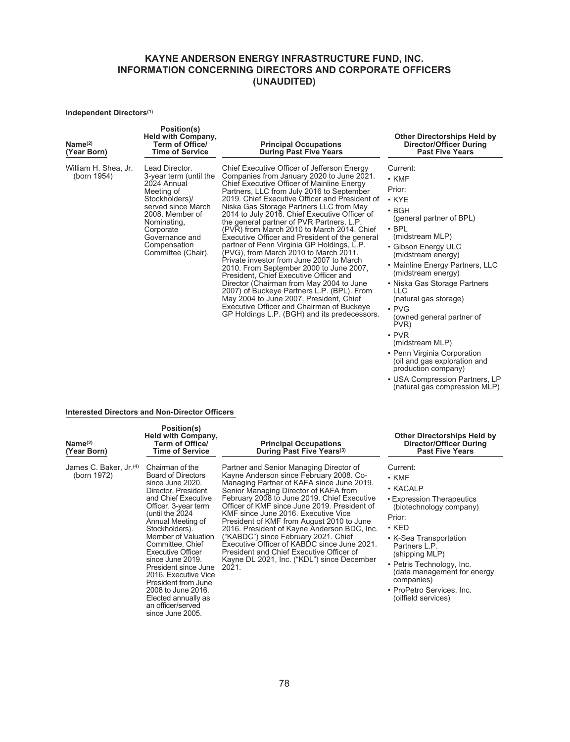# KAYNE ANDERSON ENERGY INFRASTRUCTURE FUND, INC.
# INFORMATION CONCERNING DIRECTORS AND CORPORATE OFFICERS
# (UNAUDITED)

**Independent Directors[(1)]**

| Name[(2)] (Year Born) | Position(s) Held with Company, Term of Office/ Time of Service | Principal Occupations During Past Five Years | Other Directorships Held by Director/Officer During Past Five Years |
|---|---|---|---|
| William H. Shea, Jr. (born 1954) | Lead Director. 3-year term (until the 2024 Annual Meeting of Stockholders)/ served since March 2008. Member of Nominating, Corporate Governance and Compensation Committee (Chair). | Chief Executive Officer of Jefferson Energy Companies from January 2020 to June 2021. Chief Executive Officer of Mainline Energy Partners, LLC from July 2016 to September 2019. Chief Executive Officer and President of Niska Gas Storage Partners LLC from May 2014 to July 2016. Chief Executive Officer of the general partner of PVR Partners, L.P. (PVR) from March 2010 to March 2014. Chief Executive Officer and President of the general partner of Penn Virginia GP Holdings, L.P. (PVG), from March 2010 to March 2011. Private investor from June 2007 to March 2010. From September 2000 to June 2007, President, Chief Executive Officer and Director (Chairman from May 2004 to June 2007) of Buckeye Partners L.P. (BPL). From May 2004 to June 2007, President, Chief Executive Officer and Chairman of Buckeye GP Holdings L.P. (BGH) and its predecessors. | Current:<br>• KMF<br>Prior:<br>• KYE<br>• BGH (general partner of BPL)<br>• BPL (midstream MLP)<br>• Gibson Energy ULC (midstream energy)<br>• Mainline Energy Partners, LLC (midstream energy)<br>• Niska Gas Storage Partners LLC (natural gas storage)<br>• PVG (owned general partner of PVR)<br>• PVR (midstream MLP)<br>• Penn Virginia Corporation (oil and gas exploration and production company)<br>• USA Compression Partners, LP (natural gas compression MLP) |

**Interested Directors and Non-Director Officers**

| Name[(2)] (Year Born) | Position(s) Held with Company, Term of Office/ Time of Service | Principal Occupations During Past Five Years[(3)] | Other Directorships Held by Director/Officer During Past Five Years |
|---|---|---|---|
| James C. Baker, Jr.[(4)] (born 1972) | Chairman of the Board of Directors since June 2020. Director, President and Chief Executive Officer. 3-year term (until the 2024 Annual Meeting of Stockholders). Member of Valuation Committee. Chief Executive Officer since June 2019. President since June 2016. Executive Vice President from June 2008 to June 2016. Elected annually as an officer/served since June 2005. | Partner and Senior Managing Director of Kayne Anderson since February 2008. Co-Managing Partner of KAFA since June 2019. Senior Managing Director of KAFA from February 2008 to June 2019. Chief Executive Officer of KMF since June 2019. President of KMF since June 2016. Executive Vice President of KMF from August 2010 to June 2016. President of Kayne Anderson BDC, Inc. ("KABDC") since February 2021. Chief Executive Officer of KABDC since June 2021. President and Chief Executive Officer of Kayne DL 2021, Inc. ("KDL") since December 2021. | Current:<br>• KMF<br>• KACALP<br>• Expression Therapeutics (biotechnology company)<br>Prior:<br>• KED<br>• K-Sea Transportation Partners L.P. (shipping MLP)<br>• Petris Technology, Inc. (data management for energy companies)<br>• ProPetro Services, Inc. (oilfield services) |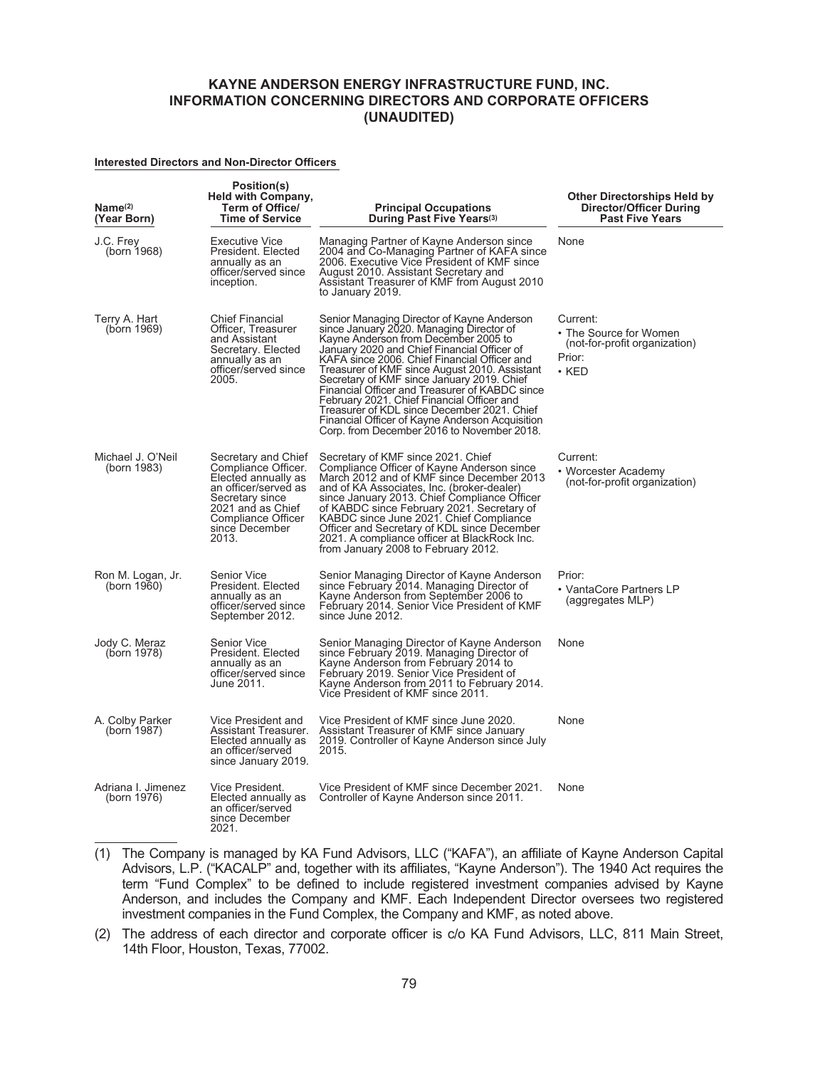# KAYNE ANDERSON ENERGY INFRASTRUCTURE FUND, INC.
# INFORMATION CONCERNING DIRECTORS AND CORPORATE OFFICERS
# (UNAUDITED)

**Interested Directors and Non-Director Officers**

| Name[(2)] (Year Born) | Position(s) Held with Company, Term of Office/ Time of Service | Principal Occupations During Past Five Years[(3)] | Other Directorships Held by Director/Officer During Past Five Years |
|---|---|---|---|
| J.C. Frey (born 1968) | Executive Vice President. Elected annually as an officer/served since inception. | Managing Partner of Kayne Anderson since 2004 and Co-Managing Partner of KAFA since 2006. Executive Vice President of KMF since August 2010. Assistant Secretary and Assistant Treasurer of KMF from August 2010 to January 2019. | None |
| Terry A. Hart (born 1969) | Chief Financial Officer, Treasurer and Assistant Secretary. Elected annually as an officer/served since 2005. | Senior Managing Director of Kayne Anderson since January 2020. Managing Director of Kayne Anderson from December 2005 to January 2020 and Chief Financial Officer of KAFA since 2006. Chief Financial Officer and Treasurer of KMF since August 2010. Assistant Secretary of KMF since January 2019. Chief Financial Officer and Treasurer of KABDC since February 2021. Chief Financial Officer and Treasurer of KDL since December 2021. Chief Financial Officer of Kayne Anderson Acquisition Corp. from December 2016 to November 2018. | Current: • The Source for Women (not-for-profit organization) Prior: • KED |
| Michael J. O'Neil (born 1983) | Secretary and Chief Compliance Officer. Elected annually as an officer/served as Secretary since 2021 and as Chief Compliance Officer since December 2013. | Secretary of KMF since 2021. Chief Compliance Officer of Kayne Anderson since March 2012 and of KMF since December 2013 and of KA Associates, Inc. (broker-dealer) since January 2013. Chief Compliance Officer of KABDC since February 2021. Secretary of KABDC since June 2021. Chief Compliance Officer and Secretary of KDL since December 2021. A compliance officer at BlackRock Inc. from January 2008 to February 2012. | Current: • Worcester Academy (not-for-profit organization) |
| Ron M. Logan, Jr. (born 1960) | Senior Vice President. Elected annually as an officer/served since September 2012. | Senior Managing Director of Kayne Anderson since February 2014. Managing Director of Kayne Anderson from September 2006 to February 2014. Senior Vice President of KMF since June 2012. | Prior: • VantaCore Partners LP (aggregates MLP) |
| Jody C. Meraz (born 1978) | Senior Vice President. Elected annually as an officer/served since June 2011. | Senior Managing Director of Kayne Anderson since February 2019. Managing Director of Kayne Anderson from February 2014 to February 2019. Senior Vice President of Kayne Anderson from 2011 to February 2014. Vice President of KMF since 2011. | None |
| A. Colby Parker (born 1987) | Vice President and Assistant Treasurer. Elected annually as an officer/served since January 2019. | Vice President of KMF since June 2020. Assistant Treasurer of KMF since January 2019. Controller of Kayne Anderson since July 2015. | None |
| Adriana I. Jimenez (born 1976) | Vice President. Elected annually as an officer/served since December 2021. | Vice President of KMF since December 2021. Controller of Kayne Anderson since 2011. | None |

(1) The Company is managed by KA Fund Advisors, LLC ("KAFA"), an affiliate of Kayne Anderson Capital Advisors, L.P. ("KACALP" and, together with its affiliates, "Kayne Anderson"). The 1940 Act requires the term "Fund Complex" to be defined to include registered investment companies advised by Kayne Anderson, and includes the Company and KMF. Each Independent Director oversees two registered investment companies in the Fund Complex, the Company and KMF, as noted above.

(2) The address of each director and corporate officer is c/o KA Fund Advisors, LLC, 811 Main Street, 14th Floor, Houston, Texas, 77002.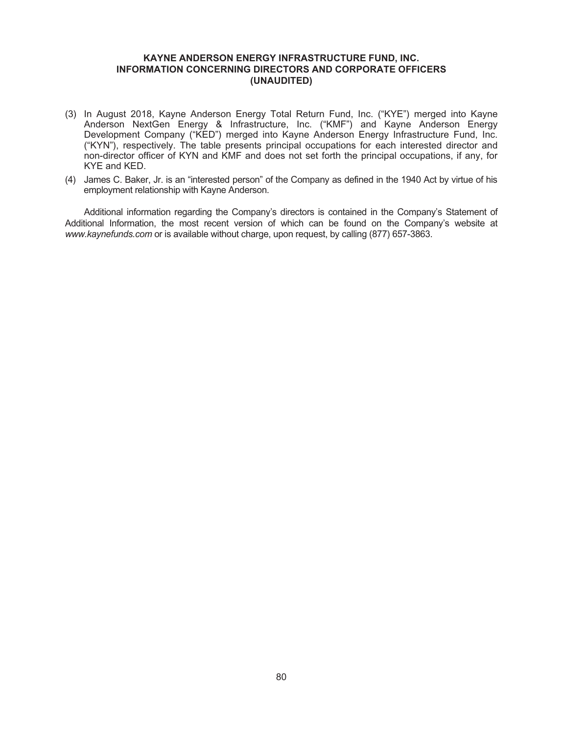**KAYNE ANDERSON ENERGY INFRASTRUCTURE FUND, INC.**
**INFORMATION CONCERNING DIRECTORS AND CORPORATE OFFICERS**
**(UNAUDITED)**

(3) In August 2018, Kayne Anderson Energy Total Return Fund, Inc. ("KYE") merged into Kayne Anderson NextGen Energy & Infrastructure, Inc. ("KMF") and Kayne Anderson Energy Development Company ("KED") merged into Kayne Anderson Energy Infrastructure Fund, Inc. ("KYN"), respectively. The table presents principal occupations for each interested director and non-director officer of KYN and KMF and does not set forth the principal occupations, if any, for KYE and KED.

(4) James C. Baker, Jr. is an "interested person" of the Company as defined in the 1940 Act by virtue of his employment relationship with Kayne Anderson.

Additional information regarding the Company's directors is contained in the Company's Statement of Additional Information, the most recent version of which can be found on the Company's website at *www.kaynefunds.com* or is available without charge, upon request, by calling (877) 657-3863.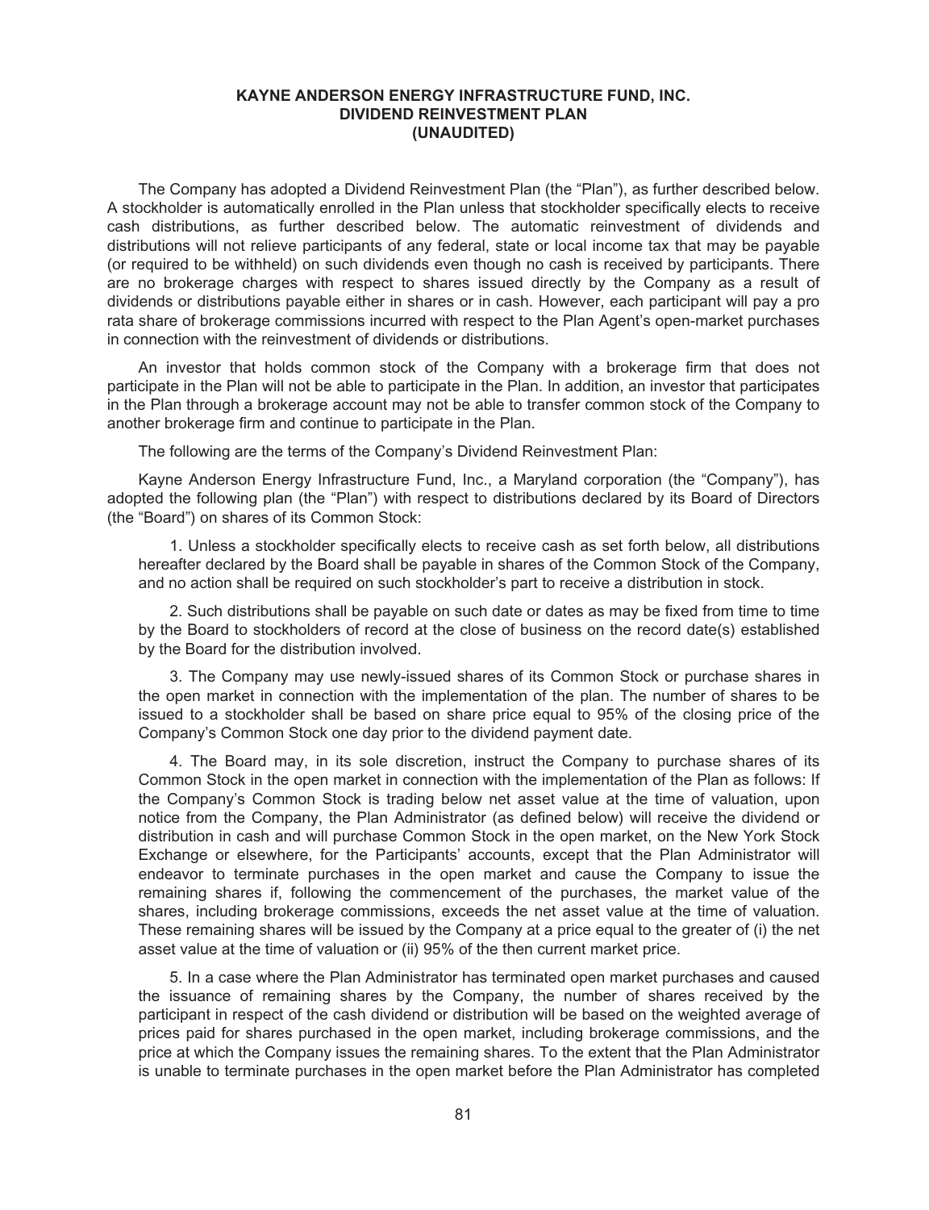# KAYNE ANDERSON ENERGY INFRASTRUCTURE FUND, INC.
## DIVIDEND REINVESTMENT PLAN
## (UNAUDITED)

The Company has adopted a Dividend Reinvestment Plan (the "Plan"), as further described below. A stockholder is automatically enrolled in the Plan unless that stockholder specifically elects to receive cash distributions, as further described below. The automatic reinvestment of dividends and distributions will not relieve participants of any federal, state or local income tax that may be payable (or required to be withheld) on such dividends even though no cash is received by participants. There are no brokerage charges with respect to shares issued directly by the Company as a result of dividends or distributions payable either in shares or in cash. However, each participant will pay a pro rata share of brokerage commissions incurred with respect to the Plan Agent's open-market purchases in connection with the reinvestment of dividends or distributions.

An investor that holds common stock of the Company with a brokerage firm that does not participate in the Plan will not be able to participate in the Plan. In addition, an investor that participates in the Plan through a brokerage account may not be able to transfer common stock of the Company to another brokerage firm and continue to participate in the Plan.

The following are the terms of the Company's Dividend Reinvestment Plan:

Kayne Anderson Energy Infrastructure Fund, Inc., a Maryland corporation (the "Company"), has adopted the following plan (the "Plan") with respect to distributions declared by its Board of Directors (the "Board") on shares of its Common Stock:

1. Unless a stockholder specifically elects to receive cash as set forth below, all distributions hereafter declared by the Board shall be payable in shares of the Common Stock of the Company, and no action shall be required on such stockholder's part to receive a distribution in stock.

2. Such distributions shall be payable on such date or dates as may be fixed from time to time by the Board to stockholders of record at the close of business on the record date(s) established by the Board for the distribution involved.

3. The Company may use newly-issued shares of its Common Stock or purchase shares in the open market in connection with the implementation of the plan. The number of shares to be issued to a stockholder shall be based on share price equal to 95% of the closing price of the Company's Common Stock one day prior to the dividend payment date.

4. The Board may, in its sole discretion, instruct the Company to purchase shares of its Common Stock in the open market in connection with the implementation of the Plan as follows: If the Company's Common Stock is trading below net asset value at the time of valuation, upon notice from the Company, the Plan Administrator (as defined below) will receive the dividend or distribution in cash and will purchase Common Stock in the open market, on the New York Stock Exchange or elsewhere, for the Participants' accounts, except that the Plan Administrator will endeavor to terminate purchases in the open market and cause the Company to issue the remaining shares if, following the commencement of the purchases, the market value of the shares, including brokerage commissions, exceeds the net asset value at the time of valuation. These remaining shares will be issued by the Company at a price equal to the greater of (i) the net asset value at the time of valuation or (ii) 95% of the then current market price.

5. In a case where the Plan Administrator has terminated open market purchases and caused the issuance of remaining shares by the Company, the number of shares received by the participant in respect of the cash dividend or distribution will be based on the weighted average of prices paid for shares purchased in the open market, including brokerage commissions, and the price at which the Company issues the remaining shares. To the extent that the Plan Administrator is unable to terminate purchases in the open market before the Plan Administrator has completed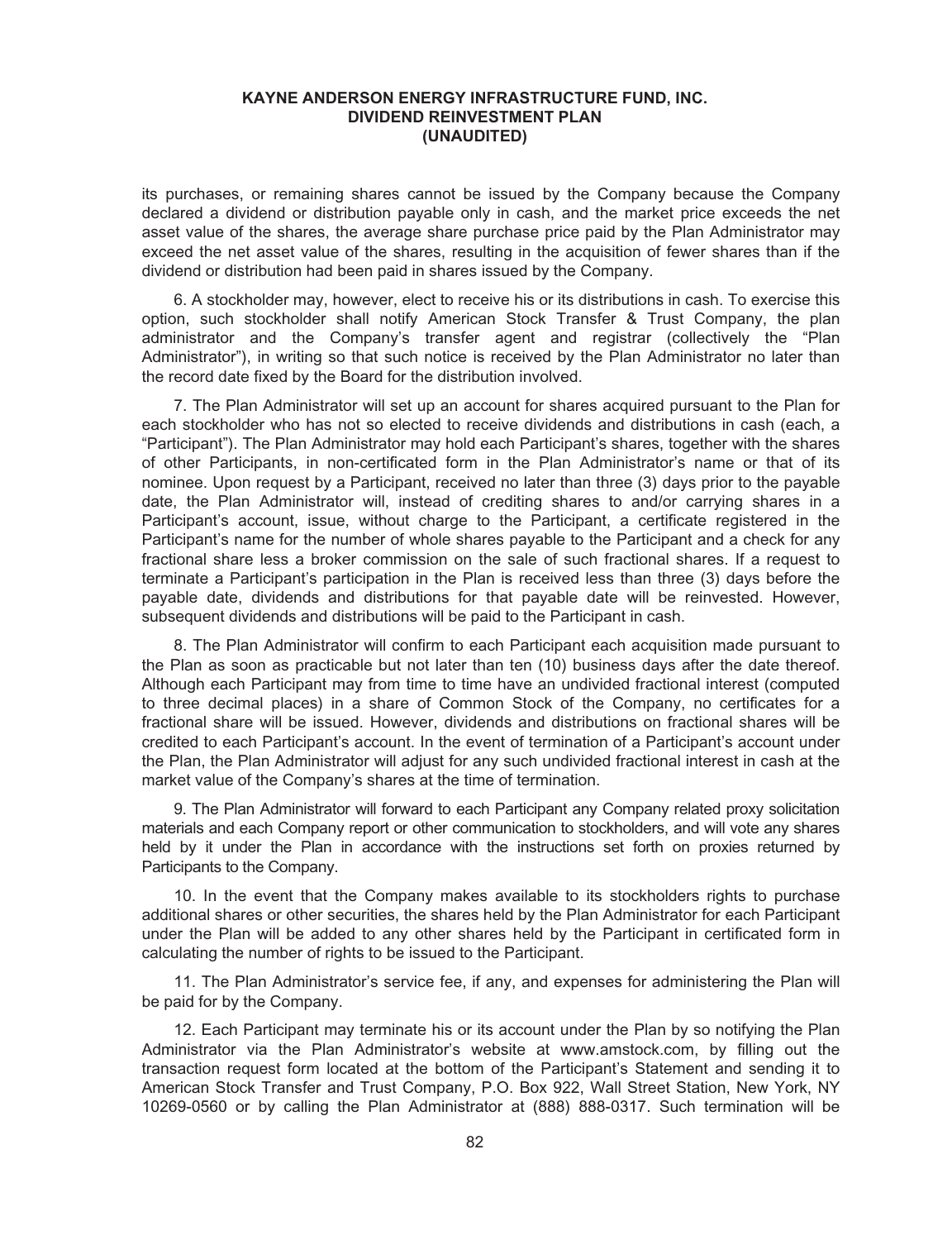its purchases, or remaining shares cannot be issued by the Company because the Company declared a dividend or distribution payable only in cash, and the market price exceeds the net asset value of the shares, the average share purchase price paid by the Plan Administrator may exceed the net asset value of the shares, resulting in the acquisition of fewer shares than if the dividend or distribution had been paid in shares issued by the Company.

6. A stockholder may, however, elect to receive his or its distributions in cash. To exercise this option, such stockholder shall notify American Stock Transfer & Trust Company, the plan administrator and the Company's transfer agent and registrar (collectively the "Plan Administrator"), in writing so that such notice is received by the Plan Administrator no later than the record date fixed by the Board for the distribution involved.

7. The Plan Administrator will set up an account for shares acquired pursuant to the Plan for each stockholder who has not so elected to receive dividends and distributions in cash (each, a "Participant"). The Plan Administrator may hold each Participant's shares, together with the shares of other Participants, in non-certificated form in the Plan Administrator's name or that of its nominee. Upon request by a Participant, received no later than three (3) days prior to the payable date, the Plan Administrator will, instead of crediting shares to and/or carrying shares in a Participant's account, issue, without charge to the Participant, a certificate registered in the Participant's name for the number of whole shares payable to the Participant and a check for any fractional share less a broker commission on the sale of such fractional shares. If a request to terminate a Participant's participation in the Plan is received less than three (3) days before the payable date, dividends and distributions for that payable date will be reinvested. However, subsequent dividends and distributions will be paid to the Participant in cash.

8. The Plan Administrator will confirm to each Participant each acquisition made pursuant to the Plan as soon as practicable but not later than ten (10) business days after the date thereof. Although each Participant may from time to time have an undivided fractional interest (computed to three decimal places) in a share of Common Stock of the Company, no certificates for a fractional share will be issued. However, dividends and distributions on fractional shares will be credited to each Participant's account. In the event of termination of a Participant's account under the Plan, the Plan Administrator will adjust for any such undivided fractional interest in cash at the market value of the Company's shares at the time of termination.

9. The Plan Administrator will forward to each Participant any Company related proxy solicitation materials and each Company report or other communication to stockholders, and will vote any shares held by it under the Plan in accordance with the instructions set forth on proxies returned by Participants to the Company.

10. In the event that the Company makes available to its stockholders rights to purchase additional shares or other securities, the shares held by the Plan Administrator for each Participant under the Plan will be added to any other shares held by the Participant in certificated form in calculating the number of rights to be issued to the Participant.

11. The Plan Administrator's service fee, if any, and expenses for administering the Plan will be paid for by the Company.

12. Each Participant may terminate his or its account under the Plan by so notifying the Plan Administrator via the Plan Administrator's website at www.amstock.com, by filling out the transaction request form located at the bottom of the Participant's Statement and sending it to American Stock Transfer and Trust Company, P.O. Box 922, Wall Street Station, New York, NY 10269-0560 or by calling the Plan Administrator at (888) 888-0317. Such termination will be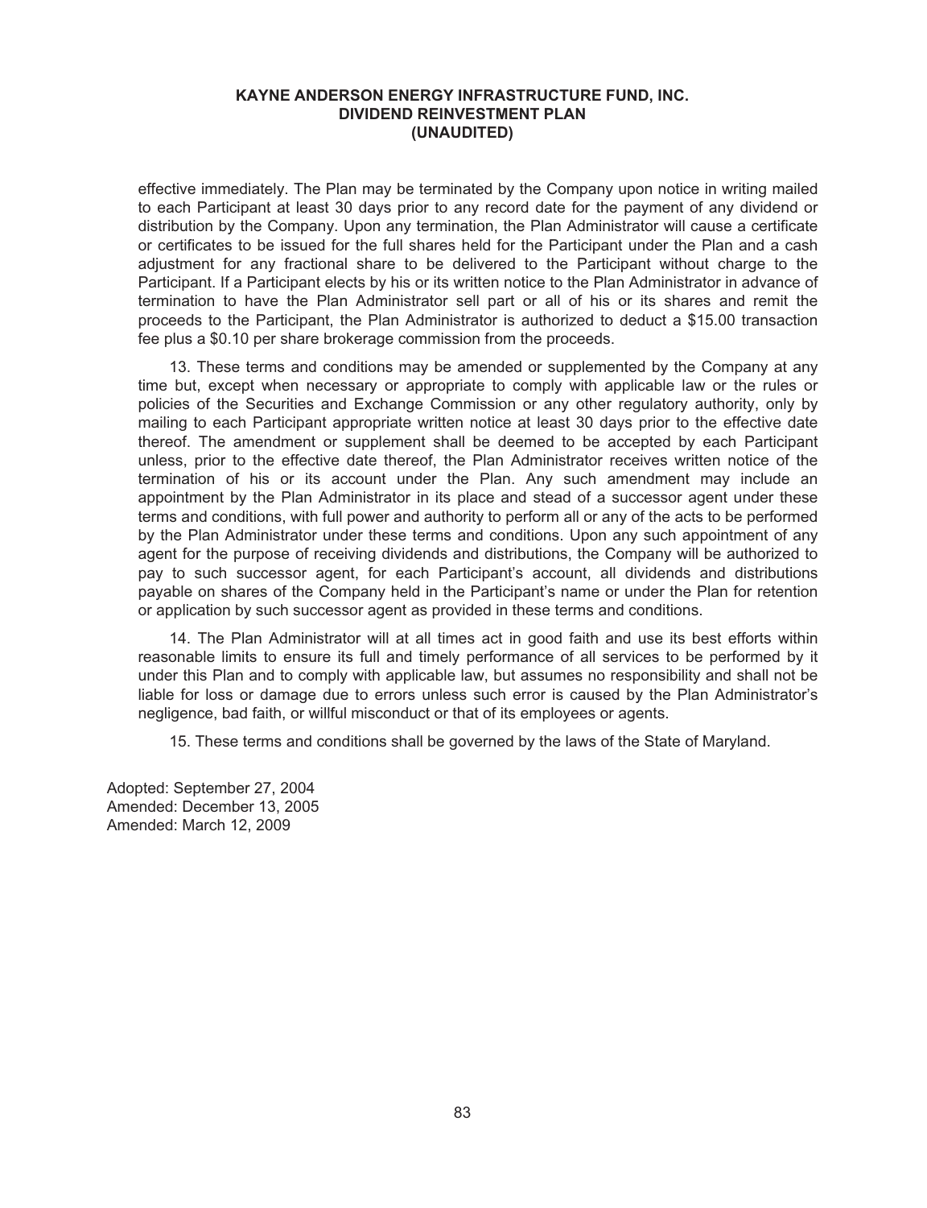effective immediately. The Plan may be terminated by the Company upon notice in writing mailed to each Participant at least 30 days prior to any record date for the payment of any dividend or distribution by the Company. Upon any termination, the Plan Administrator will cause a certificate or certificates to be issued for the full shares held for the Participant under the Plan and a cash adjustment for any fractional share to be delivered to the Participant without charge to the Participant. If a Participant elects by his or its written notice to the Plan Administrator in advance of termination to have the Plan Administrator sell part or all of his or its shares and remit the proceeds to the Participant, the Plan Administrator is authorized to deduct a $15.00 transaction fee plus a $0.10 per share brokerage commission from the proceeds.

13. These terms and conditions may be amended or supplemented by the Company at any time but, except when necessary or appropriate to comply with applicable law or the rules or policies of the Securities and Exchange Commission or any other regulatory authority, only by mailing to each Participant appropriate written notice at least 30 days prior to the effective date thereof. The amendment or supplement shall be deemed to be accepted by each Participant unless, prior to the effective date thereof, the Plan Administrator receives written notice of the termination of his or its account under the Plan. Any such amendment may include an appointment by the Plan Administrator in its place and stead of a successor agent under these terms and conditions, with full power and authority to perform all or any of the acts to be performed by the Plan Administrator under these terms and conditions. Upon any such appointment of any agent for the purpose of receiving dividends and distributions, the Company will be authorized to pay to such successor agent, for each Participant's account, all dividends and distributions payable on shares of the Company held in the Participant's name or under the Plan for retention or application by such successor agent as provided in these terms and conditions.

14. The Plan Administrator will at all times act in good faith and use its best efforts within reasonable limits to ensure its full and timely performance of all services to be performed by it under this Plan and to comply with applicable law, but assumes no responsibility and shall not be liable for loss or damage due to errors unless such error is caused by the Plan Administrator's negligence, bad faith, or willful misconduct or that of its employees or agents.

15. These terms and conditions shall be governed by the laws of the State of Maryland.

Adopted: September 27, 2004
Amended: December 13, 2005
Amended: March 12, 2009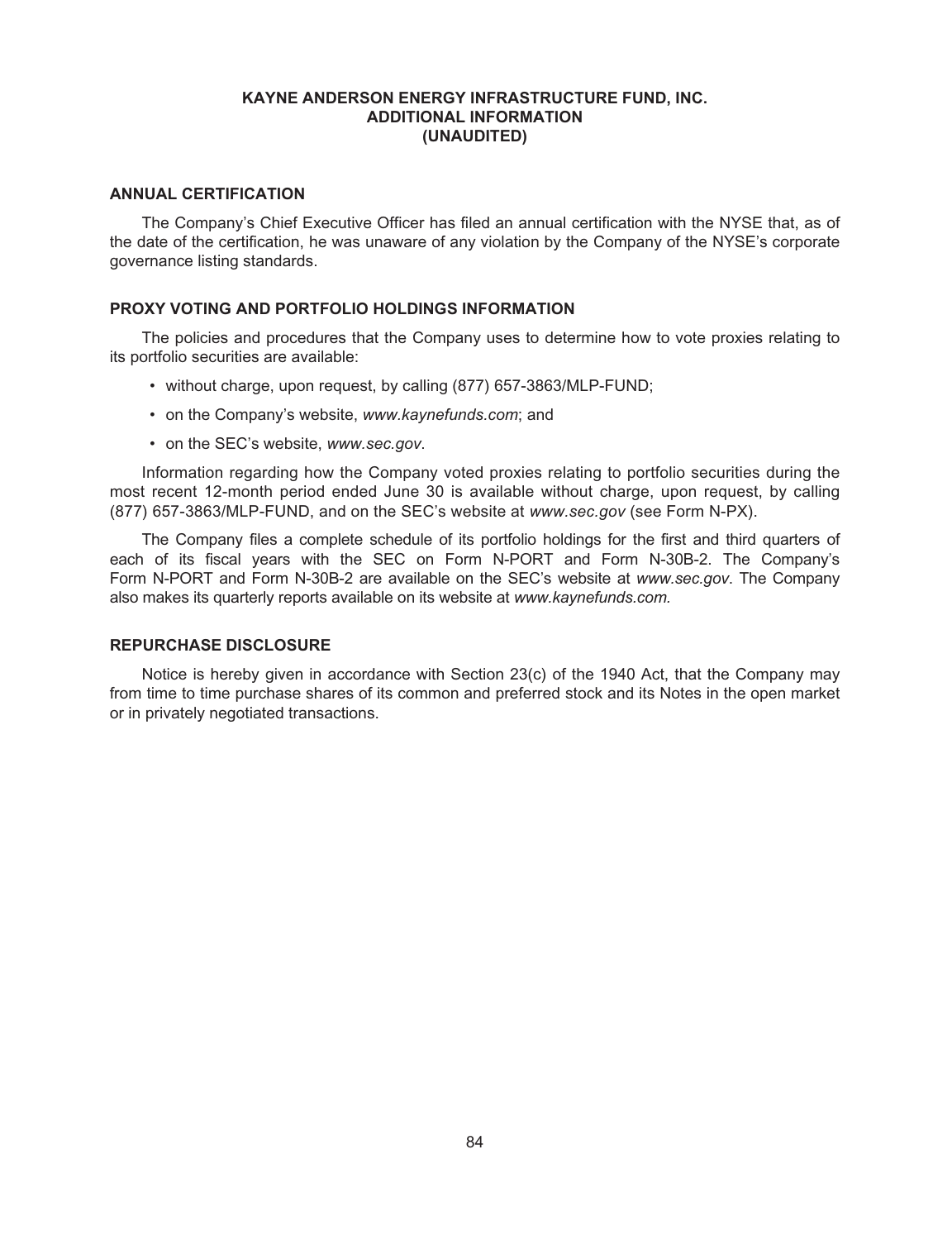# KAYNE ANDERSON ENERGY INFRASTRUCTURE FUND, INC.
## ADDITIONAL INFORMATION
## (UNAUDITED)

### ANNUAL CERTIFICATION

The Company's Chief Executive Officer has filed an annual certification with the NYSE that, as of the date of the certification, he was unaware of any violation by the Company of the NYSE's corporate governance listing standards.

### PROXY VOTING AND PORTFOLIO HOLDINGS INFORMATION

The policies and procedures that the Company uses to determine how to vote proxies relating to its portfolio securities are available:

- without charge, upon request, by calling (877) 657-3863/MLP-FUND;
- on the Company's website, *www.kaynefunds.com*; and
- on the SEC's website, *www.sec.gov*.

Information regarding how the Company voted proxies relating to portfolio securities during the most recent 12-month period ended June 30 is available without charge, upon request, by calling (877) 657-3863/MLP-FUND, and on the SEC's website at *www.sec.gov* (see Form N-PX).

The Company files a complete schedule of its portfolio holdings for the first and third quarters of each of its fiscal years with the SEC on Form N-PORT and Form N-30B-2. The Company's Form N-PORT and Form N-30B-2 are available on the SEC's website at *www.sec.gov*. The Company also makes its quarterly reports available on its website at *www.kaynefunds.com.*

### REPURCHASE DISCLOSURE

Notice is hereby given in accordance with Section 23(c) of the 1940 Act, that the Company may from time to time purchase shares of its common and preferred stock and its Notes in the open market or in privately negotiated transactions.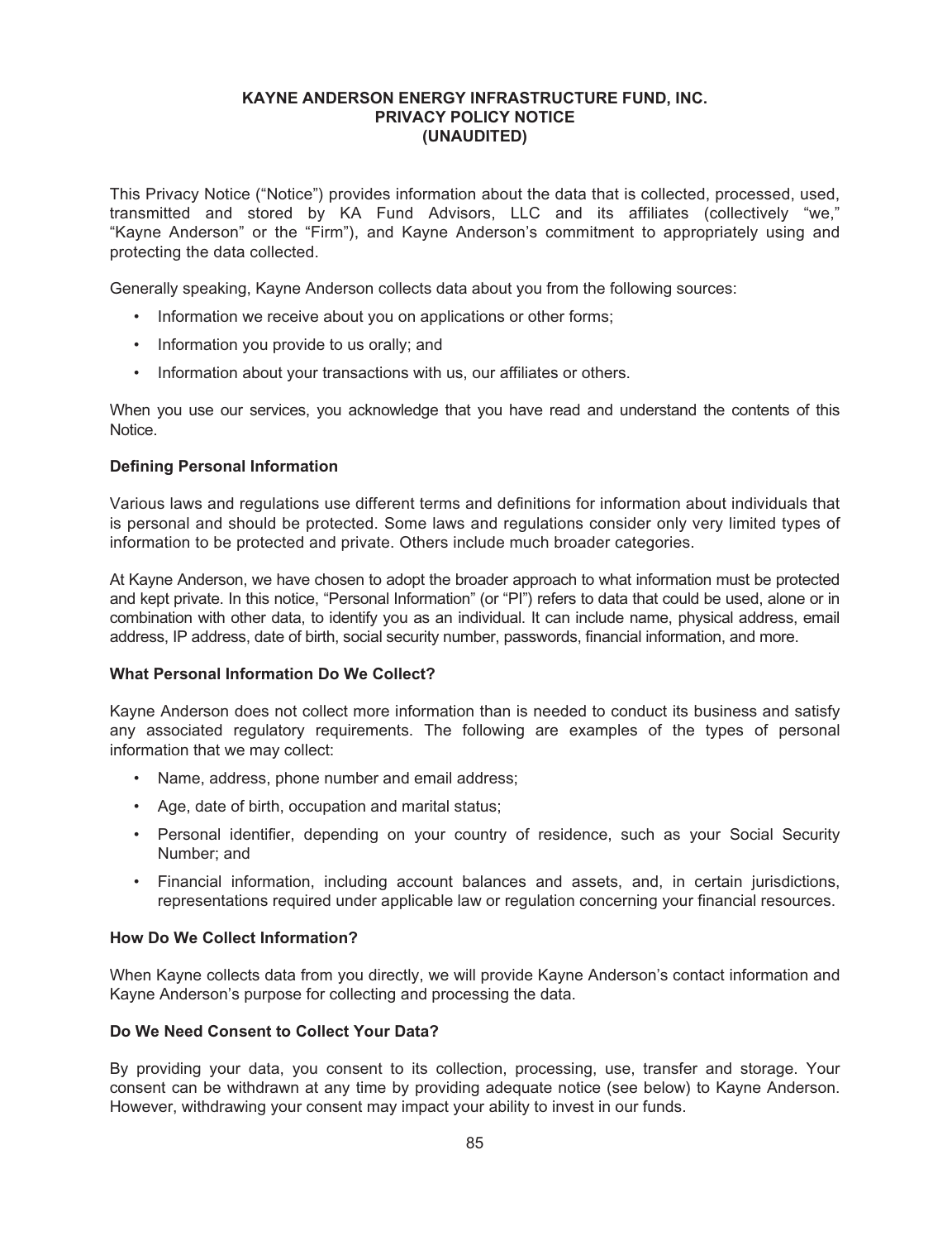# KAYNE ANDERSON ENERGY INFRASTRUCTURE FUND, INC.
## PRIVACY POLICY NOTICE
## (UNAUDITED)

This Privacy Notice ("Notice") provides information about the data that is collected, processed, used, transmitted and stored by KA Fund Advisors, LLC and its affiliates (collectively "we," "Kayne Anderson" or the "Firm"), and Kayne Anderson's commitment to appropriately using and protecting the data collected.

Generally speaking, Kayne Anderson collects data about you from the following sources:

- Information we receive about you on applications or other forms;
- Information you provide to us orally; and
- Information about your transactions with us, our affiliates or others.

When you use our services, you acknowledge that you have read and understand the contents of this Notice.

**Defining Personal Information**

Various laws and regulations use different terms and definitions for information about individuals that is personal and should be protected. Some laws and regulations consider only very limited types of information to be protected and private. Others include much broader categories.

At Kayne Anderson, we have chosen to adopt the broader approach to what information must be protected and kept private. In this notice, "Personal Information" (or "PI") refers to data that could be used, alone or in combination with other data, to identify you as an individual. It can include name, physical address, email address, IP address, date of birth, social security number, passwords, financial information, and more.

**What Personal Information Do We Collect?**

Kayne Anderson does not collect more information than is needed to conduct its business and satisfy any associated regulatory requirements. The following are examples of the types of personal information that we may collect:

- Name, address, phone number and email address;
- Age, date of birth, occupation and marital status;
- Personal identifier, depending on your country of residence, such as your Social Security Number; and
- Financial information, including account balances and assets, and, in certain jurisdictions, representations required under applicable law or regulation concerning your financial resources.

**How Do We Collect Information?**

When Kayne collects data from you directly, we will provide Kayne Anderson's contact information and Kayne Anderson's purpose for collecting and processing the data.

**Do We Need Consent to Collect Your Data?**

By providing your data, you consent to its collection, processing, use, transfer and storage. Your consent can be withdrawn at any time by providing adequate notice (see below) to Kayne Anderson. However, withdrawing your consent may impact your ability to invest in our funds.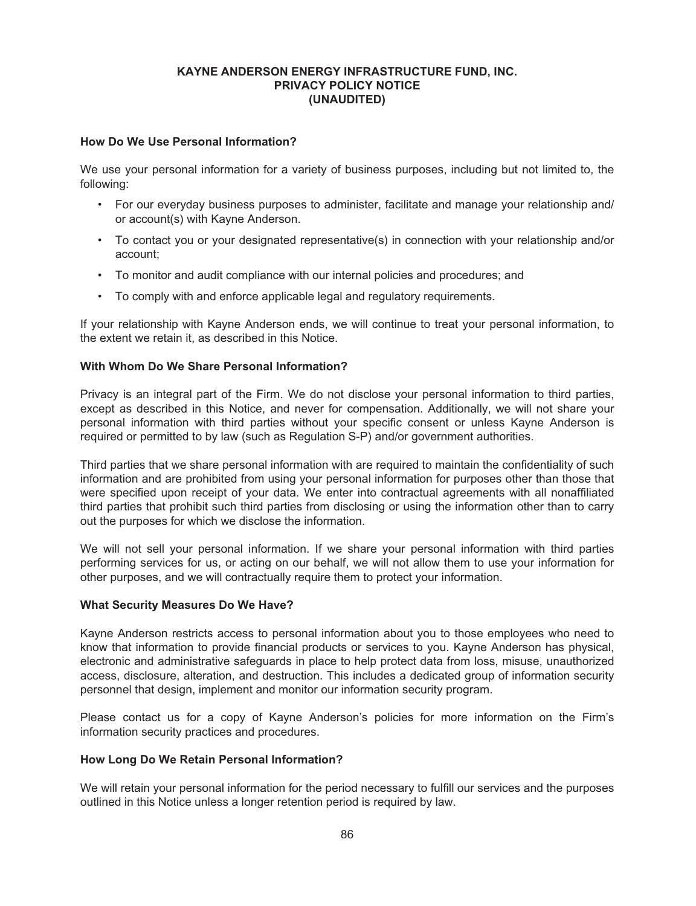**KAYNE ANDERSON ENERGY INFRASTRUCTURE FUND, INC.**
**PRIVACY POLICY NOTICE**
**(UNAUDITED)**

### How Do We Use Personal Information?

We use your personal information for a variety of business purposes, including but not limited to, the following:

- For our everyday business purposes to administer, facilitate and manage your relationship and/or account(s) with Kayne Anderson.
- To contact you or your designated representative(s) in connection with your relationship and/or account;
- To monitor and audit compliance with our internal policies and procedures; and
- To comply with and enforce applicable legal and regulatory requirements.

If your relationship with Kayne Anderson ends, we will continue to treat your personal information, to the extent we retain it, as described in this Notice.

### With Whom Do We Share Personal Information?

Privacy is an integral part of the Firm. We do not disclose your personal information to third parties, except as described in this Notice, and never for compensation. Additionally, we will not share your personal information with third parties without your specific consent or unless Kayne Anderson is required or permitted to by law (such as Regulation S-P) and/or government authorities.

Third parties that we share personal information with are required to maintain the confidentiality of such information and are prohibited from using your personal information for purposes other than those that were specified upon receipt of your data. We enter into contractual agreements with all nonaffiliated third parties that prohibit such third parties from disclosing or using the information other than to carry out the purposes for which we disclose the information.

We will not sell your personal information. If we share your personal information with third parties performing services for us, or acting on our behalf, we will not allow them to use your information for other purposes, and we will contractually require them to protect your information.

### What Security Measures Do We Have?

Kayne Anderson restricts access to personal information about you to those employees who need to know that information to provide financial products or services to you. Kayne Anderson has physical, electronic and administrative safeguards in place to help protect data from loss, misuse, unauthorized access, disclosure, alteration, and destruction. This includes a dedicated group of information security personnel that design, implement and monitor our information security program.

Please contact us for a copy of Kayne Anderson's policies for more information on the Firm's information security practices and procedures.

### How Long Do We Retain Personal Information?

We will retain your personal information for the period necessary to fulfill our services and the purposes outlined in this Notice unless a longer retention period is required by law.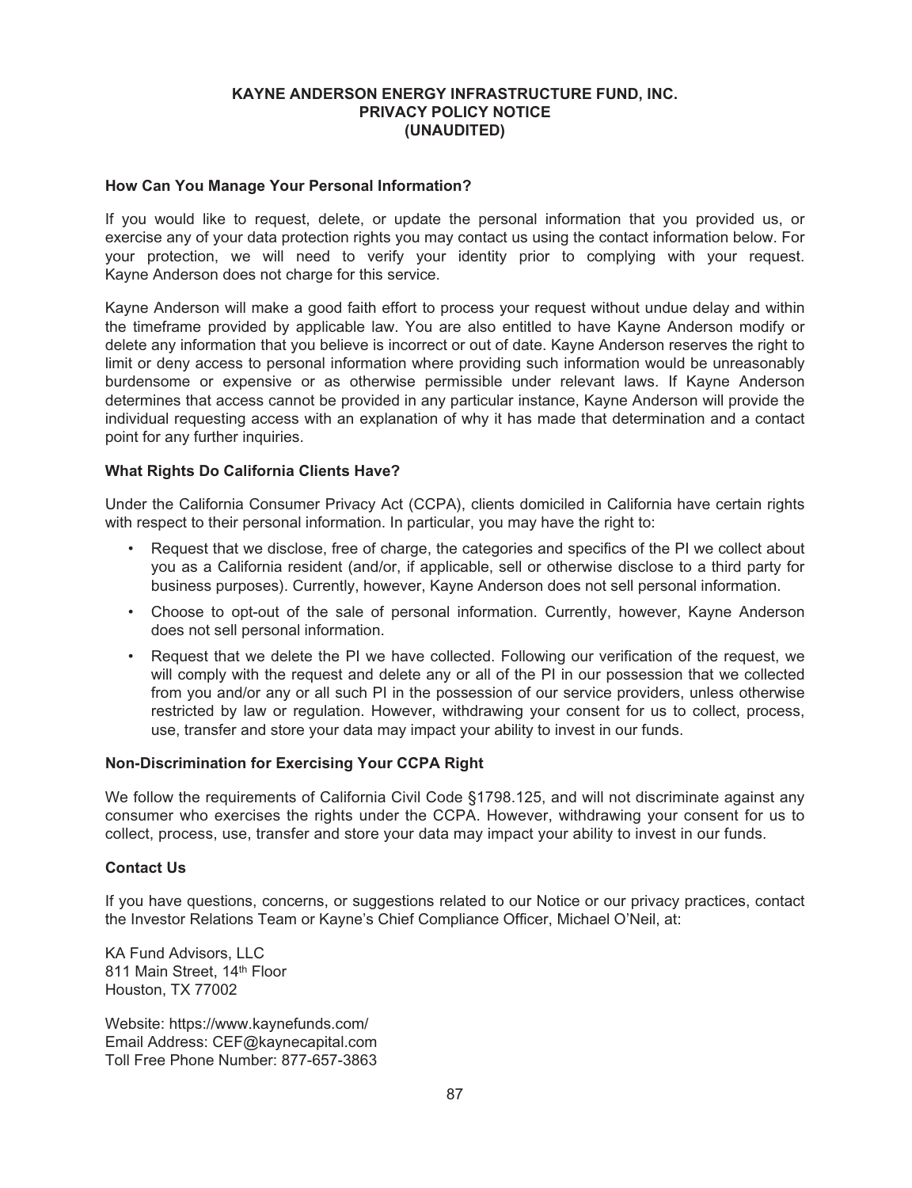**KAYNE ANDERSON ENERGY INFRASTRUCTURE FUND, INC.**
**PRIVACY POLICY NOTICE**
**(UNAUDITED)**

### How Can You Manage Your Personal Information?

If you would like to request, delete, or update the personal information that you provided us, or exercise any of your data protection rights you may contact us using the contact information below. For your protection, we will need to verify your identity prior to complying with your request. Kayne Anderson does not charge for this service.

Kayne Anderson will make a good faith effort to process your request without undue delay and within the timeframe provided by applicable law. You are also entitled to have Kayne Anderson modify or delete any information that you believe is incorrect or out of date. Kayne Anderson reserves the right to limit or deny access to personal information where providing such information would be unreasonably burdensome or expensive or as otherwise permissible under relevant laws. If Kayne Anderson determines that access cannot be provided in any particular instance, Kayne Anderson will provide the individual requesting access with an explanation of why it has made that determination and a contact point for any further inquiries.

### What Rights Do California Clients Have?

Under the California Consumer Privacy Act (CCPA), clients domiciled in California have certain rights with respect to their personal information. In particular, you may have the right to:

- Request that we disclose, free of charge, the categories and specifics of the PI we collect about you as a California resident (and/or, if applicable, sell or otherwise disclose to a third party for business purposes). Currently, however, Kayne Anderson does not sell personal information.
- Choose to opt-out of the sale of personal information. Currently, however, Kayne Anderson does not sell personal information.
- Request that we delete the PI we have collected. Following our verification of the request, we will comply with the request and delete any or all of the PI in our possession that we collected from you and/or any or all such PI in the possession of our service providers, unless otherwise restricted by law or regulation. However, withdrawing your consent for us to collect, process, use, transfer and store your data may impact your ability to invest in our funds.

### Non-Discrimination for Exercising Your CCPA Right

We follow the requirements of California Civil Code §1798.125, and will not discriminate against any consumer who exercises the rights under the CCPA. However, withdrawing your consent for us to collect, process, use, transfer and store your data may impact your ability to invest in our funds.

### Contact Us

If you have questions, concerns, or suggestions related to our Notice or our privacy practices, contact the Investor Relations Team or Kayne's Chief Compliance Officer, Michael O'Neil, at:

KA Fund Advisors, LLC
811 Main Street, 14th Floor
Houston, TX 77002

Website: https://www.kaynefunds.com/
Email Address: CEF@kaynecapital.com
Toll Free Phone Number: 877-657-3863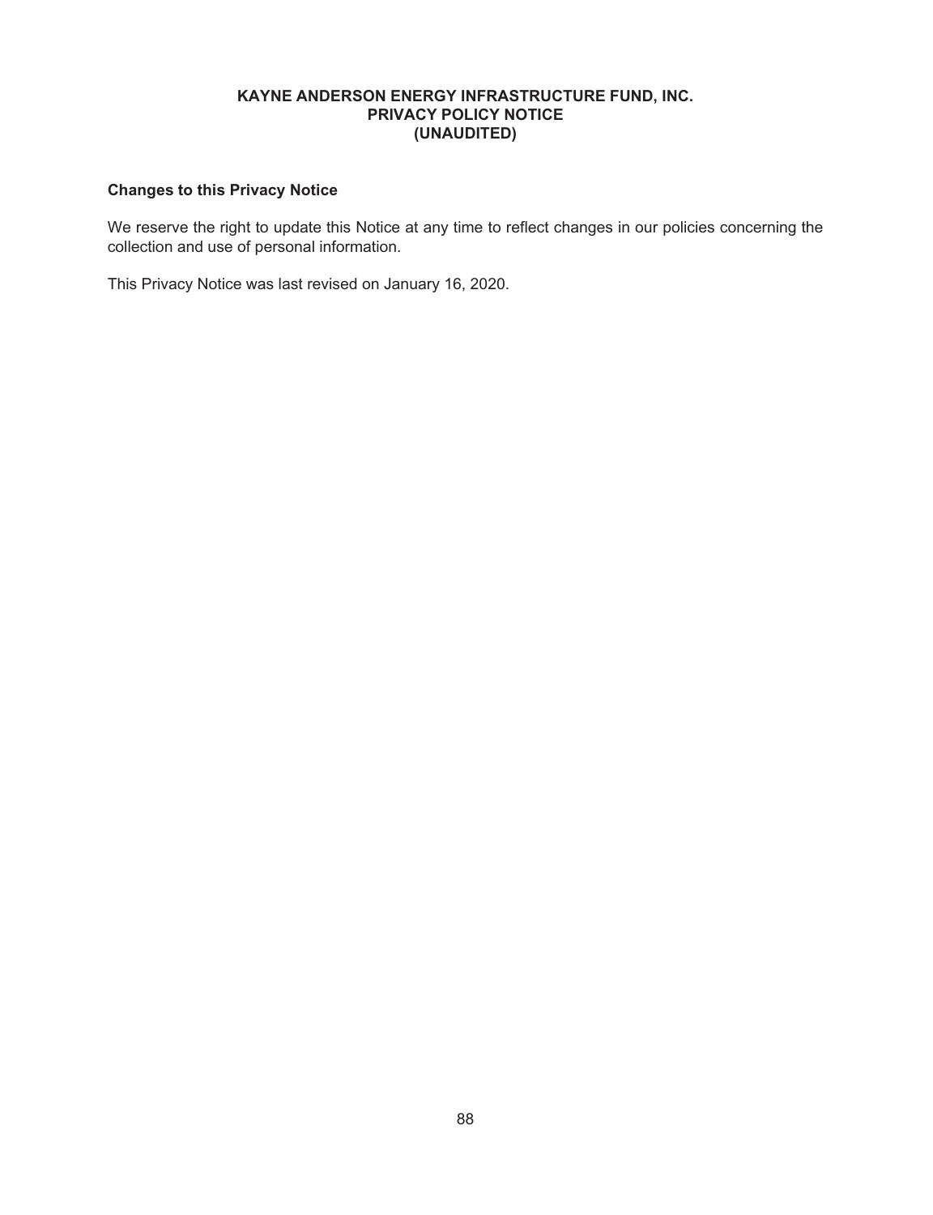**KAYNE ANDERSON ENERGY INFRASTRUCTURE FUND, INC.**
**PRIVACY POLICY NOTICE**
**(UNAUDITED)**

### Changes to this Privacy Notice

We reserve the right to update this Notice at any time to reflect changes in our policies concerning the collection and use of personal information.

This Privacy Notice was last revised on January 16, 2020.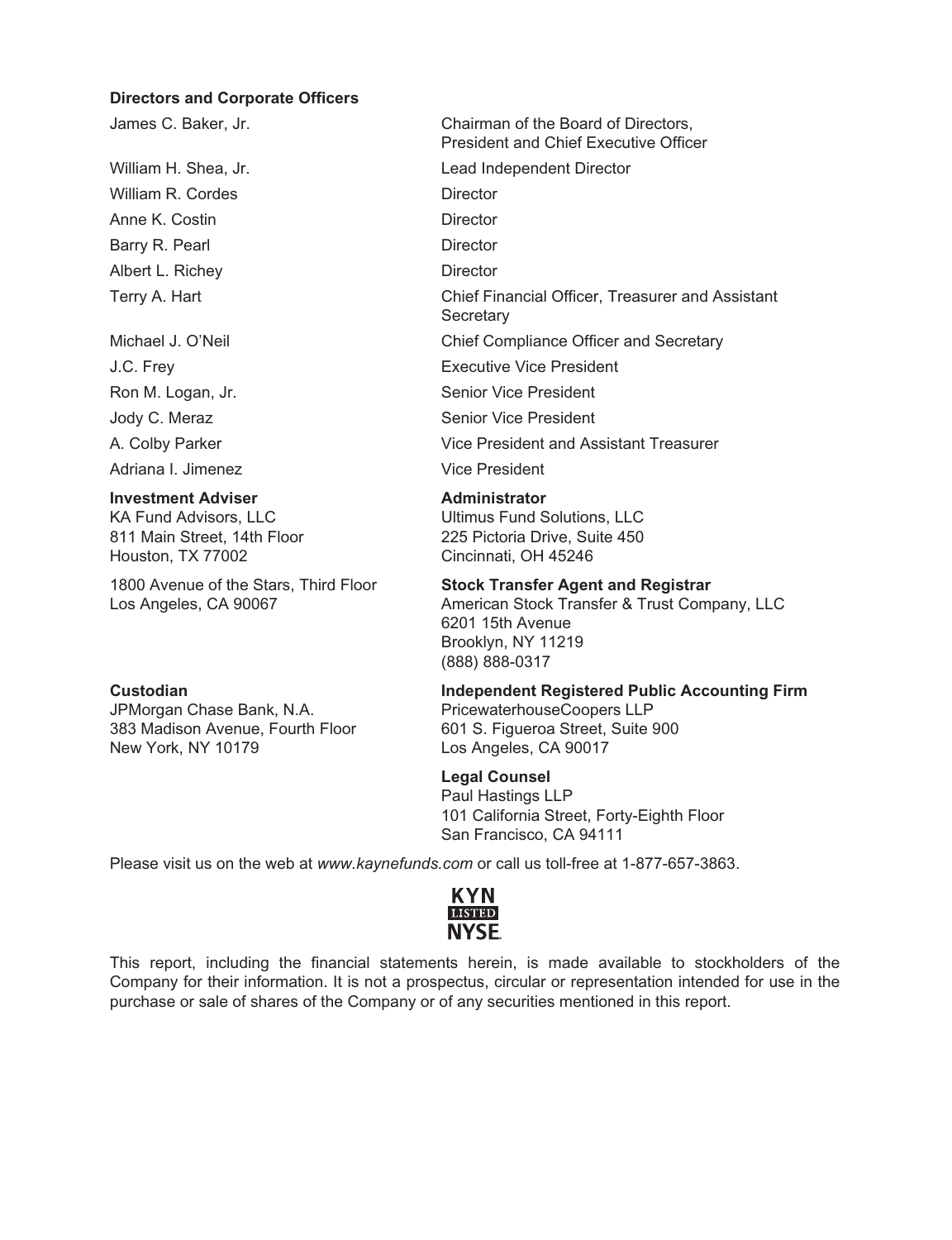**Directors and Corporate Officers**

| | |
|---|---|
| James C. Baker, Jr. | Chairman of the Board of Directors, President and Chief Executive Officer |
| William H. Shea, Jr. | Lead Independent Director |
| William R. Cordes | Director |
| Anne K. Costin | Director |
| Barry R. Pearl | Director |
| Albert L. Richey | Director |
| Terry A. Hart | Chief Financial Officer, Treasurer and Assistant Secretary |
| Michael J. O'Neil | Chief Compliance Officer and Secretary |
| J.C. Frey | Executive Vice President |
| Ron M. Logan, Jr. | Senior Vice President |
| Jody C. Meraz | Senior Vice President |
| A. Colby Parker | Vice President and Assistant Treasurer |
| Adriana I. Jimenez | Vice President |

**Investment Adviser**
KA Fund Advisors, LLC
811 Main Street, 14th Floor
Houston, TX 77002

1800 Avenue of the Stars, Third Floor
Los Angeles, CA 90067

**Administrator**
Ultimus Fund Solutions, LLC
225 Pictoria Drive, Suite 450
Cincinnati, OH 45246

**Stock Transfer Agent and Registrar**
American Stock Transfer & Trust Company, LLC
6201 15th Avenue
Brooklyn, NY 11219
(888) 888-0317

**Custodian**
JPMorgan Chase Bank, N.A.
383 Madison Avenue, Fourth Floor
New York, NY 10179

**Independent Registered Public Accounting Firm**
PricewaterhouseCoopers LLP
601 S. Figueroa Street, Suite 900
Los Angeles, CA 90017

**Legal Counsel**
Paul Hastings LLP
101 California Street, Forty-Eighth Floor
San Francisco, CA 94111

Please visit us on the web at *www.kaynefunds.com* or call us toll-free at 1-877-657-3863.

KYN
LISTED
NYSE

This report, including the financial statements herein, is made available to stockholders of the Company for their information. It is not a prospectus, circular or representation intended for use in the purchase or sale of shares of the Company or of any securities mentioned in this report.